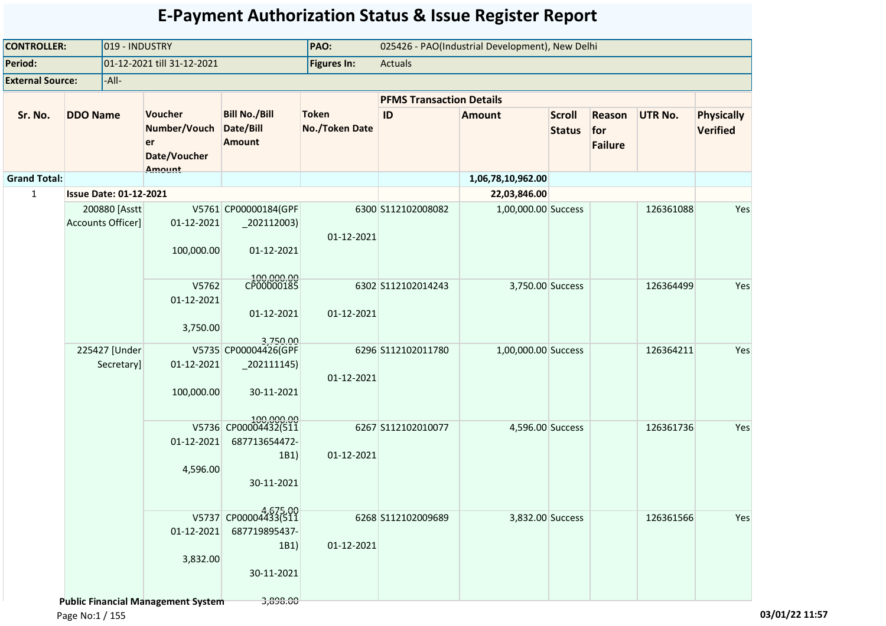# E-Payment Authorization Status & Issue Register Report

| | | | |
|---|---|---|---|
| **CONTROLLER:** | 019 - INDUSTRY | **PAO:** | 025426 - PAO(Industrial Development), New Delhi |
| **Period:** | 01-12-2021 till 31-12-2021 | **Figures In:** | Actuals |
| **External Source:** | -All- | | |

| Sr. No. | DDO Name | Voucher Number/Voucher Date/Voucher Amount | Bill No./Bill Date/Bill Amount | Token No./Token Date | PFMS Transaction Details ID | Amount | Scroll Status | Reason for Failure | UTR No. | Physically Verified |
|---|---|---|---|---|---|---|---|---|---|---|
| **Grand Total:** | | | | | | **1,06,78,10,962.00** | | | | |
| 1 | **Issue Date: 01-12-2021** | | | | | **22,03,846.00** | | | | |
| | 200880 [Asstt Accounts Officer] | V5761 01-12-2021 100,000.00 | CP00000184(GPF_202112003) 01-12-2021 100,000.00 | 6300 01-12-2021 | S112102008082 | 1,00,000.00 | Success | | 126361088 | Yes |
| | | V5762 01-12-2021 3,750.00 | CP00000185 01-12-2021 3,750.00 | 6302 01-12-2021 | S112102014243 | 3,750.00 | Success | | 126364499 | Yes |
| | 225427 [Under Secretary] | V5735 01-12-2021 100,000.00 | CP00004426(GPF_202111145) 30-11-2021 100,000.00 | 6296 01-12-2021 | S112102011780 | 1,00,000.00 | Success | | 126364211 | Yes |
| | | V5736 01-12-2021 4,596.00 | CP00004432(511687713654472-1B1) 30-11-2021 4,675.00 | 6267 01-12-2021 | S112102010077 | 4,596.00 | Success | | 126361736 | Yes |
| | | V5737 01-12-2021 3,832.00 | CP00004433(511687719895437-1B1) 30-11-2021 3,898.00 | 6268 01-12-2021 | S112102009689 | 3,832.00 | Success | | 126361566 | Yes |

**Public Financial Management System**

03/01/22 11:57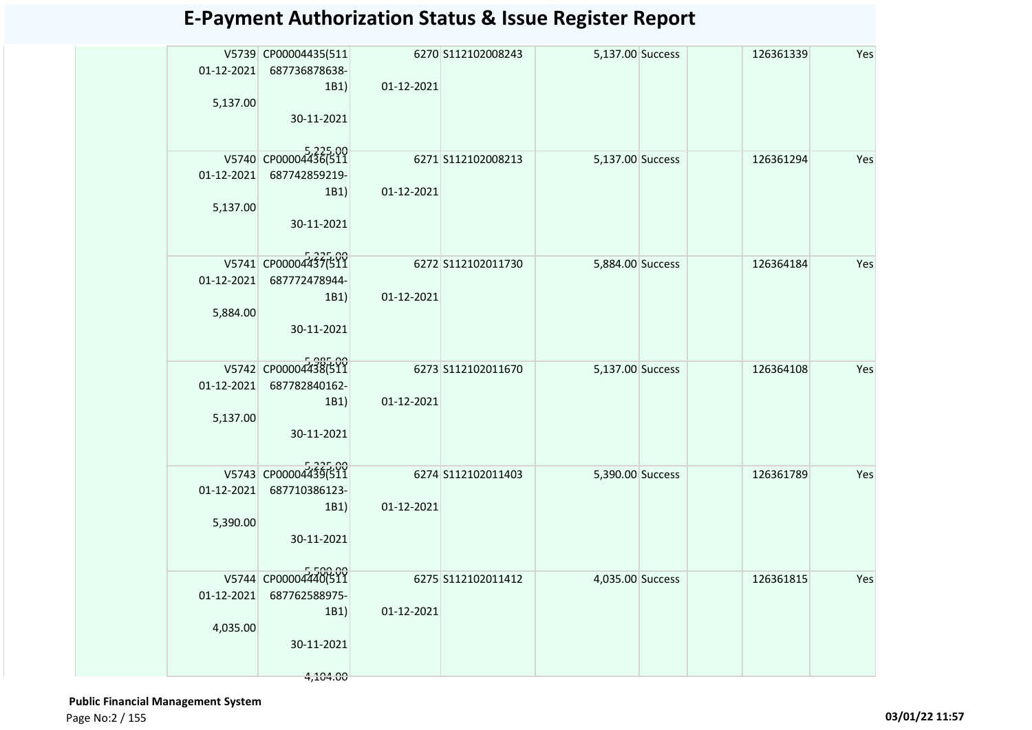# E-Payment Authorization Status & Issue Register Report

| | | | | | | | | | |
|---|---|---|---|---|---|---|---|---|---|
| | V5739 01-12-2021 5,137.00 | CP00004435(511 687736878638-1B1) 30-11-2021 5,225.00 | 6270 01-12-2021 | S112102008243 | 5,137.00 | Success | | 126361339 | Yes |
| | V5740 01-12-2021 5,137.00 | CP00004436(511 687742859219-1B1) 30-11-2021 5,225.00 | 6271 01-12-2021 | S112102008213 | 5,137.00 | Success | | 126361294 | Yes |
| | V5741 01-12-2021 5,884.00 | CP00004437(511 687772478944-1B1) 30-11-2021 5,985.00 | 6272 01-12-2021 | S112102011730 | 5,884.00 | Success | | 126364184 | Yes |
| | V5742 01-12-2021 5,137.00 | CP00004438(511 687782840162-1B1) 30-11-2021 5,225.00 | 6273 01-12-2021 | S112102011670 | 5,137.00 | Success | | 126364108 | Yes |
| | V5743 01-12-2021 5,390.00 | CP00004439(511 687710386123-1B1) 30-11-2021 5,500.00 | 6274 01-12-2021 | S112102011403 | 5,390.00 | Success | | 126361789 | Yes |
| | V5744 01-12-2021 4,035.00 | CP00004440(511 687762588975-1B1) 30-11-2021 4,104.00 | 6275 01-12-2021 | S112102011412 | 4,035.00 | Success | | 126361815 | Yes |

**Public Financial Management System**

03/01/22 11:57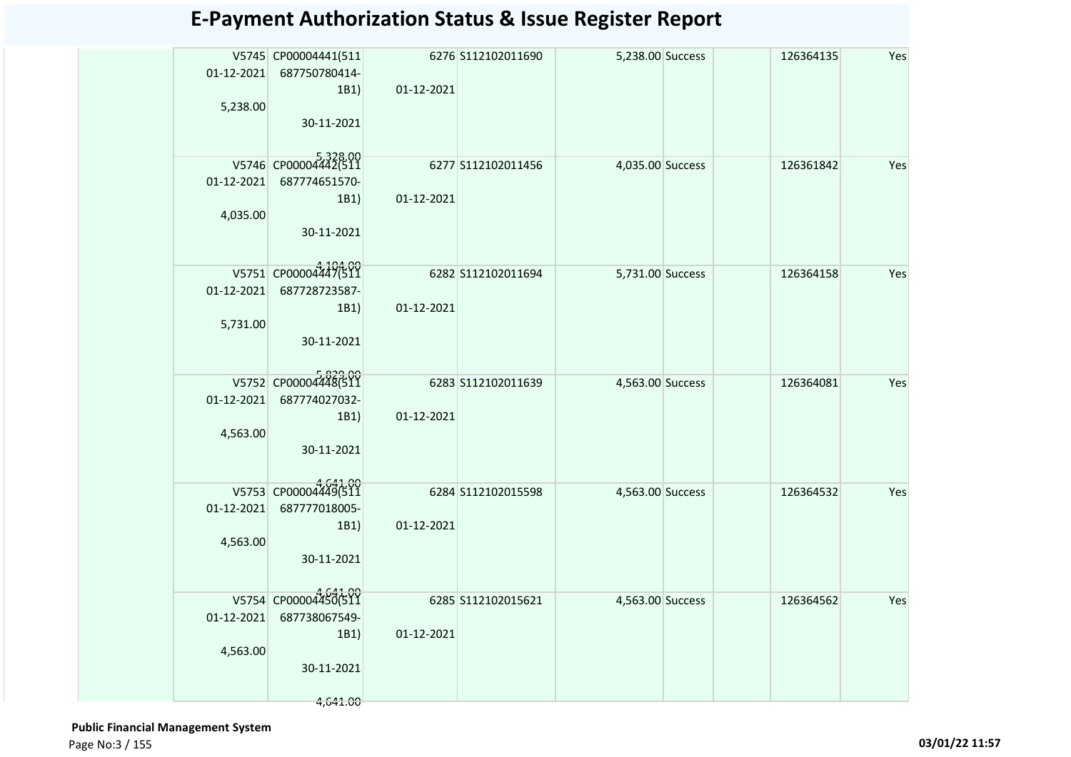# E-Payment Authorization Status & Issue Register Report

| | | | | | | | | |
|---|---|---|---|---|---|---|---|---|
| | V5745 01-12-2021 5,238.00 | CP00004441(511 687750780414-1B1) 30-11-2021 5,328.00 | 6276 01-12-2021 | S112102011690 | 5,238.00 | Success | 126364135 | Yes |
| | V5746 01-12-2021 4,035.00 | CP00004442(511 687774651570-1B1) 30-11-2021 4,104.00 | 6277 01-12-2021 | S112102011456 | 4,035.00 | Success | 126361842 | Yes |
| | V5751 01-12-2021 5,731.00 | CP00004447(511 687728723587-1B1) 30-11-2021 5,829.00 | 6282 01-12-2021 | S112102011694 | 5,731.00 | Success | 126364158 | Yes |
| | V5752 01-12-2021 4,563.00 | CP00004448(511 687774027032-1B1) 30-11-2021 4,641.00 | 6283 01-12-2021 | S112102011639 | 4,563.00 | Success | 126364081 | Yes |
| | V5753 01-12-2021 4,563.00 | CP00004449(511 687777018005-1B1) 30-11-2021 4,641.00 | 6284 01-12-2021 | S112102015598 | 4,563.00 | Success | 126364532 | Yes |
| | V5754 01-12-2021 4,563.00 | CP00004450(511 687738067549-1B1) 30-11-2021 4,641.00 | 6285 01-12-2021 | S112102015621 | 4,563.00 | Success | 126364562 | Yes |

**Public Financial Management System**

03/01/22 11:57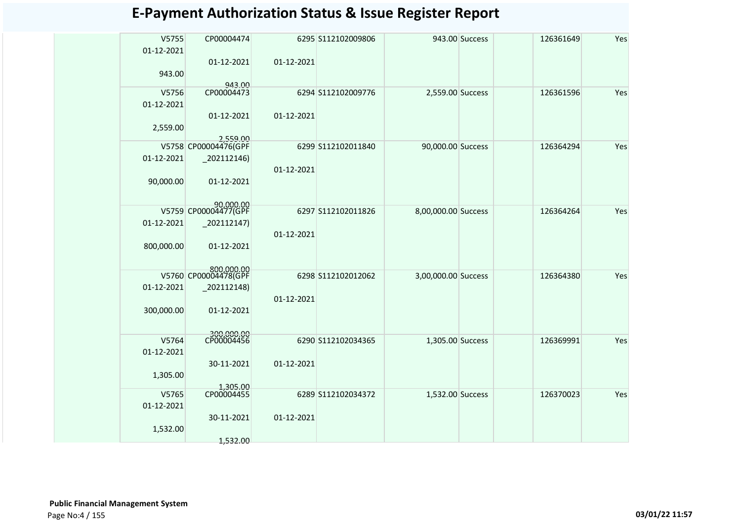# E-Payment Authorization Status & Issue Register Report

| | | | | | | | | | | |
|---|---|---|---|---|---|---|---|---|---|---|
| | V5755<br>01-12-2021<br>943.00 | CP00004474<br>01-12-2021<br>943.00 | 6295<br>01-12-2021 | S112102009806 | 943.00 | Success | | 126361649 | Yes |
| | V5756<br>01-12-2021<br>2,559.00 | CP00004473<br>01-12-2021<br>2,559.00 | 6294<br>01-12-2021 | S112102009776 | 2,559.00 | Success | | 126361596 | Yes |
| | V5758<br>01-12-2021<br>90,000.00 | CP00004476(GPF_202112146)<br>01-12-2021<br>90,000.00 | 6299<br>01-12-2021 | S112102011840 | 90,000.00 | Success | | 126364294 | Yes |
| | V5759<br>01-12-2021<br>800,000.00 | CP00004477(GPF_202112147)<br>01-12-2021<br>800,000.00 | 6297<br>01-12-2021 | S112102011826 | 8,00,000.00 | Success | | 126364264 | Yes |
| | V5760<br>01-12-2021<br>300,000.00 | CP00004478(GPF_202112148)<br>01-12-2021<br>300,000.00 | 6298<br>01-12-2021 | S112102012062 | 3,00,000.00 | Success | | 126364380 | Yes |
| | V5764<br>01-12-2021<br>1,305.00 | CP00004456<br>30-11-2021<br>1,305.00 | 6290<br>01-12-2021 | S112102034365 | 1,305.00 | Success | | 126369991 | Yes |
| | V5765<br>01-12-2021<br>1,532.00 | CP00004455<br>30-11-2021<br>1,532.00 | 6289<br>01-12-2021 | S112102034372 | 1,532.00 | Success | | 126370023 | Yes |

**Public Financial Management System**

03/01/22 11:57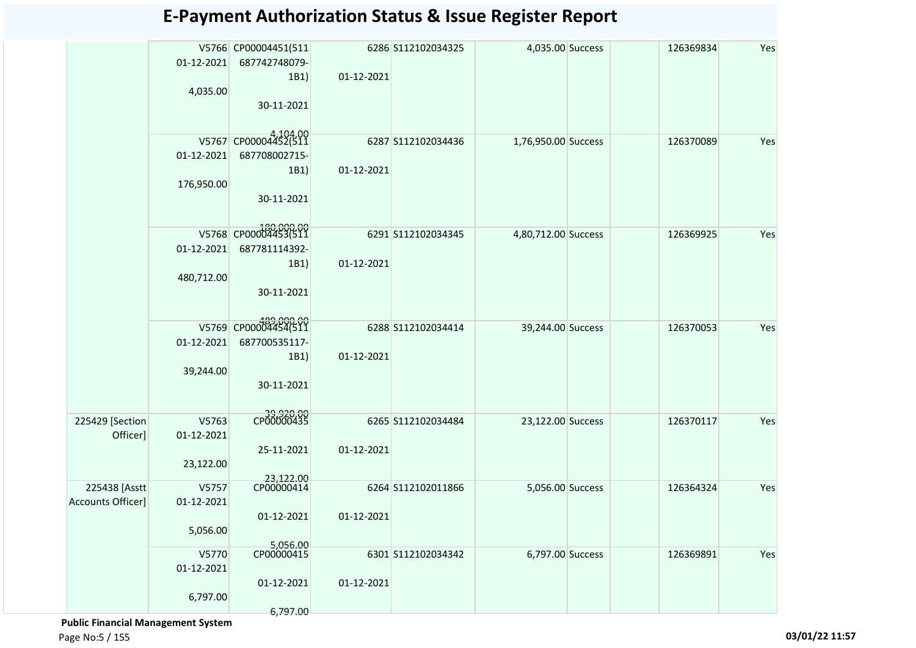# E-Payment Authorization Status & Issue Register Report

| | | | | | | | | | |
|---|---|---|---|---|---|---|---|---|---|
| | V5766 01-12-2021 4,035.00 | CP00004451(511687742748079-1B1) 30-11-2021 4,104.00 | 6286 01-12-2021 | S112102034325 | 4,035.00 | Success | | 126369834 | Yes |
| | V5767 01-12-2021 176,950.00 | CP00004452(511687708002715-1B1) 30-11-2021 180,000.00 | 6287 01-12-2021 | S112102034436 | 1,76,950.00 | Success | | 126370089 | Yes |
| | V5768 01-12-2021 480,712.00 | CP00004453(511687781114392-1B1) 30-11-2021 489,000.00 | 6291 01-12-2021 | S112102034345 | 4,80,712.00 | Success | | 126369925 | Yes |
| | V5769 01-12-2021 39,244.00 | CP00004454(511687700535117-1B1) 30-11-2021 39,920.00 | 6288 01-12-2021 | S112102034414 | 39,244.00 | Success | | 126370053 | Yes |
| 225429 [Section Officer] | V5763 01-12-2021 23,122.00 | CP00000435 25-11-2021 23,122.00 | 6265 01-12-2021 | S112102034484 | 23,122.00 | Success | | 126370117 | Yes |
| 225438 [Asstt Accounts Officer] | V5757 01-12-2021 5,056.00 | CP00000414 01-12-2021 5,056.00 | 6264 01-12-2021 | S112102011866 | 5,056.00 | Success | | 126364324 | Yes |
| | V5770 01-12-2021 6,797.00 | CP00000415 01-12-2021 6,797.00 | 6301 01-12-2021 | S112102034342 | 6,797.00 | Success | | 126369891 | Yes |

**Public Financial Management System**

03/01/22 11:57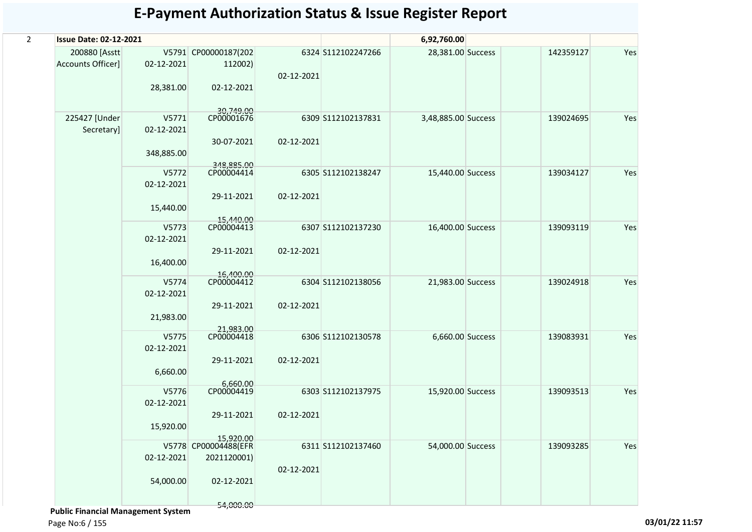# E-Payment Authorization Status & Issue Register Report

| | | | | | | | | | | |
|---|---|---|---|---|---|---|---|---|---|---|
| 2 | **Issue Date: 02-12-2021** | | | | | **6,92,760.00** | | | | |
| | 200880 [Asstt Accounts Officer] | V5791 02-12-2021 28,381.00 | CP00000187(202112002) 02-12-2021 30,749.00 | 6324 02-12-2021 | S112102247266 | 28,381.00 | Success | | 142359127 | Yes |
| | 225427 [Under Secretary] | V5771 02-12-2021 348,885.00 | CP00001676 30-07-2021 348,885.00 | 6309 02-12-2021 | S112102137831 | 3,48,885.00 | Success | | 139024695 | Yes |
| | | V5772 02-12-2021 15,440.00 | CP00004414 29-11-2021 15,440.00 | 6305 02-12-2021 | S112102138247 | 15,440.00 | Success | | 139034127 | Yes |
| | | V5773 02-12-2021 16,400.00 | CP00004413 29-11-2021 16,400.00 | 6307 02-12-2021 | S112102137230 | 16,400.00 | Success | | 139093119 | Yes |
| | | V5774 02-12-2021 21,983.00 | CP00004412 29-11-2021 21,983.00 | 6304 02-12-2021 | S112102138056 | 21,983.00 | Success | | 139024918 | Yes |
| | | V5775 02-12-2021 6,660.00 | CP00004418 29-11-2021 6,660.00 | 6306 02-12-2021 | S112102130578 | 6,660.00 | Success | | 139083931 | Yes |
| | | V5776 02-12-2021 15,920.00 | CP00004419 29-11-2021 15,920.00 | 6303 02-12-2021 | S112102137975 | 15,920.00 | Success | | 139093513 | Yes |
| | | V5778 02-12-2021 54,000.00 | CP00004488(EFR2021120001) 02-12-2021 54,000.00 | 6311 02-12-2021 | S112102137460 | 54,000.00 | Success | | 139093285 | Yes |

**Public Financial Management System**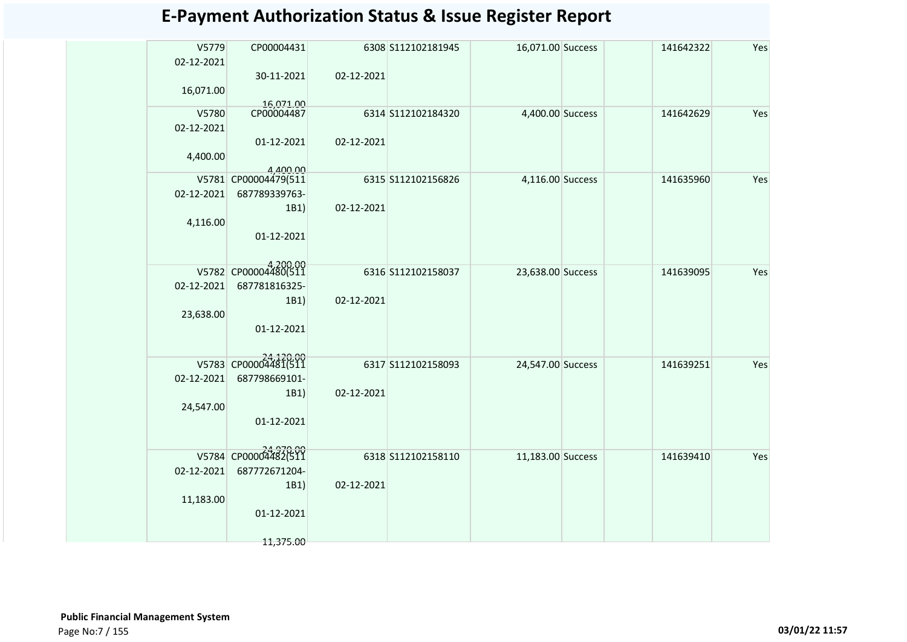# E-Payment Authorization Status & Issue Register Report

| | | | | | | | | | |
|---|---|---|---|---|---|---|---|---|---|
| | V5779 02-12-2021 16,071.00 | CP00004431 30-11-2021 16,071.00 | 6308 02-12-2021 | S112102181945 | 16,071.00 Success | | | 141642322 | Yes |
| | V5780 02-12-2021 4,400.00 | CP00004487 01-12-2021 4,400.00 | 6314 02-12-2021 | S112102184320 | 4,400.00 Success | | | 141642629 | Yes |
| | V5781 02-12-2021 4,116.00 | CP00004479(511 687789339763-1B1) 01-12-2021 4,200.00 | 6315 02-12-2021 | S112102156826 | 4,116.00 Success | | | 141635960 | Yes |
| | V5782 02-12-2021 23,638.00 | CP00004480(511 687781816325-1B1) 01-12-2021 24,120.00 | 6316 02-12-2021 | S112102158037 | 23,638.00 Success | | | 141639095 | Yes |
| | V5783 02-12-2021 24,547.00 | CP00004481(511 687798669101-1B1) 01-12-2021 24,970.00 | 6317 02-12-2021 | S112102158093 | 24,547.00 Success | | | 141639251 | Yes |
| | V5784 02-12-2021 11,183.00 | CP00004482(511 687772671204-1B1) 01-12-2021 11,375.00 | 6318 02-12-2021 | S112102158110 | 11,183.00 Success | | | 141639410 | Yes |

**Public Financial Management System**

03/01/22 11:57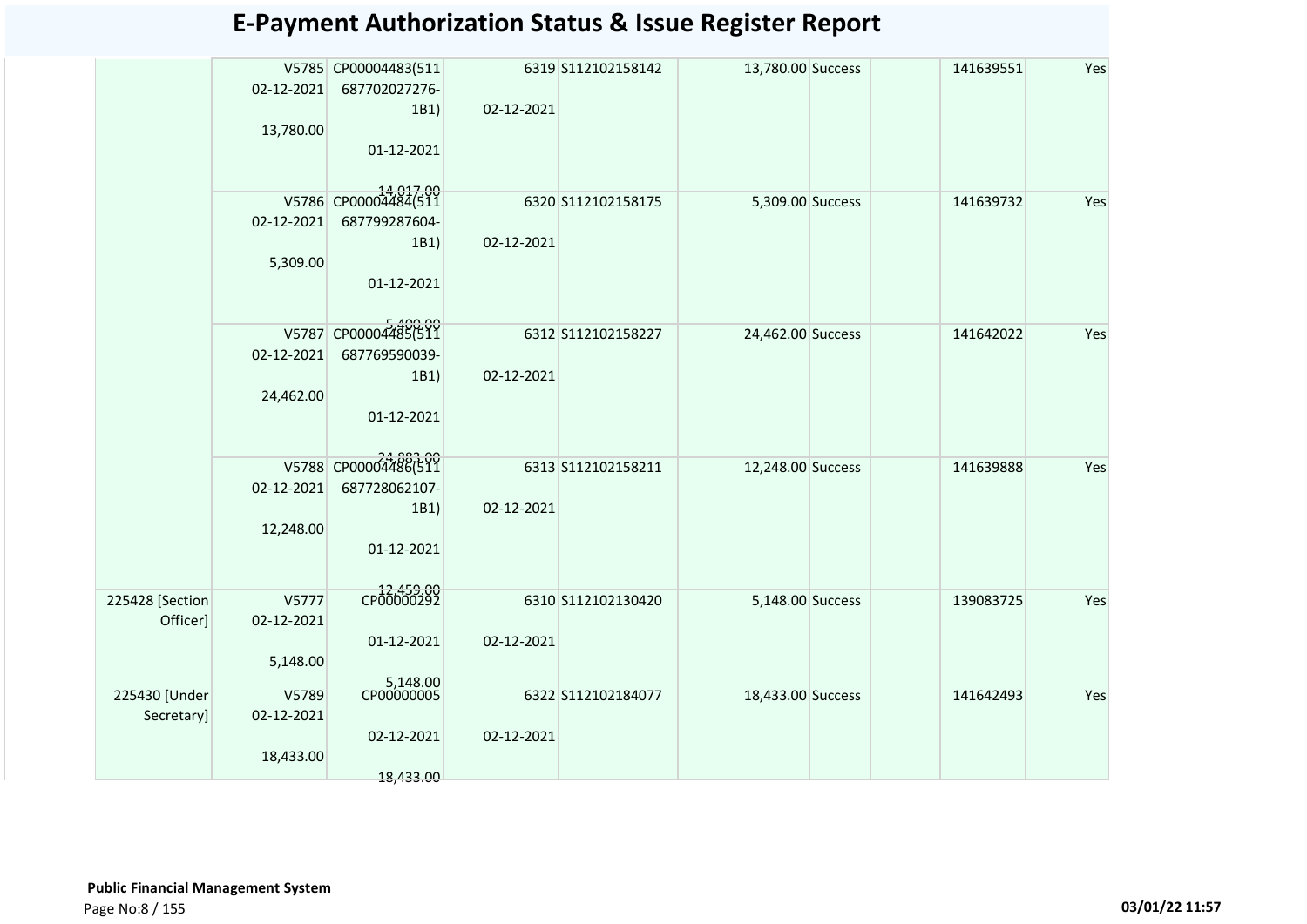# E-Payment Authorization Status & Issue Register Report

| | | | | | | | | | |
|---|---|---|---|---|---|---|---|---|---|
| | V5785 02-12-2021 13,780.00 | CP00004483(511 687702027276-1B1) 01-12-2021 14,017.00 | 6319 02-12-2021 | S112102158142 | 13,780.00 | Success | | 141639551 | Yes |
| | V5786 02-12-2021 5,309.00 | CP00004484(511 687799287604-1B1) 01-12-2021 5,400.00 | 6320 02-12-2021 | S112102158175 | 5,309.00 | Success | | 141639732 | Yes |
| | V5787 02-12-2021 24,462.00 | CP00004485(511 687769590039-1B1) 01-12-2021 24,883.00 | 6312 02-12-2021 | S112102158227 | 24,462.00 | Success | | 141642022 | Yes |
| | V5788 02-12-2021 12,248.00 | CP00004486(511 687728062107-1B1) 01-12-2021 12,459.00 | 6313 02-12-2021 | S112102158211 | 12,248.00 | Success | | 141639888 | Yes |
| 225428 [Section Officer] | V5777 02-12-2021 5,148.00 | CP00000292 01-12-2021 5,148.00 | 6310 02-12-2021 | S112102130420 | 5,148.00 | Success | | 139083725 | Yes |
| 225430 [Under Secretary] | V5789 02-12-2021 18,433.00 | CP00000005 02-12-2021 18,433.00 | 6322 02-12-2021 | S112102184077 | 18,433.00 | Success | | 141642493 | Yes |

**Public Financial Management System**

03/01/22 11:57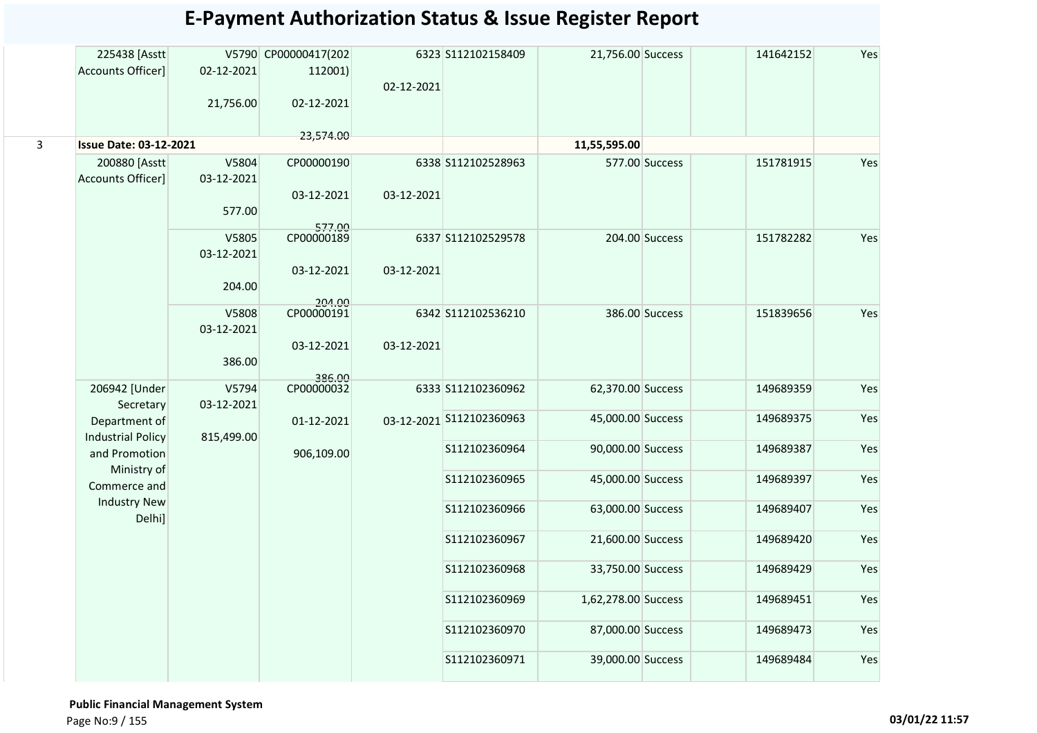# E-Payment Authorization Status & Issue Register Report

| | | | | | | | | | | |
|---|---|---|---|---|---|---|---|---|---|---|
| | 225438 [Asstt Accounts Officer] | V5790 02-12-2021 21,756.00 | CP00000417(202112001) 02-12-2021 23,574.00 | 6323 02-12-2021 | S112102158409 | 21,756.00 | Success | | 141642152 | Yes |
| 3 | **Issue Date: 03-12-2021** | | | | | **11,55,595.00** | | | | |
| | 200880 [Asstt Accounts Officer] | V5804 03-12-2021 577.00 | CP00000190 03-12-2021 577.00 | 6338 03-12-2021 | S112102528963 | 577.00 | Success | | 151781915 | Yes |
| | | V5805 03-12-2021 204.00 | CP00000189 03-12-2021 204.00 | 6337 03-12-2021 | S112102529578 | 204.00 | Success | | 151782282 | Yes |
| | | V5808 03-12-2021 386.00 | CP00000191 03-12-2021 386.00 | 6342 03-12-2021 | S112102536210 | 386.00 | Success | | 151839656 | Yes |
| | 206942 [Under Secretary Department of Industrial Policy and Promotion Ministry of Commerce and Industry New Delhi] | V5794 03-12-2021 815,499.00 | CP00000032 01-12-2021 906,109.00 | 6333 03-12-2021 | S112102360962 | 62,370.00 | Success | | 149689359 | Yes |
| | | | | | S112102360963 | 45,000.00 | Success | | 149689375 | Yes |
| | | | | | S112102360964 | 90,000.00 | Success | | 149689387 | Yes |
| | | | | | S112102360965 | 45,000.00 | Success | | 149689397 | Yes |
| | | | | | S112102360966 | 63,000.00 | Success | | 149689407 | Yes |
| | | | | | S112102360967 | 21,600.00 | Success | | 149689420 | Yes |
| | | | | | S112102360968 | 33,750.00 | Success | | 149689429 | Yes |
| | | | | | S112102360969 | 1,62,278.00 | Success | | 149689451 | Yes |
| | | | | | S112102360970 | 87,000.00 | Success | | 149689473 | Yes |
| | | | | | S112102360971 | 39,000.00 | Success | | 149689484 | Yes |

**Public Financial Management System**

03/01/22 11:57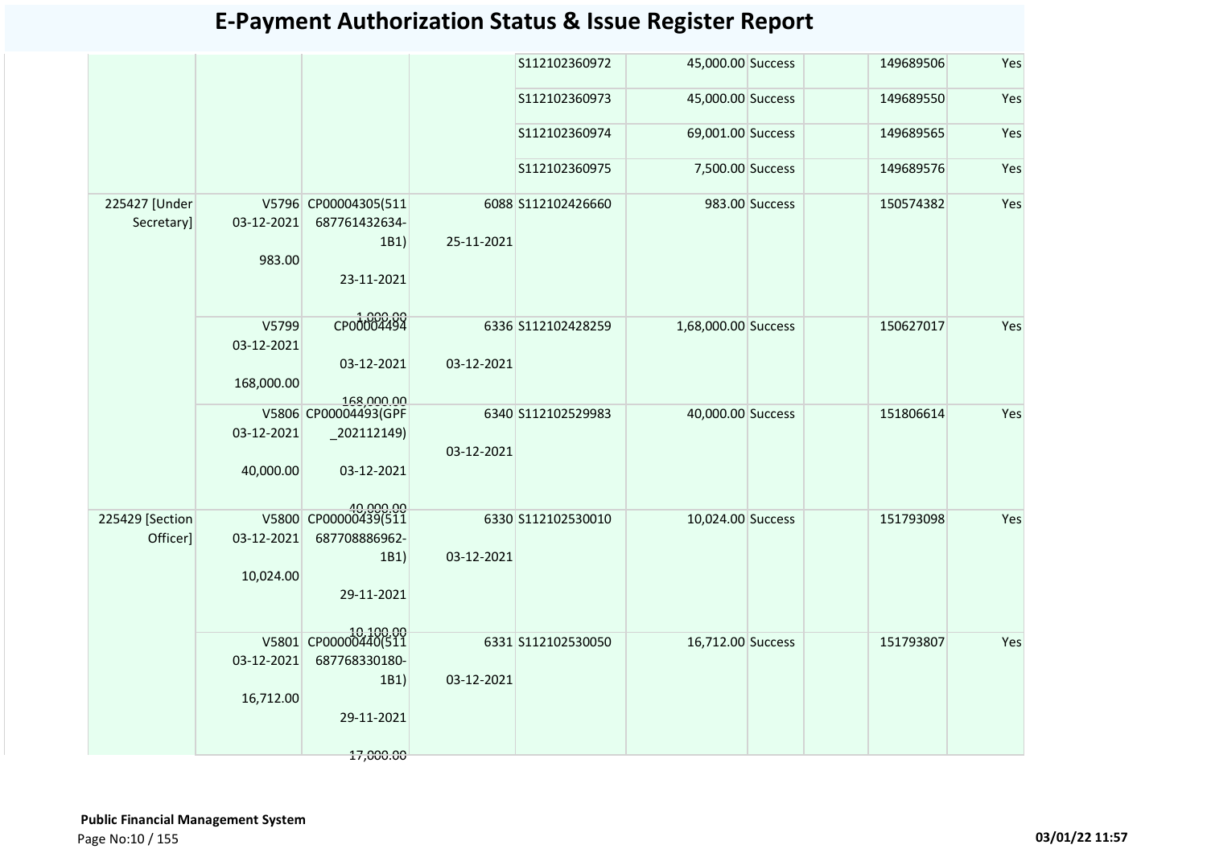# E-Payment Authorization Status & Issue Register Report

| | | | | | | | | | |
|---|---|---|---|---|---|---|---|---|---|
| | | | | S112102360972 | 45,000.00 | Success | | 149689506 | Yes |
| | | | | S112102360973 | 45,000.00 | Success | | 149689550 | Yes |
| | | | | S112102360974 | 69,001.00 | Success | | 149689565 | Yes |
| | | | | S112102360975 | 7,500.00 | Success | | 149689576 | Yes |
| 225427 [Under Secretary] | V5796 03-12-2021 983.00 | CP00004305(511 687761432634-1B1) 23-11-2021 1,000.00 | 6088 25-11-2021 | S112102426660 | 983.00 | Success | | 150574382 | Yes |
| | V5799 03-12-2021 168,000.00 | CP00004494 03-12-2021 168,000.00 | 6336 03-12-2021 | S112102428259 | 1,68,000.00 | Success | | 150627017 | Yes |
| | V5806 03-12-2021 40,000.00 | CP00004493(GPF _202112149) 03-12-2021 40,000.00 | 6340 03-12-2021 | S112102529983 | 40,000.00 | Success | | 151806614 | Yes |
| 225429 [Section Officer] | V5800 03-12-2021 10,024.00 | CP00000439(511 687708886962-1B1) 29-11-2021 10,100.00 | 6330 03-12-2021 | S112102530010 | 10,024.00 | Success | | 151793098 | Yes |
| | V5801 03-12-2021 16,712.00 | CP00000440(511 687768330180-1B1) 29-11-2021 17,000.00 | 6331 03-12-2021 | S112102530050 | 16,712.00 | Success | | 151793807 | Yes |

**Public Financial Management System**

03/01/22 11:57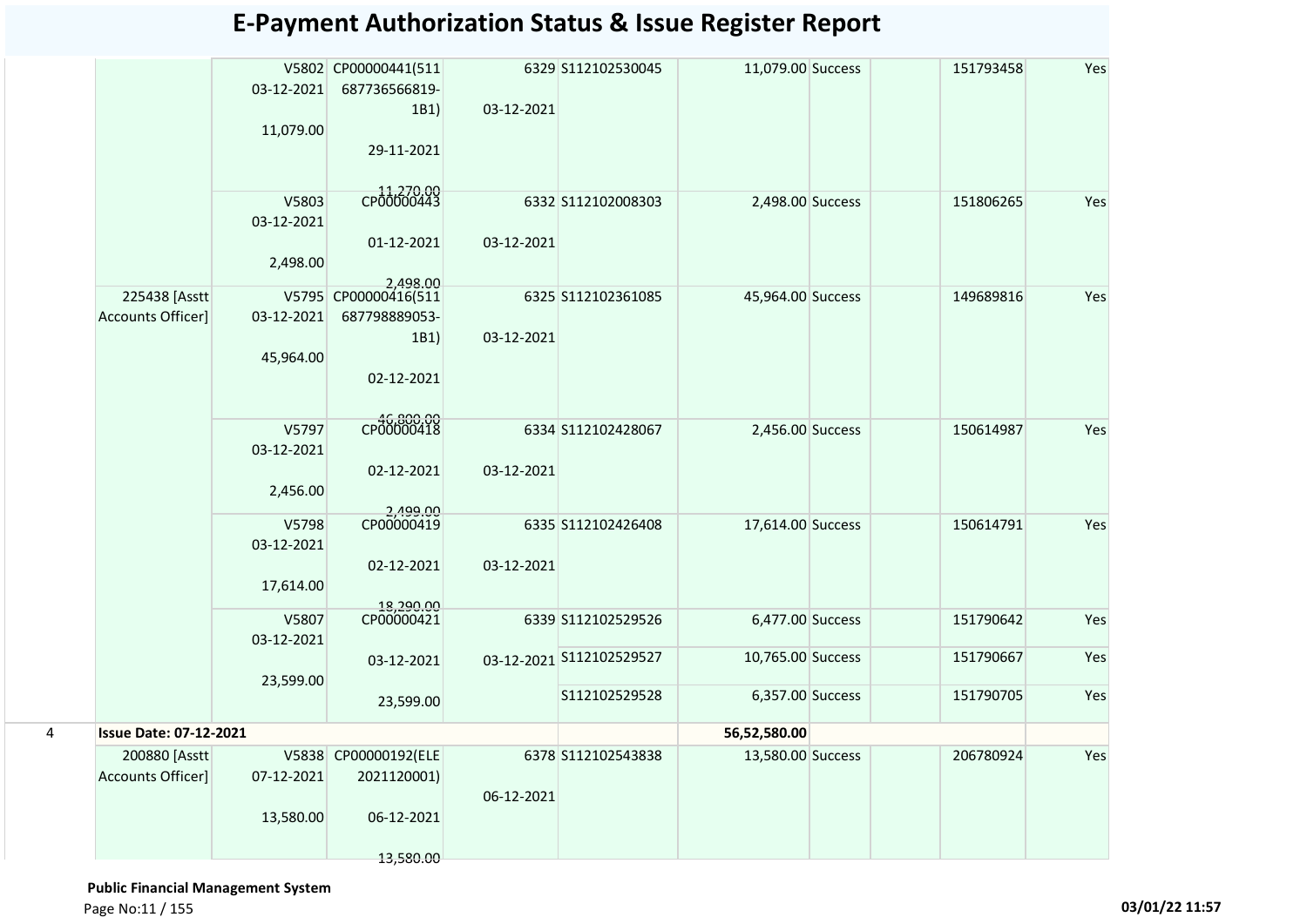# E-Payment Authorization Status & Issue Register Report

| | | | | | | | | | | |
|---|---|---|---|---|---|---|---|---|---|---|
| | | V5802 03-12-2021 11,079.00 | CP00000441(511 687736566819-1B1) 29-11-2021 11,270.00 | 6329 03-12-2021 | S112102530045 | 11,079.00 | Success | | 151793458 | Yes |
| | | V5803 03-12-2021 2,498.00 | CP00000443 01-12-2021 2,498.00 | 6332 03-12-2021 | S112102008303 | 2,498.00 | Success | | 151806265 | Yes |
| | 225438 [Asstt Accounts Officer] | V5795 03-12-2021 45,964.00 | CP00000416(511 687798889053-1B1) 02-12-2021 46,800.00 | 6325 03-12-2021 | S112102361085 | 45,964.00 | Success | | 149689816 | Yes |
| | | V5797 03-12-2021 2,456.00 | CP00000418 02-12-2021 2,499.00 | 6334 03-12-2021 | S112102428067 | 2,456.00 | Success | | 150614987 | Yes |
| | | V5798 03-12-2021 17,614.00 | CP00000419 02-12-2021 18,290.00 | 6335 03-12-2021 | S112102426408 | 17,614.00 | Success | | 150614791 | Yes |
| | | V5807 03-12-2021 23,599.00 | CP00000421 03-12-2021 23,599.00 | 6339 03-12-2021 | S112102529526 | 6,477.00 | Success | | 151790642 | Yes |
| | | | | | S112102529527 | 10,765.00 | Success | | 151790667 | Yes |
| | | | | | S112102529528 | 6,357.00 | Success | | 151790705 | Yes |
| 4 | **Issue Date: 07-12-2021** | | | | | **56,52,580.00** | | | | |
| | 200880 [Asstt Accounts Officer] | V5838 07-12-2021 13,580.00 | CP00000192(ELE 2021120001) 06-12-2021 13,580.00 | 6378 06-12-2021 | S112102543838 | 13,580.00 | Success | | 206780924 | Yes |

**Public Financial Management System**

03/01/22 11:57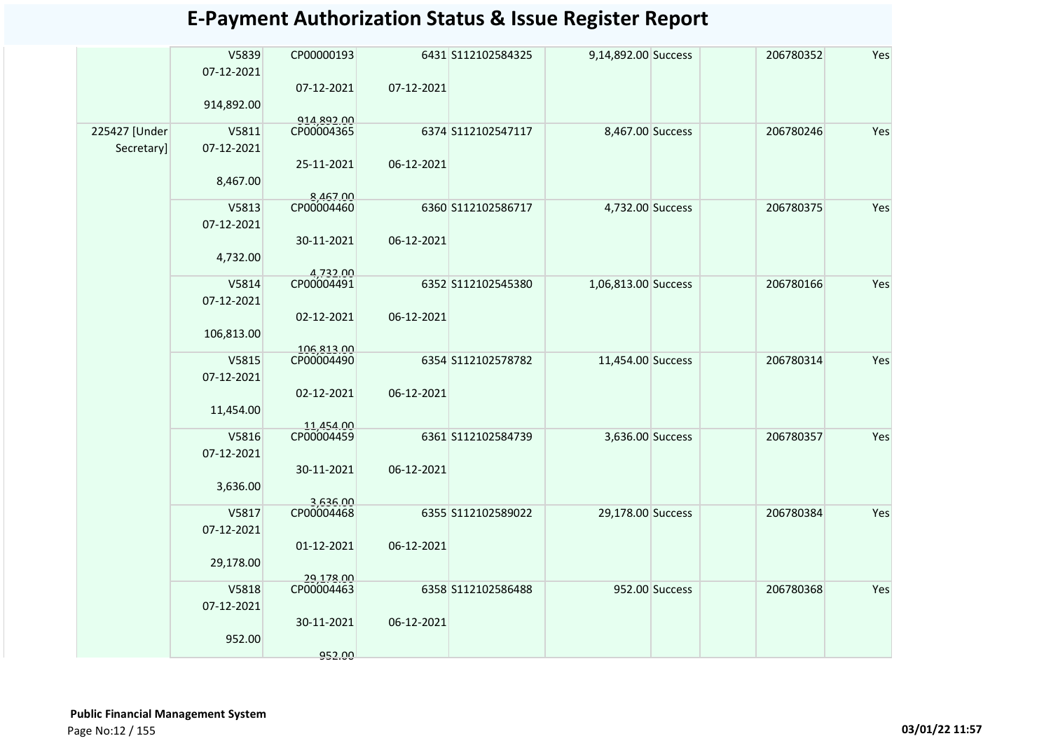# E-Payment Authorization Status & Issue Register Report

| | | | | | | | | | |
|---|---|---|---|---|---|---|---|---|---|
| | V5839<br>07-12-2021<br>914,892.00 | CP00000193<br>07-12-2021<br>914,892.00 | 6431<br>07-12-2021 | S112102584325 | 9,14,892.00 | Success | | 206780352 | Yes |
| 225427 [Under Secretary] | V5811<br>07-12-2021<br>8,467.00 | CP00004365<br>25-11-2021<br>8,467.00 | 6374<br>06-12-2021 | S112102547117 | 8,467.00 | Success | | 206780246 | Yes |
| | V5813<br>07-12-2021<br>4,732.00 | CP00004460<br>30-11-2021<br>4,732.00 | 6360<br>06-12-2021 | S112102586717 | 4,732.00 | Success | | 206780375 | Yes |
| | V5814<br>07-12-2021<br>106,813.00 | CP00004491<br>02-12-2021<br>106,813.00 | 6352<br>06-12-2021 | S112102545380 | 1,06,813.00 | Success | | 206780166 | Yes |
| | V5815<br>07-12-2021<br>11,454.00 | CP00004490<br>02-12-2021<br>11,454.00 | 6354<br>06-12-2021 | S112102578782 | 11,454.00 | Success | | 206780314 | Yes |
| | V5816<br>07-12-2021<br>3,636.00 | CP00004459<br>30-11-2021<br>3,636.00 | 6361<br>06-12-2021 | S112102584739 | 3,636.00 | Success | | 206780357 | Yes |
| | V5817<br>07-12-2021<br>29,178.00 | CP00004468<br>01-12-2021<br>29,178.00 | 6355<br>06-12-2021 | S112102589022 | 29,178.00 | Success | | 206780384 | Yes |
| | V5818<br>07-12-2021<br>952.00 | CP00004463<br>30-11-2021<br>952.00 | 6358<br>06-12-2021 | S112102586488 | 952.00 | Success | | 206780368 | Yes |

**Public Financial Management System**

03/01/22 11:57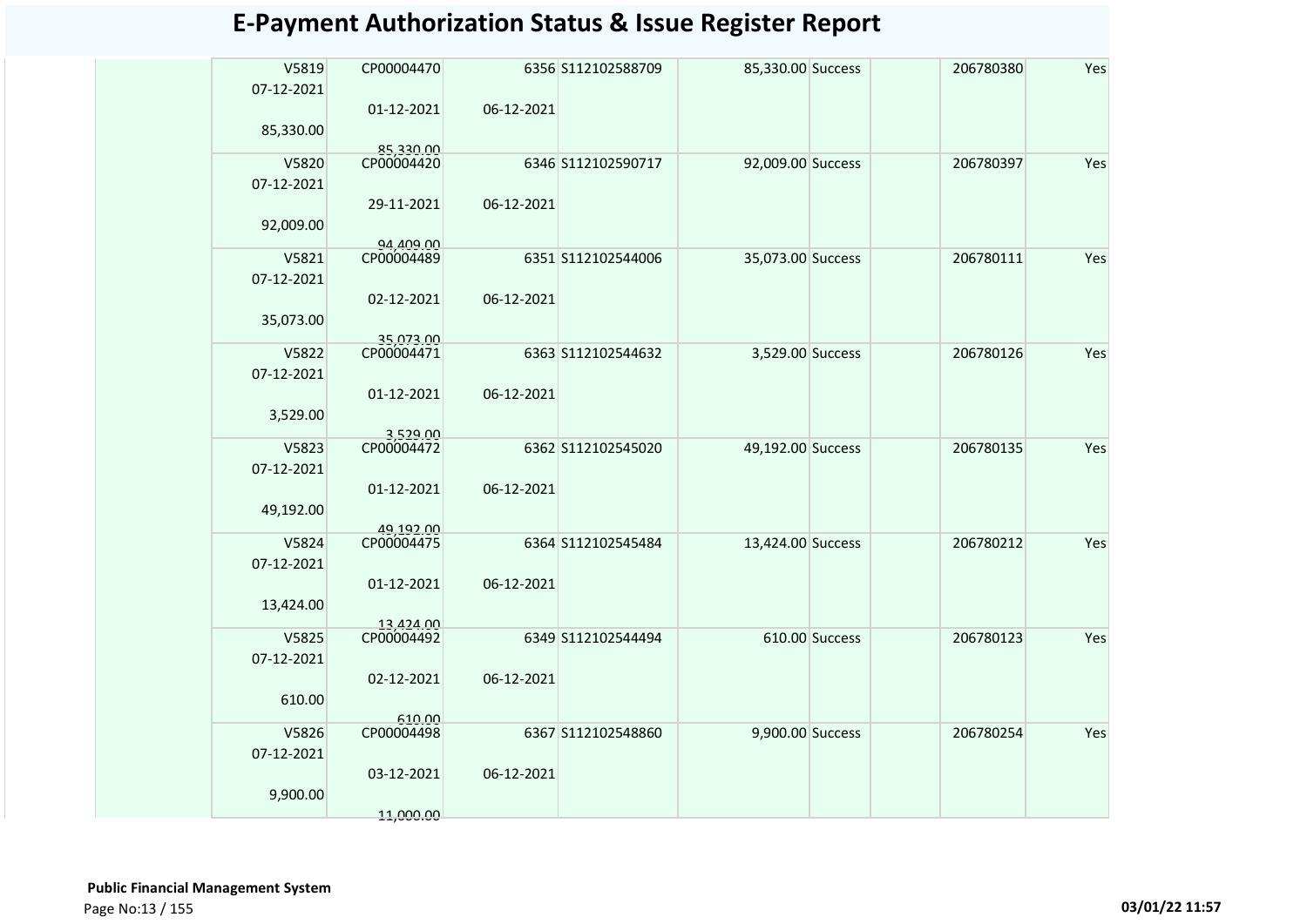# E-Payment Authorization Status & Issue Register Report

| | | | | | | | | |
|---|---|---|---|---|---|---|---|---|
| | V5819 07-12-2021 85,330.00 | CP00004470 01-12-2021 85,330.00 | 6356 06-12-2021 | S112102588709 | 85,330.00 Success | | 206780380 | Yes |
| | V5820 07-12-2021 92,009.00 | CP00004420 29-11-2021 94,409.00 | 6346 06-12-2021 | S112102590717 | 92,009.00 Success | | 206780397 | Yes |
| | V5821 07-12-2021 35,073.00 | CP00004489 02-12-2021 35,073.00 | 6351 06-12-2021 | S112102544006 | 35,073.00 Success | | 206780111 | Yes |
| | V5822 07-12-2021 3,529.00 | CP00004471 01-12-2021 3,529.00 | 6363 06-12-2021 | S112102544632 | 3,529.00 Success | | 206780126 | Yes |
| | V5823 07-12-2021 49,192.00 | CP00004472 01-12-2021 49,192.00 | 6362 06-12-2021 | S112102545020 | 49,192.00 Success | | 206780135 | Yes |
| | V5824 07-12-2021 13,424.00 | CP00004475 01-12-2021 13,424.00 | 6364 06-12-2021 | S112102545484 | 13,424.00 Success | | 206780212 | Yes |
| | V5825 07-12-2021 610.00 | CP00004492 02-12-2021 610.00 | 6349 06-12-2021 | S112102544494 | 610.00 Success | | 206780123 | Yes |
| | V5826 07-12-2021 9,900.00 | CP00004498 03-12-2021 11,000.00 | 6367 06-12-2021 | S112102548860 | 9,900.00 Success | | 206780254 | Yes |

**Public Financial Management System**

03/01/22 11:57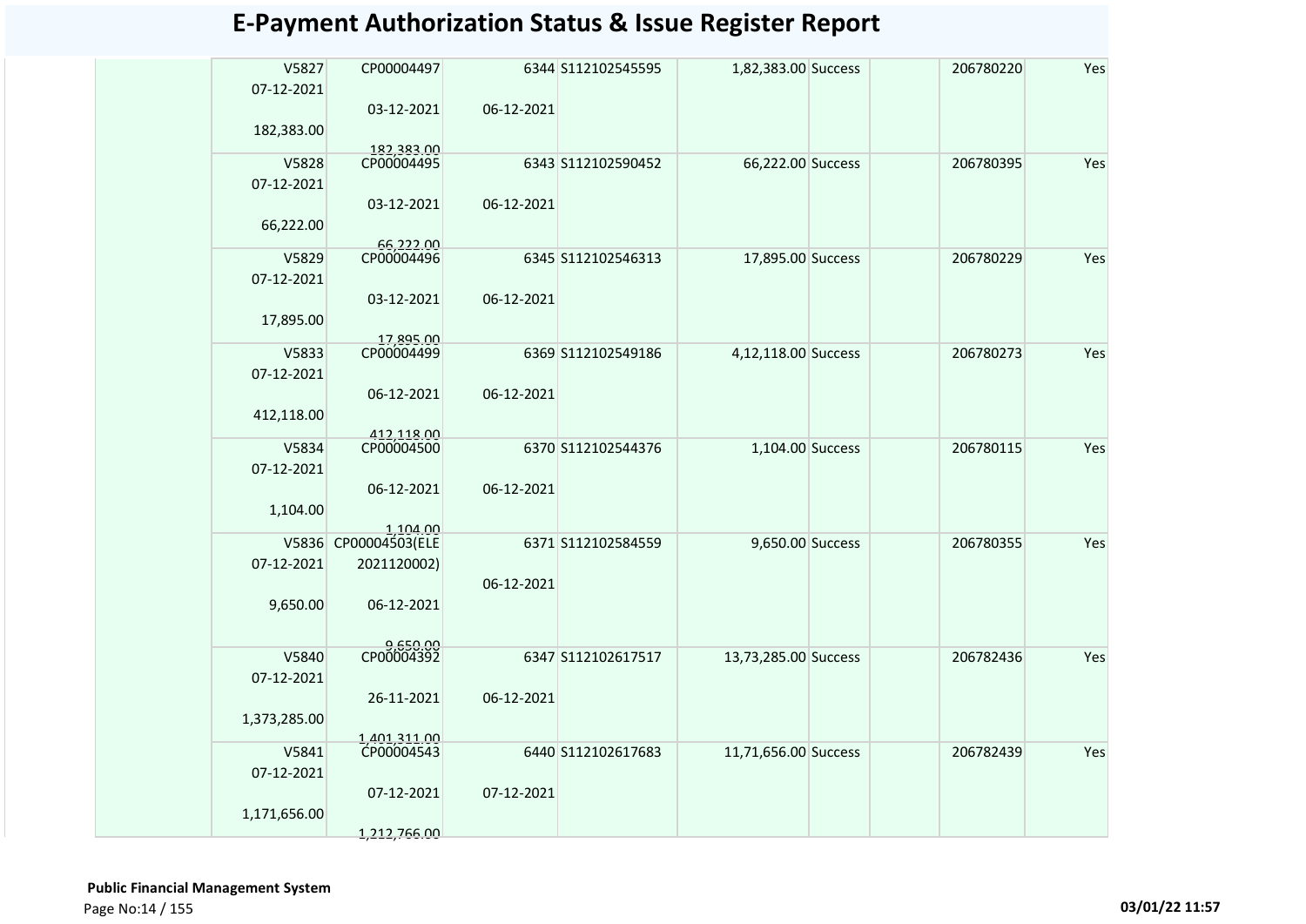# E-Payment Authorization Status & Issue Register Report

| | | | | | | | | | |
|---|---|---|---|---|---|---|---|---|---|
| | V5827 07-12-2021 182,383.00 | CP00004497 03-12-2021 182,383.00 | 6344 06-12-2021 | S112102545595 | 1,82,383.00 | Success | | 206780220 | Yes |
| | V5828 07-12-2021 66,222.00 | CP00004495 03-12-2021 66,222.00 | 6343 06-12-2021 | S112102590452 | 66,222.00 | Success | | 206780395 | Yes |
| | V5829 07-12-2021 17,895.00 | CP00004496 03-12-2021 17,895.00 | 6345 06-12-2021 | S112102546313 | 17,895.00 | Success | | 206780229 | Yes |
| | V5833 07-12-2021 412,118.00 | CP00004499 06-12-2021 412,118.00 | 6369 06-12-2021 | S112102549186 | 4,12,118.00 | Success | | 206780273 | Yes |
| | V5834 07-12-2021 1,104.00 | CP00004500 06-12-2021 1,104.00 | 6370 06-12-2021 | S112102544376 | 1,104.00 | Success | | 206780115 | Yes |
| | V5836 07-12-2021 9,650.00 | CP00004503(ELE 2021120002) 06-12-2021 9,650.00 | 6371 06-12-2021 | S112102584559 | 9,650.00 | Success | | 206780355 | Yes |
| | V5840 07-12-2021 1,373,285.00 | CP00004392 26-11-2021 1,401,311.00 | 6347 06-12-2021 | S112102617517 | 13,73,285.00 | Success | | 206782436 | Yes |
| | V5841 07-12-2021 1,171,656.00 | CP00004543 07-12-2021 1,212,766.00 | 6440 07-12-2021 | S112102617683 | 11,71,656.00 | Success | | 206782439 | Yes |

**Public Financial Management System**

03/01/22 11:57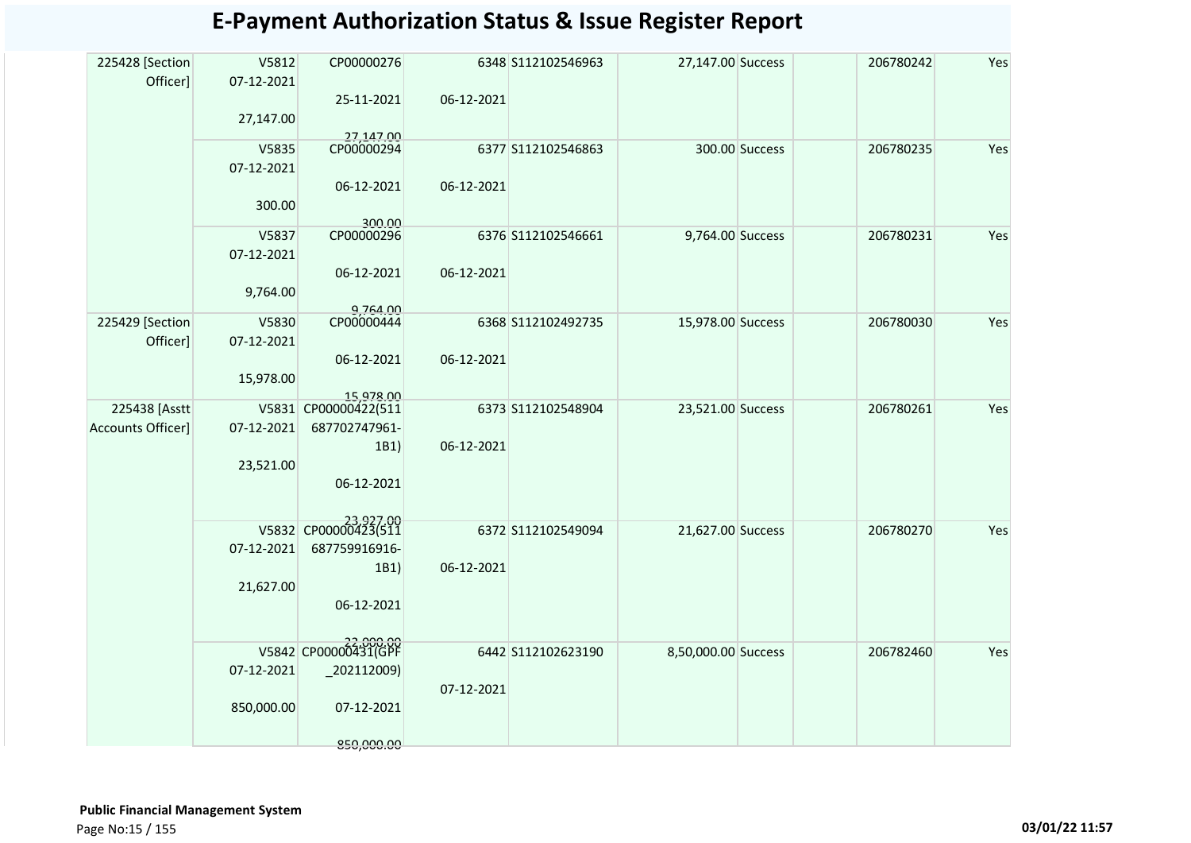# E-Payment Authorization Status & Issue Register Report

| | | | | | | | | | |
|---|---|---|---|---|---|---|---|---|---|
| 225428 [Section Officer] | V5812 07-12-2021 27,147.00 | CP00000276 25-11-2021 27,147.00 | 6348 06-12-2021 | S112102546963 | 27,147.00 | Success | | 206780242 | Yes |
| | V5835 07-12-2021 300.00 | CP00000294 06-12-2021 300.00 | 6377 06-12-2021 | S112102546863 | 300.00 | Success | | 206780235 | Yes |
| | V5837 07-12-2021 9,764.00 | CP00000296 06-12-2021 9,764.00 | 6376 06-12-2021 | S112102546661 | 9,764.00 | Success | | 206780231 | Yes |
| 225429 [Section Officer] | V5830 07-12-2021 15,978.00 | CP00000444 06-12-2021 15,978.00 | 6368 06-12-2021 | S112102492735 | 15,978.00 | Success | | 206780030 | Yes |
| 225438 [Asstt Accounts Officer] | V5831 07-12-2021 23,521.00 | CP00000422(511 687702747961-1B1) 06-12-2021 23,927.00 | 6373 06-12-2021 | S112102548904 | 23,521.00 | Success | | 206780261 | Yes |
| | V5832 07-12-2021 21,627.00 | CP00000423(511 687759916916-1B1) 06-12-2021 22,000.00 | 6372 06-12-2021 | S112102549094 | 21,627.00 | Success | | 206780270 | Yes |
| | V5842 07-12-2021 850,000.00 | CP00000431(GPF _202112009) 07-12-2021 850,000.00 | 6442 07-12-2021 | S112102623190 | 8,50,000.00 | Success | | 206782460 | Yes |

**Public Financial Management System**

03/01/22 11:57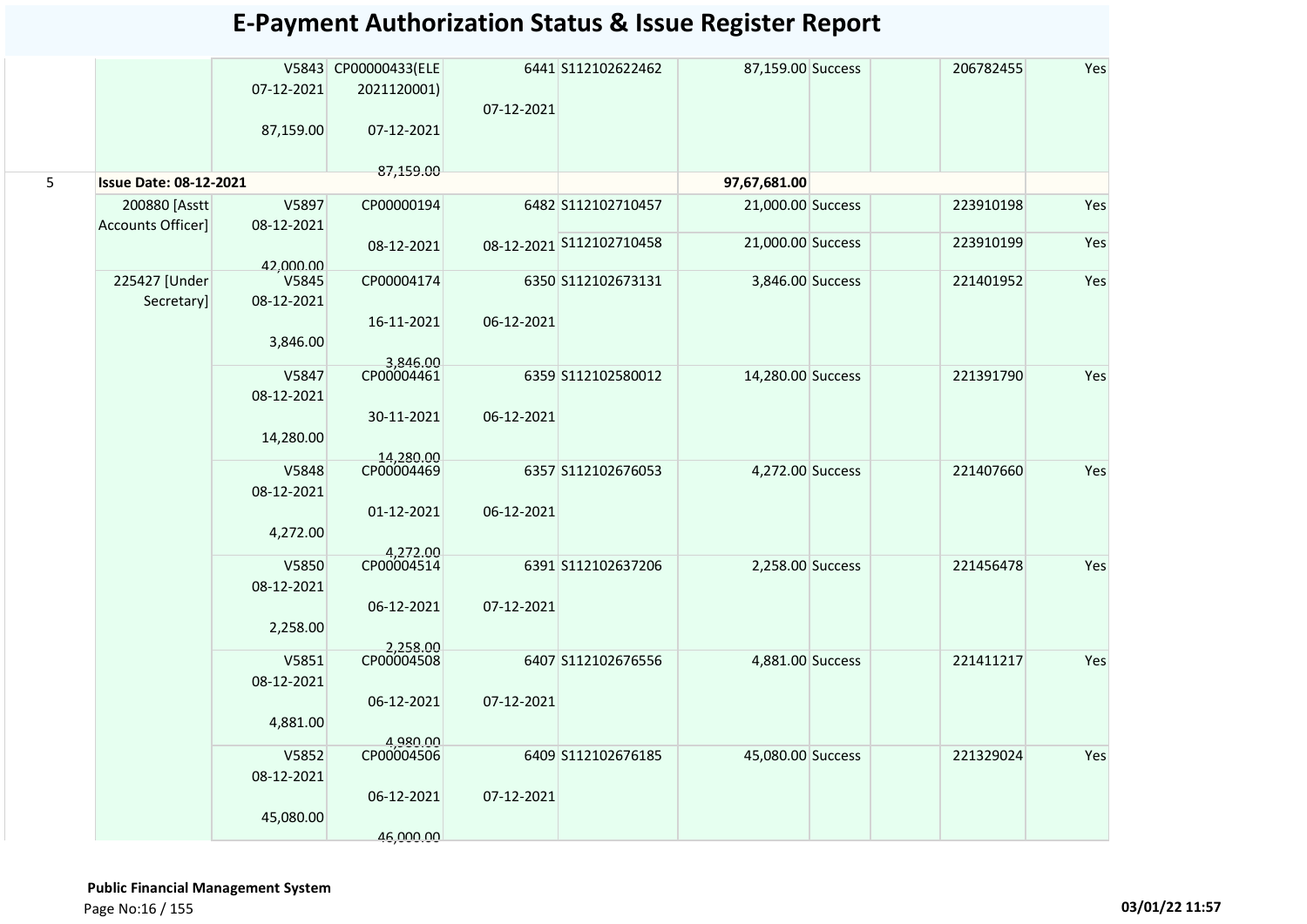# E-Payment Authorization Status & Issue Register Report

| | | | | | | | | | | |
|---|---|---|---|---|---|---|---|---|---|---|
| | | V5843 07-12-2021 87,159.00 | CP00000433(ELE 2021120001) 07-12-2021 87,159.00 | 6441 07-12-2021 | S112102622462 | 87,159.00 | Success | | 206782455 | Yes |
| 5 | **Issue Date: 08-12-2021** | | | | | **97,67,681.00** | | | | |
| | 200880 [Asstt Accounts Officer] | V5897 08-12-2021 42,000.00 | CP00000194 08-12-2021 | 6482 08-12-2021 | S112102710457 | 21,000.00 | Success | | 223910198 | Yes |
| | | | | | S112102710458 | 21,000.00 | Success | | 223910199 | Yes |
| | 225427 [Under Secretary] | V5845 08-12-2021 3,846.00 | CP00004174 16-11-2021 3,846.00 | 6350 06-12-2021 | S112102673131 | 3,846.00 | Success | | 221401952 | Yes |
| | | V5847 08-12-2021 14,280.00 | CP00004461 30-11-2021 14,280.00 | 6359 06-12-2021 | S112102580012 | 14,280.00 | Success | | 221391790 | Yes |
| | | V5848 08-12-2021 4,272.00 | CP00004469 01-12-2021 4,272.00 | 6357 06-12-2021 | S112102676053 | 4,272.00 | Success | | 221407660 | Yes |
| | | V5850 08-12-2021 2,258.00 | CP00004514 06-12-2021 2,258.00 | 6391 07-12-2021 | S112102637206 | 2,258.00 | Success | | 221456478 | Yes |
| | | V5851 08-12-2021 4,881.00 | CP00004508 06-12-2021 4,980.00 | 6407 07-12-2021 | S112102676556 | 4,881.00 | Success | | 221411217 | Yes |
| | | V5852 08-12-2021 45,080.00 | CP00004506 06-12-2021 46,000.00 | 6409 07-12-2021 | S112102676185 | 45,080.00 | Success | | 221329024 | Yes |

**Public Financial Management System**

03/01/22 11:57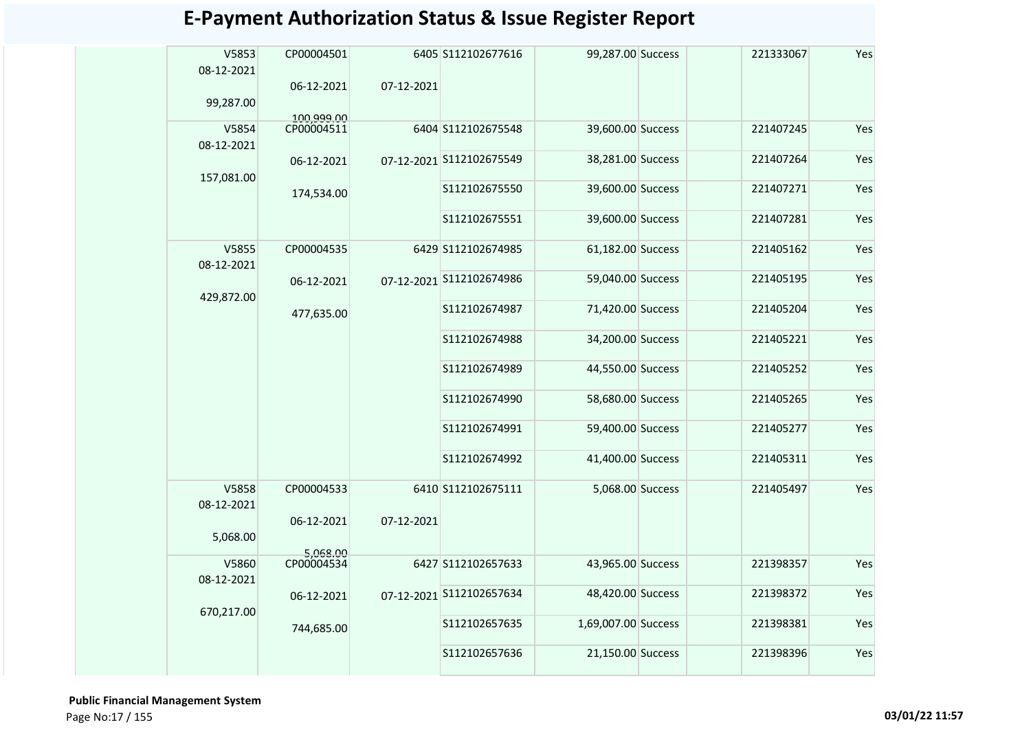# E-Payment Authorization Status & Issue Register Report

| | | | | | | | | | | |
|---|---|---|---|---|---|---|---|---|---|---|
| | V5853 08-12-2021 99,287.00 | CP00004501 06-12-2021 100,999.00 | 6405 07-12-2021 | S112102677616 | 99,287.00 | Success | | 221333067 | Yes |
| | V5854 08-12-2021 157,081.00 | CP00004511 06-12-2021 174,534.00 | 6404 07-12-2021 | S112102675548 | 39,600.00 | Success | | 221407245 | Yes |
| | | | | S112102675549 | 38,281.00 | Success | | 221407264 | Yes |
| | | | | S112102675550 | 39,600.00 | Success | | 221407271 | Yes |
| | | | | S112102675551 | 39,600.00 | Success | | 221407281 | Yes |
| | V5855 08-12-2021 429,872.00 | CP00004535 06-12-2021 477,635.00 | 6429 07-12-2021 | S112102674985 | 61,182.00 | Success | | 221405162 | Yes |
| | | | | S112102674986 | 59,040.00 | Success | | 221405195 | Yes |
| | | | | S112102674987 | 71,420.00 | Success | | 221405204 | Yes |
| | | | | S112102674988 | 34,200.00 | Success | | 221405221 | Yes |
| | | | | S112102674989 | 44,550.00 | Success | | 221405252 | Yes |
| | | | | S112102674990 | 58,680.00 | Success | | 221405265 | Yes |
| | | | | S112102674991 | 59,400.00 | Success | | 221405277 | Yes |
| | | | | S112102674992 | 41,400.00 | Success | | 221405311 | Yes |
| | V5858 08-12-2021 5,068.00 | CP00004533 06-12-2021 5,068.00 | 6410 07-12-2021 | S112102675111 | 5,068.00 | Success | | 221405497 | Yes |
| | V5860 08-12-2021 670,217.00 | CP00004534 06-12-2021 744,685.00 | 6427 07-12-2021 | S112102657633 | 43,965.00 | Success | | 221398357 | Yes |
| | | | | S112102657634 | 48,420.00 | Success | | 221398372 | Yes |
| | | | | S112102657635 | 1,69,007.00 | Success | | 221398381 | Yes |
| | | | | S112102657636 | 21,150.00 | Success | | 221398396 | Yes |

**Public Financial Management System**

03/01/22 11:57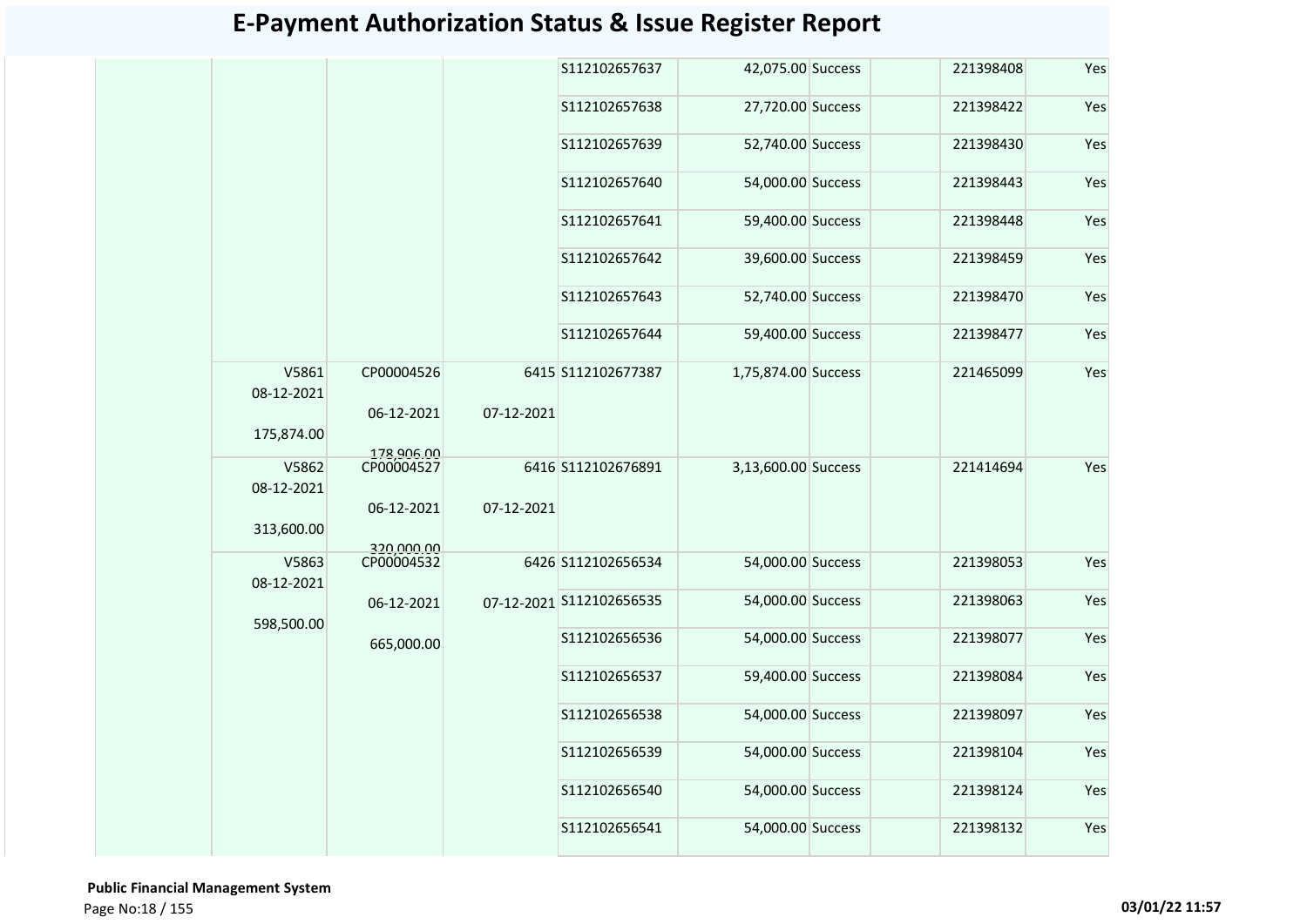# E-Payment Authorization Status & Issue Register Report

| | | | | | | | | | |
|---|---|---|---|---|---|---|---|---|---|
| | | | | S112102657637 | 42,075.00 | Success | | 221398408 | Yes |
| | | | | S112102657638 | 27,720.00 | Success | | 221398422 | Yes |
| | | | | S112102657639 | 52,740.00 | Success | | 221398430 | Yes |
| | | | | S112102657640 | 54,000.00 | Success | | 221398443 | Yes |
| | | | | S112102657641 | 59,400.00 | Success | | 221398448 | Yes |
| | | | | S112102657642 | 39,600.00 | Success | | 221398459 | Yes |
| | | | | S112102657643 | 52,740.00 | Success | | 221398470 | Yes |
| | | | | S112102657644 | 59,400.00 | Success | | 221398477 | Yes |
| | V5861 08-12-2021 175,874.00 | CP00004526 06-12-2021 178,906.00 | 6415 07-12-2021 | S112102677387 | 1,75,874.00 | Success | | 221465099 | Yes |
| | V5862 08-12-2021 313,600.00 | CP00004527 06-12-2021 320,000.00 | 6416 07-12-2021 | S112102676891 | 3,13,600.00 | Success | | 221414694 | Yes |
| | V5863 08-12-2021 598,500.00 | CP00004532 06-12-2021 665,000.00 | 6426 07-12-2021 | S112102656534 | 54,000.00 | Success | | 221398053 | Yes |
| | | | | S112102656535 | 54,000.00 | Success | | 221398063 | Yes |
| | | | | S112102656536 | 54,000.00 | Success | | 221398077 | Yes |
| | | | | S112102656537 | 59,400.00 | Success | | 221398084 | Yes |
| | | | | S112102656538 | 54,000.00 | Success | | 221398097 | Yes |
| | | | | S112102656539 | 54,000.00 | Success | | 221398104 | Yes |
| | | | | S112102656540 | 54,000.00 | Success | | 221398124 | Yes |
| | | | | S112102656541 | 54,000.00 | Success | | 221398132 | Yes |

**Public Financial Management System**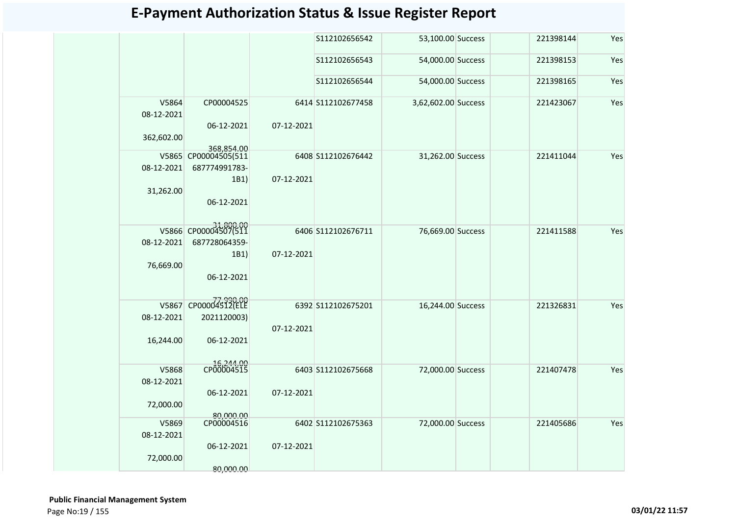# E-Payment Authorization Status & Issue Register Report

| | | | | | | | | | |
|---|---|---|---|---|---|---|---|---|---|
| | | | | S112102656542 | 53,100.00 | Success | | 221398144 | Yes |
| | | | | S112102656543 | 54,000.00 | Success | | 221398153 | Yes |
| | | | | S112102656544 | 54,000.00 | Success | | 221398165 | Yes |
| | V5864 08-12-2021 362,602.00 | CP00004525 06-12-2021 368,854.00 | 6414 07-12-2021 | S112102677458 | 3,62,602.00 | Success | | 221423067 | Yes |
| | V5865 08-12-2021 31,262.00 | CP00004505(511687774991783-1B1) 06-12-2021 31,800.00 | 6408 07-12-2021 | S112102676442 | 31,262.00 | Success | | 221411044 | Yes |
| | V5866 08-12-2021 76,669.00 | CP00004507(511687728064359-1B1) 06-12-2021 77,990.00 | 6406 07-12-2021 | S112102676711 | 76,669.00 | Success | | 221411588 | Yes |
| | V5867 08-12-2021 16,244.00 | CP00004512(ELE2021120003) 06-12-2021 16,244.00 | 6392 07-12-2021 | S112102675201 | 16,244.00 | Success | | 221326831 | Yes |
| | V5868 08-12-2021 72,000.00 | CP00004515 06-12-2021 80,000.00 | 6403 07-12-2021 | S112102675668 | 72,000.00 | Success | | 221407478 | Yes |
| | V5869 08-12-2021 72,000.00 | CP00004516 06-12-2021 80,000.00 | 6402 07-12-2021 | S112102675363 | 72,000.00 | Success | | 221405686 | Yes |

**Public Financial Management System**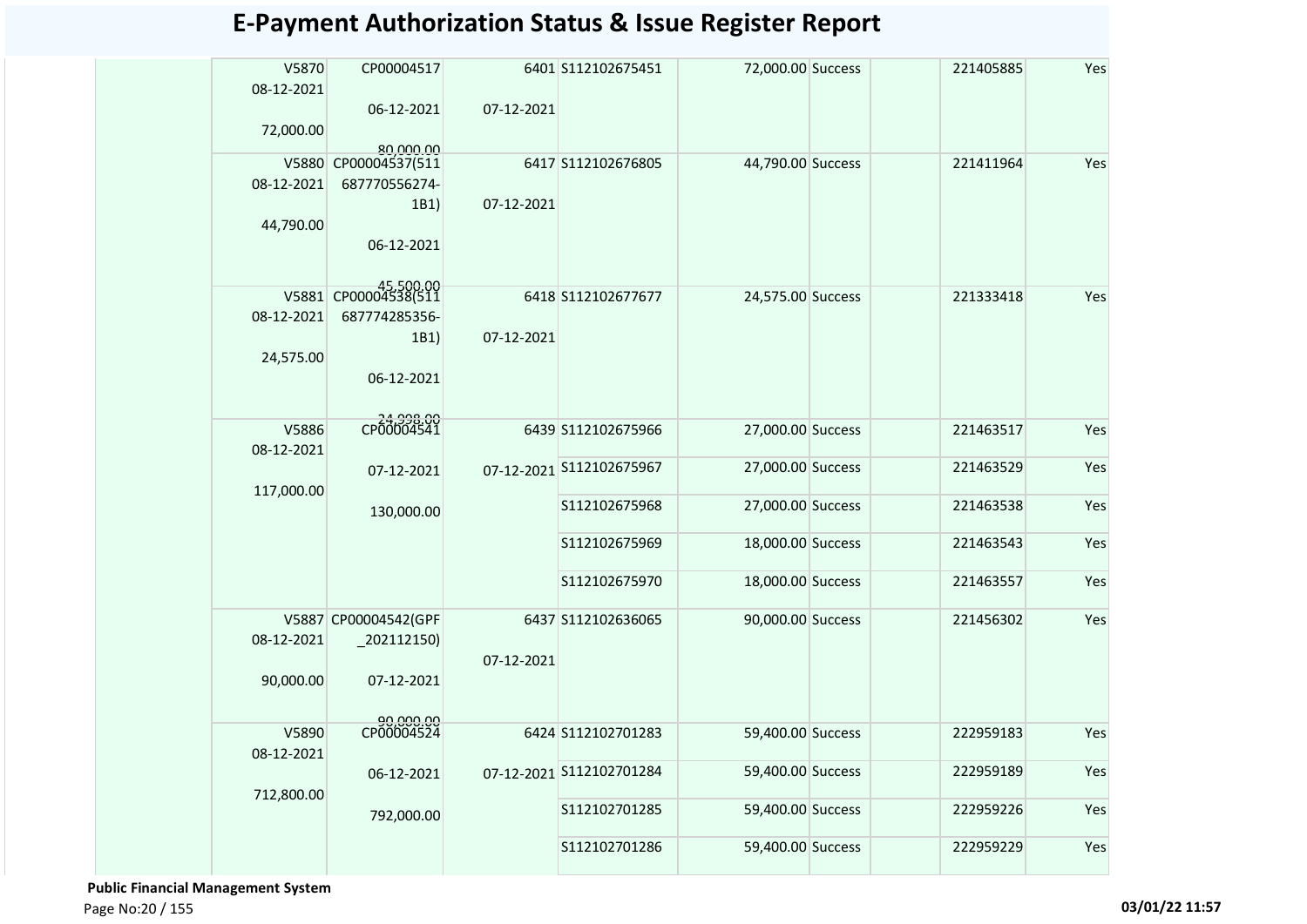# E-Payment Authorization Status & Issue Register Report

| | | | | | | | | | |
|---|---|---|---|---|---|---|---|---|---|
| | V5870 08-12-2021 72,000.00 | CP00004517 06-12-2021 80,000.00 | 6401 07-12-2021 | S112102675451 | 72,000.00 | Success | | 221405885 | Yes |
| | V5880 08-12-2021 44,790.00 | CP00004537(511 687770556274-1B1) 06-12-2021 45,500.00 | 6417 07-12-2021 | S112102676805 | 44,790.00 | Success | | 221411964 | Yes |
| | V5881 08-12-2021 24,575.00 | CP00004538(511 687774285356-1B1) 06-12-2021 24,998.00 | 6418 07-12-2021 | S112102677677 | 24,575.00 | Success | | 221333418 | Yes |
| | V5886 08-12-2021 117,000.00 | CP00004541 07-12-2021 130,000.00 | 6439 07-12-2021 | S112102675966 | 27,000.00 | Success | | 221463517 | Yes |
| | | | | S112102675967 | 27,000.00 | Success | | 221463529 | Yes |
| | | | | S112102675968 | 27,000.00 | Success | | 221463538 | Yes |
| | | | | S112102675969 | 18,000.00 | Success | | 221463543 | Yes |
| | | | | S112102675970 | 18,000.00 | Success | | 221463557 | Yes |
| | V5887 08-12-2021 90,000.00 | CP00004542(GPF _202112150) 07-12-2021 90,000.00 | 6437 07-12-2021 | S112102636065 | 90,000.00 | Success | | 221456302 | Yes |
| | V5890 08-12-2021 712,800.00 | CP00004524 06-12-2021 792,000.00 | 6424 07-12-2021 | S112102701283 | 59,400.00 | Success | | 222959183 | Yes |
| | | | | S112102701284 | 59,400.00 | Success | | 222959189 | Yes |
| | | | | S112102701285 | 59,400.00 | Success | | 222959226 | Yes |
| | | | | S112102701286 | 59,400.00 | Success | | 222959229 | Yes |

**Public Financial Management System**

03/01/22 11:57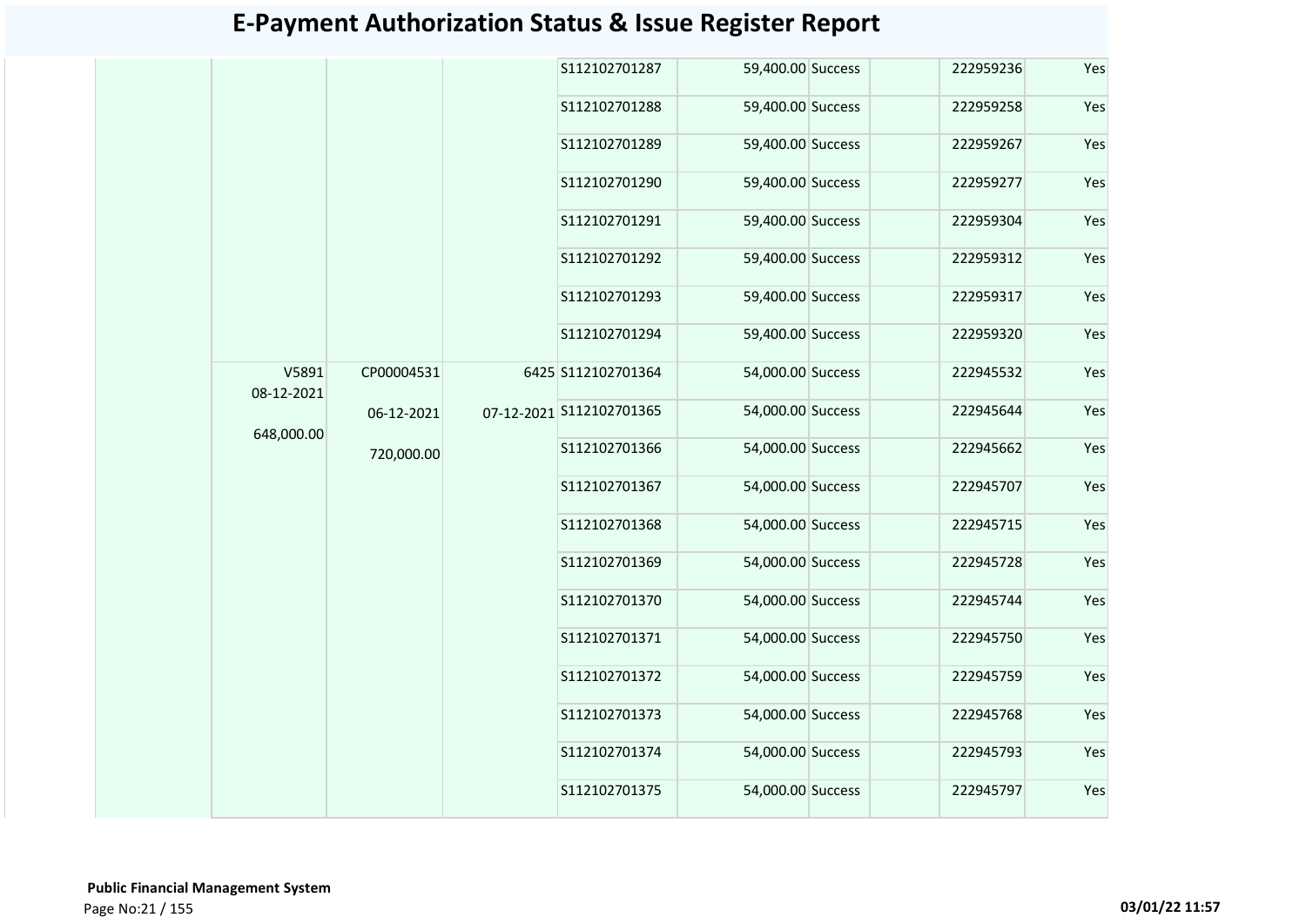# E-Payment Authorization Status & Issue Register Report

| | | | | | | | | | |
|---|---|---|---|---|---|---|---|---|---|
| | | | | S112102701287 | 59,400.00 | Success | | 222959236 | Yes |
| | | | | S112102701288 | 59,400.00 | Success | | 222959258 | Yes |
| | | | | S112102701289 | 59,400.00 | Success | | 222959267 | Yes |
| | | | | S112102701290 | 59,400.00 | Success | | 222959277 | Yes |
| | | | | S112102701291 | 59,400.00 | Success | | 222959304 | Yes |
| | | | | S112102701292 | 59,400.00 | Success | | 222959312 | Yes |
| | | | | S112102701293 | 59,400.00 | Success | | 222959317 | Yes |
| | | | | S112102701294 | 59,400.00 | Success | | 222959320 | Yes |
| | V5891 08-12-2021 648,000.00 | CP00004531 06-12-2021 720,000.00 | 6425 07-12-2021 | S112102701364 | 54,000.00 | Success | | 222945532 | Yes |
| | | | | S112102701365 | 54,000.00 | Success | | 222945644 | Yes |
| | | | | S112102701366 | 54,000.00 | Success | | 222945662 | Yes |
| | | | | S112102701367 | 54,000.00 | Success | | 222945707 | Yes |
| | | | | S112102701368 | 54,000.00 | Success | | 222945715 | Yes |
| | | | | S112102701369 | 54,000.00 | Success | | 222945728 | Yes |
| | | | | S112102701370 | 54,000.00 | Success | | 222945744 | Yes |
| | | | | S112102701371 | 54,000.00 | Success | | 222945750 | Yes |
| | | | | S112102701372 | 54,000.00 | Success | | 222945759 | Yes |
| | | | | S112102701373 | 54,000.00 | Success | | 222945768 | Yes |
| | | | | S112102701374 | 54,000.00 | Success | | 222945793 | Yes |
| | | | | S112102701375 | 54,000.00 | Success | | 222945797 | Yes |

**Public Financial Management System**

03/01/22 11:57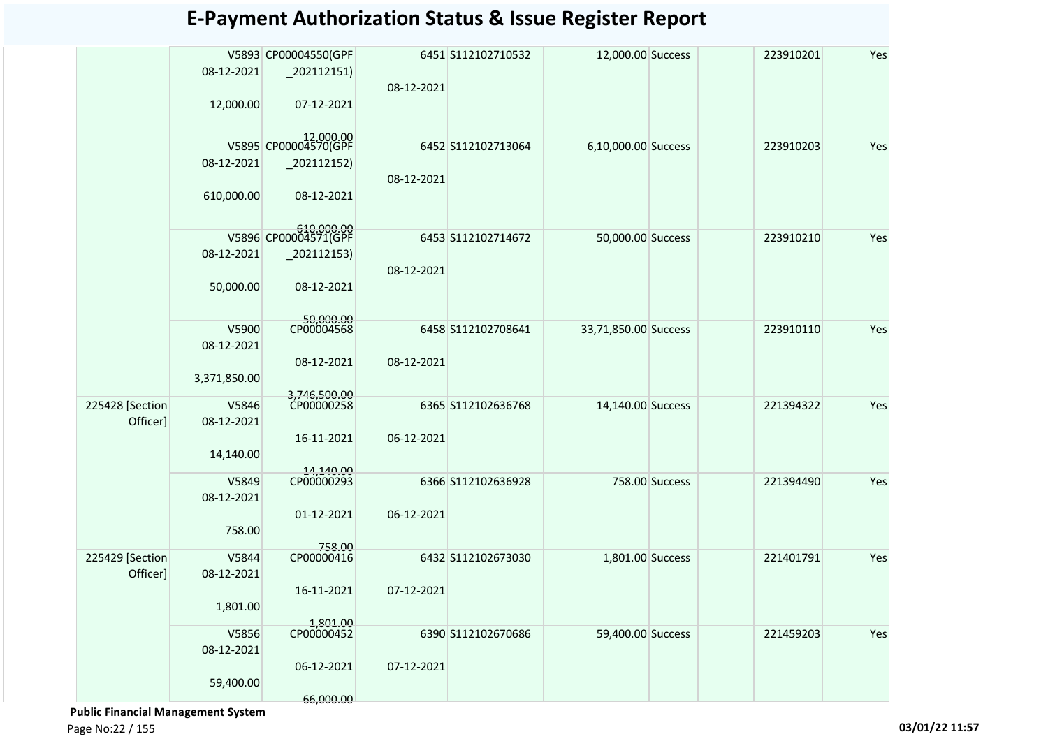# E-Payment Authorization Status & Issue Register Report

| | | | | | | | | | |
|---|---|---|---|---|---|---|---|---|---|
| | V5893<br>08-12-2021<br>12,000.00 | CP00004550(GPF_202112151)<br>07-12-2021<br>12,000.00 | 6451<br>08-12-2021 | S112102710532 | 12,000.00 | Success | | 223910201 | Yes |
| | V5895<br>08-12-2021<br>610,000.00 | CP00004570(GPF_202112152)<br>08-12-2021<br>610,000.00 | 6452<br>08-12-2021 | S112102713064 | 6,10,000.00 | Success | | 223910203 | Yes |
| | V5896<br>08-12-2021<br>50,000.00 | CP00004571(GPF_202112153)<br>08-12-2021<br>50,000.00 | 6453<br>08-12-2021 | S112102714672 | 50,000.00 | Success | | 223910210 | Yes |
| | V5900<br>08-12-2021<br>3,371,850.00 | CP00004568<br>08-12-2021<br>3,746,500.00 | 6458<br>08-12-2021 | S112102708641 | 33,71,850.00 | Success | | 223910110 | Yes |
| 225428 [Section Officer] | V5846<br>08-12-2021<br>14,140.00 | CP00000258<br>16-11-2021<br>14,140.00 | 6365<br>06-12-2021 | S112102636768 | 14,140.00 | Success | | 221394322 | Yes |
| | V5849<br>08-12-2021<br>758.00 | CP00000293<br>01-12-2021<br>758.00 | 6366<br>06-12-2021 | S112102636928 | 758.00 | Success | | 221394490 | Yes |
| 225429 [Section Officer] | V5844<br>08-12-2021<br>1,801.00 | CP00000416<br>16-11-2021<br>1,801.00 | 6432<br>07-12-2021 | S112102673030 | 1,801.00 | Success | | 221401791 | Yes |
| | V5856<br>08-12-2021<br>59,400.00 | CP00000452<br>06-12-2021<br>66,000.00 | 6390<br>07-12-2021 | S112102670686 | 59,400.00 | Success | | 221459203 | Yes |

**Public Financial Management System**

03/01/22 11:57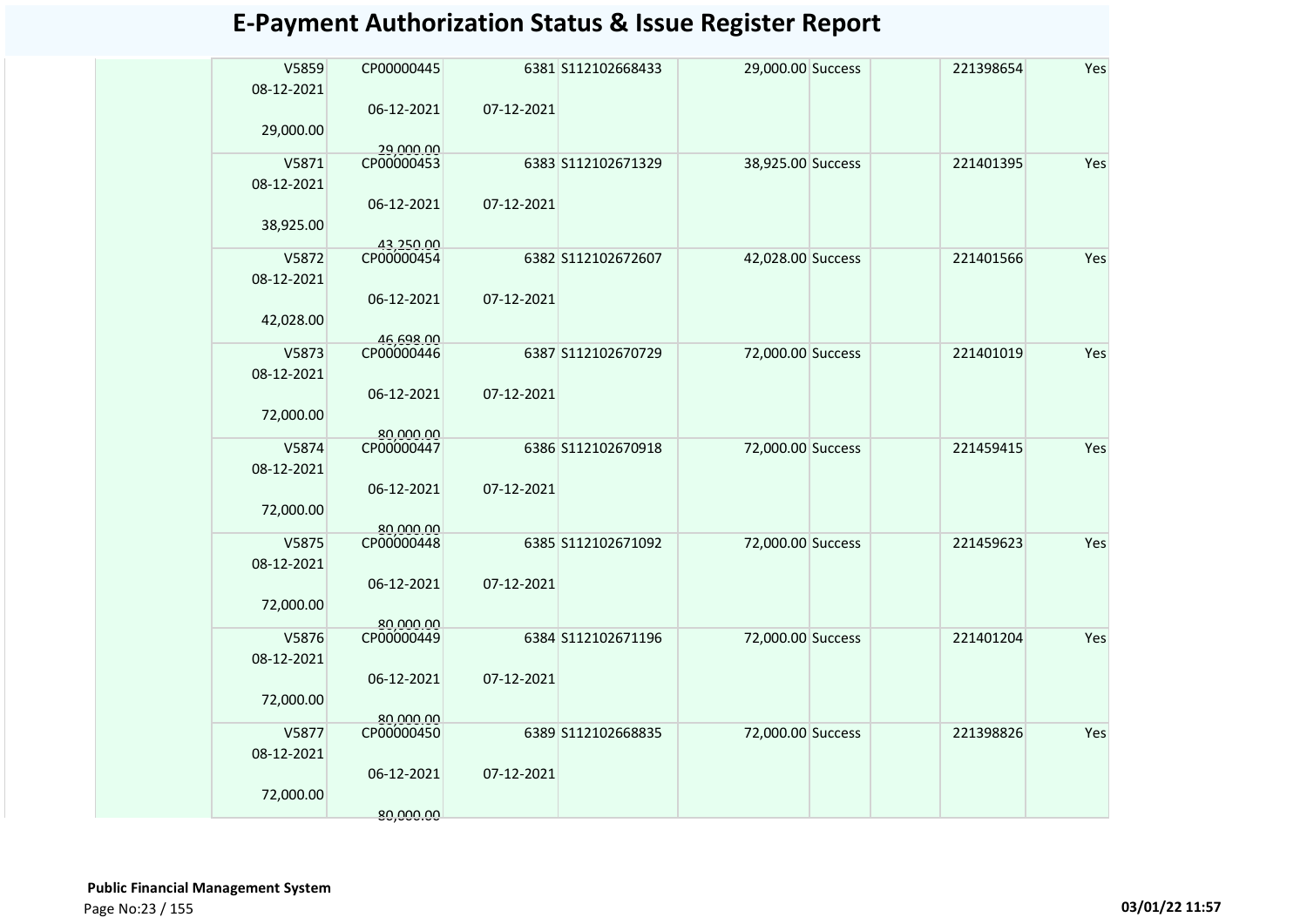# E-Payment Authorization Status & Issue Register Report

| | | | | | | | | | |
|---|---|---|---|---|---|---|---|---|---|
| | V5859<br>08-12-2021<br><br>29,000.00 | CP00000445<br><br>06-12-2021<br><br>29,000.00 | 6381<br><br>07-12-2021 | S112102668433 | 29,000.00 | Success | | 221398654 | Yes |
| | V5871<br>08-12-2021<br><br>38,925.00 | CP00000453<br><br>06-12-2021<br><br>43,250.00 | 6383<br><br>07-12-2021 | S112102671329 | 38,925.00 | Success | | 221401395 | Yes |
| | V5872<br>08-12-2021<br><br>42,028.00 | CP00000454<br><br>06-12-2021<br><br>46,698.00 | 6382<br><br>07-12-2021 | S112102672607 | 42,028.00 | Success | | 221401566 | Yes |
| | V5873<br>08-12-2021<br><br>72,000.00 | CP00000446<br><br>06-12-2021<br><br>80,000.00 | 6387<br><br>07-12-2021 | S112102670729 | 72,000.00 | Success | | 221401019 | Yes |
| | V5874<br>08-12-2021<br><br>72,000.00 | CP00000447<br><br>06-12-2021<br><br>80,000.00 | 6386<br><br>07-12-2021 | S112102670918 | 72,000.00 | Success | | 221459415 | Yes |
| | V5875<br>08-12-2021<br><br>72,000.00 | CP00000448<br><br>06-12-2021<br><br>80,000.00 | 6385<br><br>07-12-2021 | S112102671092 | 72,000.00 | Success | | 221459623 | Yes |
| | V5876<br>08-12-2021<br><br>72,000.00 | CP00000449<br><br>06-12-2021<br><br>80,000.00 | 6384<br><br>07-12-2021 | S112102671196 | 72,000.00 | Success | | 221401204 | Yes |
| | V5877<br>08-12-2021<br><br>72,000.00 | CP00000450<br><br>06-12-2021<br><br>80,000.00 | 6389<br><br>07-12-2021 | S112102668835 | 72,000.00 | Success | | 221398826 | Yes |

**Public Financial Management System**

03/01/22 11:57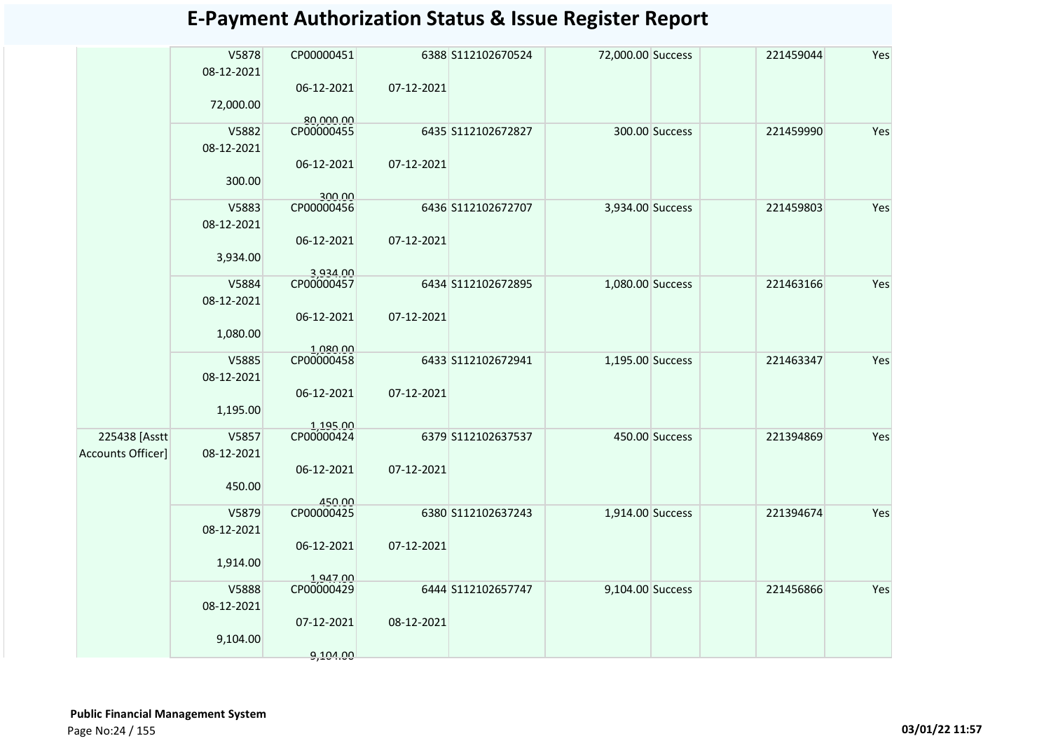# E-Payment Authorization Status & Issue Register Report

| | | | | | | | | | |
|---|---|---|---|---|---|---|---|---|---|
| | V5878<br>08-12-2021<br>72,000.00 | CP00000451<br>06-12-2021<br>80,000.00 | 6388<br>07-12-2021 | S112102670524 | 72,000.00 | Success | | 221459044 | Yes |
| | V5882<br>08-12-2021<br>300.00 | CP00000455<br>06-12-2021<br>300.00 | 6435<br>07-12-2021 | S112102672827 | 300.00 | Success | | 221459990 | Yes |
| | V5883<br>08-12-2021<br>3,934.00 | CP00000456<br>06-12-2021<br>3,934.00 | 6436<br>07-12-2021 | S112102672707 | 3,934.00 | Success | | 221459803 | Yes |
| | V5884<br>08-12-2021<br>1,080.00 | CP00000457<br>06-12-2021<br>1,080.00 | 6434<br>07-12-2021 | S112102672895 | 1,080.00 | Success | | 221463166 | Yes |
| | V5885<br>08-12-2021<br>1,195.00 | CP00000458<br>06-12-2021<br>1,195.00 | 6433<br>07-12-2021 | S112102672941 | 1,195.00 | Success | | 221463347 | Yes |
| 225438 [Asstt Accounts Officer] | V5857<br>08-12-2021<br>450.00 | CP00000424<br>06-12-2021<br>450.00 | 6379<br>07-12-2021 | S112102637537 | 450.00 | Success | | 221394869 | Yes |
| | V5879<br>08-12-2021<br>1,914.00 | CP00000425<br>06-12-2021<br>1,947.00 | 6380<br>07-12-2021 | S112102637243 | 1,914.00 | Success | | 221394674 | Yes |
| | V5888<br>08-12-2021<br>9,104.00 | CP00000429<br>07-12-2021<br>9,104.00 | 6444<br>08-12-2021 | S112102657747 | 9,104.00 | Success | | 221456866 | Yes |

**Public Financial Management System**

03/01/22 11:57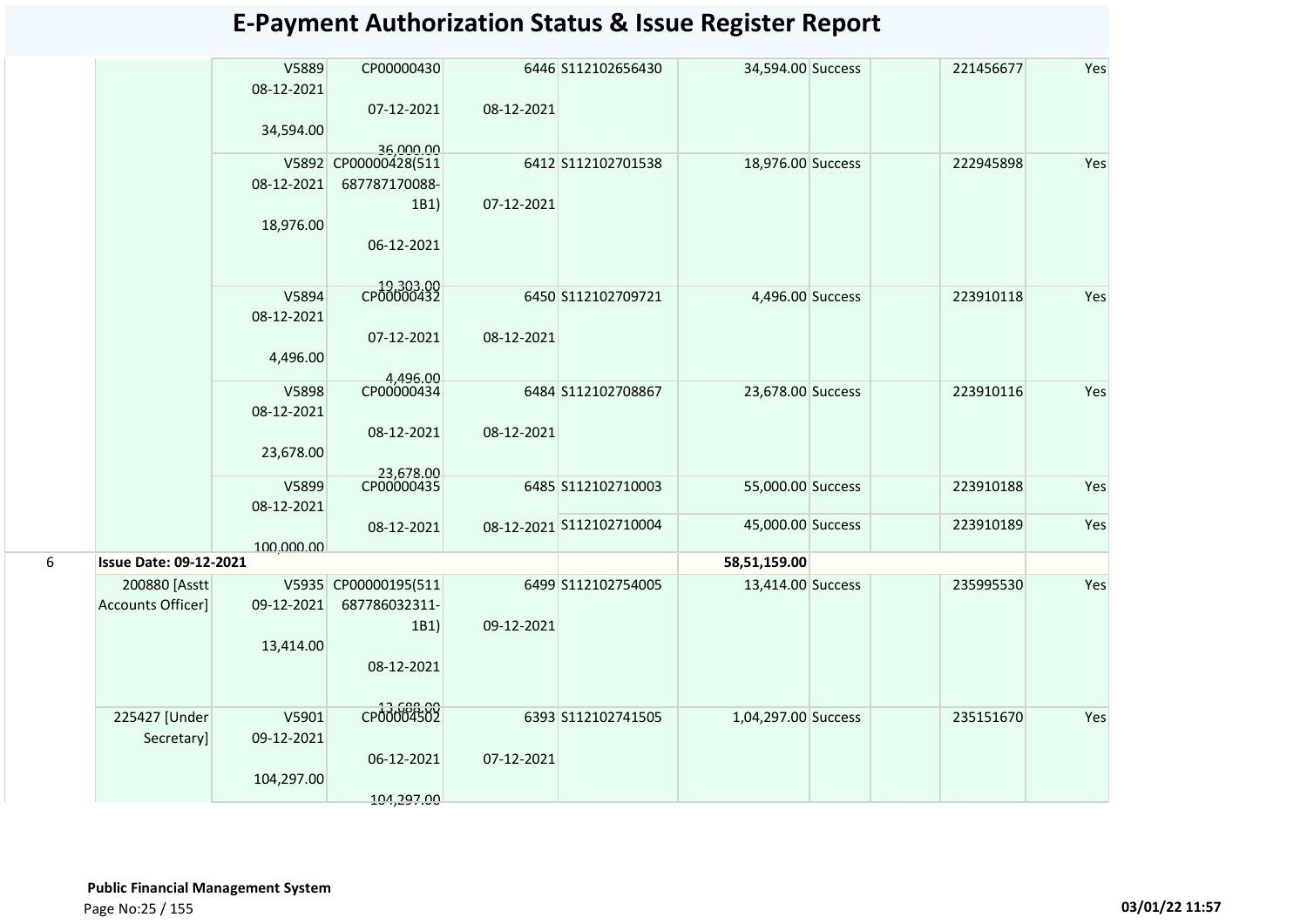# E-Payment Authorization Status & Issue Register Report

| | | | | | | | | | | |
|---|---|---|---|---|---|---|---|---|---|---|
| | | V5889 08-12-2021 34,594.00 | CP00000430 07-12-2021 36,000.00 | 6446 08-12-2021 | S112102656430 | 34,594.00 | Success | | 221456677 | Yes |
| | | V5892 08-12-2021 18,976.00 | CP00000428(511 687787170088-1B1) 06-12-2021 19,303.00 | 6412 07-12-2021 | S112102701538 | 18,976.00 | Success | | 222945898 | Yes |
| | | V5894 08-12-2021 4,496.00 | CP00000432 07-12-2021 4,496.00 | 6450 08-12-2021 | S112102709721 | 4,496.00 | Success | | 223910118 | Yes |
| | | V5898 08-12-2021 23,678.00 | CP00000434 08-12-2021 23,678.00 | 6484 08-12-2021 | S112102708867 | 23,678.00 | Success | | 223910116 | Yes |
| | | V5899 08-12-2021 100,000.00 | CP00000435 08-12-2021 | 6485 08-12-2021 | S112102710003 | 55,000.00 | Success | | 223910188 | Yes |
| | | | | | S112102710004 | 45,000.00 | Success | | 223910189 | Yes |
| 6 | **Issue Date: 09-12-2021** | | | | | **58,51,159.00** | | | | |
| | 200880 [Asstt Accounts Officer] | V5935 09-12-2021 13,414.00 | CP00000195(511 687786032311-1B1) 08-12-2021 13,688.00 | 6499 09-12-2021 | S112102754005 | 13,414.00 | Success | | 235995530 | Yes |
| | 225427 [Under Secretary] | V5901 09-12-2021 104,297.00 | CP00004502 06-12-2021 104,297.00 | 6393 07-12-2021 | S112102741505 | 1,04,297.00 | Success | | 235151670 | Yes |

**Public Financial Management System**

03/01/22 11:57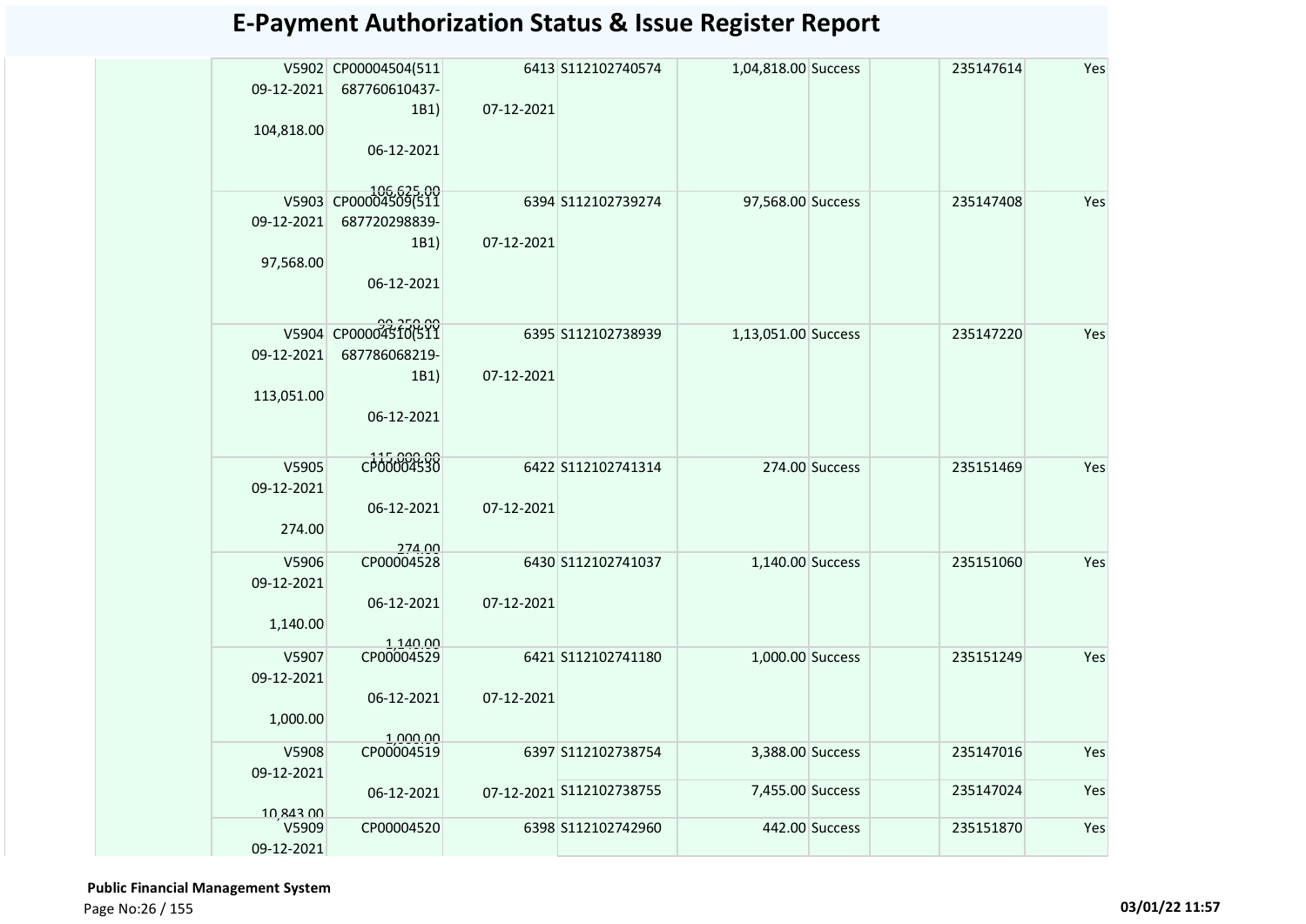# E-Payment Authorization Status & Issue Register Report

| | | | | | | | | |
|---|---|---|---|---|---|---|---|---|
| V5902<br>09-12-2021<br>104,818.00 | CP00004504(511687760610437-1B1)<br>06-12-2021<br>106,625.00 | 6413<br>07-12-2021 | S112102740574 | 1,04,818.00 | Success | | 235147614 | Yes |
| V5903<br>09-12-2021<br>97,568.00 | CP00004509(511687720298839-1B1)<br>06-12-2021<br>99,258.00 | 6394<br>07-12-2021 | S112102739274 | 97,568.00 | Success | | 235147408 | Yes |
| V5904<br>09-12-2021<br>113,051.00 | CP00004510(511687786068219-1B1)<br>06-12-2021<br>115,008.00 | 6395<br>07-12-2021 | S112102738939 | 1,13,051.00 | Success | | 235147220 | Yes |
| V5905<br>09-12-2021<br>274.00 | CP00004530<br>06-12-2021<br>274.00 | 6422<br>07-12-2021 | S112102741314 | 274.00 | Success | | 235151469 | Yes |
| V5906<br>09-12-2021<br>1,140.00 | CP00004528<br>06-12-2021<br>1,140.00 | 6430<br>07-12-2021 | S112102741037 | 1,140.00 | Success | | 235151060 | Yes |
| V5907<br>09-12-2021<br>1,000.00 | CP00004529<br>06-12-2021<br>1,000.00 | 6421<br>07-12-2021 | S112102741180 | 1,000.00 | Success | | 235151249 | Yes |
| V5908<br>09-12-2021<br>10,843.00 | CP00004519<br>06-12-2021 | 6397 | S112102738754 | 3,388.00 | Success | | 235147016 | Yes |
| | | 07-12-2021 | S112102738755 | 7,455.00 | Success | | 235147024 | Yes |
| V5909<br>09-12-2021 | CP00004520 | 6398 | S112102742960 | 442.00 | Success | | 235151870 | Yes |

**Public Financial Management System**

03/01/22 11:57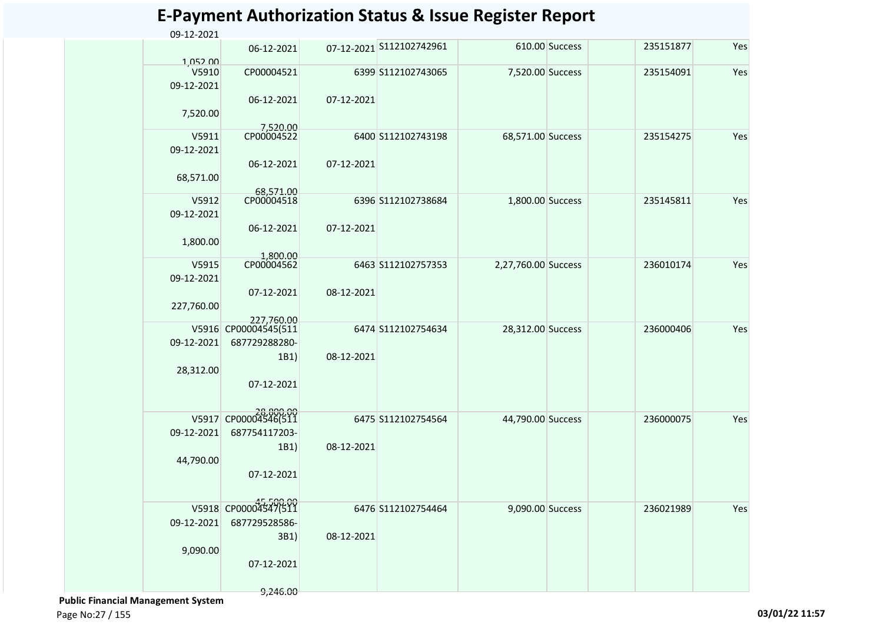# E-Payment Authorization Status & Issue Register Report

| | | | | | | | | | |
|---|---|---|---|---|---|---|---|---|---|
| | 09-12-2021<br>1,052.00 | 06-12-2021 | 07-12-2021 | S112102742961 | 610.00 | Success | | 235151877 | Yes |
| | V5910<br>09-12-2021<br>7,520.00 | CP00004521<br>06-12-2021<br>7,520.00 | 6399<br>07-12-2021 | S112102743065 | 7,520.00 | Success | | 235154091 | Yes |
| | V5911<br>09-12-2021<br>68,571.00 | CP00004522<br>06-12-2021<br>68,571.00 | 6400<br>07-12-2021 | S112102743198 | 68,571.00 | Success | | 235154275 | Yes |
| | V5912<br>09-12-2021<br>1,800.00 | CP00004518<br>06-12-2021<br>1,800.00 | 6396<br>07-12-2021 | S112102738684 | 1,800.00 | Success | | 235145811 | Yes |
| | V5915<br>09-12-2021<br>227,760.00 | CP00004562<br>07-12-2021<br>227,760.00 | 6463<br>08-12-2021 | S112102757353 | 2,27,760.00 | Success | | 236010174 | Yes |
| | V5916<br>09-12-2021<br>28,312.00 | CP00004545(511687729288280-1B1)<br>07-12-2021<br>28,800.00 | 6474<br>08-12-2021 | S112102754634 | 28,312.00 | Success | | 236000406 | Yes |
| | V5917<br>09-12-2021<br>44,790.00 | CP00004546(511687754117203-1B1)<br>07-12-2021<br>45,500.00 | 6475<br>08-12-2021 | S112102754564 | 44,790.00 | Success | | 236000075 | Yes |
| | V5918<br>09-12-2021<br>9,090.00 | CP00004547(511687729528586-3B1)<br>07-12-2021<br>9,246.00 | 6476<br>08-12-2021 | S112102754464 | 9,090.00 | Success | | 236021989 | Yes |

**Public Financial Management System**

03/01/22 11:57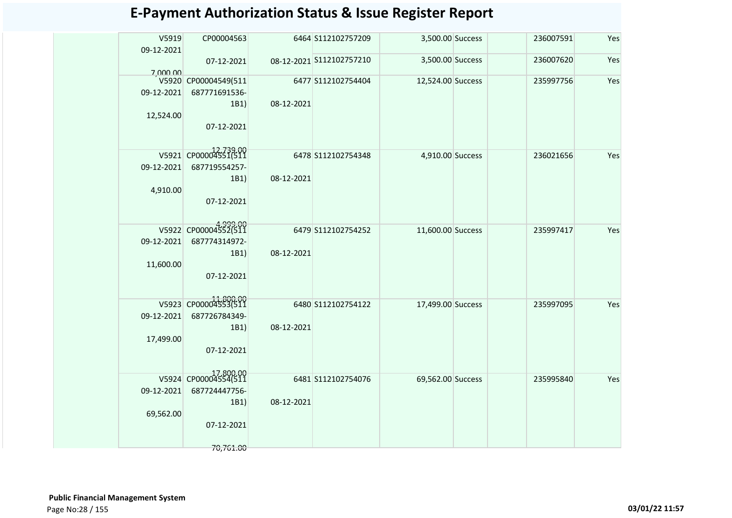# E-Payment Authorization Status & Issue Register Report

| | Voucher | Bill | Token/Date | Transaction No. | Amount | Status | | Ref No. | |
|---|---|---|---|---|---|---|---|---|---|
| | V5919 09-12-2021 7,000.00 | CP00004563 07-12-2021 | 6464 08-12-2021 | S112102757209 | 3,500.00 | Success | | 236007591 | Yes |
| | | | | S112102757210 | 3,500.00 | Success | | 236007620 | Yes |
| | V5920 09-12-2021 12,524.00 | CP00004549(511 687771691536-1B1) 07-12-2021 12,739.00 | 6477 08-12-2021 | S112102754404 | 12,524.00 | Success | | 235997756 | Yes |
| | V5921 09-12-2021 4,910.00 | CP00004551(511 687719554257-1B1) 07-12-2021 4,999.00 | 6478 08-12-2021 | S112102754348 | 4,910.00 | Success | | 236021656 | Yes |
| | V5922 09-12-2021 11,600.00 | CP00004552(511 687774314972-1B1) 07-12-2021 11,800.00 | 6479 08-12-2021 | S112102754252 | 11,600.00 | Success | | 235997417 | Yes |
| | V5923 09-12-2021 17,499.00 | CP00004553(511 687726784349-1B1) 07-12-2021 17,800.00 | 6480 08-12-2021 | S112102754122 | 17,499.00 | Success | | 235997095 | Yes |
| | V5924 09-12-2021 69,562.00 | CP00004554(511 687724447756-1B1) 07-12-2021 70,761.00 | 6481 08-12-2021 | S112102754076 | 69,562.00 | Success | | 235995840 | Yes |

**Public Financial Management System**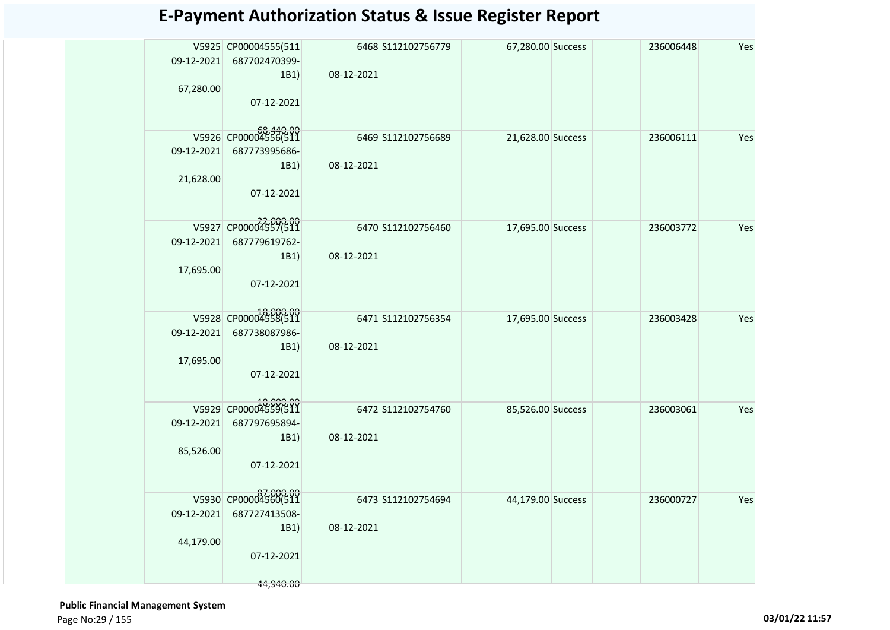# E-Payment Authorization Status & Issue Register Report

| | | | | | | | | | |
|---|---|---|---|---|---|---|---|---|---|
| | V5925 09-12-2021 67,280.00 | CP00004555(511 687702470399-1B1) 07-12-2021 68,440.00 | 6468 08-12-2021 | S112102756779 | 67,280.00 | Success | | 236006448 | Yes |
| | V5926 09-12-2021 21,628.00 | CP00004556(511 687773995686-1B1) 07-12-2021 22,000.00 | 6469 08-12-2021 | S112102756689 | 21,628.00 | Success | | 236006111 | Yes |
| | V5927 09-12-2021 17,695.00 | CP00004557(511 687779619762-1B1) 07-12-2021 18,000.00 | 6470 08-12-2021 | S112102756460 | 17,695.00 | Success | | 236003772 | Yes |
| | V5928 09-12-2021 17,695.00 | CP00004558(511 687738087986-1B1) 07-12-2021 18,000.00 | 6471 08-12-2021 | S112102756354 | 17,695.00 | Success | | 236003428 | Yes |
| | V5929 09-12-2021 85,526.00 | CP00004559(511 687797695894-1B1) 07-12-2021 87,000.00 | 6472 08-12-2021 | S112102754760 | 85,526.00 | Success | | 236003061 | Yes |
| | V5930 09-12-2021 44,179.00 | CP00004560(511 687727413508-1B1) 07-12-2021 44,940.00 | 6473 08-12-2021 | S112102754694 | 44,179.00 | Success | | 236000727 | Yes |

**Public Financial Management System**

03/01/22 11:57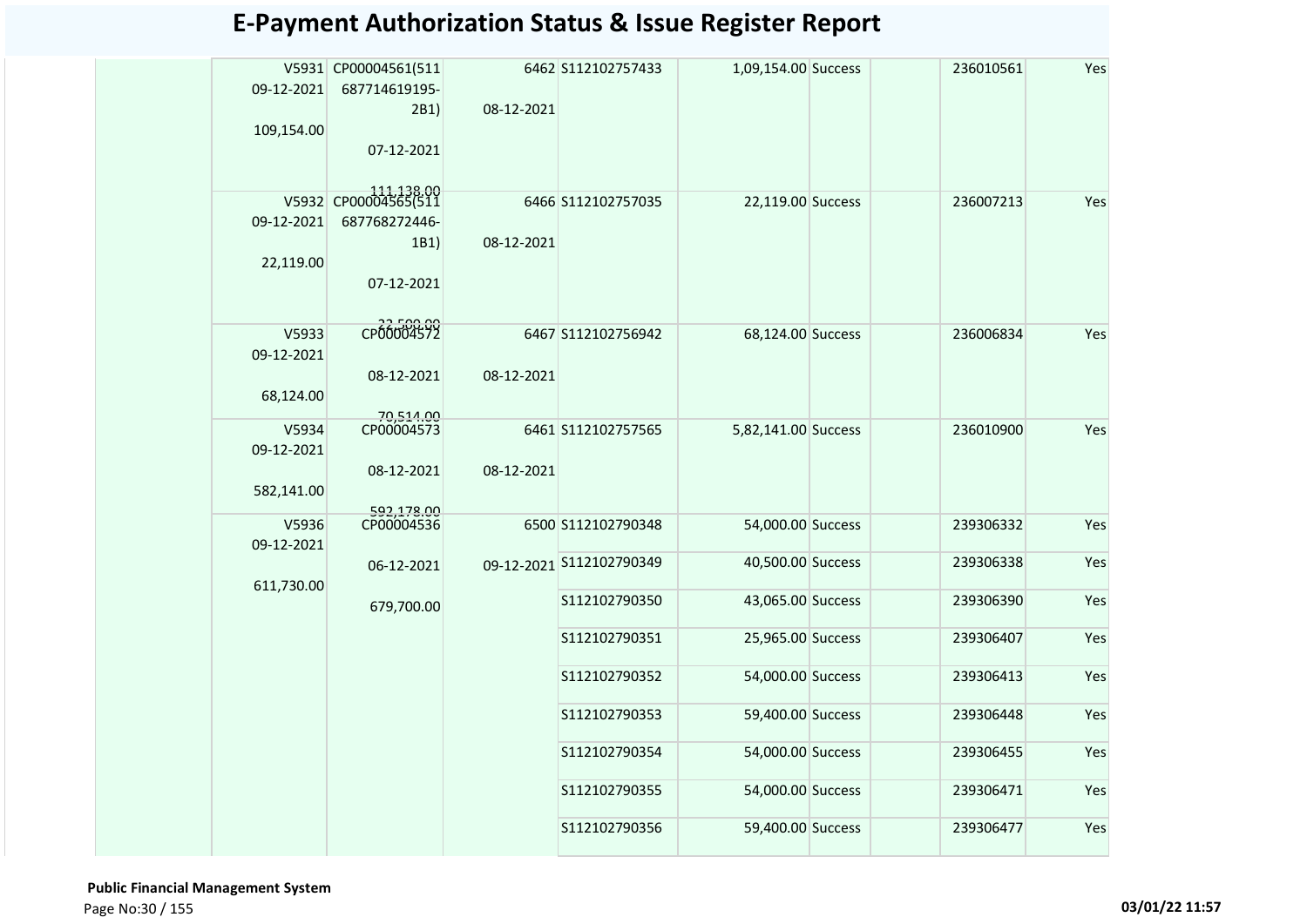# E-Payment Authorization Status & Issue Register Report

| | | | | | | | | | |
|---|---|---|---|---|---|---|---|---|---|
| | V5931 09-12-2021 109,154.00 | CP00004561(511 687714619195-2B1) 07-12-2021 111,138.00 | 6462 08-12-2021 | S112102757433 | 1,09,154.00 | Success | | 236010561 | Yes |
| | V5932 09-12-2021 22,119.00 | CP00004565(511 687768272446-1B1) 07-12-2021 22,500.00 | 6466 08-12-2021 | S112102757035 | 22,119.00 | Success | | 236007213 | Yes |
| | V5933 09-12-2021 68,124.00 | CP00004572 08-12-2021 70,514.00 | 6467 08-12-2021 | S112102756942 | 68,124.00 | Success | | 236006834 | Yes |
| | V5934 09-12-2021 582,141.00 | CP00004573 08-12-2021 592,178.00 | 6461 08-12-2021 | S112102757565 | 5,82,141.00 | Success | | 236010900 | Yes |
| | V5936 09-12-2021 611,730.00 | CP00004536 06-12-2021 679,700.00 | 6500 09-12-2021 | S112102790348 | 54,000.00 | Success | | 239306332 | Yes |
| | | | | S112102790349 | 40,500.00 | Success | | 239306338 | Yes |
| | | | | S112102790350 | 43,065.00 | Success | | 239306390 | Yes |
| | | | | S112102790351 | 25,965.00 | Success | | 239306407 | Yes |
| | | | | S112102790352 | 54,000.00 | Success | | 239306413 | Yes |
| | | | | S112102790353 | 59,400.00 | Success | | 239306448 | Yes |
| | | | | S112102790354 | 54,000.00 | Success | | 239306455 | Yes |
| | | | | S112102790355 | 54,000.00 | Success | | 239306471 | Yes |
| | | | | S112102790356 | 59,400.00 | Success | | 239306477 | Yes |

**Public Financial Management System**

**03/01/22 11:57**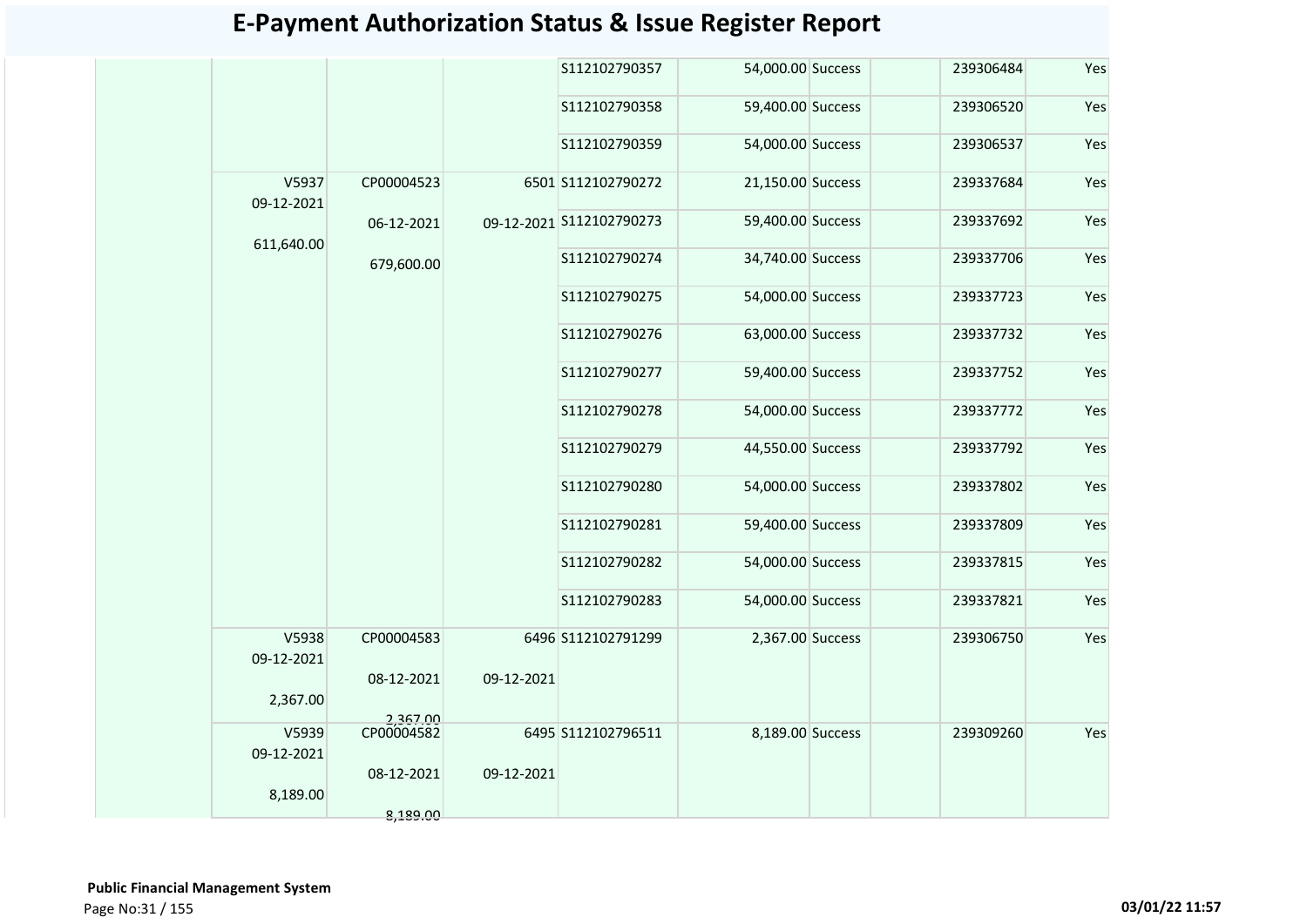# E-Payment Authorization Status & Issue Register Report

| | | | | | | | | | |
|---|---|---|---|---|---|---|---|---|---|
| | | | | S112102790357 | 54,000.00 | Success | | 239306484 | Yes |
| | | | | S112102790358 | 59,400.00 | Success | | 239306520 | Yes |
| | | | | S112102790359 | 54,000.00 | Success | | 239306537 | Yes |
| | V5937 09-12-2021 611,640.00 | CP00004523 06-12-2021 679,600.00 | 6501 09-12-2021 | S112102790272 | 21,150.00 | Success | | 239337684 | Yes |
| | | | | S112102790273 | 59,400.00 | Success | | 239337692 | Yes |
| | | | | S112102790274 | 34,740.00 | Success | | 239337706 | Yes |
| | | | | S112102790275 | 54,000.00 | Success | | 239337723 | Yes |
| | | | | S112102790276 | 63,000.00 | Success | | 239337732 | Yes |
| | | | | S112102790277 | 59,400.00 | Success | | 239337752 | Yes |
| | | | | S112102790278 | 54,000.00 | Success | | 239337772 | Yes |
| | | | | S112102790279 | 44,550.00 | Success | | 239337792 | Yes |
| | | | | S112102790280 | 54,000.00 | Success | | 239337802 | Yes |
| | | | | S112102790281 | 59,400.00 | Success | | 239337809 | Yes |
| | | | | S112102790282 | 54,000.00 | Success | | 239337815 | Yes |
| | | | | S112102790283 | 54,000.00 | Success | | 239337821 | Yes |
| | V5938 09-12-2021 2,367.00 | CP00004583 08-12-2021 2,367.00 | 6496 09-12-2021 | S112102791299 | 2,367.00 | Success | | 239306750 | Yes |
| | V5939 09-12-2021 8,189.00 | CP00004582 08-12-2021 8,189.00 | 6495 09-12-2021 | S112102796511 | 8,189.00 | Success | | 239309260 | Yes |

**Public Financial Management System**

03/01/22 11:57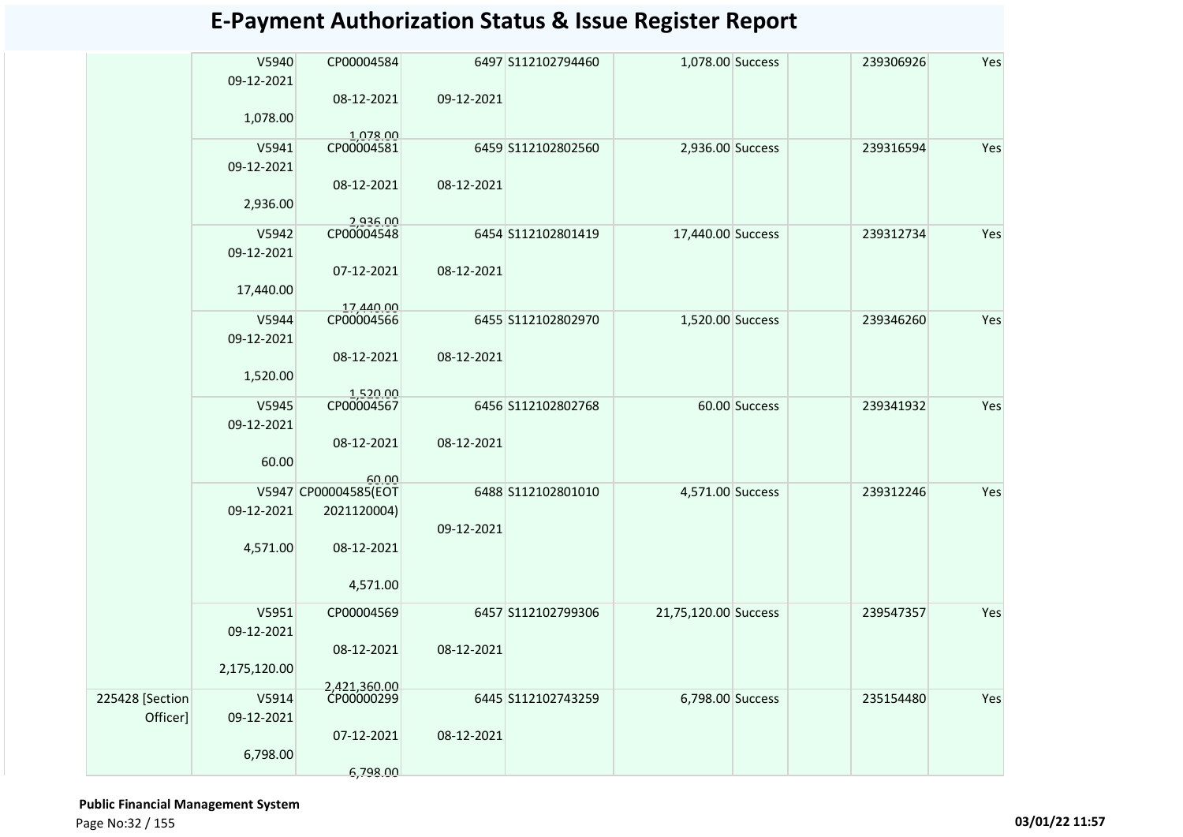# E-Payment Authorization Status & Issue Register Report

| | | | | | | | | | |
|---|---|---|---|---|---|---|---|---|---|
| | V5940 09-12-2021 1,078.00 | CP00004584 08-12-2021 1,078.00 | 6497 09-12-2021 | S112102794460 | 1,078.00 | Success | | 239306926 | Yes |
| | V5941 09-12-2021 2,936.00 | CP00004581 08-12-2021 2,936.00 | 6459 08-12-2021 | S112102802560 | 2,936.00 | Success | | 239316594 | Yes |
| | V5942 09-12-2021 17,440.00 | CP00004548 07-12-2021 17,440.00 | 6454 08-12-2021 | S112102801419 | 17,440.00 | Success | | 239312734 | Yes |
| | V5944 09-12-2021 1,520.00 | CP00004566 08-12-2021 1,520.00 | 6455 08-12-2021 | S112102802970 | 1,520.00 | Success | | 239346260 | Yes |
| | V5945 09-12-2021 60.00 | CP00004567 08-12-2021 60.00 | 6456 08-12-2021 | S112102802768 | 60.00 | Success | | 239341932 | Yes |
| | V5947 09-12-2021 4,571.00 | CP00004585(EOT 2021120004) 08-12-2021 4,571.00 | 6488 09-12-2021 | S112102801010 | 4,571.00 | Success | | 239312246 | Yes |
| | V5951 09-12-2021 2,175,120.00 | CP00004569 08-12-2021 2,421,360.00 | 6457 08-12-2021 | S112102799306 | 21,75,120.00 | Success | | 239547357 | Yes |
| 225428 [Section Officer] | V5914 09-12-2021 6,798.00 | CP00000299 07-12-2021 6,798.00 | 6445 08-12-2021 | S112102743259 | 6,798.00 | Success | | 235154480 | Yes |

**Public Financial Management System**

03/01/22 11:57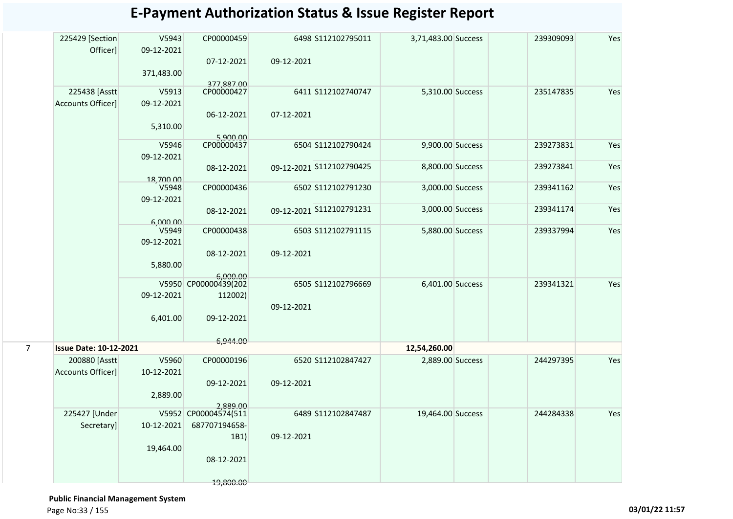# E-Payment Authorization Status & Issue Register Report

| | | | | | | | | | | |
|---|---|---|---|---|---|---|---|---|---|---|
| | 225429 [Section Officer] | V5943 09-12-2021 371,483.00 | CP00000459 07-12-2021 377,887.00 | 6498 09-12-2021 | S112102795011 | 3,71,483.00 | Success | | 239309093 | Yes |
| | 225438 [Asstt Accounts Officer] | V5913 09-12-2021 5,310.00 | CP00000427 06-12-2021 5,900.00 | 6411 07-12-2021 | S112102740747 | 5,310.00 | Success | | 235147835 | Yes |
| | | V5946 09-12-2021 18,700.00 | CP00000437 08-12-2021 | 6504 09-12-2021 | S112102790424 | 9,900.00 | Success | | 239273831 | Yes |
| | | | | | S112102790425 | 8,800.00 | Success | | 239273841 | Yes |
| | | V5948 09-12-2021 6,000.00 | CP00000436 08-12-2021 | 6502 09-12-2021 | S112102791230 | 3,000.00 | Success | | 239341162 | Yes |
| | | | | | S112102791231 | 3,000.00 | Success | | 239341174 | Yes |
| | | V5949 09-12-2021 5,880.00 | CP00000438 08-12-2021 6,000.00 | 6503 09-12-2021 | S112102791115 | 5,880.00 | Success | | 239337994 | Yes |
| | | V5950 09-12-2021 6,401.00 | CP00000439(202112002) 09-12-2021 6,944.00 | 6505 09-12-2021 | S112102796669 | 6,401.00 | Success | | 239341321 | Yes |
| 7 | **Issue Date: 10-12-2021** | | | | | **12,54,260.00** | | | | |
| | 200880 [Asstt Accounts Officer] | V5960 10-12-2021 2,889.00 | CP00000196 09-12-2021 2,889.00 | 6520 09-12-2021 | S112102847427 | 2,889.00 | Success | | 244297395 | Yes |
| | 225427 [Under Secretary] | V5952 10-12-2021 19,464.00 | CP00004574(511687707194658-1B1) 08-12-2021 19,800.00 | 6489 09-12-2021 | S112102847487 | 19,464.00 | Success | | 244284338 | Yes |

**Public Financial Management System**

03/01/22 11:57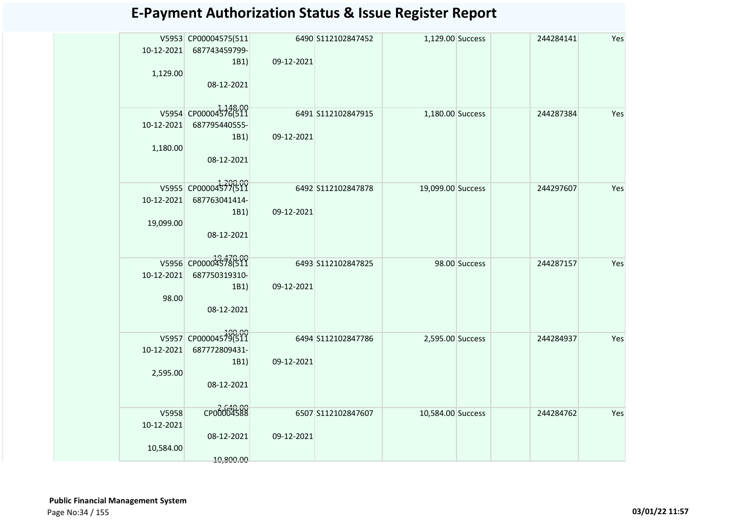# E-Payment Authorization Status & Issue Register Report

| | | | | | | | | | |
|---|---|---|---|---|---|---|---|---|---|
| | V5953 10-12-2021 1,129.00 | CP00004575(511 687743459799-1B1) 08-12-2021 1,148.00 | 6490 09-12-2021 | S112102847452 | 1,129.00 | Success | | 244284141 | Yes |
| | V5954 10-12-2021 1,180.00 | CP00004576(511 687795440555-1B1) 08-12-2021 1,200.00 | 6491 09-12-2021 | S112102847915 | 1,180.00 | Success | | 244287384 | Yes |
| | V5955 10-12-2021 19,099.00 | CP00004577(511 687763041414-1B1) 08-12-2021 19,470.00 | 6492 09-12-2021 | S112102847878 | 19,099.00 | Success | | 244297607 | Yes |
| | V5956 10-12-2021 98.00 | CP00004578(511 687750319310-1B1) 08-12-2021 100.00 | 6493 09-12-2021 | S112102847825 | 98.00 | Success | | 244287157 | Yes |
| | V5957 10-12-2021 2,595.00 | CP00004579(511 687772809431-1B1) 08-12-2021 2,640.00 | 6494 09-12-2021 | S112102847786 | 2,595.00 | Success | | 244284937 | Yes |
| | V5958 10-12-2021 10,584.00 | CP00004588 08-12-2021 10,800.00 | 6507 09-12-2021 | S112102847607 | 10,584.00 | Success | | 244284762 | Yes |

**Public Financial Management System**

03/01/22 11:57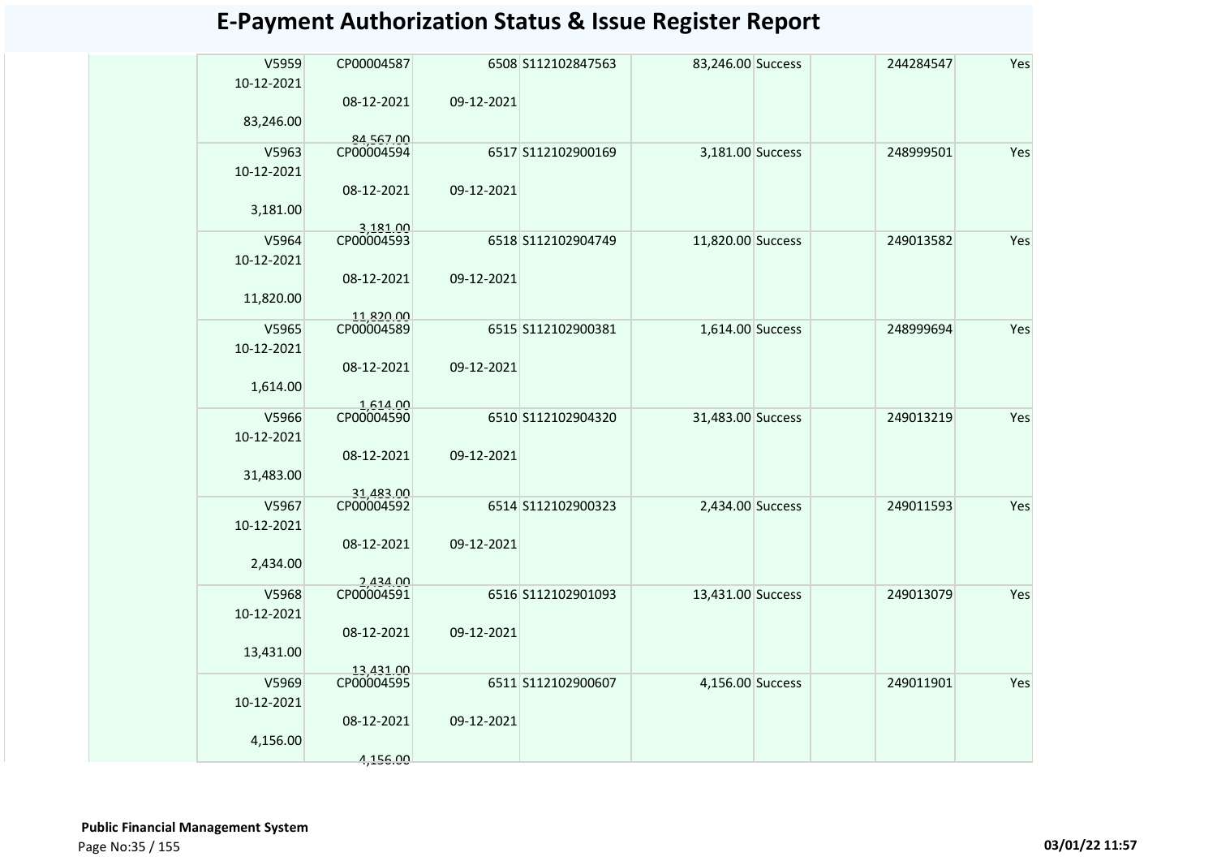# E-Payment Authorization Status & Issue Register Report

| | V5959 10-12-2021 83,246.00 | CP00004587 08-12-2021 84,567.00 | 6508 09-12-2021 | S112102847563 | 83,246.00 | Success | | 244284547 | Yes |
|---|---|---|---|---|---|---|---|---|---|
| | V5963 10-12-2021 3,181.00 | CP00004594 08-12-2021 3,181.00 | 6517 09-12-2021 | S112102900169 | 3,181.00 | Success | | 248999501 | Yes |
| | V5964 10-12-2021 11,820.00 | CP00004593 08-12-2021 11,820.00 | 6518 09-12-2021 | S112102904749 | 11,820.00 | Success | | 249013582 | Yes |
| | V5965 10-12-2021 1,614.00 | CP00004589 08-12-2021 1,614.00 | 6515 09-12-2021 | S112102900381 | 1,614.00 | Success | | 248999694 | Yes |
| | V5966 10-12-2021 31,483.00 | CP00004590 08-12-2021 31,483.00 | 6510 09-12-2021 | S112102904320 | 31,483.00 | Success | | 249013219 | Yes |
| | V5967 10-12-2021 2,434.00 | CP00004592 08-12-2021 2,434.00 | 6514 09-12-2021 | S112102900323 | 2,434.00 | Success | | 249011593 | Yes |
| | V5968 10-12-2021 13,431.00 | CP00004591 08-12-2021 13,431.00 | 6516 09-12-2021 | S112102901093 | 13,431.00 | Success | | 249013079 | Yes |
| | V5969 10-12-2021 4,156.00 | CP00004595 08-12-2021 4,156.00 | 6511 09-12-2021 | S112102900607 | 4,156.00 | Success | | 249011901 | Yes |

**Public Financial Management System**

03/01/22 11:57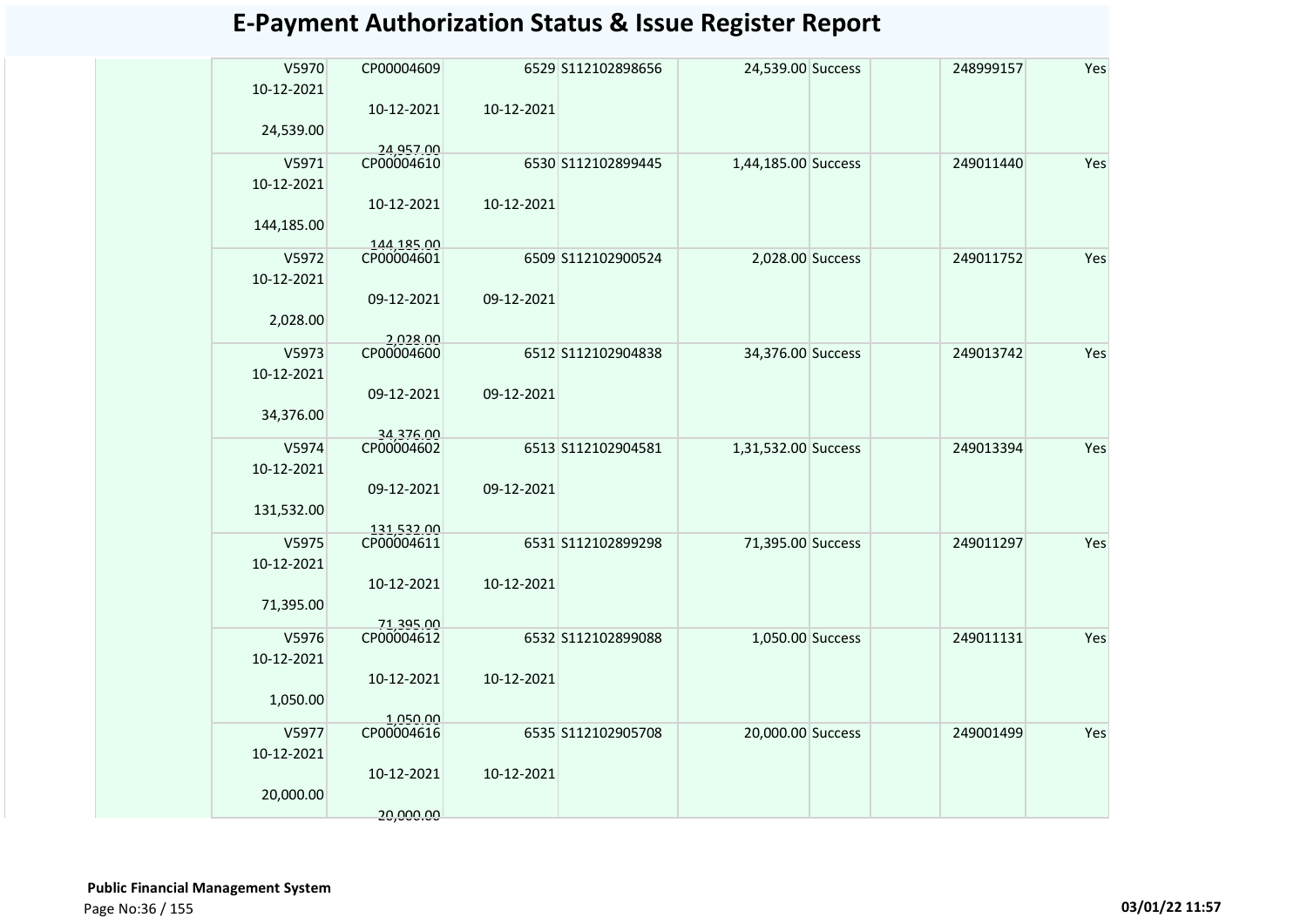# E-Payment Authorization Status & Issue Register Report

| | | | | | | | | | |
|---|---|---|---|---|---|---|---|---|---|
| | V5970<br>10-12-2021<br><br>24,539.00 | CP00004609<br><br>10-12-2021<br><br>24,957.00 | 6529<br><br>10-12-2021 | S112102898656 | 24,539.00 | Success | | 248999157 | Yes |
| | V5971<br>10-12-2021<br><br>144,185.00 | CP00004610<br><br>10-12-2021<br><br>144,185.00 | 6530<br><br>10-12-2021 | S112102899445 | 1,44,185.00 | Success | | 249011440 | Yes |
| | V5972<br>10-12-2021<br><br>2,028.00 | CP00004601<br><br>09-12-2021<br><br>2,028.00 | 6509<br><br>09-12-2021 | S112102900524 | 2,028.00 | Success | | 249011752 | Yes |
| | V5973<br>10-12-2021<br><br>34,376.00 | CP00004600<br><br>09-12-2021<br><br>34,376.00 | 6512<br><br>09-12-2021 | S112102904838 | 34,376.00 | Success | | 249013742 | Yes |
| | V5974<br>10-12-2021<br><br>131,532.00 | CP00004602<br><br>09-12-2021<br><br>131,532.00 | 6513<br><br>09-12-2021 | S112102904581 | 1,31,532.00 | Success | | 249013394 | Yes |
| | V5975<br>10-12-2021<br><br>71,395.00 | CP00004611<br><br>10-12-2021<br><br>71,395.00 | 6531<br><br>10-12-2021 | S112102899298 | 71,395.00 | Success | | 249011297 | Yes |
| | V5976<br>10-12-2021<br><br>1,050.00 | CP00004612<br><br>10-12-2021<br><br>1,050.00 | 6532<br><br>10-12-2021 | S112102899088 | 1,050.00 | Success | | 249011131 | Yes |
| | V5977<br>10-12-2021<br><br>20,000.00 | CP00004616<br><br>10-12-2021<br><br>20,000.00 | 6535<br><br>10-12-2021 | S112102905708 | 20,000.00 | Success | | 249001499 | Yes |

**Public Financial Management System**

03/01/22 11:57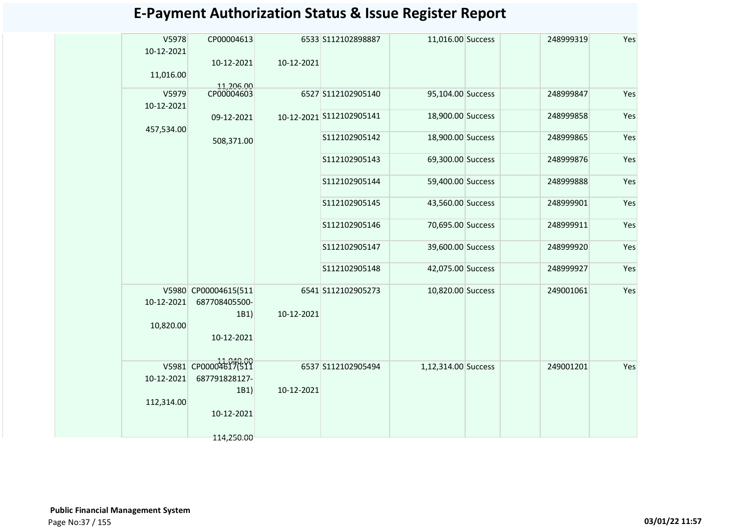# E-Payment Authorization Status & Issue Register Report

| | | | | | | | | | |
|---|---|---|---|---|---|---|---|---|---|
| | V5978 10-12-2021 11,016.00 | CP00004613 10-12-2021 11,206.00 | 6533 10-12-2021 | S112102898887 | 11,016.00 | Success | | 248999319 | Yes |
| | V5979 10-12-2021 457,534.00 | CP00004603 09-12-2021 508,371.00 | 6527 10-12-2021 | S112102905140 | 95,104.00 | Success | | 248999847 | Yes |
| | | | | S112102905141 | 18,900.00 | Success | | 248999858 | Yes |
| | | | | S112102905142 | 18,900.00 | Success | | 248999865 | Yes |
| | | | | S112102905143 | 69,300.00 | Success | | 248999876 | Yes |
| | | | | S112102905144 | 59,400.00 | Success | | 248999888 | Yes |
| | | | | S112102905145 | 43,560.00 | Success | | 248999901 | Yes |
| | | | | S112102905146 | 70,695.00 | Success | | 248999911 | Yes |
| | | | | S112102905147 | 39,600.00 | Success | | 248999920 | Yes |
| | | | | S112102905148 | 42,075.00 | Success | | 248999927 | Yes |
| | V5980 10-12-2021 10,820.00 | CP00004615(511687708405500-1B1) 10-12-2021 11,040.00 | 6541 10-12-2021 | S112102905273 | 10,820.00 | Success | | 249001061 | Yes |
| | V5981 10-12-2021 112,314.00 | CP00004617(511687791828127-1B1) 10-12-2021 114,250.00 | 6537 10-12-2021 | S112102905494 | 1,12,314.00 | Success | | 249001201 | Yes |

**Public Financial Management System**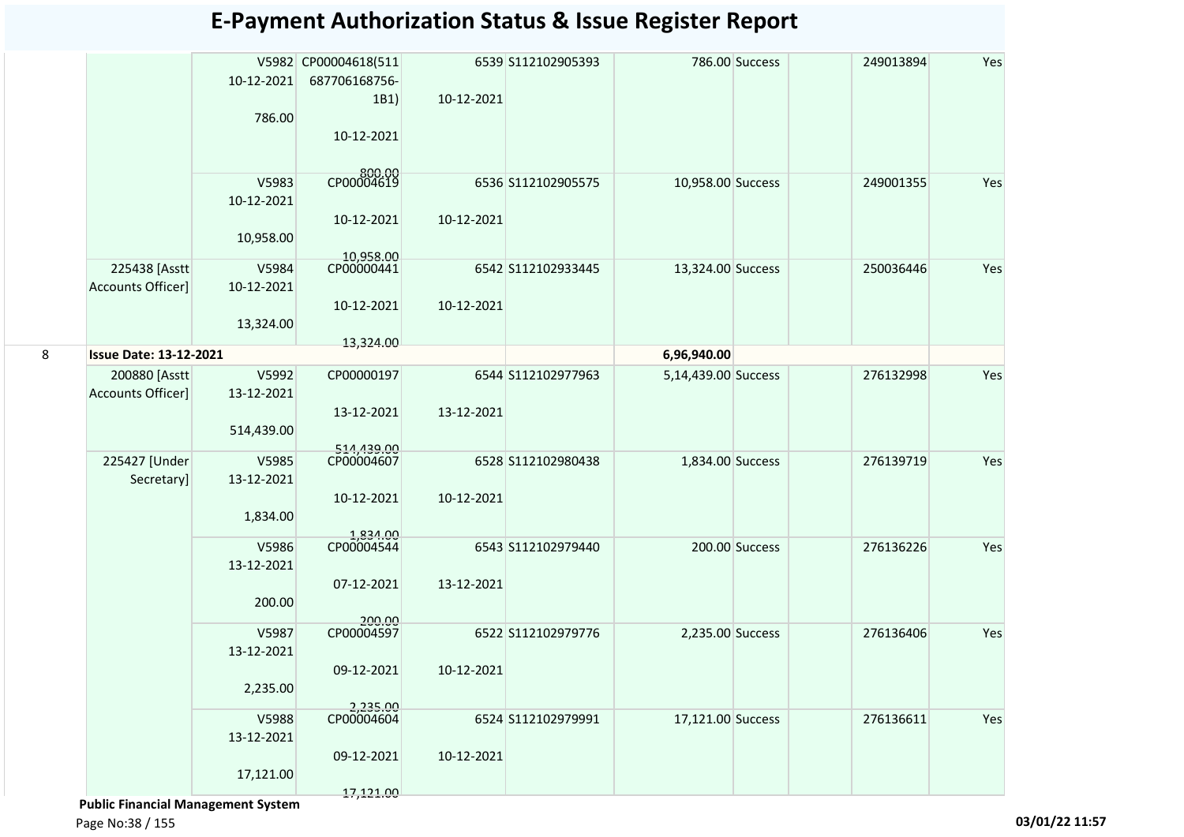# E-Payment Authorization Status & Issue Register Report

| | | | | | | | | | | |
|---|---|---|---|---|---|---|---|---|---|---|
| | | V5982 10-12-2021 786.00 | CP00004618(511 687706168756-1B1) 10-12-2021 800.00 | 6539 10-12-2021 | S112102905393 | 786.00 | Success | | 249013894 | Yes |
| | | V5983 10-12-2021 10,958.00 | CP00004619 10-12-2021 10,958.00 | 6536 10-12-2021 | S112102905575 | 10,958.00 | Success | | 249001355 | Yes |
| | 225438 [Asstt Accounts Officer] | V5984 10-12-2021 13,324.00 | CP00000441 10-12-2021 13,324.00 | 6542 10-12-2021 | S112102933445 | 13,324.00 | Success | | 250036446 | Yes |
| 8 | **Issue Date: 13-12-2021** | | | | | **6,96,940.00** | | | | |
| | 200880 [Asstt Accounts Officer] | V5992 13-12-2021 514,439.00 | CP00000197 13-12-2021 514,439.00 | 6544 13-12-2021 | S112102977963 | 5,14,439.00 | Success | | 276132998 | Yes |
| | 225427 [Under Secretary] | V5985 13-12-2021 1,834.00 | CP00004607 10-12-2021 1,834.00 | 6528 10-12-2021 | S112102980438 | 1,834.00 | Success | | 276139719 | Yes |
| | | V5986 13-12-2021 200.00 | CP00004544 07-12-2021 200.00 | 6543 13-12-2021 | S112102979440 | 200.00 | Success | | 276136226 | Yes |
| | | V5987 13-12-2021 2,235.00 | CP00004597 09-12-2021 2,235.00 | 6522 10-12-2021 | S112102979776 | 2,235.00 | Success | | 276136406 | Yes |
| | | V5988 13-12-2021 17,121.00 | CP00004604 09-12-2021 17,121.00 | 6524 10-12-2021 | S112102979991 | 17,121.00 | Success | | 276136611 | Yes |

**Public Financial Management System**

03/01/22 11:57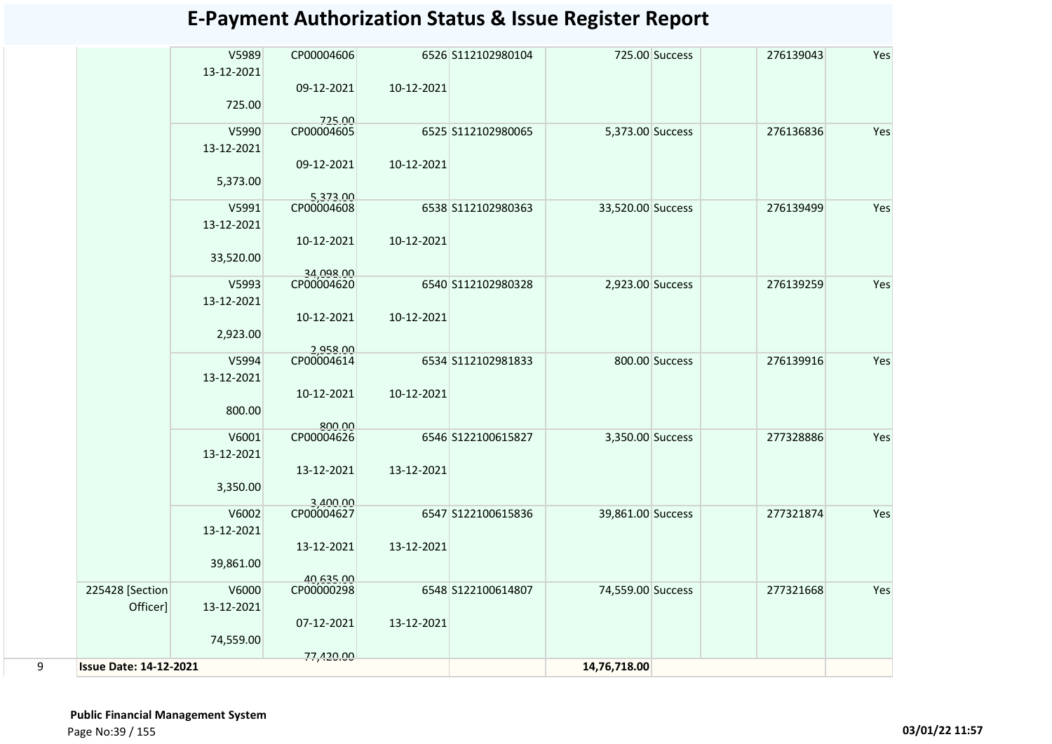# E-Payment Authorization Status & Issue Register Report

| | | | | | | | | | | | |
|---|---|---|---|---|---|---|---|---|---|---|---|
| | | V5989<br>13-12-2021<br>725.00 | CP00004606<br>09-12-2021<br>725.00 | 6526<br>10-12-2021 | S112102980104 | 725.00 | Success | | 276139043 | Yes |
| | | V5990<br>13-12-2021<br>5,373.00 | CP00004605<br>09-12-2021<br>5,373.00 | 6525<br>10-12-2021 | S112102980065 | 5,373.00 | Success | | 276136836 | Yes |
| | | V5991<br>13-12-2021<br>33,520.00 | CP00004608<br>10-12-2021<br>34,098.00 | 6538<br>10-12-2021 | S112102980363 | 33,520.00 | Success | | 276139499 | Yes |
| | | V5993<br>13-12-2021<br>2,923.00 | CP00004620<br>10-12-2021<br>2,958.00 | 6540<br>10-12-2021 | S112102980328 | 2,923.00 | Success | | 276139259 | Yes |
| | | V5994<br>13-12-2021<br>800.00 | CP00004614<br>10-12-2021<br>800.00 | 6534<br>10-12-2021 | S112102981833 | 800.00 | Success | | 276139916 | Yes |
| | | V6001<br>13-12-2021<br>3,350.00 | CP00004626<br>13-12-2021<br>3,400.00 | 6546<br>13-12-2021 | S122100615827 | 3,350.00 | Success | | 277328886 | Yes |
| | | V6002<br>13-12-2021<br>39,861.00 | CP00004627<br>13-12-2021<br>40,635.00 | 6547<br>13-12-2021 | S122100615836 | 39,861.00 | Success | | 277321874 | Yes |
| | 225428 [Section Officer] | V6000<br>13-12-2021<br>74,559.00 | CP00000298<br>07-12-2021<br>77,420.00 | 6548<br>13-12-2021 | S122100614807 | 74,559.00 | Success | | 277321668 | Yes |
| 9 | **Issue Date: 14-12-2021** | | | | | **14,76,718.00** | | | | |

**Public Financial Management System**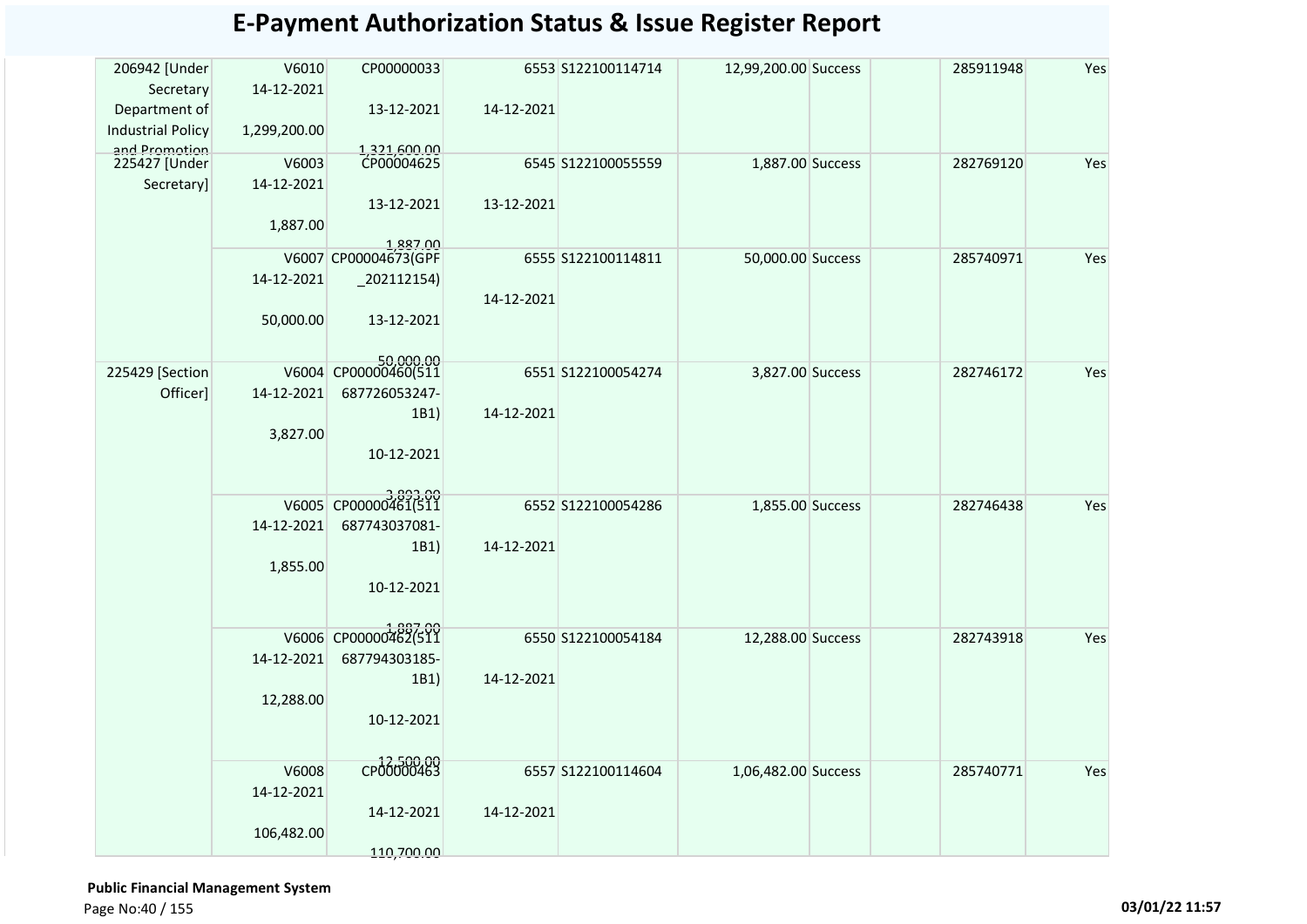# E-Payment Authorization Status & Issue Register Report

| | | | | | | | | | |
|---|---|---|---|---|---|---|---|---|---|
| 206942 [Under Secretary Department of Industrial Policy and Promotion | V6010 14-12-2021 1,299,200.00 | CP00000033 13-12-2021 1,321,600.00 | 6553 14-12-2021 | S122100114714 | 12,99,200.00 | Success | | 285911948 | Yes |
| 225427 [Under Secretary] | V6003 14-12-2021 1,887.00 | CP00004625 13-12-2021 1,887.00 | 6545 13-12-2021 | S122100055559 | 1,887.00 | Success | | 282769120 | Yes |
| | V6007 14-12-2021 50,000.00 | CP00004673(GPF _202112154) 13-12-2021 50,000.00 | 6555 14-12-2021 | S122100114811 | 50,000.00 | Success | | 285740971 | Yes |
| 225429 [Section Officer] | V6004 14-12-2021 3,827.00 | CP00000460(511 687726053247-1B1) 10-12-2021 3,893.00 | 6551 14-12-2021 | S122100054274 | 3,827.00 | Success | | 282746172 | Yes |
| | V6005 14-12-2021 1,855.00 | CP00000461(511 687743037081-1B1) 10-12-2021 1,887.00 | 6552 14-12-2021 | S122100054286 | 1,855.00 | Success | | 282746438 | Yes |
| | V6006 14-12-2021 12,288.00 | CP00000462(511 687794303185-1B1) 10-12-2021 12,500.00 | 6550 14-12-2021 | S122100054184 | 12,288.00 | Success | | 282743918 | Yes |
| | V6008 14-12-2021 106,482.00 | CP00000463 14-12-2021 110,700.00 | 6557 14-12-2021 | S122100114604 | 1,06,482.00 | Success | | 285740771 | Yes |

**Public Financial Management System**

03/01/22 11:57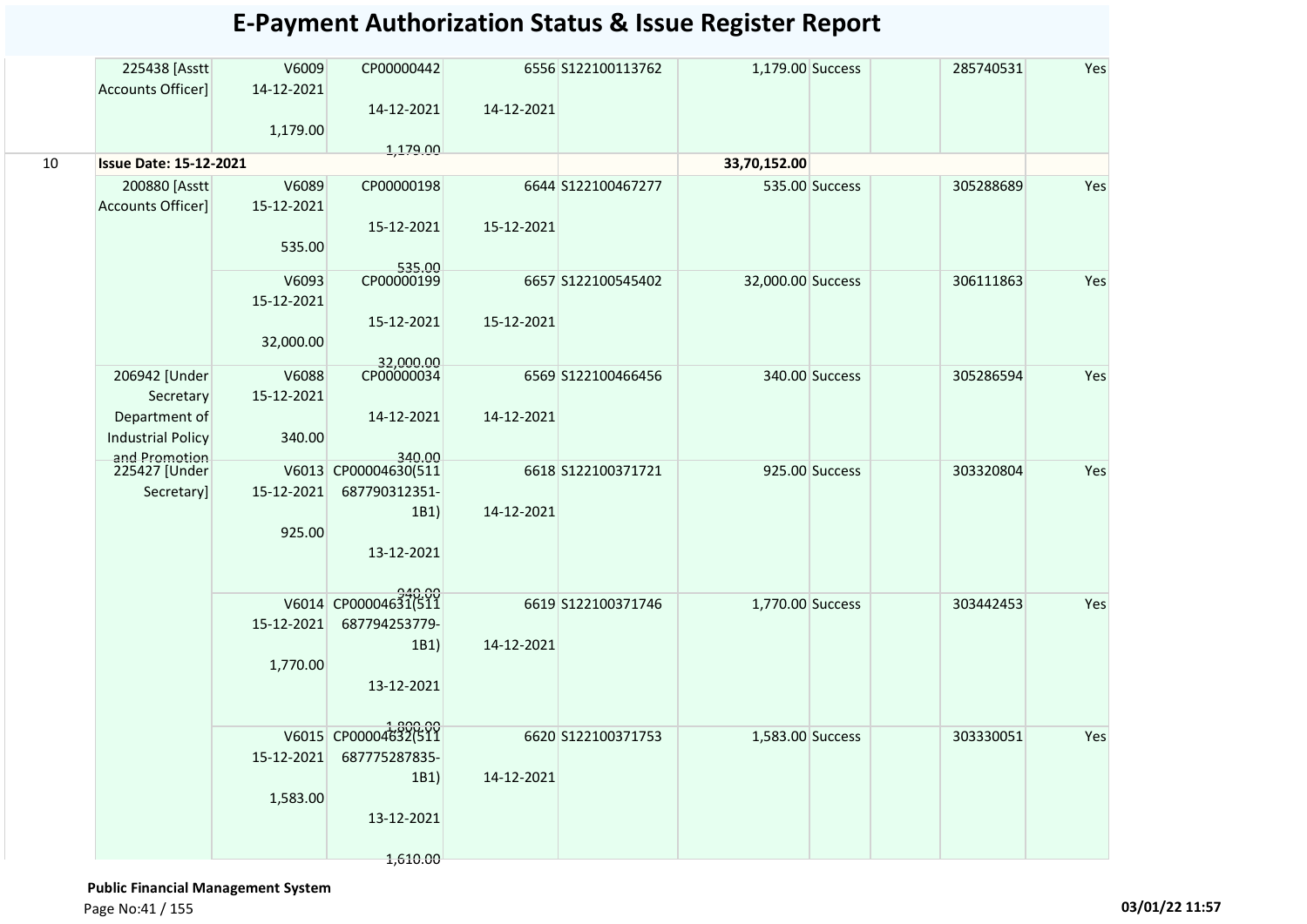# E-Payment Authorization Status & Issue Register Report

| | | | | | | | | | | |
|---|---|---|---|---|---|---|---|---|---|---|
| | 225438 [Asstt Accounts Officer] | V6009 14-12-2021 1,179.00 | CP00000442 14-12-2021 1,179.00 | 6556 14-12-2021 | S122100113762 | 1,179.00 | Success | | 285740531 | Yes |
| 10 | **Issue Date: 15-12-2021** | | | | | **33,70,152.00** | | | | |
| | 200880 [Asstt Accounts Officer] | V6089 15-12-2021 535.00 | CP00000198 15-12-2021 535.00 | 6644 15-12-2021 | S122100467277 | 535.00 | Success | | 305288689 | Yes |
| | | V6093 15-12-2021 32,000.00 | CP00000199 15-12-2021 32,000.00 | 6657 15-12-2021 | S122100545402 | 32,000.00 | Success | | 306111863 | Yes |
| | 206942 [Under Secretary Department of Industrial Policy and Promotion | V6088 15-12-2021 340.00 | CP00000034 14-12-2021 340.00 | 6569 14-12-2021 | S122100466456 | 340.00 | Success | | 305286594 | Yes |
| | 225427 [Under Secretary] | V6013 15-12-2021 925.00 | CP00004630(511687790312351-1B1) 13-12-2021 940.00 | 6618 14-12-2021 | S122100371721 | 925.00 | Success | | 303320804 | Yes |
| | | V6014 15-12-2021 1,770.00 | CP00004631(511687794253779-1B1) 13-12-2021 1,800.00 | 6619 14-12-2021 | S122100371746 | 1,770.00 | Success | | 303442453 | Yes |
| | | V6015 15-12-2021 1,583.00 | CP00004632(511687775287835-1B1) 13-12-2021 1,610.00 | 6620 14-12-2021 | S122100371753 | 1,583.00 | Success | | 303330051 | Yes |

**Public Financial Management System**

03/01/22 11:57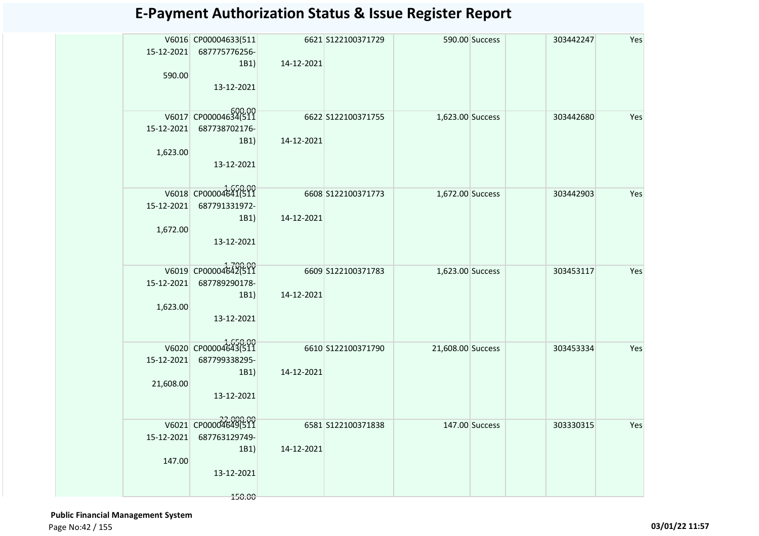# E-Payment Authorization Status & Issue Register Report

| | | | | | | | | | |
|---|---|---|---|---|---|---|---|---|---|
| | V6016 15-12-2021 590.00 | CP00004633(511 687775776256-1B1) 13-12-2021 600.00 | 6621 14-12-2021 | S122100371729 | 590.00 | Success | | 303442247 | Yes |
| | V6017 15-12-2021 1,623.00 | CP00004634(511 687738702176-1B1) 13-12-2021 1,650.00 | 6622 14-12-2021 | S122100371755 | 1,623.00 | Success | | 303442680 | Yes |
| | V6018 15-12-2021 1,672.00 | CP00004641(511 687791331972-1B1) 13-12-2021 1,700.00 | 6608 14-12-2021 | S122100371773 | 1,672.00 | Success | | 303442903 | Yes |
| | V6019 15-12-2021 1,623.00 | CP00004642(511 687789290178-1B1) 13-12-2021 1,650.00 | 6609 14-12-2021 | S122100371783 | 1,623.00 | Success | | 303453117 | Yes |
| | V6020 15-12-2021 21,608.00 | CP00004643(511 687799338295-1B1) 13-12-2021 22,000.00 | 6610 14-12-2021 | S122100371790 | 21,608.00 | Success | | 303453334 | Yes |
| | V6021 15-12-2021 147.00 | CP00004649(511 687763129749-1B1) 13-12-2021 150.00 | 6581 14-12-2021 | S122100371838 | 147.00 | Success | | 303330315 | Yes |

**Public Financial Management System**

03/01/22 11:57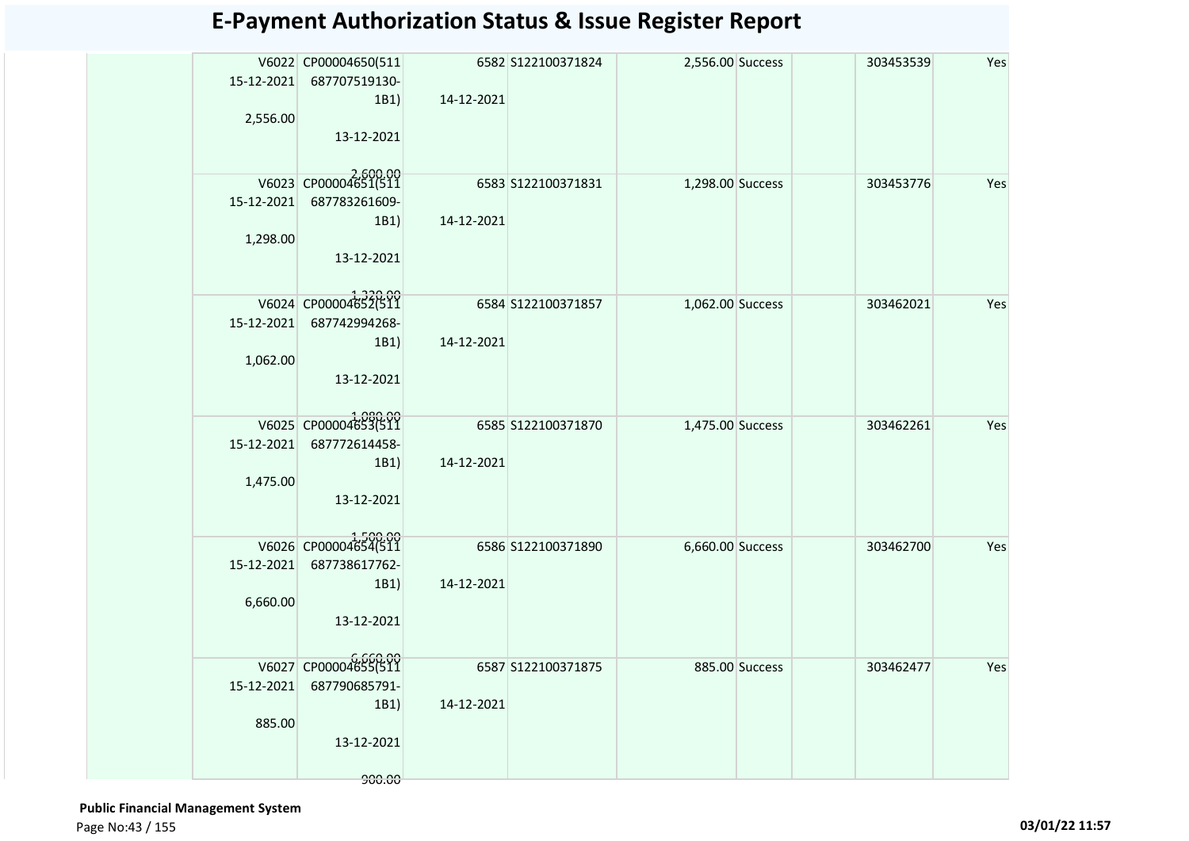# E-Payment Authorization Status & Issue Register Report

| | | | | | | | | | | |
|---|---|---|---|---|---|---|---|---|---|---|
| | V6022<br>15-12-2021<br>2,556.00 | CP00004650(511 687707519130-1B1)<br>13-12-2021<br>2,600.00 | 6582<br>14-12-2021 | S122100371824 | 2,556.00 | Success | | 303453539 | Yes |
| | V6023<br>15-12-2021<br>1,298.00 | CP00004651(511 687783261609-1B1)<br>13-12-2021<br>1,320.00 | 6583<br>14-12-2021 | S122100371831 | 1,298.00 | Success | | 303453776 | Yes |
| | V6024<br>15-12-2021<br>1,062.00 | CP00004652(511 687742994268-1B1)<br>13-12-2021<br>1,080.00 | 6584<br>14-12-2021 | S122100371857 | 1,062.00 | Success | | 303462021 | Yes |
| | V6025<br>15-12-2021<br>1,475.00 | CP00004653(511 687772614458-1B1)<br>13-12-2021<br>1,500.00 | 6585<br>14-12-2021 | S122100371870 | 1,475.00 | Success | | 303462261 | Yes |
| | V6026<br>15-12-2021<br>6,660.00 | CP00004654(511 687738617762-1B1)<br>13-12-2021<br>6,660.00 | 6586<br>14-12-2021 | S122100371890 | 6,660.00 | Success | | 303462700 | Yes |
| | V6027<br>15-12-2021<br>885.00 | CP00004655(511 687790685791-1B1)<br>13-12-2021<br>900.00 | 6587<br>14-12-2021 | S122100371875 | 885.00 | Success | | 303462477 | Yes |

**Public Financial Management System**

03/01/22 11:57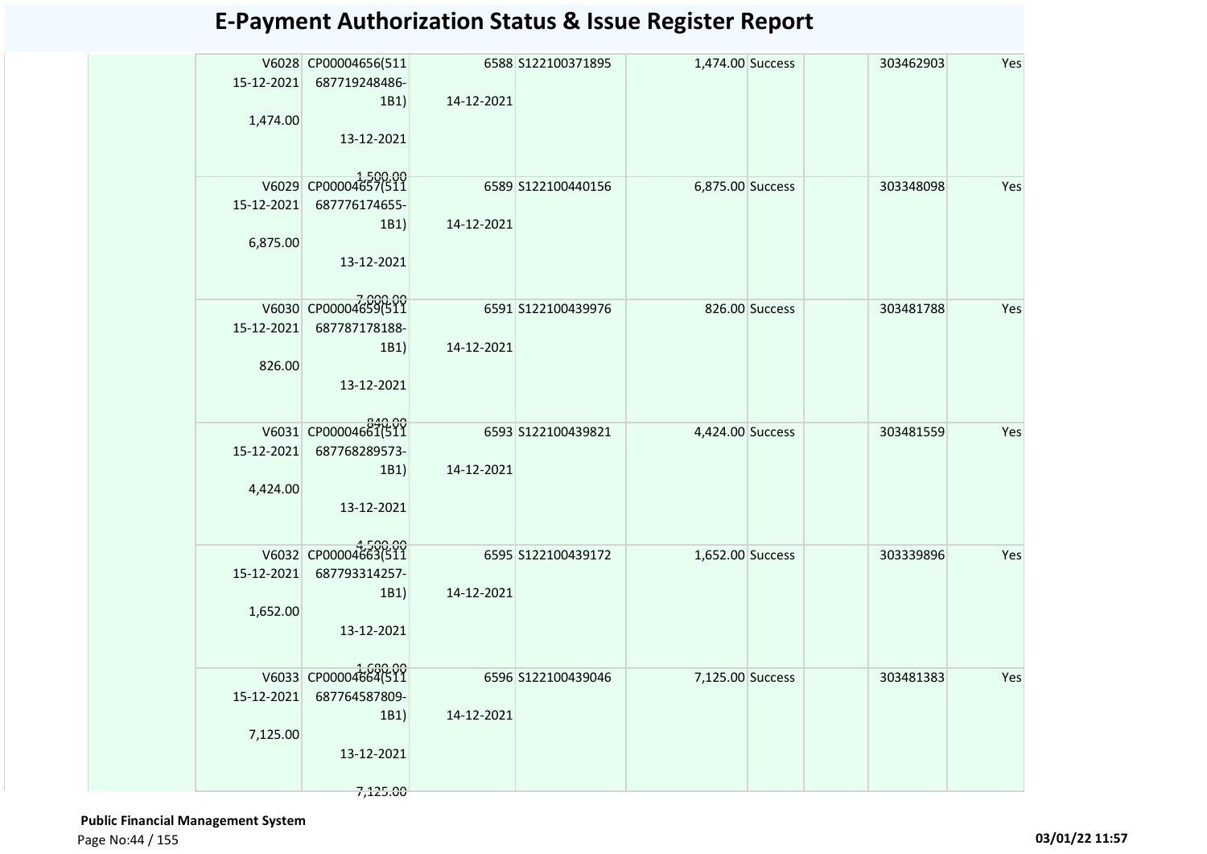# E-Payment Authorization Status & Issue Register Report

| | | | | | | | | | |
|---|---|---|---|---|---|---|---|---|---|
| | V6028 15-12-2021 1,474.00 | CP00004656(511 687719248486-1B1) 13-12-2021 1,500.00 | 6588 14-12-2021 | S122100371895 | 1,474.00 | Success | | 303462903 | Yes |
| | V6029 15-12-2021 6,875.00 | CP00004657(511 687776174655-1B1) 13-12-2021 7,000.00 | 6589 14-12-2021 | S122100440156 | 6,875.00 | Success | | 303348098 | Yes |
| | V6030 15-12-2021 826.00 | CP00004659(511 687787178188-1B1) 13-12-2021 840.00 | 6591 14-12-2021 | S122100439976 | 826.00 | Success | | 303481788 | Yes |
| | V6031 15-12-2021 4,424.00 | CP00004661(511 687768289573-1B1) 13-12-2021 4,500.00 | 6593 14-12-2021 | S122100439821 | 4,424.00 | Success | | 303481559 | Yes |
| | V6032 15-12-2021 1,652.00 | CP00004663(511 687793314257-1B1) 13-12-2021 1,680.00 | 6595 14-12-2021 | S122100439172 | 1,652.00 | Success | | 303339896 | Yes |
| | V6033 15-12-2021 7,125.00 | CP00004664(511 687764587809-1B1) 13-12-2021 7,125.00 | 6596 14-12-2021 | S122100439046 | 7,125.00 | Success | | 303481383 | Yes |

**Public Financial Management System**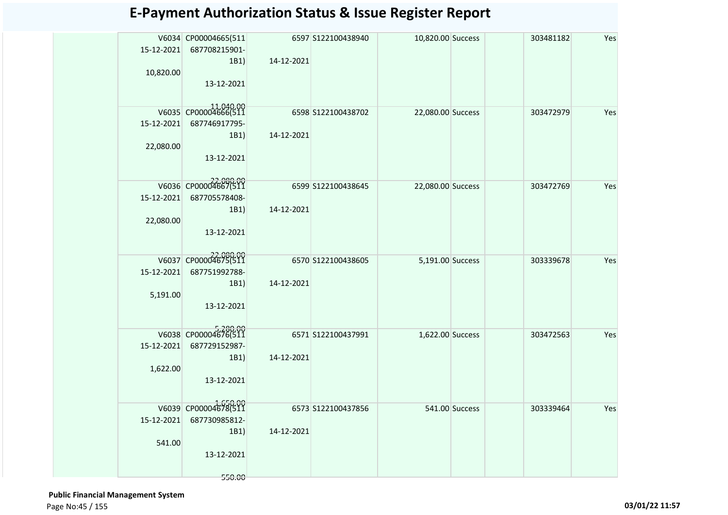# E-Payment Authorization Status & Issue Register Report

| | | | | | | | | | |
|---|---|---|---|---|---|---|---|---|---|
| | V6034 15-12-2021 10,820.00 | CP00004665(511 687708215901-1B1) 13-12-2021 11,040.00 | 6597 14-12-2021 | S122100438940 | 10,820.00 | Success | | 303481182 | Yes |
| | V6035 15-12-2021 22,080.00 | CP00004666(511 687746917795-1B1) 13-12-2021 22,080.00 | 6598 14-12-2021 | S122100438702 | 22,080.00 | Success | | 303472979 | Yes |
| | V6036 15-12-2021 22,080.00 | CP00004667(511 687705578408-1B1) 13-12-2021 22,080.00 | 6599 14-12-2021 | S122100438645 | 22,080.00 | Success | | 303472769 | Yes |
| | V6037 15-12-2021 5,191.00 | CP00004675(511 687751992788-1B1) 13-12-2021 5,280.00 | 6570 14-12-2021 | S122100438605 | 5,191.00 | Success | | 303339678 | Yes |
| | V6038 15-12-2021 1,622.00 | CP00004676(511 687729152987-1B1) 13-12-2021 1,650.00 | 6571 14-12-2021 | S122100437991 | 1,622.00 | Success | | 303472563 | Yes |
| | V6039 15-12-2021 541.00 | CP00004678(511 687730985812-1B1) 13-12-2021 550.00 | 6573 14-12-2021 | S122100437856 | 541.00 | Success | | 303339464 | Yes |

**Public Financial Management System**

03/01/22 11:57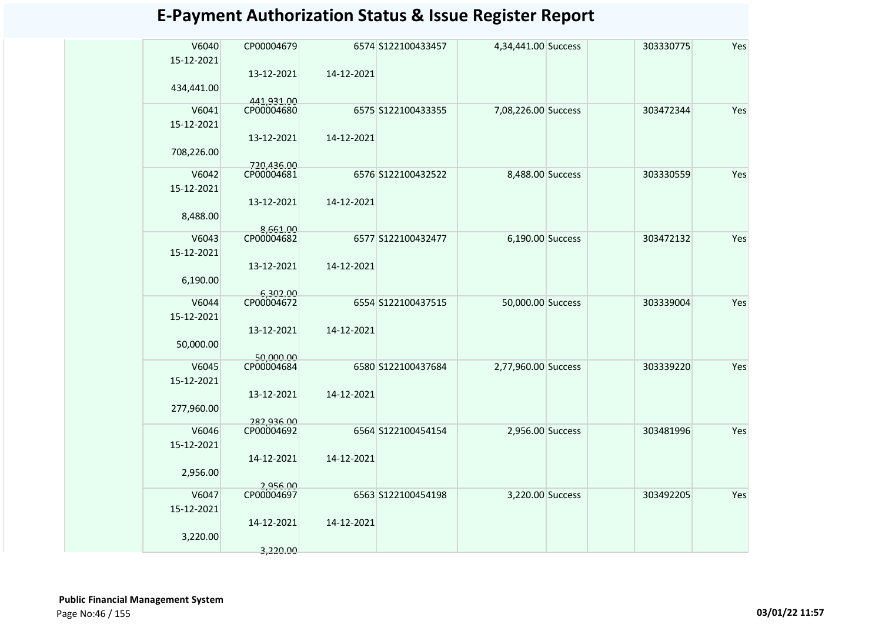# E-Payment Authorization Status & Issue Register Report

| | | | | | | | | |
|---|---|---|---|---|---|---|---|---|
| V6040<br>15-12-2021<br>434,441.00 | CP00004679<br>13-12-2021<br>441,931.00 | 6574<br>14-12-2021 | S122100433457 | 4,34,441.00 | Success | | 303330775 | Yes |
| V6041<br>15-12-2021<br>708,226.00 | CP00004680<br>13-12-2021<br>720,436.00 | 6575<br>14-12-2021 | S122100433355 | 7,08,226.00 | Success | | 303472344 | Yes |
| V6042<br>15-12-2021<br>8,488.00 | CP00004681<br>13-12-2021<br>8,661.00 | 6576<br>14-12-2021 | S122100432522 | 8,488.00 | Success | | 303330559 | Yes |
| V6043<br>15-12-2021<br>6,190.00 | CP00004682<br>13-12-2021<br>6,302.00 | 6577<br>14-12-2021 | S122100432477 | 6,190.00 | Success | | 303472132 | Yes |
| V6044<br>15-12-2021<br>50,000.00 | CP00004672<br>13-12-2021<br>50,000.00 | 6554<br>14-12-2021 | S122100437515 | 50,000.00 | Success | | 303339004 | Yes |
| V6045<br>15-12-2021<br>277,960.00 | CP00004684<br>13-12-2021<br>282,936.00 | 6580<br>14-12-2021 | S122100437684 | 2,77,960.00 | Success | | 303339220 | Yes |
| V6046<br>15-12-2021<br>2,956.00 | CP00004692<br>14-12-2021<br>2,956.00 | 6564<br>14-12-2021 | S122100454154 | 2,956.00 | Success | | 303481996 | Yes |
| V6047<br>15-12-2021<br>3,220.00 | CP00004697<br>14-12-2021<br>3,220.00 | 6563<br>14-12-2021 | S122100454198 | 3,220.00 | Success | | 303492205 | Yes |

**Public Financial Management System**

03/01/22 11:57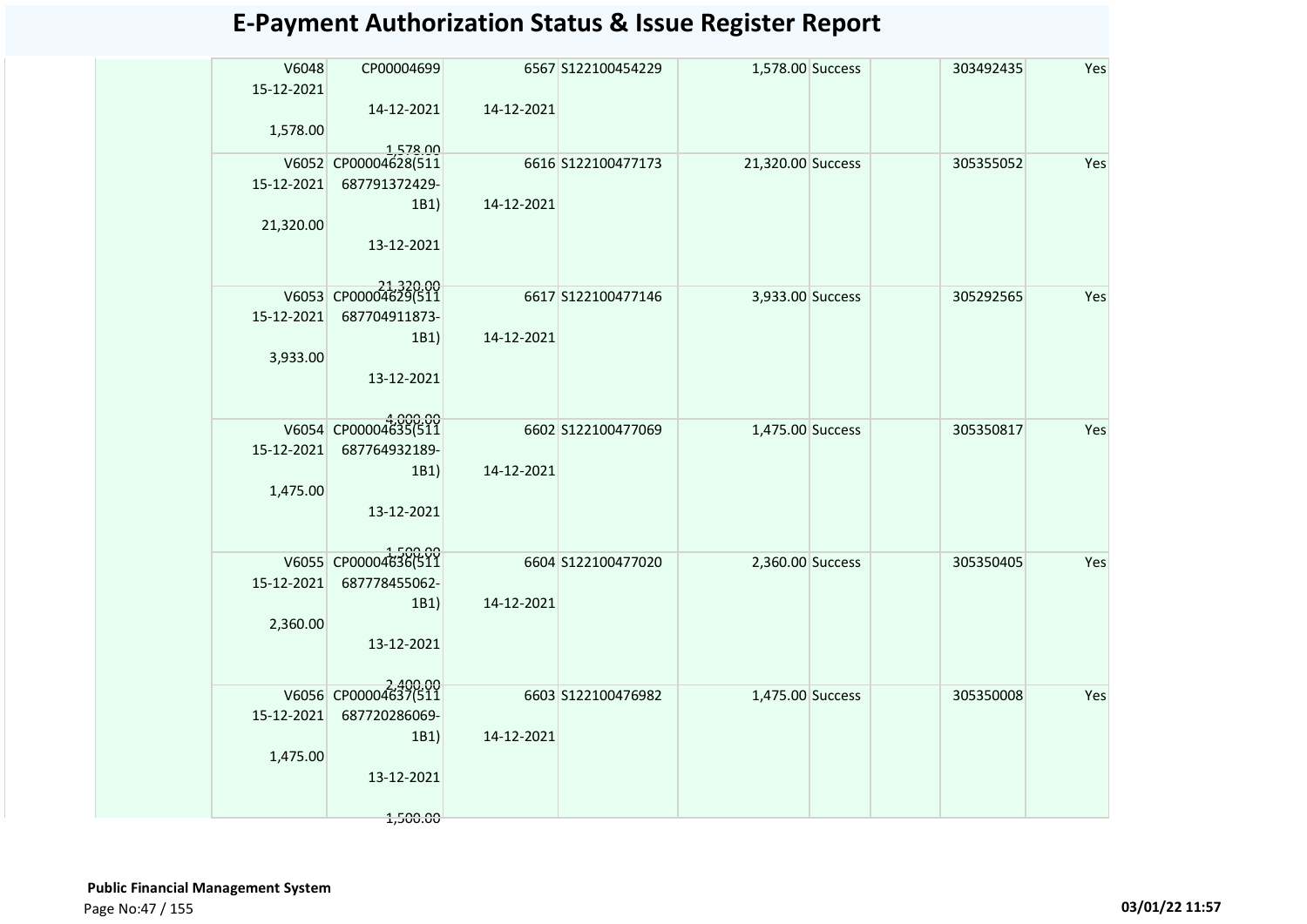# E-Payment Authorization Status & Issue Register Report

| | | | | | | | | | |
|---|---|---|---|---|---|---|---|---|---|
| | V6048 15-12-2021 1,578.00 | CP00004699 14-12-2021 1,578.00 | 6567 14-12-2021 | S122100454229 | 1,578.00 | Success | | 303492435 | Yes |
| | V6052 15-12-2021 21,320.00 | CP00004628(511 687791372429-1B1) 13-12-2021 21,320.00 | 6616 14-12-2021 | S122100477173 | 21,320.00 | Success | | 305355052 | Yes |
| | V6053 15-12-2021 3,933.00 | CP00004629(511 687704911873-1B1) 13-12-2021 4,000.00 | 6617 14-12-2021 | S122100477146 | 3,933.00 | Success | | 305292565 | Yes |
| | V6054 15-12-2021 1,475.00 | CP00004635(511 687764932189-1B1) 13-12-2021 1,500.00 | 6602 14-12-2021 | S122100477069 | 1,475.00 | Success | | 305350817 | Yes |
| | V6055 15-12-2021 2,360.00 | CP00004636(511 687778455062-1B1) 13-12-2021 2,400.00 | 6604 14-12-2021 | S122100477020 | 2,360.00 | Success | | 305350405 | Yes |
| | V6056 15-12-2021 1,475.00 | CP00004637(511 687720286069-1B1) 13-12-2021 1,500.00 | 6603 14-12-2021 | S122100476982 | 1,475.00 | Success | | 305350008 | Yes |

**Public Financial Management System**

03/01/22 11:57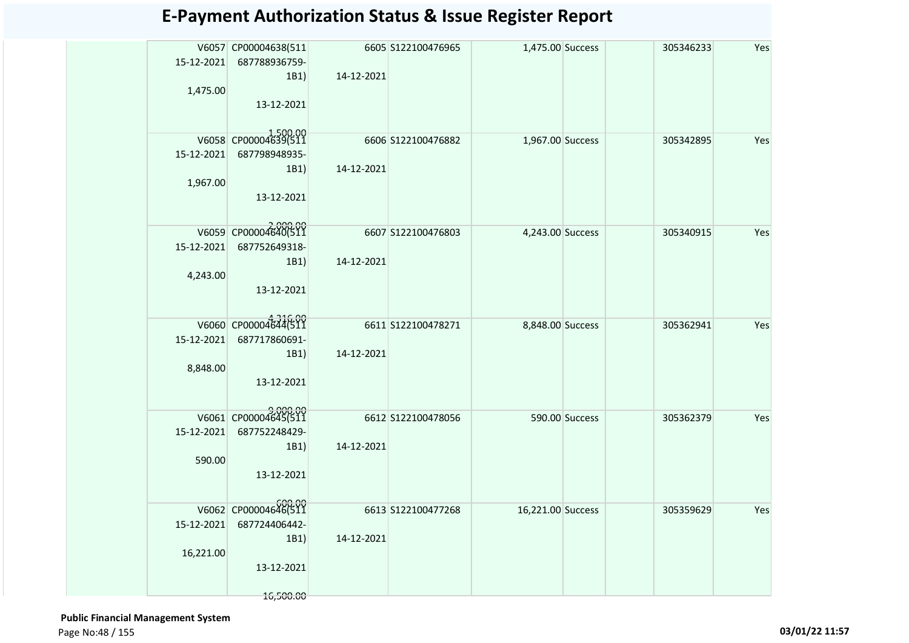# E-Payment Authorization Status & Issue Register Report

| | | | | | | | | | |
|---|---|---|---|---|---|---|---|---|---|
| | V6057 15-12-2021 1,475.00 | CP00004638(511 687788936759-1B1) 13-12-2021 1,500.00 | 6605 14-12-2021 | S122100476965 | 1,475.00 | Success | | 305346233 | Yes |
| | V6058 15-12-2021 1,967.00 | CP00004639(511 687798948935-1B1) 13-12-2021 2,000.00 | 6606 14-12-2021 | S122100476882 | 1,967.00 | Success | | 305342895 | Yes |
| | V6059 15-12-2021 4,243.00 | CP00004640(511 687752649318-1B1) 13-12-2021 4,316.00 | 6607 14-12-2021 | S122100476803 | 4,243.00 | Success | | 305340915 | Yes |
| | V6060 15-12-2021 8,848.00 | CP00004644(511 687717860691-1B1) 13-12-2021 9,000.00 | 6611 14-12-2021 | S122100478271 | 8,848.00 | Success | | 305362941 | Yes |
| | V6061 15-12-2021 590.00 | CP00004645(511 687752248429-1B1) 13-12-2021 600.00 | 6612 14-12-2021 | S122100478056 | 590.00 | Success | | 305362379 | Yes |
| | V6062 15-12-2021 16,221.00 | CP00004646(511 687724406442-1B1) 13-12-2021 16,500.00 | 6613 14-12-2021 | S122100477268 | 16,221.00 | Success | | 305359629 | Yes |

**Public Financial Management System**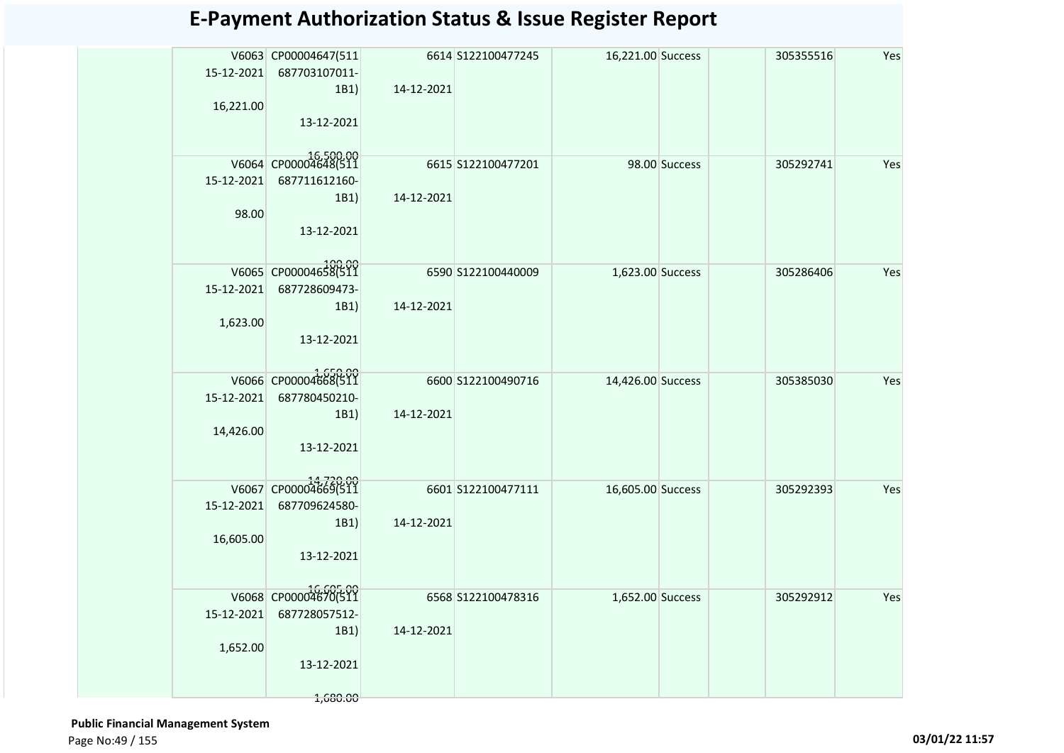# E-Payment Authorization Status & Issue Register Report

| | V6063 15-12-2021 16,221.00 | CP00004647(511 687703107011-1B1) 13-12-2021 16,500.00 | 6614 14-12-2021 | S122100477245 | 16,221.00 | Success | | 305355516 | Yes |
|---|---|---|---|---|---|---|---|---|---|
| | V6064 15-12-2021 98.00 | CP00004648(511 687711612160-1B1) 13-12-2021 100.00 | 6615 14-12-2021 | S122100477201 | 98.00 | Success | | 305292741 | Yes |
| | V6065 15-12-2021 1,623.00 | CP00004658(511 687728609473-1B1) 13-12-2021 1,650.00 | 6590 14-12-2021 | S122100440009 | 1,623.00 | Success | | 305286406 | Yes |
| | V6066 15-12-2021 14,426.00 | CP00004668(511 687780450210-1B1) 13-12-2021 14,720.00 | 6600 14-12-2021 | S122100490716 | 14,426.00 | Success | | 305385030 | Yes |
| | V6067 15-12-2021 16,605.00 | CP00004669(511 687709624580-1B1) 13-12-2021 16,605.00 | 6601 14-12-2021 | S122100477111 | 16,605.00 | Success | | 305292393 | Yes |
| | V6068 15-12-2021 1,652.00 | CP00004670(511 687728057512-1B1) 13-12-2021 1,680.00 | 6568 14-12-2021 | S122100478316 | 1,652.00 | Success | | 305292912 | Yes |

**Public Financial Management System**

03/01/22 11:57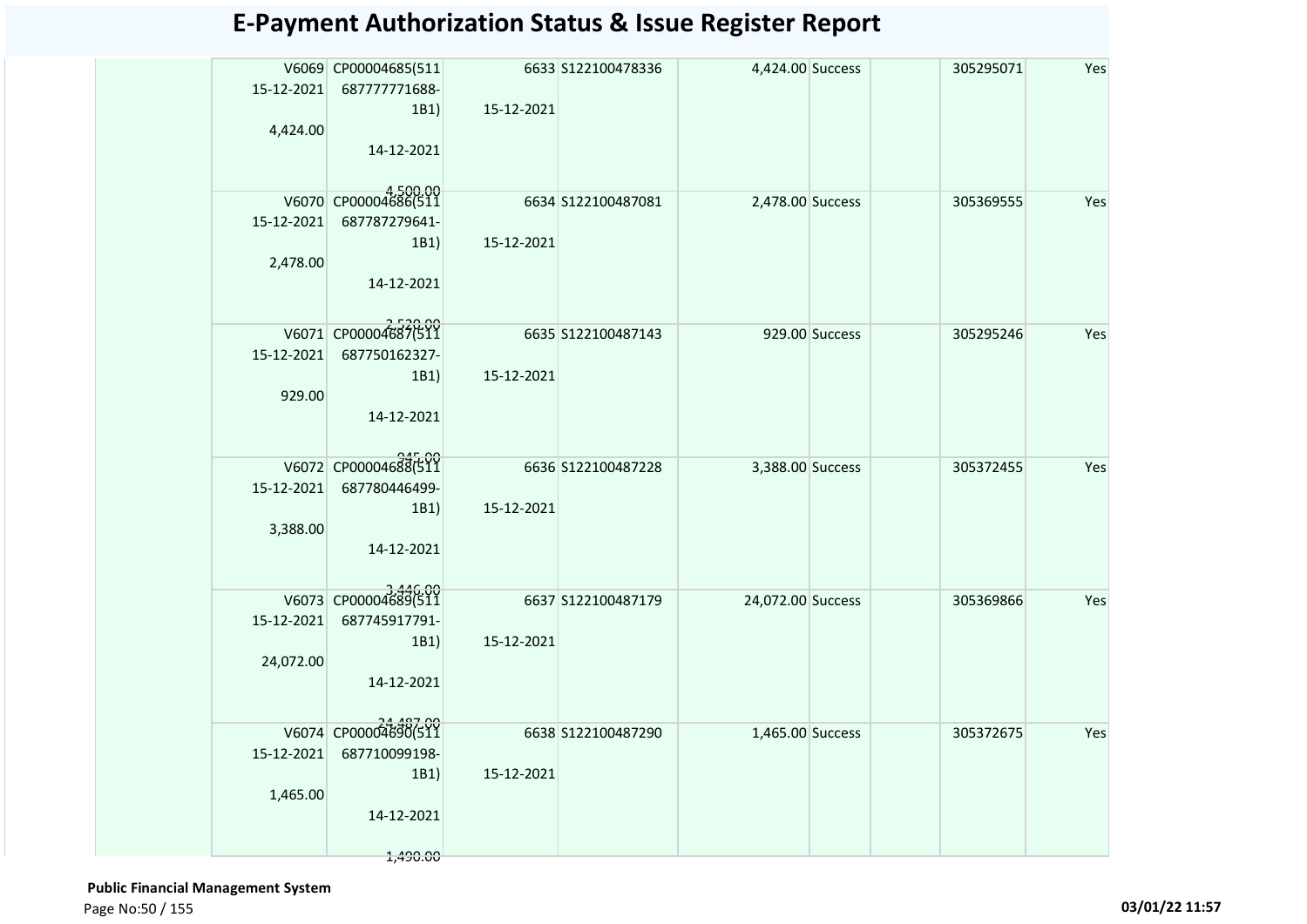# E-Payment Authorization Status & Issue Register Report

| | V6069 15-12-2021 4,424.00 | CP00004685(511 687777771688-1B1) 14-12-2021 4,500.00 | 6633 15-12-2021 | S122100478336 | 4,424.00 | Success | | 305295071 | Yes |
|---|---|---|---|---|---|---|---|---|---|
| | V6070 15-12-2021 2,478.00 | CP00004686(511 687787279641-1B1) 14-12-2021 2,520.00 | 6634 15-12-2021 | S122100487081 | 2,478.00 | Success | | 305369555 | Yes |
| | V6071 15-12-2021 929.00 | CP00004687(511 687750162327-1B1) 14-12-2021 945.00 | 6635 15-12-2021 | S122100487143 | 929.00 | Success | | 305295246 | Yes |
| | V6072 15-12-2021 3,388.00 | CP00004688(511 687780446499-1B1) 14-12-2021 3,446.00 | 6636 15-12-2021 | S122100487228 | 3,388.00 | Success | | 305372455 | Yes |
| | V6073 15-12-2021 24,072.00 | CP00004689(511 687745917791-1B1) 14-12-2021 24,487.00 | 6637 15-12-2021 | S122100487179 | 24,072.00 | Success | | 305369866 | Yes |
| | V6074 15-12-2021 1,465.00 | CP00004690(511 687710099198-1B1) 14-12-2021 1,490.00 | 6638 15-12-2021 | S122100487290 | 1,465.00 | Success | | 305372675 | Yes |

**Public Financial Management System**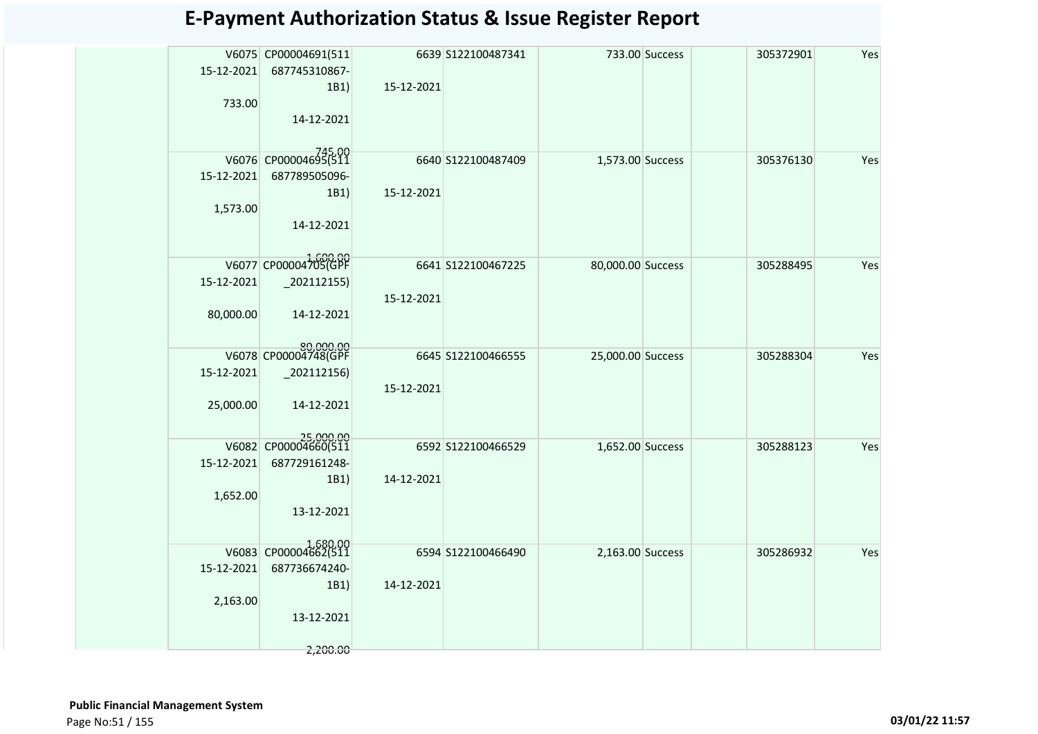# E-Payment Authorization Status & Issue Register Report

| | | | | | | | | | |
|---|---|---|---|---|---|---|---|---|---|
| | V6075 15-12-2021 733.00 | CP00004691(511 687745310867-1B1) 14-12-2021 745.00 | 6639 15-12-2021 | S122100487341 | 733.00 | Success | | 305372901 | Yes |
| | V6076 15-12-2021 1,573.00 | CP00004695(511 687789505096-1B1) 14-12-2021 1,600.00 | 6640 15-12-2021 | S122100487409 | 1,573.00 | Success | | 305376130 | Yes |
| | V6077 15-12-2021 80,000.00 | CP00004705(GPF _202112155) 14-12-2021 80,000.00 | 6641 15-12-2021 | S122100467225 | 80,000.00 | Success | | 305288495 | Yes |
| | V6078 15-12-2021 25,000.00 | CP00004748(GPF _202112156) 14-12-2021 25,000.00 | 6645 15-12-2021 | S122100466555 | 25,000.00 | Success | | 305288304 | Yes |
| | V6082 15-12-2021 1,652.00 | CP00004660(511 687729161248-1B1) 13-12-2021 1,680.00 | 6592 14-12-2021 | S122100466529 | 1,652.00 | Success | | 305288123 | Yes |
| | V6083 15-12-2021 2,163.00 | CP00004662(511 687736674240-1B1) 13-12-2021 2,200.00 | 6594 14-12-2021 | S122100466490 | 2,163.00 | Success | | 305286932 | Yes |

**Public Financial Management System**

03/01/22 11:57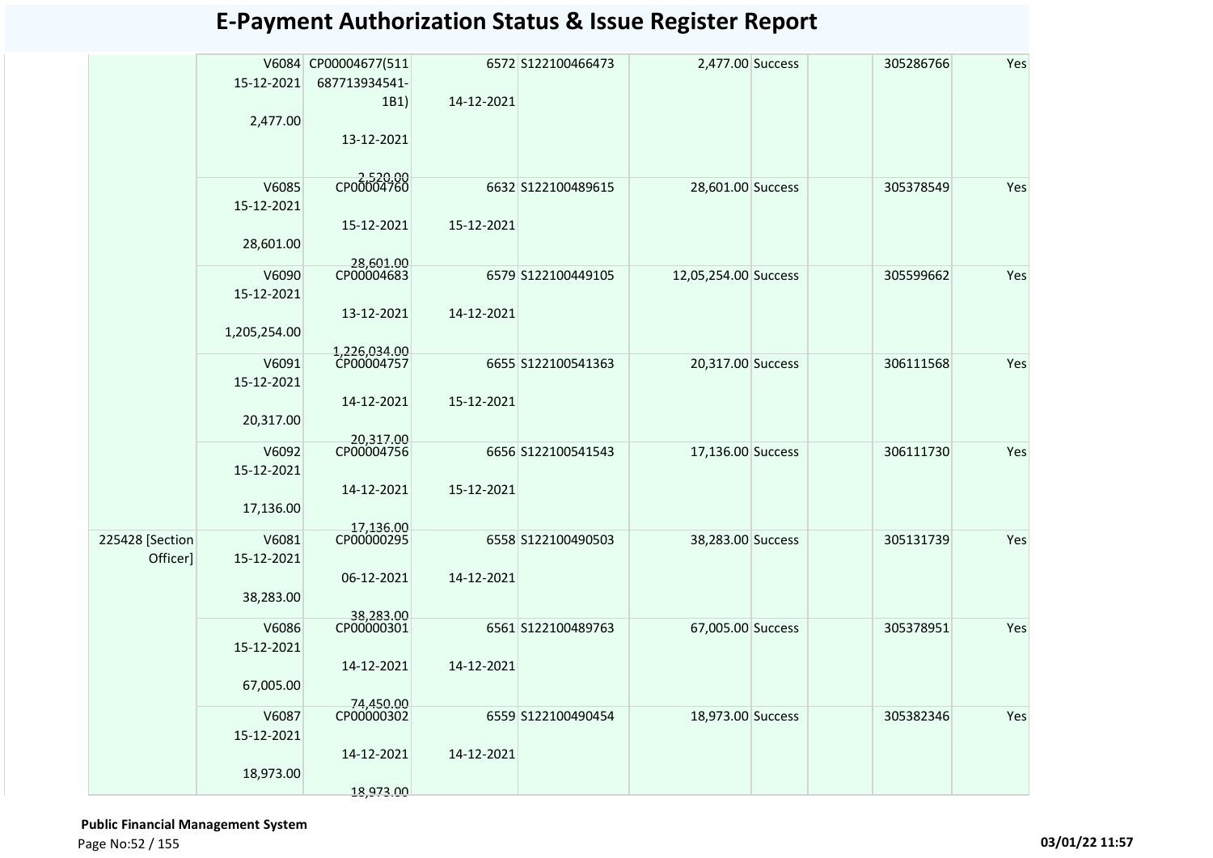# E-Payment Authorization Status & Issue Register Report

| | | | | | | | | | |
|---|---|---|---|---|---|---|---|---|---|
| | V6084 15-12-2021 2,477.00 | CP00004677(511 687713934541-1B1) 13-12-2021 2,520.00 | 6572 14-12-2021 | S122100466473 | 2,477.00 | Success | | 305286766 | Yes |
| | V6085 15-12-2021 28,601.00 | CP00004760 15-12-2021 28,601.00 | 6632 15-12-2021 | S122100489615 | 28,601.00 | Success | | 305378549 | Yes |
| | V6090 15-12-2021 1,205,254.00 | CP00004683 13-12-2021 1,226,034.00 | 6579 14-12-2021 | S122100449105 | 12,05,254.00 | Success | | 305599662 | Yes |
| | V6091 15-12-2021 20,317.00 | CP00004757 14-12-2021 20,317.00 | 6655 15-12-2021 | S122100541363 | 20,317.00 | Success | | 306111568 | Yes |
| | V6092 15-12-2021 17,136.00 | CP00004756 14-12-2021 17,136.00 | 6656 15-12-2021 | S122100541543 | 17,136.00 | Success | | 306111730 | Yes |
| 225428 [Section Officer] | V6081 15-12-2021 38,283.00 | CP00000295 06-12-2021 38,283.00 | 6558 14-12-2021 | S122100490503 | 38,283.00 | Success | | 305131739 | Yes |
| | V6086 15-12-2021 67,005.00 | CP00000301 14-12-2021 74,450.00 | 6561 14-12-2021 | S122100489763 | 67,005.00 | Success | | 305378951 | Yes |
| | V6087 15-12-2021 18,973.00 | CP00000302 14-12-2021 18,973.00 | 6559 14-12-2021 | S122100490454 | 18,973.00 | Success | | 305382346 | Yes |

**Public Financial Management System**

03/01/22 11:57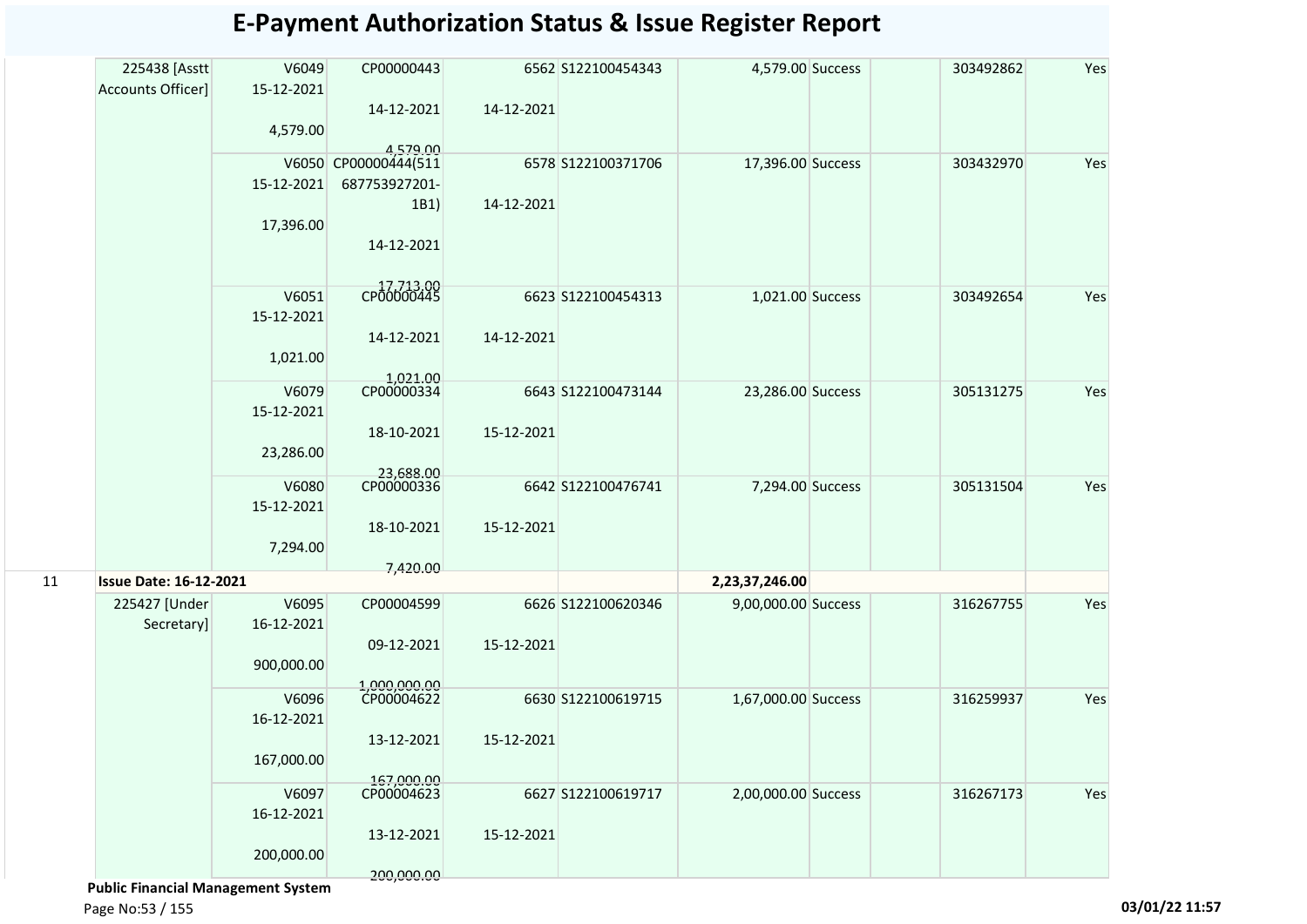# E-Payment Authorization Status & Issue Register Report

| | | | | | | | | | | |
|---|---|---|---|---|---|---|---|---|---|---|
| | 225438 [Asstt Accounts Officer] | V6049 15-12-2021 4,579.00 | CP00000443 14-12-2021 4,579.00 | 6562 14-12-2021 | S122100454343 | 4,579.00 | Success | | 303492862 | Yes |
| | | V6050 15-12-2021 17,396.00 | CP00000444(511687753927201-1B1) 14-12-2021 17,713.00 | 6578 14-12-2021 | S122100371706 | 17,396.00 | Success | | 303432970 | Yes |
| | | V6051 15-12-2021 1,021.00 | CP00000445 14-12-2021 1,021.00 | 6623 14-12-2021 | S122100454313 | 1,021.00 | Success | | 303492654 | Yes |
| | | V6079 15-12-2021 23,286.00 | CP00000334 18-10-2021 23,688.00 | 6643 15-12-2021 | S122100473144 | 23,286.00 | Success | | 305131275 | Yes |
| | | V6080 15-12-2021 7,294.00 | CP00000336 18-10-2021 7,420.00 | 6642 15-12-2021 | S122100476741 | 7,294.00 | Success | | 305131504 | Yes |
| 11 | **Issue Date: 16-12-2021** | | | | | **2,23,37,246.00** | | | | |
| | 225427 [Under Secretary] | V6095 16-12-2021 900,000.00 | CP00004599 09-12-2021 1,000,000.00 | 6626 15-12-2021 | S122100620346 | 9,00,000.00 | Success | | 316267755 | Yes |
| | | V6096 16-12-2021 167,000.00 | CP00004622 13-12-2021 167,000.00 | 6630 15-12-2021 | S122100619715 | 1,67,000.00 | Success | | 316259937 | Yes |
| | | V6097 16-12-2021 200,000.00 | CP00004623 13-12-2021 200,000.00 | 6627 15-12-2021 | S122100619717 | 2,00,000.00 | Success | | 316267173 | Yes |

**Public Financial Management System**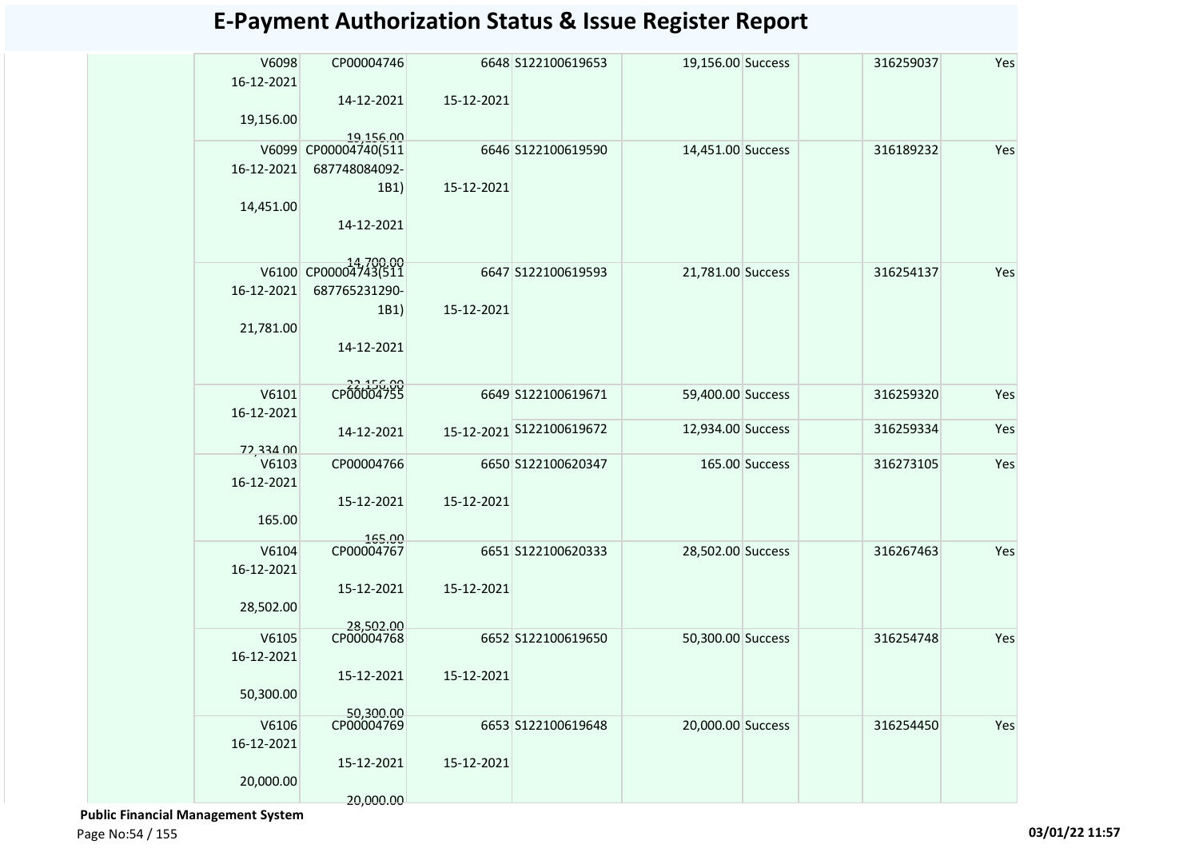# E-Payment Authorization Status & Issue Register Report

| | | | | | | | | | | |
|---|---|---|---|---|---|---|---|---|---|---|
| | V6098<br>16-12-2021<br>19,156.00 | CP00004746<br>14-12-2021<br>19,156.00 | 6648<br>15-12-2021 | S122100619653 | 19,156.00 | Success | | 316259037 | Yes |
| | V6099<br>16-12-2021<br>14,451.00 | CP00004740(511687748084092-1B1)<br>14-12-2021<br>14,700.00 | 6646<br>15-12-2021 | S122100619590 | 14,451.00 | Success | | 316189232 | Yes |
| | V6100<br>16-12-2021<br>21,781.00 | CP00004743(511687765231290-1B1)<br>14-12-2021<br>22,156.00 | 6647<br>15-12-2021 | S122100619593 | 21,781.00 | Success | | 316254137 | Yes |
| | V6101<br>16-12-2021<br>72,334.00 | CP00004755<br>14-12-2021 | 6649<br>15-12-2021 | S122100619671 | 59,400.00 | Success | | 316259320 | Yes |
| | | | | S122100619672 | 12,934.00 | Success | | 316259334 | Yes |
| | V6103<br>16-12-2021<br>165.00 | CP00004766<br>15-12-2021<br>165.00 | 6650<br>15-12-2021 | S122100620347 | 165.00 | Success | | 316273105 | Yes |
| | V6104<br>16-12-2021<br>28,502.00 | CP00004767<br>15-12-2021<br>28,502.00 | 6651<br>15-12-2021 | S122100620333 | 28,502.00 | Success | | 316267463 | Yes |
| | V6105<br>16-12-2021<br>50,300.00 | CP00004768<br>15-12-2021<br>50,300.00 | 6652<br>15-12-2021 | S122100619650 | 50,300.00 | Success | | 316254748 | Yes |
| | V6106<br>16-12-2021<br>20,000.00 | CP00004769<br>15-12-2021<br>20,000.00 | 6653<br>15-12-2021 | S122100619648 | 20,000.00 | Success | | 316254450 | Yes |

**Public Financial Management System**

03/01/22 11:57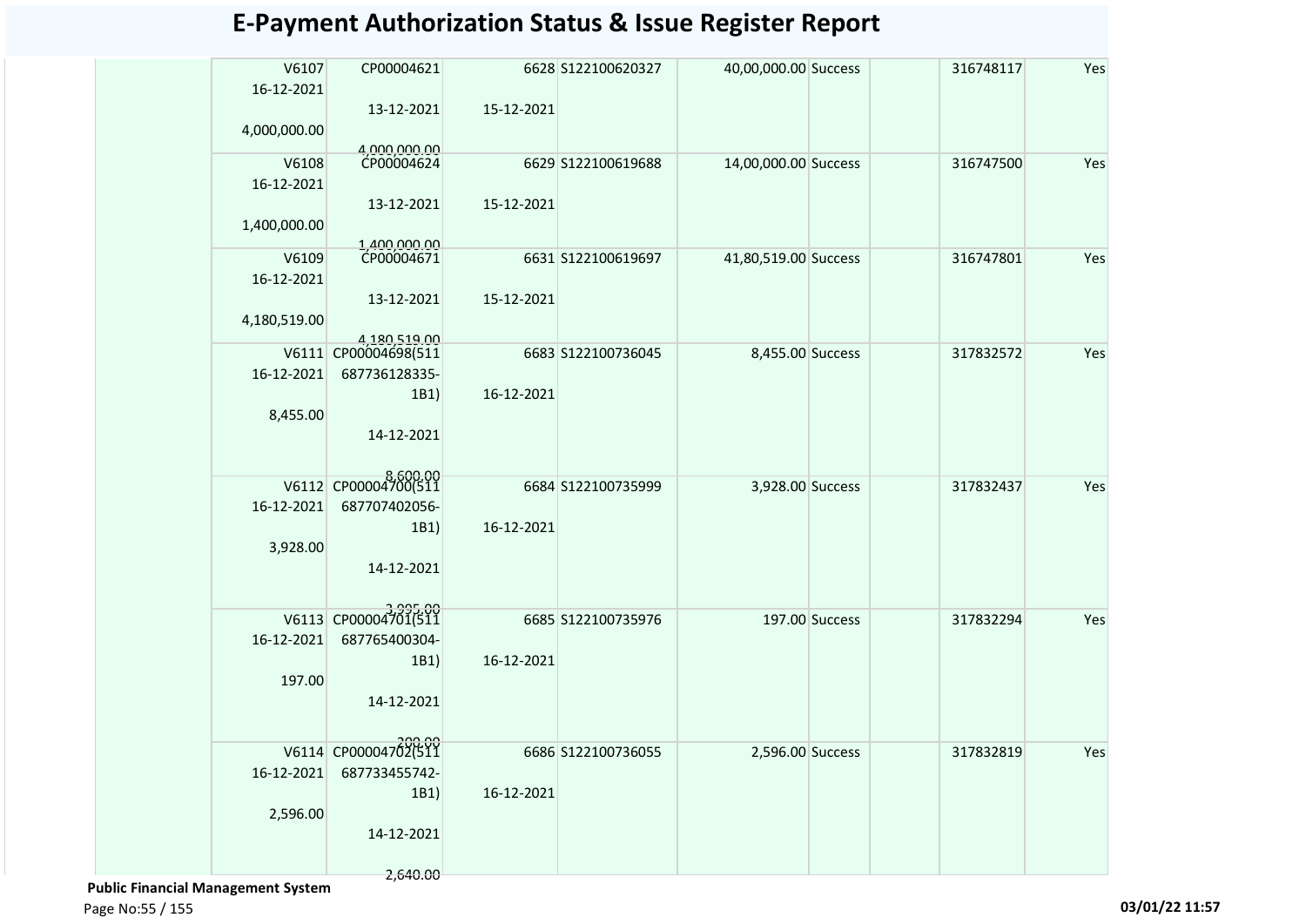# E-Payment Authorization Status & Issue Register Report

| | | | | | | | | | |
|---|---|---|---|---|---|---|---|---|---|
| | V6107 16-12-2021 4,000,000.00 | CP00004621 13-12-2021 4,000,000.00 | 6628 15-12-2021 | S122100620327 | 40,00,000.00 | Success | | 316748117 | Yes |
| | V6108 16-12-2021 1,400,000.00 | CP00004624 13-12-2021 1,400,000.00 | 6629 15-12-2021 | S122100619688 | 14,00,000.00 | Success | | 316747500 | Yes |
| | V6109 16-12-2021 4,180,519.00 | CP00004671 13-12-2021 4,180,519.00 | 6631 15-12-2021 | S122100619697 | 41,80,519.00 | Success | | 316747801 | Yes |
| | V6111 16-12-2021 8,455.00 | CP00004698(511 687736128335-1B1) 14-12-2021 8,600.00 | 6683 16-12-2021 | S122100736045 | 8,455.00 | Success | | 317832572 | Yes |
| | V6112 16-12-2021 3,928.00 | CP00004700(511 687707402056-1B1) 14-12-2021 3,995.00 | 6684 16-12-2021 | S122100735999 | 3,928.00 | Success | | 317832437 | Yes |
| | V6113 16-12-2021 197.00 | CP00004701(511 687765400304-1B1) 14-12-2021 200.00 | 6685 16-12-2021 | S122100735976 | 197.00 | Success | | 317832294 | Yes |
| | V6114 16-12-2021 2,596.00 | CP00004702(511 687733455742-1B1) 14-12-2021 2,640.00 | 6686 16-12-2021 | S122100736055 | 2,596.00 | Success | | 317832819 | Yes |

**Public Financial Management System**

03/01/22 11:57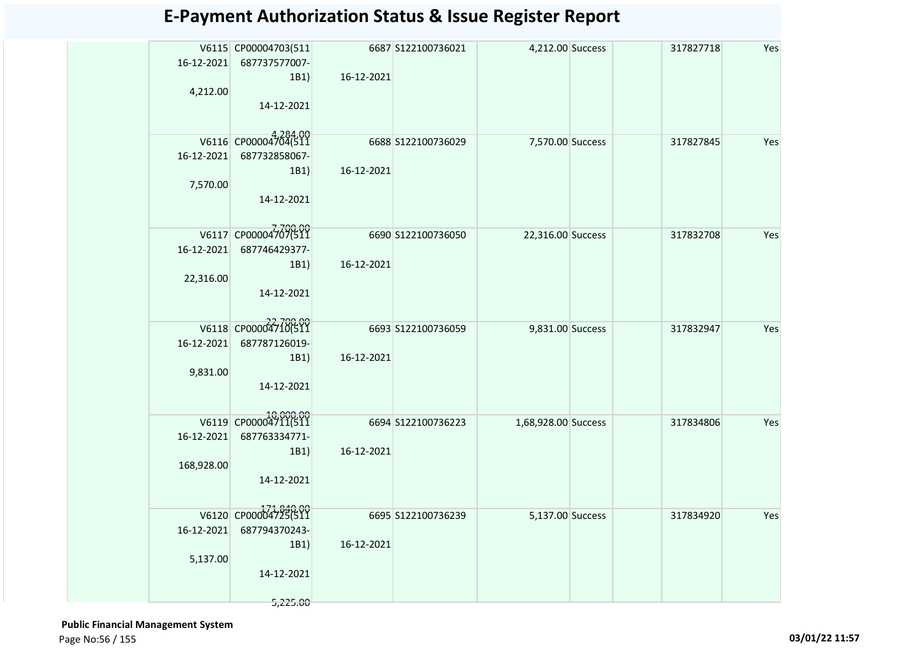# E-Payment Authorization Status & Issue Register Report

| | | | | | | | | | | |
|---|---|---|---|---|---|---|---|---|---|---|
| | V6115 16-12-2021 4,212.00 | CP00004703(511 687737577007-1B1) 14-12-2021 4,284.00 | 6687 16-12-2021 | S122100736021 | 4,212.00 | Success | | 317827718 | Yes |
| | V6116 16-12-2021 7,570.00 | CP00004704(511 687732858067-1B1) 14-12-2021 7,700.00 | 6688 16-12-2021 | S122100736029 | 7,570.00 | Success | | 317827845 | Yes |
| | V6117 16-12-2021 22,316.00 | CP00004707(511 687746429377-1B1) 14-12-2021 22,700.00 | 6690 16-12-2021 | S122100736050 | 22,316.00 | Success | | 317832708 | Yes |
| | V6118 16-12-2021 9,831.00 | CP00004710(511 687787126019-1B1) 14-12-2021 10,000.00 | 6693 16-12-2021 | S122100736059 | 9,831.00 | Success | | 317832947 | Yes |
| | V6119 16-12-2021 168,928.00 | CP00004711(511 687763334771-1B1) 14-12-2021 171,840.00 | 6694 16-12-2021 | S122100736223 | 1,68,928.00 | Success | | 317834806 | Yes |
| | V6120 16-12-2021 5,137.00 | CP00004725(511 687794370243-1B1) 14-12-2021 5,225.00 | 6695 16-12-2021 | S122100736239 | 5,137.00 | Success | | 317834920 | Yes |

**Public Financial Management System**

03/01/22 11:57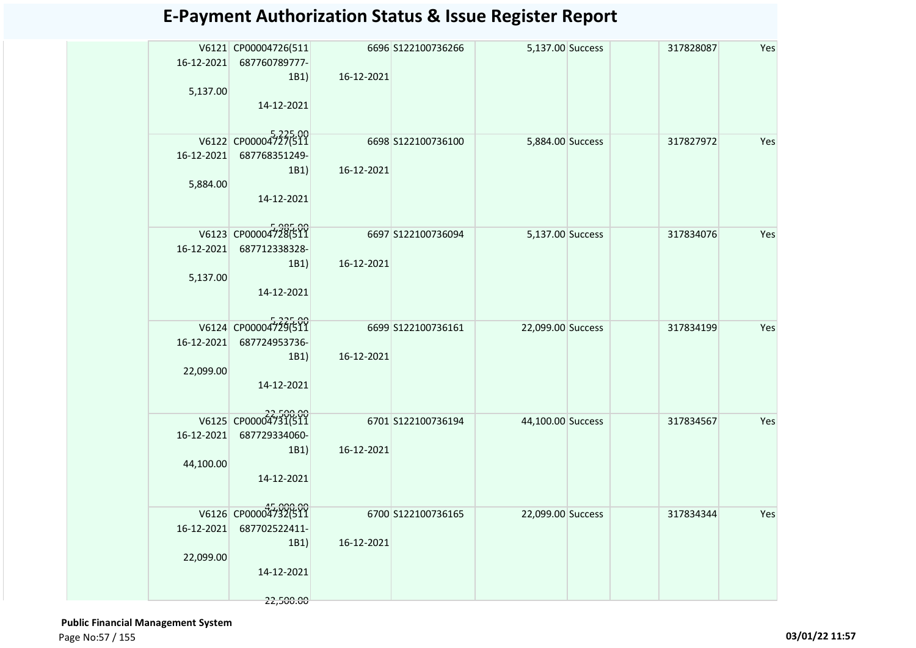# E-Payment Authorization Status & Issue Register Report

| | | | | | | | | | |
|---|---|---|---|---|---|---|---|---|---|
| | V6121 16-12-2021 5,137.00 | CP00004726(511 687760789777-1B1) 14-12-2021 5,225.00 | 6696 16-12-2021 | S122100736266 | 5,137.00 | Success | | 317828087 | Yes |
| | V6122 16-12-2021 5,884.00 | CP00004727(511 687768351249-1B1) 14-12-2021 5,985.00 | 6698 16-12-2021 | S122100736100 | 5,884.00 | Success | | 317827972 | Yes |
| | V6123 16-12-2021 5,137.00 | CP00004728(511 687712338328-1B1) 14-12-2021 5,225.00 | 6697 16-12-2021 | S122100736094 | 5,137.00 | Success | | 317834076 | Yes |
| | V6124 16-12-2021 22,099.00 | CP00004729(511 687724953736-1B1) 14-12-2021 22,500.00 | 6699 16-12-2021 | S122100736161 | 22,099.00 | Success | | 317834199 | Yes |
| | V6125 16-12-2021 44,100.00 | CP00004731(511 687729334060-1B1) 14-12-2021 45,000.00 | 6701 16-12-2021 | S122100736194 | 44,100.00 | Success | | 317834567 | Yes |
| | V6126 16-12-2021 22,099.00 | CP00004732(511 687702522411-1B1) 14-12-2021 22,500.00 | 6700 16-12-2021 | S122100736165 | 22,099.00 | Success | | 317834344 | Yes |

**Public Financial Management System**

03/01/22 11:57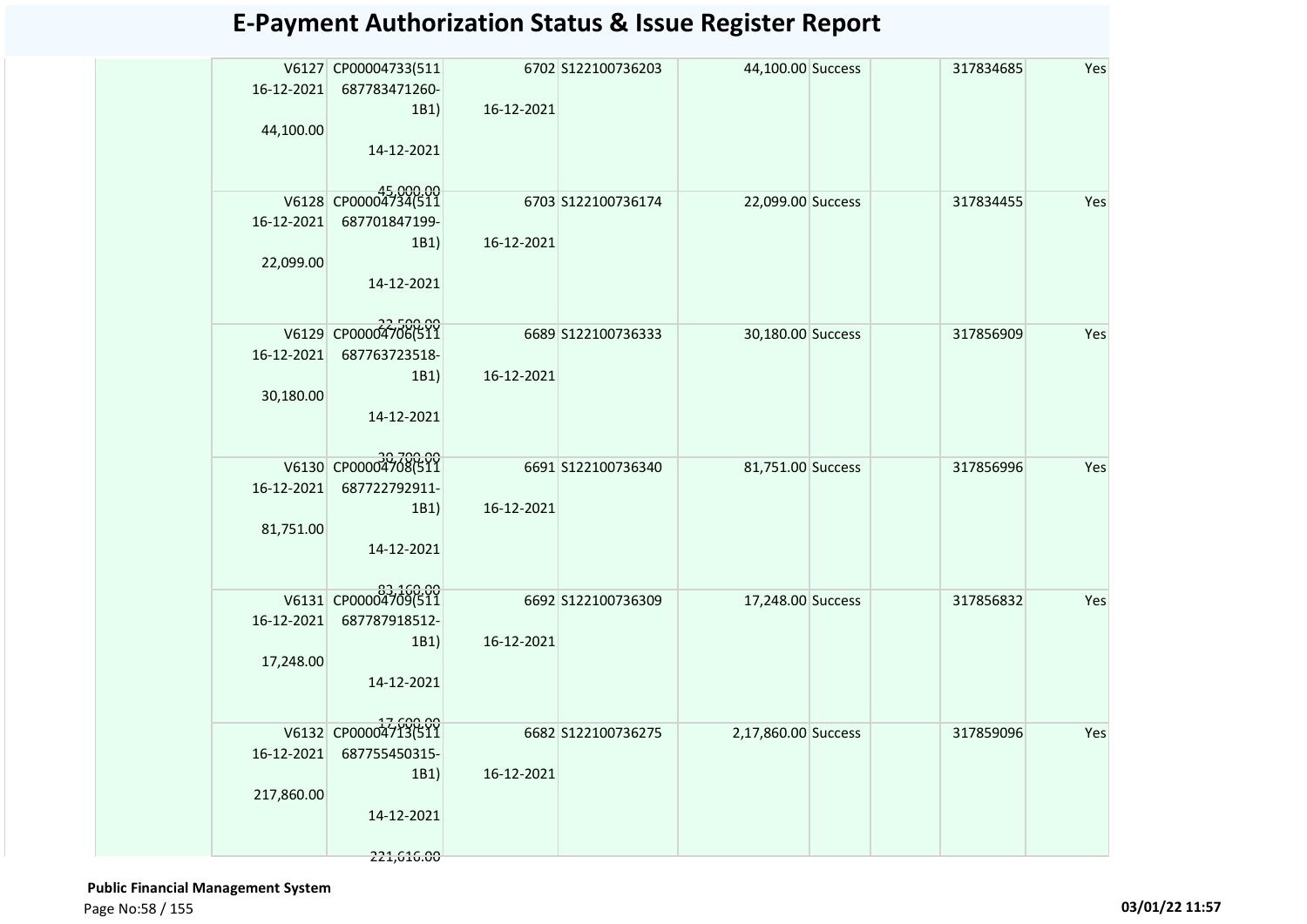# E-Payment Authorization Status & Issue Register Report

| | | | | | | | | | |
|---|---|---|---|---|---|---|---|---|---|
| | V6127 16-12-2021 44,100.00 | CP00004733(511 687783471260-1B1) 14-12-2021 45,000.00 | 6702 16-12-2021 | S122100736203 | 44,100.00 | Success | | 317834685 | Yes |
| | V6128 16-12-2021 22,099.00 | CP00004734(511 687701847199-1B1) 14-12-2021 22,500.00 | 6703 16-12-2021 | S122100736174 | 22,099.00 | Success | | 317834455 | Yes |
| | V6129 16-12-2021 30,180.00 | CP00004706(511 687763723518-1B1) 14-12-2021 30,700.00 | 6689 16-12-2021 | S122100736333 | 30,180.00 | Success | | 317856909 | Yes |
| | V6130 16-12-2021 81,751.00 | CP00004708(511 687722792911-1B1) 14-12-2021 83,160.00 | 6691 16-12-2021 | S122100736340 | 81,751.00 | Success | | 317856996 | Yes |
| | V6131 16-12-2021 17,248.00 | CP00004709(511 687787918512-1B1) 14-12-2021 17,600.00 | 6692 16-12-2021 | S122100736309 | 17,248.00 | Success | | 317856832 | Yes |
| | V6132 16-12-2021 217,860.00 | CP00004713(511 687755450315-1B1) 14-12-2021 221,616.00 | 6682 16-12-2021 | S122100736275 | 2,17,860.00 | Success | | 317859096 | Yes |

**Public Financial Management System**

03/01/22 11:57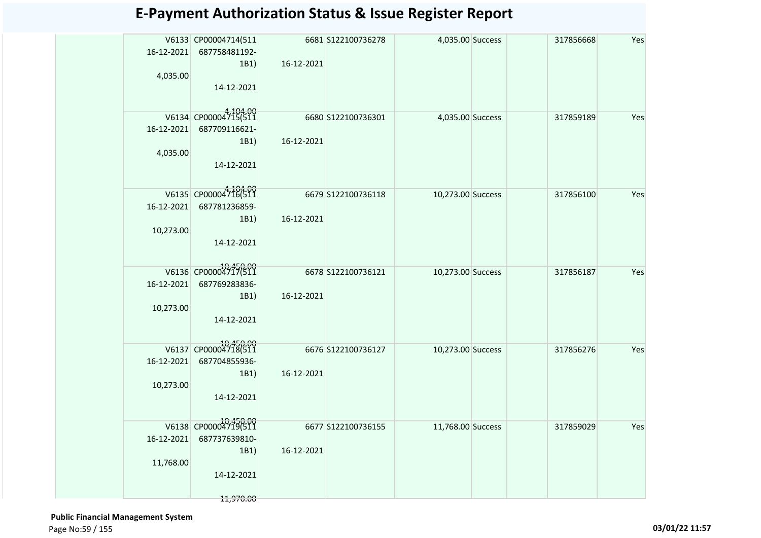# E-Payment Authorization Status & Issue Register Report

| | | | | | | | | | |
|---|---|---|---|---|---|---|---|---|---|
| | V6133 16-12-2021 4,035.00 | CP00004714(511 687758481192-1B1) 14-12-2021 4,104.00 | 6681 16-12-2021 | S122100736278 | 4,035.00 | Success | | 317856668 | Yes |
| | V6134 16-12-2021 4,035.00 | CP00004715(511 687709116621-1B1) 14-12-2021 4,104.00 | 6680 16-12-2021 | S122100736301 | 4,035.00 | Success | | 317859189 | Yes |
| | V6135 16-12-2021 10,273.00 | CP00004716(511 687781236859-1B1) 14-12-2021 10,450.00 | 6679 16-12-2021 | S122100736118 | 10,273.00 | Success | | 317856100 | Yes |
| | V6136 16-12-2021 10,273.00 | CP00004717(511 687769283836-1B1) 14-12-2021 10,450.00 | 6678 16-12-2021 | S122100736121 | 10,273.00 | Success | | 317856187 | Yes |
| | V6137 16-12-2021 10,273.00 | CP00004718(511 687704855936-1B1) 14-12-2021 10,450.00 | 6676 16-12-2021 | S122100736127 | 10,273.00 | Success | | 317856276 | Yes |
| | V6138 16-12-2021 11,768.00 | CP00004719(511 687737639810-1B1) 14-12-2021 11,970.00 | 6677 16-12-2021 | S122100736155 | 11,768.00 | Success | | 317859029 | Yes |

**Public Financial Management System**

03/01/22 11:57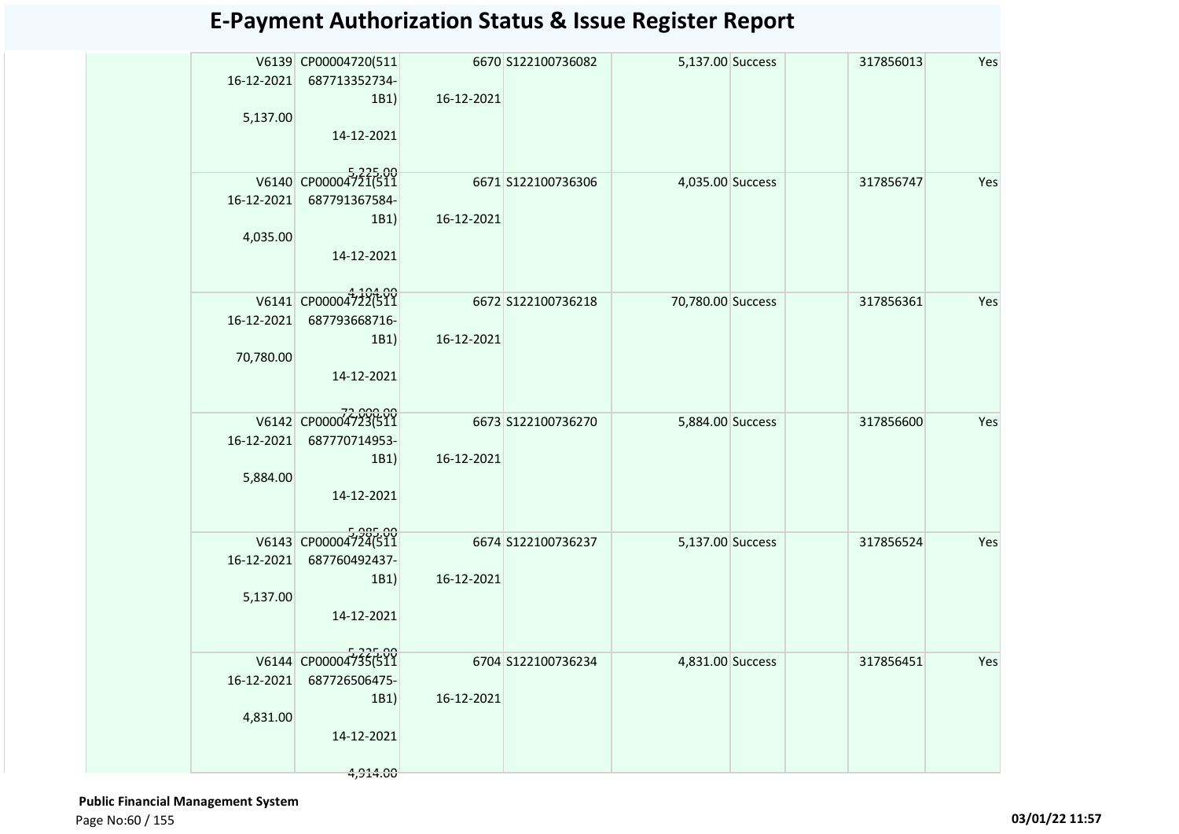# E-Payment Authorization Status & Issue Register Report

| | V6139 16-12-2021 5,137.00 | CP00004720(511 687713352734-1B1) 14-12-2021 5,225.00 | 6670 16-12-2021 | S122100736082 | 5,137.00 | Success | | 317856013 | Yes |
|---|---|---|---|---|---|---|---|---|---|
| | V6140 16-12-2021 4,035.00 | CP00004721(511 687791367584-1B1) 14-12-2021 4,104.00 | 6671 16-12-2021 | S122100736306 | 4,035.00 | Success | | 317856747 | Yes |
| | V6141 16-12-2021 70,780.00 | CP00004722(511 687793668716-1B1) 14-12-2021 72,000.00 | 6672 16-12-2021 | S122100736218 | 70,780.00 | Success | | 317856361 | Yes |
| | V6142 16-12-2021 5,884.00 | CP00004723(511 687770714953-1B1) 14-12-2021 5,985.00 | 6673 16-12-2021 | S122100736270 | 5,884.00 | Success | | 317856600 | Yes |
| | V6143 16-12-2021 5,137.00 | CP00004724(511 687760492437-1B1) 14-12-2021 5,225.00 | 6674 16-12-2021 | S122100736237 | 5,137.00 | Success | | 317856524 | Yes |
| | V6144 16-12-2021 4,831.00 | CP00004735(511 687726506475-1B1) 14-12-2021 4,914.00 | 6704 16-12-2021 | S122100736234 | 4,831.00 | Success | | 317856451 | Yes |

**Public Financial Management System**

03/01/22 11:57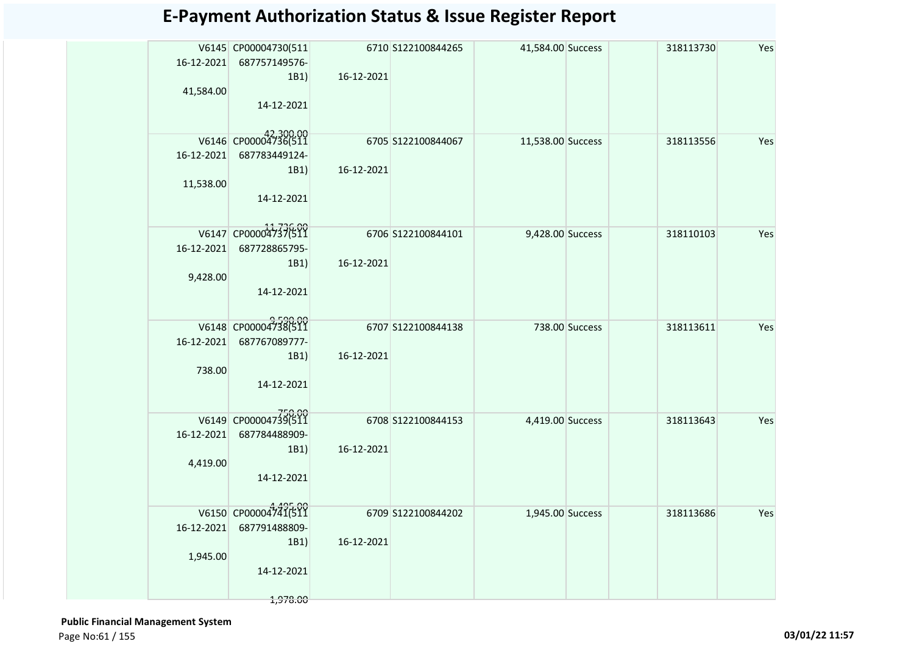# E-Payment Authorization Status & Issue Register Report

| | V6145 16-12-2021 41,584.00 | CP00004730(511 687757149576-1B1) 14-12-2021 42,300.00 | 6710 16-12-2021 | S122100844265 | 41,584.00 | Success | | 318113730 | Yes |
|---|---|---|---|---|---|---|---|---|---|
| | V6146 16-12-2021 11,538.00 | CP00004736(511 687783449124-1B1) 14-12-2021 11,736.00 | 6705 16-12-2021 | S122100844067 | 11,538.00 | Success | | 318113556 | Yes |
| | V6147 16-12-2021 9,428.00 | CP00004737(511 687728865795-1B1) 14-12-2021 9,590.00 | 6706 16-12-2021 | S122100844101 | 9,428.00 | Success | | 318110103 | Yes |
| | V6148 16-12-2021 738.00 | CP00004738(511 687767089777-1B1) 14-12-2021 750.00 | 6707 16-12-2021 | S122100844138 | 738.00 | Success | | 318113611 | Yes |
| | V6149 16-12-2021 4,419.00 | CP00004739(511 687784488909-1B1) 14-12-2021 4,495.00 | 6708 16-12-2021 | S122100844153 | 4,419.00 | Success | | 318113643 | Yes |
| | V6150 16-12-2021 1,945.00 | CP00004741(511 687791488809-1B1) 14-12-2021 1,978.00 | 6709 16-12-2021 | S122100844202 | 1,945.00 | Success | | 318113686 | Yes |

**Public Financial Management System**

03/01/22 11:57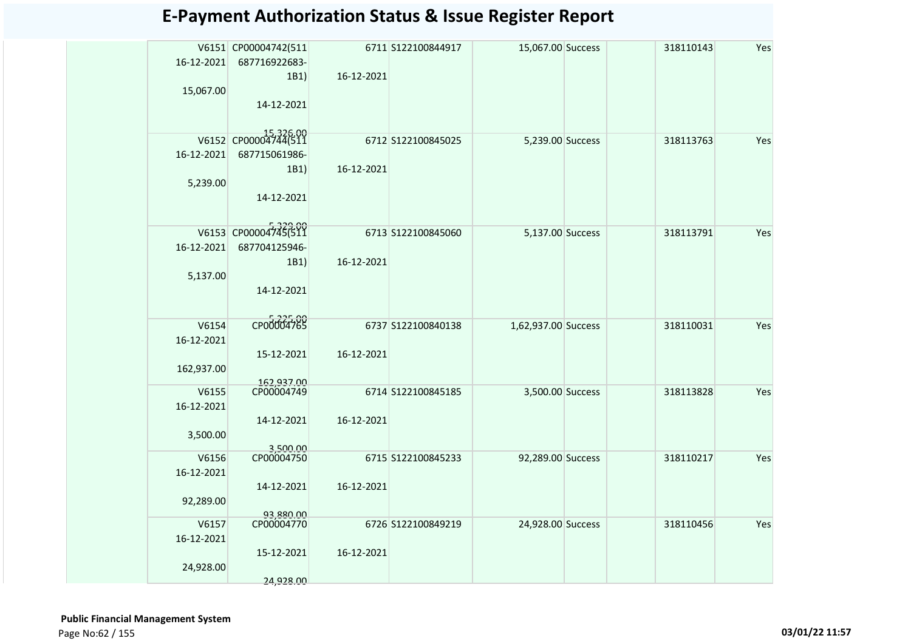# E-Payment Authorization Status & Issue Register Report

| | | | | | | | | | |
|---|---|---|---|---|---|---|---|---|---|
| | V6151 16-12-2021 15,067.00 | CP00004742(511 687716922683-1B1) 14-12-2021 15,326.00 | 6711 16-12-2021 | S122100844917 | 15,067.00 | Success | | 318110143 | Yes |
| | V6152 16-12-2021 5,239.00 | CP00004744(511 687715061986-1B1) 14-12-2021 5,329.00 | 6712 16-12-2021 | S122100845025 | 5,239.00 | Success | | 318113763 | Yes |
| | V6153 16-12-2021 5,137.00 | CP00004745(511 687704125946-1B1) 14-12-2021 5,225.00 | 6713 16-12-2021 | S122100845060 | 5,137.00 | Success | | 318113791 | Yes |
| | V6154 16-12-2021 162,937.00 | CP00004765 15-12-2021 162,937.00 | 6737 16-12-2021 | S122100840138 | 1,62,937.00 | Success | | 318110031 | Yes |
| | V6155 16-12-2021 3,500.00 | CP00004749 14-12-2021 3,500.00 | 6714 16-12-2021 | S122100845185 | 3,500.00 | Success | | 318113828 | Yes |
| | V6156 16-12-2021 92,289.00 | CP00004750 14-12-2021 93,880.00 | 6715 16-12-2021 | S122100845233 | 92,289.00 | Success | | 318110217 | Yes |
| | V6157 16-12-2021 24,928.00 | CP00004770 15-12-2021 24,928.00 | 6726 16-12-2021 | S122100849219 | 24,928.00 | Success | | 318110456 | Yes |

**Public Financial Management System**

03/01/22 11:57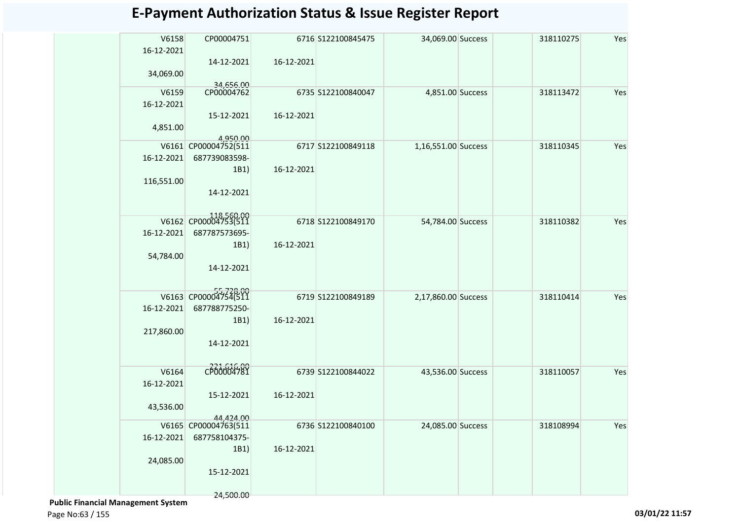# E-Payment Authorization Status & Issue Register Report

| | | | | | | | | | | |
|---|---|---|---|---|---|---|---|---|---|---|
| | V6158 16-12-2021 34,069.00 | CP00004751 14-12-2021 34,656.00 | 6716 16-12-2021 | S122100845475 | 34,069.00 | Success | | 318110275 | Yes |
| | V6159 16-12-2021 4,851.00 | CP00004762 15-12-2021 4,950.00 | 6735 16-12-2021 | S122100840047 | 4,851.00 | Success | | 318113472 | Yes |
| | V6161 16-12-2021 116,551.00 | CP00004752(511 687739083598-1B1) 14-12-2021 118,560.00 | 6717 16-12-2021 | S122100849118 | 1,16,551.00 | Success | | 318110345 | Yes |
| | V6162 16-12-2021 54,784.00 | CP00004753(511 687787573695-1B1) 14-12-2021 55,728.00 | 6718 16-12-2021 | S122100849170 | 54,784.00 | Success | | 318110382 | Yes |
| | V6163 16-12-2021 217,860.00 | CP00004754(511 687788775250-1B1) 14-12-2021 221,616.00 | 6719 16-12-2021 | S122100849189 | 2,17,860.00 | Success | | 318110414 | Yes |
| | V6164 16-12-2021 43,536.00 | CP00004781 15-12-2021 44,424.00 | 6739 16-12-2021 | S122100844022 | 43,536.00 | Success | | 318110057 | Yes |
| | V6165 16-12-2021 24,085.00 | CP00004763(511 687758104375-1B1) 15-12-2021 24,500.00 | 6736 16-12-2021 | S122100840100 | 24,085.00 | Success | | 318108994 | Yes |

**Public Financial Management System**

03/01/22 11:57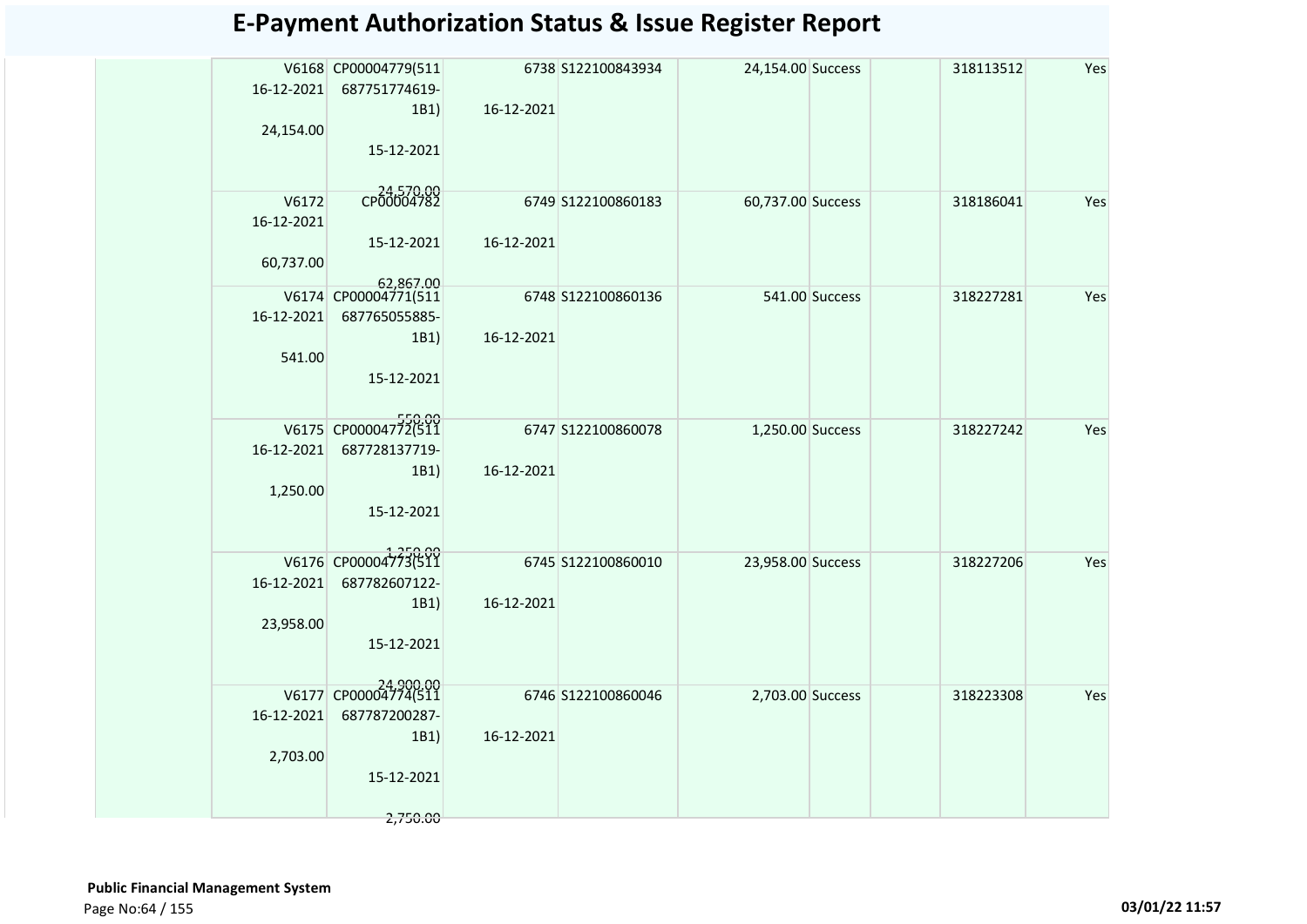# E-Payment Authorization Status & Issue Register Report

| | | | | | | | | | |
|---|---|---|---|---|---|---|---|---|---|
| | V6168 16-12-2021 24,154.00 | CP00004779(511 687751774619-1B1) 15-12-2021 24,570.00 | 6738 16-12-2021 | S122100843934 | 24,154.00 | Success | | 318113512 | Yes |
| | V6172 16-12-2021 60,737.00 | CP00004782 15-12-2021 62,867.00 | 6749 16-12-2021 | S122100860183 | 60,737.00 | Success | | 318186041 | Yes |
| | V6174 16-12-2021 541.00 | CP00004771(511 687765055885-1B1) 15-12-2021 550.00 | 6748 16-12-2021 | S122100860136 | 541.00 | Success | | 318227281 | Yes |
| | V6175 16-12-2021 1,250.00 | CP00004772(511 687728137719-1B1) 15-12-2021 1,250.00 | 6747 16-12-2021 | S122100860078 | 1,250.00 | Success | | 318227242 | Yes |
| | V6176 16-12-2021 23,958.00 | CP00004773(511 687782607122-1B1) 15-12-2021 24,900.00 | 6745 16-12-2021 | S122100860010 | 23,958.00 | Success | | 318227206 | Yes |
| | V6177 16-12-2021 2,703.00 | CP00004774(511 687787200287-1B1) 15-12-2021 2,750.00 | 6746 16-12-2021 | S122100860046 | 2,703.00 | Success | | 318223308 | Yes |

**Public Financial Management System**

03/01/22 11:57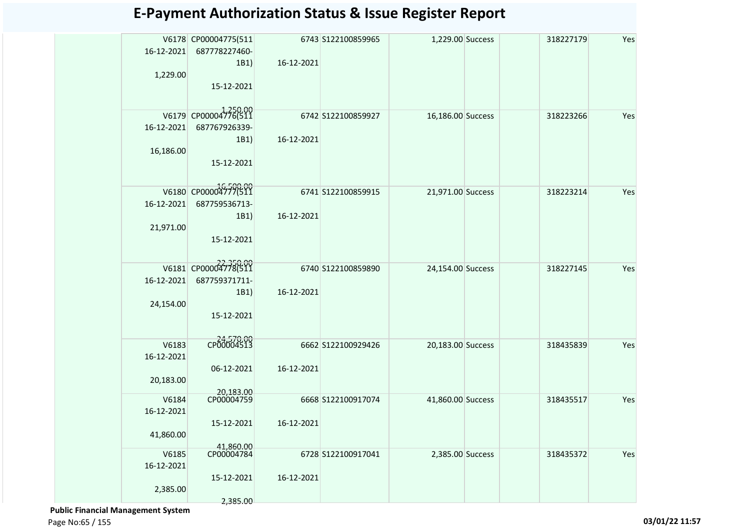# E-Payment Authorization Status & Issue Register Report

| | | | | | | | | | |
|---|---|---|---|---|---|---|---|---|---|
| | V6178 16-12-2021 1,229.00 | CP00004775(511 687778227460-1B1) 15-12-2021 1,250.00 | 6743 16-12-2021 | S122100859965 | 1,229.00 | Success | | 318227179 | Yes |
| | V6179 16-12-2021 16,186.00 | CP00004776(511 687767926339-1B1) 15-12-2021 16,500.00 | 6742 16-12-2021 | S122100859927 | 16,186.00 | Success | | 318223266 | Yes |
| | V6180 16-12-2021 21,971.00 | CP00004777(511 687759536713-1B1) 15-12-2021 22,350.00 | 6741 16-12-2021 | S122100859915 | 21,971.00 | Success | | 318223214 | Yes |
| | V6181 16-12-2021 24,154.00 | CP00004778(511 687759371711-1B1) 15-12-2021 24,570.00 | 6740 16-12-2021 | S122100859890 | 24,154.00 | Success | | 318227145 | Yes |
| | V6183 16-12-2021 20,183.00 | CP00004513 06-12-2021 20,183.00 | 6662 16-12-2021 | S122100929426 | 20,183.00 | Success | | 318435839 | Yes |
| | V6184 16-12-2021 41,860.00 | CP00004759 15-12-2021 41,860.00 | 6668 16-12-2021 | S122100917074 | 41,860.00 | Success | | 318435517 | Yes |
| | V6185 16-12-2021 2,385.00 | CP00004784 15-12-2021 2,385.00 | 6728 16-12-2021 | S122100917041 | 2,385.00 | Success | | 318435372 | Yes |

**Public Financial Management System**

03/01/22 11:57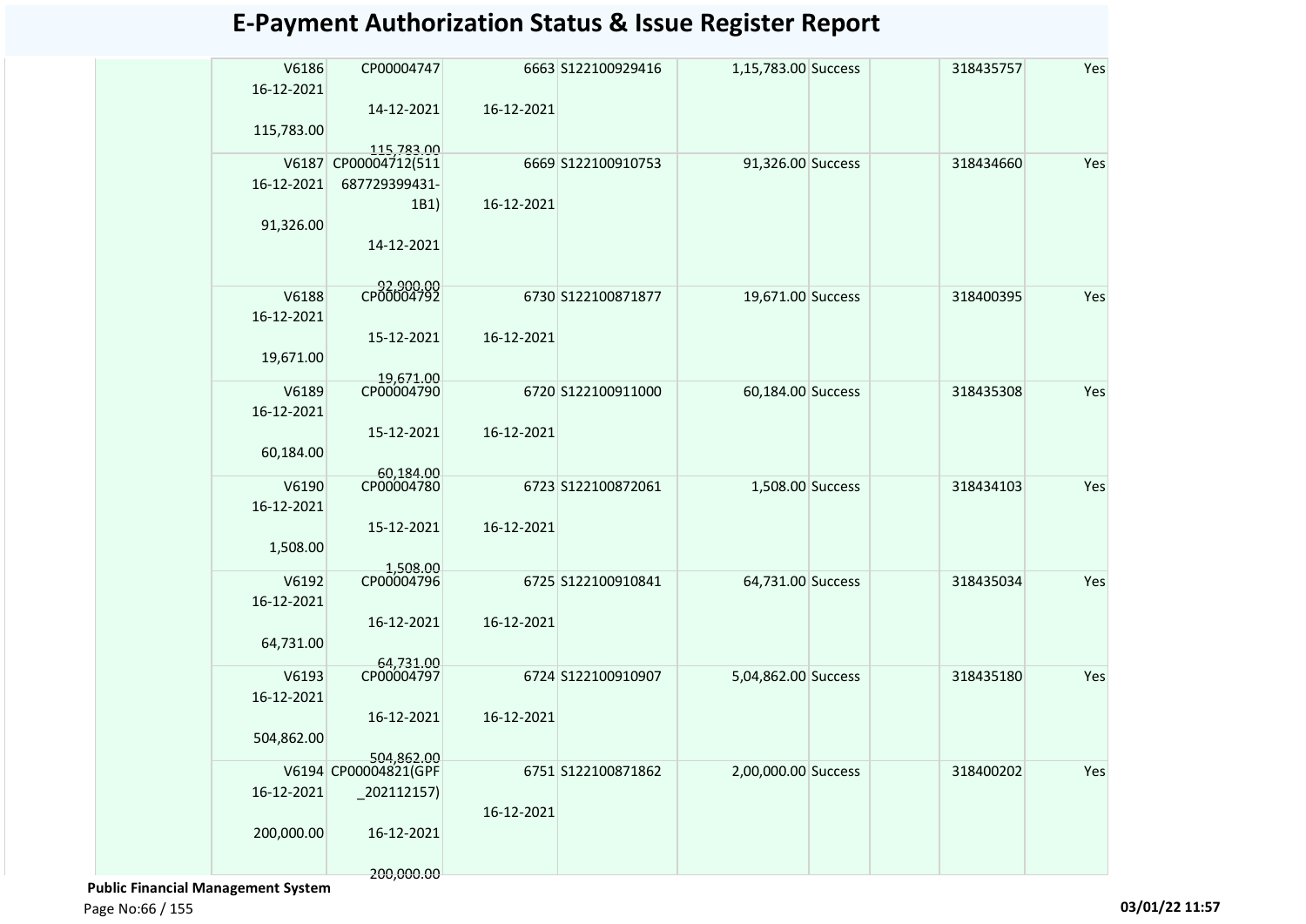# E-Payment Authorization Status & Issue Register Report

| | | | | | | | | | |
|---|---|---|---|---|---|---|---|---|---|
| | V6186 16-12-2021 115,783.00 | CP00004747 14-12-2021 115,783.00 | 6663 16-12-2021 | S122100929416 | 1,15,783.00 | Success | | 318435757 | Yes |
| | V6187 16-12-2021 91,326.00 | CP00004712(511687729399431-1B1) 14-12-2021 92,900.00 | 6669 16-12-2021 | S122100910753 | 91,326.00 | Success | | 318434660 | Yes |
| | V6188 16-12-2021 19,671.00 | CP00004792 15-12-2021 19,671.00 | 6730 16-12-2021 | S122100871877 | 19,671.00 | Success | | 318400395 | Yes |
| | V6189 16-12-2021 60,184.00 | CP00004790 15-12-2021 60,184.00 | 6720 16-12-2021 | S122100911000 | 60,184.00 | Success | | 318435308 | Yes |
| | V6190 16-12-2021 1,508.00 | CP00004780 15-12-2021 1,508.00 | 6723 16-12-2021 | S122100872061 | 1,508.00 | Success | | 318434103 | Yes |
| | V6192 16-12-2021 64,731.00 | CP00004796 16-12-2021 64,731.00 | 6725 16-12-2021 | S122100910841 | 64,731.00 | Success | | 318435034 | Yes |
| | V6193 16-12-2021 504,862.00 | CP00004797 16-12-2021 504,862.00 | 6724 16-12-2021 | S122100910907 | 5,04,862.00 | Success | | 318435180 | Yes |
| | V6194 16-12-2021 200,000.00 | CP00004821(GPF_202112157) 16-12-2021 200,000.00 | 6751 16-12-2021 | S122100871862 | 2,00,000.00 | Success | | 318400202 | Yes |

**Public Financial Management System**

03/01/22 11:57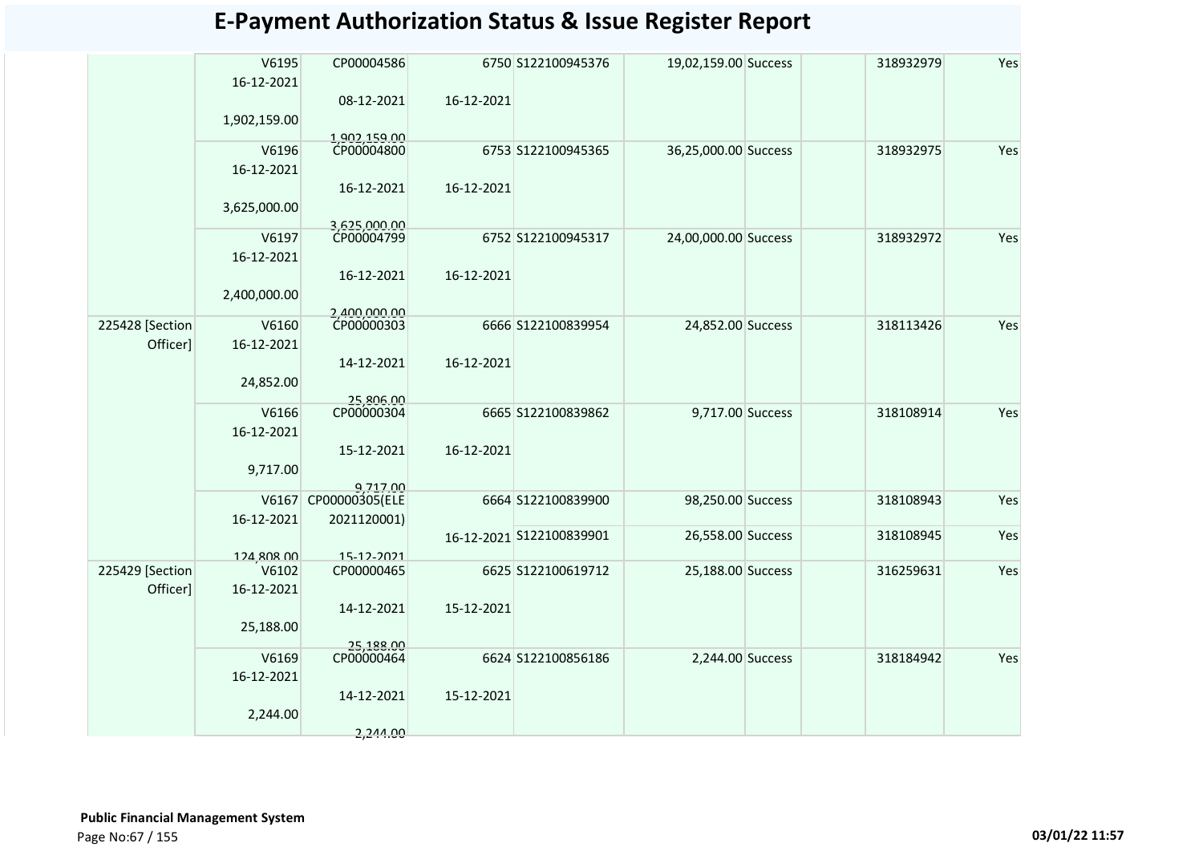# E-Payment Authorization Status & Issue Register Report

| | | | | | | | | | |
|---|---|---|---|---|---|---|---|---|---|
| | V6195 16-12-2021 1,902,159.00 | CP00004586 08-12-2021 1,902,159.00 | 6750 16-12-2021 | S122100945376 | 19,02,159.00 | Success | | 318932979 | Yes |
| | V6196 16-12-2021 3,625,000.00 | CP00004800 16-12-2021 3,625,000.00 | 6753 16-12-2021 | S122100945365 | 36,25,000.00 | Success | | 318932975 | Yes |
| | V6197 16-12-2021 2,400,000.00 | CP00004799 16-12-2021 2,400,000.00 | 6752 16-12-2021 | S122100945317 | 24,00,000.00 | Success | | 318932972 | Yes |
| 225428 [Section Officer] | V6160 16-12-2021 24,852.00 | CP00000303 14-12-2021 25,806.00 | 6666 16-12-2021 | S122100839954 | 24,852.00 | Success | | 318113426 | Yes |
| | V6166 16-12-2021 9,717.00 | CP00000304 15-12-2021 9,717.00 | 6665 16-12-2021 | S122100839862 | 9,717.00 | Success | | 318108914 | Yes |
| | V6167 16-12-2021 124,808.00 | CP00000305(ELE 2021120001) 15-12-2021 | 6664 | S122100839900 | 98,250.00 | Success | | 318108943 | Yes |
| | | | 16-12-2021 | S122100839901 | 26,558.00 | Success | | 318108945 | Yes |
| 225429 [Section Officer] | V6102 16-12-2021 25,188.00 | CP00000465 14-12-2021 25,188.00 | 6625 15-12-2021 | S122100619712 | 25,188.00 | Success | | 316259631 | Yes |
| | V6169 16-12-2021 2,244.00 | CP00000464 14-12-2021 2,244.00 | 6624 15-12-2021 | S122100856186 | 2,244.00 | Success | | 318184942 | Yes |

**Public Financial Management System**

03/01/22 11:57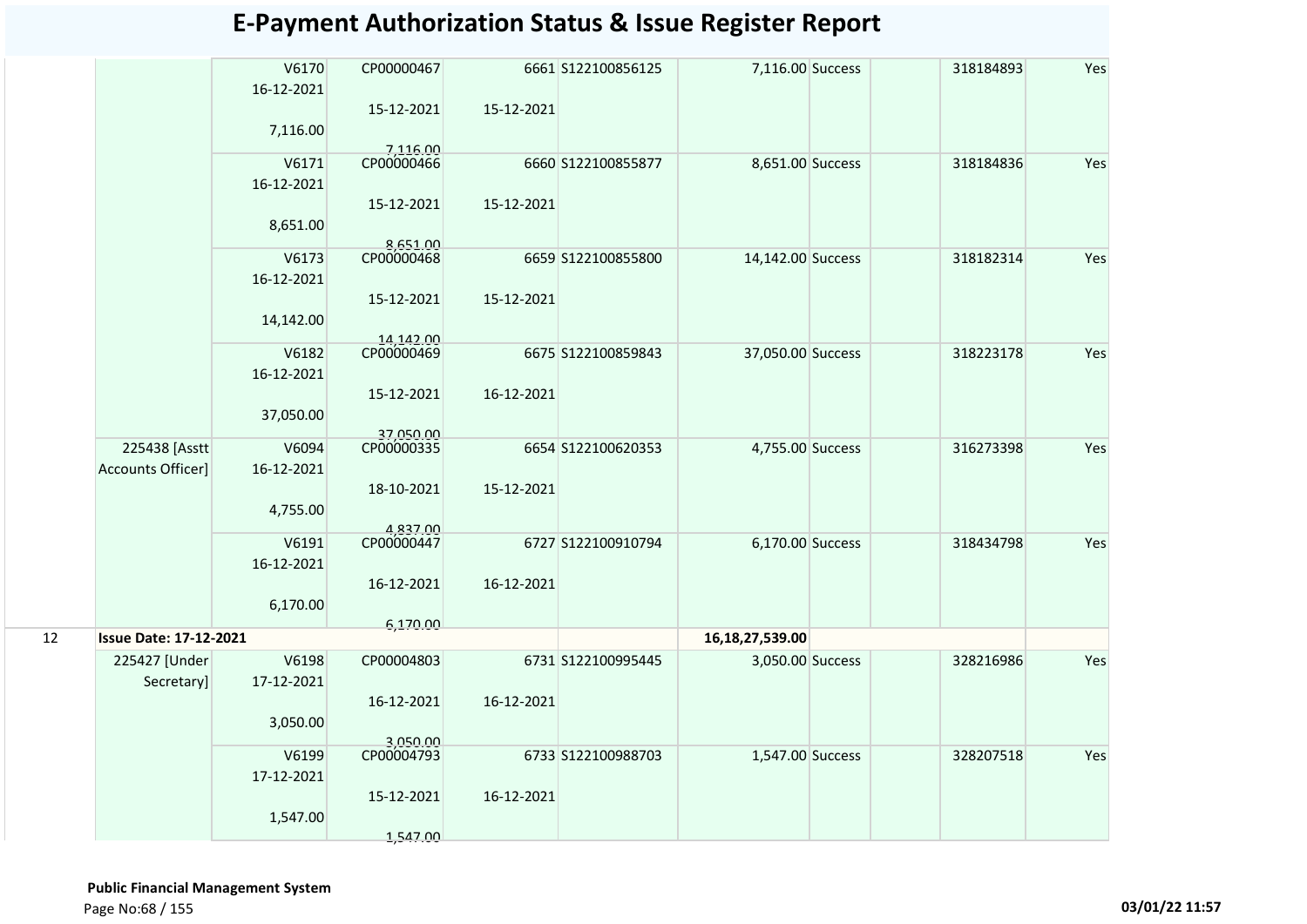# E-Payment Authorization Status & Issue Register Report

| | | | | | | | | | | |
|---|---|---|---|---|---|---|---|---|---|---|
| | | V6170<br>16-12-2021<br>7,116.00 | CP00000467<br>15-12-2021<br>7,116.00 | 6661<br>15-12-2021 | S122100856125 | 7,116.00 | Success | | 318184893 | Yes |
| | | V6171<br>16-12-2021<br>8,651.00 | CP00000466<br>15-12-2021<br>8,651.00 | 6660<br>15-12-2021 | S122100855877 | 8,651.00 | Success | | 318184836 | Yes |
| | | V6173<br>16-12-2021<br>14,142.00 | CP00000468<br>15-12-2021<br>14,142.00 | 6659<br>15-12-2021 | S122100855800 | 14,142.00 | Success | | 318182314 | Yes |
| | | V6182<br>16-12-2021<br>37,050.00 | CP00000469<br>15-12-2021<br>37,050.00 | 6675<br>16-12-2021 | S122100859843 | 37,050.00 | Success | | 318223178 | Yes |
| | 225438 [Asstt Accounts Officer] | V6094<br>16-12-2021<br>4,755.00 | CP00000335<br>18-10-2021<br>4,837.00 | 6654<br>15-12-2021 | S122100620353 | 4,755.00 | Success | | 316273398 | Yes |
| | | V6191<br>16-12-2021<br>6,170.00 | CP00000447<br>16-12-2021<br>6,170.00 | 6727<br>16-12-2021 | S122100910794 | 6,170.00 | Success | | 318434798 | Yes |
| 12 | **Issue Date: 17-12-2021** | | | | | **16,18,27,539.00** | | | | |
| | 225427 [Under Secretary] | V6198<br>17-12-2021<br>3,050.00 | CP00004803<br>16-12-2021<br>3,050.00 | 6731<br>16-12-2021 | S122100995445 | 3,050.00 | Success | | 328216986 | Yes |
| | | V6199<br>17-12-2021<br>1,547.00 | CP00004793<br>15-12-2021<br>1,547.00 | 6733<br>16-12-2021 | S122100988703 | 1,547.00 | Success | | 328207518 | Yes |

**Public Financial Management System**

03/01/22 11:57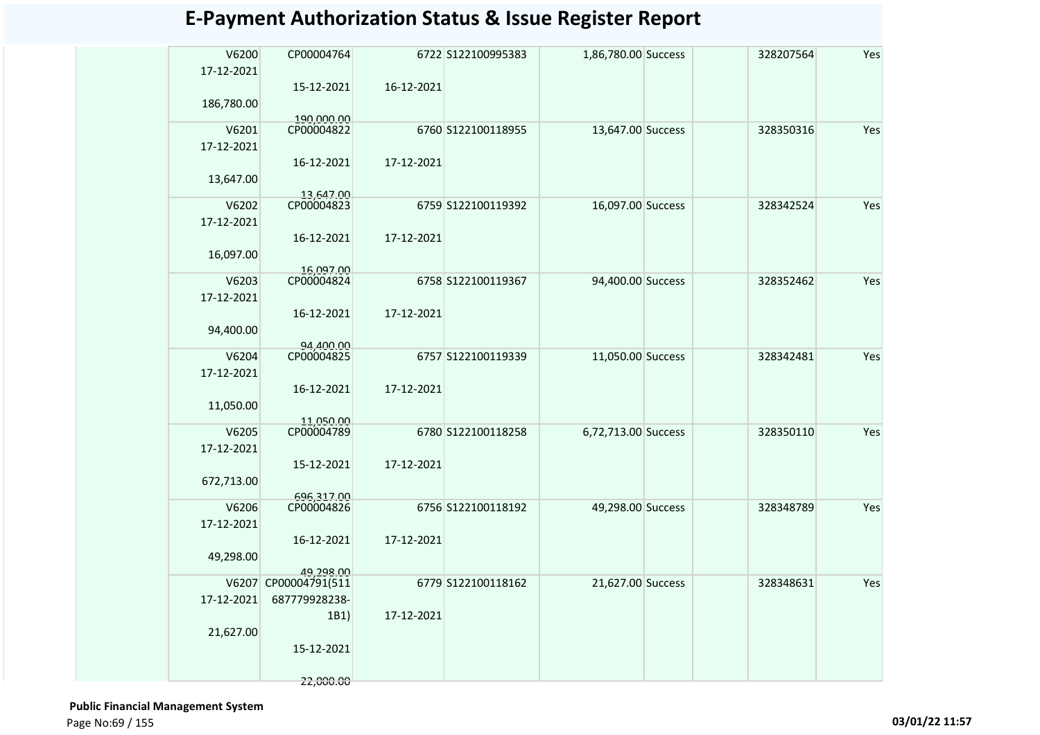# E-Payment Authorization Status & Issue Register Report

| | | | | | | | | | |
|---|---|---|---|---|---|---|---|---|---|
| | V6200 17-12-2021 186,780.00 | CP00004764 15-12-2021 190,000.00 | 6722 16-12-2021 | S122100995383 | 1,86,780.00 | Success | | 328207564 | Yes |
| | V6201 17-12-2021 13,647.00 | CP00004822 16-12-2021 13,647.00 | 6760 17-12-2021 | S122100118955 | 13,647.00 | Success | | 328350316 | Yes |
| | V6202 17-12-2021 16,097.00 | CP00004823 16-12-2021 16,097.00 | 6759 17-12-2021 | S122100119392 | 16,097.00 | Success | | 328342524 | Yes |
| | V6203 17-12-2021 94,400.00 | CP00004824 16-12-2021 94,400.00 | 6758 17-12-2021 | S122100119367 | 94,400.00 | Success | | 328352462 | Yes |
| | V6204 17-12-2021 11,050.00 | CP00004825 16-12-2021 11,050.00 | 6757 17-12-2021 | S122100119339 | 11,050.00 | Success | | 328342481 | Yes |
| | V6205 17-12-2021 672,713.00 | CP00004789 15-12-2021 696,317.00 | 6780 17-12-2021 | S122100118258 | 6,72,713.00 | Success | | 328350110 | Yes |
| | V6206 17-12-2021 49,298.00 | CP00004826 16-12-2021 49,298.00 | 6756 17-12-2021 | S122100118192 | 49,298.00 | Success | | 328348789 | Yes |
| | V6207 17-12-2021 21,627.00 | CP00004791(511 687779928238-1B1) 15-12-2021 22,000.00 | 6779 17-12-2021 | S122100118162 | 21,627.00 | Success | | 328348631 | Yes |

**Public Financial Management System**

03/01/22 11:57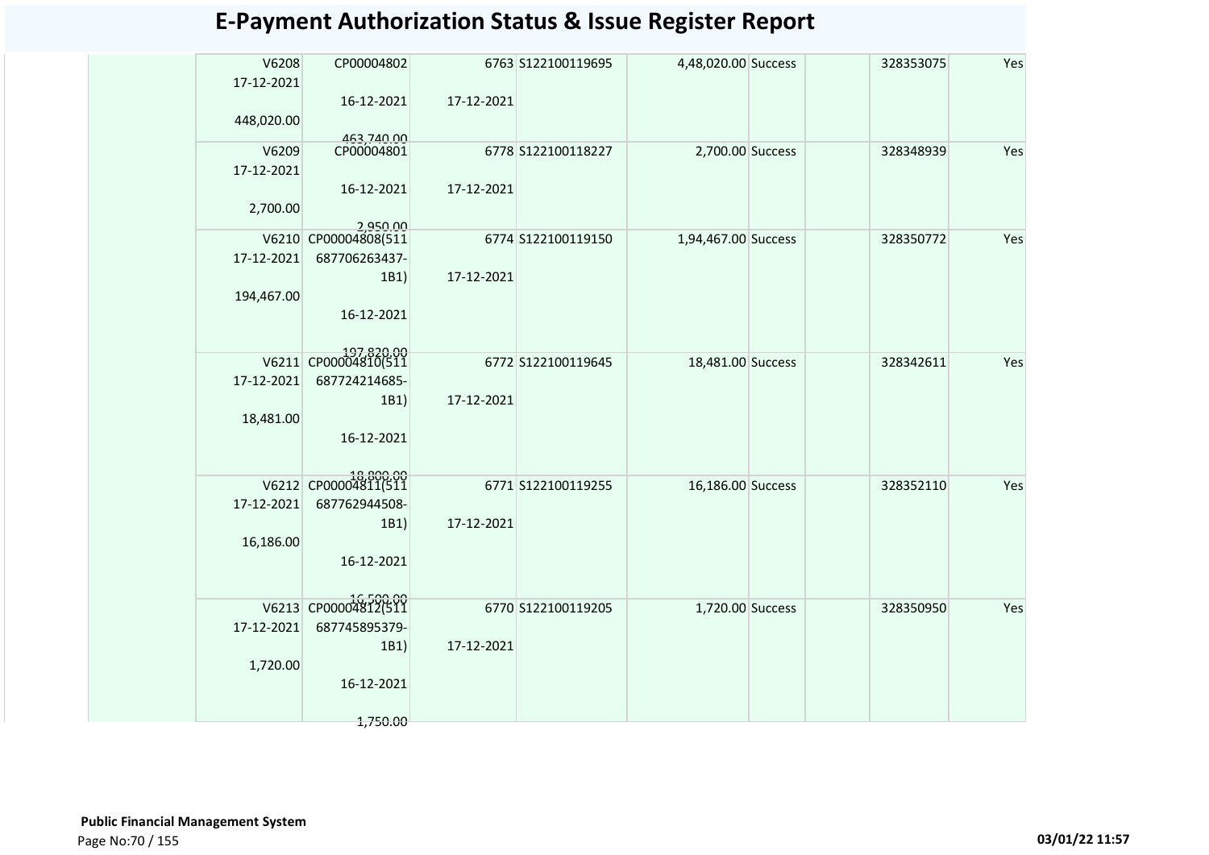# E-Payment Authorization Status & Issue Register Report

| | | | | | | | | | |
|---|---|---|---|---|---|---|---|---|---|
| | V6208<br>17-12-2021<br>448,020.00 | CP00004802<br>16-12-2021<br>463,740.00 | 6763<br>17-12-2021 | S122100119695 | 4,48,020.00 | Success | | 328353075 | Yes |
| | V6209<br>17-12-2021<br>2,700.00 | CP00004801<br>16-12-2021<br>2,950.00 | 6778<br>17-12-2021 | S122100118227 | 2,700.00 | Success | | 328348939 | Yes |
| | V6210<br>17-12-2021<br>194,467.00 | CP00004808(511 687706263437-1B1)<br>16-12-2021<br>197,820.00 | 6774<br>17-12-2021 | S122100119150 | 1,94,467.00 | Success | | 328350772 | Yes |
| | V6211<br>17-12-2021<br>18,481.00 | CP00004810(511 687724214685-1B1)<br>16-12-2021<br>18,800.00 | 6772<br>17-12-2021 | S122100119645 | 18,481.00 | Success | | 328342611 | Yes |
| | V6212<br>17-12-2021<br>16,186.00 | CP00004811(511 687762944508-1B1)<br>16-12-2021<br>16,500.00 | 6771<br>17-12-2021 | S122100119255 | 16,186.00 | Success | | 328352110 | Yes |
| | V6213<br>17-12-2021<br>1,720.00 | CP00004812(511 687745895379-1B1)<br>16-12-2021<br>1,750.00 | 6770<br>17-12-2021 | S122100119205 | 1,720.00 | Success | | 328350950 | Yes |

**Public Financial Management System**

03/01/22 11:57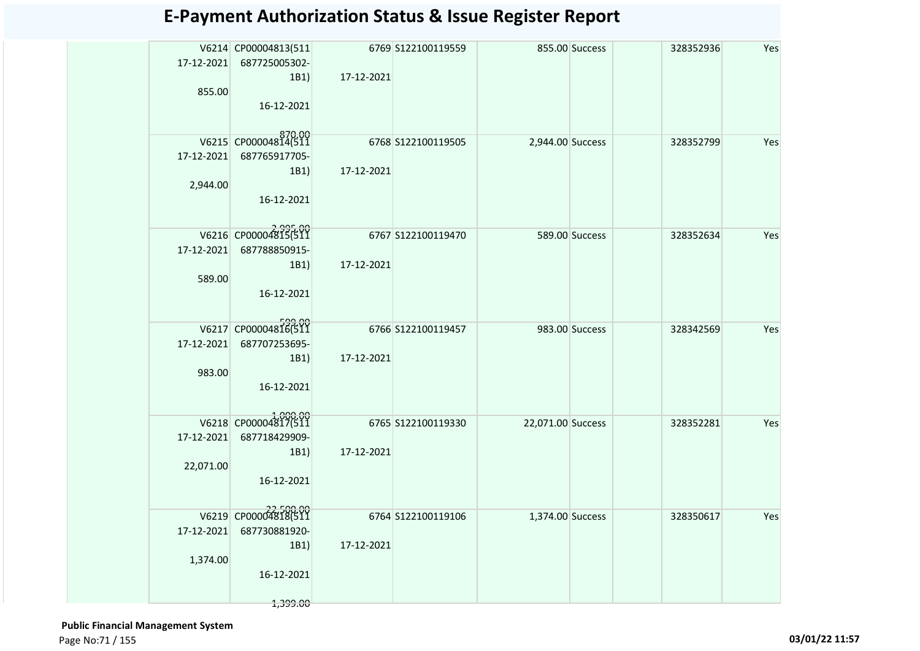# E-Payment Authorization Status & Issue Register Report

| | | | | | | | | | |
|---|---|---|---|---|---|---|---|---|---|
| | V6214 17-12-2021 855.00 | CP00004813(511 687725005302-1B1) 16-12-2021 870.00 | 6769 17-12-2021 | S122100119559 | 855.00 | Success | | 328352936 | Yes |
| | V6215 17-12-2021 2,944.00 | CP00004814(511 687765917705-1B1) 16-12-2021 2,995.00 | 6768 17-12-2021 | S122100119505 | 2,944.00 | Success | | 328352799 | Yes |
| | V6216 17-12-2021 589.00 | CP00004815(511 687788850915-1B1) 16-12-2021 599.00 | 6767 17-12-2021 | S122100119470 | 589.00 | Success | | 328352634 | Yes |
| | V6217 17-12-2021 983.00 | CP00004816(511 687707253695-1B1) 16-12-2021 1,000.00 | 6766 17-12-2021 | S122100119457 | 983.00 | Success | | 328342569 | Yes |
| | V6218 17-12-2021 22,071.00 | CP00004817(511 687718429909-1B1) 16-12-2021 22,500.00 | 6765 17-12-2021 | S122100119330 | 22,071.00 | Success | | 328352281 | Yes |
| | V6219 17-12-2021 1,374.00 | CP00004818(511 687730881920-1B1) 16-12-2021 1,399.00 | 6764 17-12-2021 | S122100119106 | 1,374.00 | Success | | 328350617 | Yes |

**Public Financial Management System**

03/01/22 11:57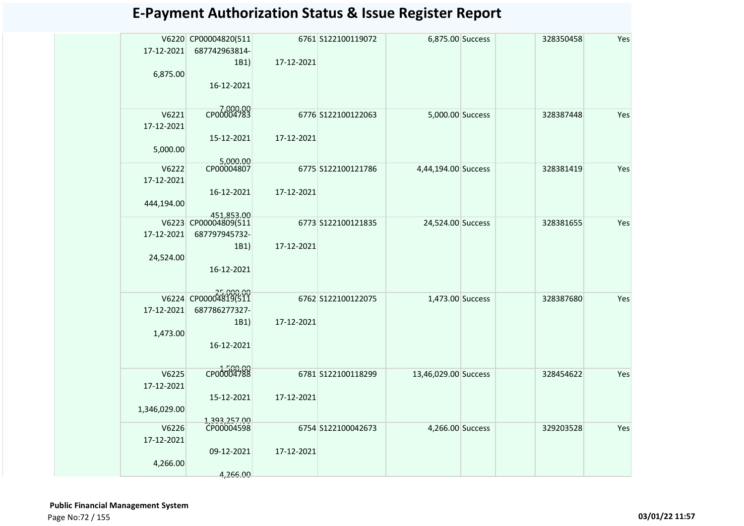# E-Payment Authorization Status & Issue Register Report

| | | | | | | | | | |
|---|---|---|---|---|---|---|---|---|---|
| | V6220 17-12-2021 6,875.00 | CP00004820(511 687742963814-1B1) 16-12-2021 7,000.00 | 6761 17-12-2021 | S122100119072 | 6,875.00 | Success | | 328350458 | Yes |
| | V6221 17-12-2021 5,000.00 | CP00004783 15-12-2021 5,000.00 | 6776 17-12-2021 | S122100122063 | 5,000.00 | Success | | 328387448 | Yes |
| | V6222 17-12-2021 444,194.00 | CP00004807 16-12-2021 451,853.00 | 6775 17-12-2021 | S122100121786 | 4,44,194.00 | Success | | 328381419 | Yes |
| | V6223 17-12-2021 24,524.00 | CP00004809(511 687797945732-1B1) 16-12-2021 25,000.00 | 6773 17-12-2021 | S122100121835 | 24,524.00 | Success | | 328381655 | Yes |
| | V6224 17-12-2021 1,473.00 | CP00004819(511 687786277327-1B1) 16-12-2021 1,500.00 | 6762 17-12-2021 | S122100122075 | 1,473.00 | Success | | 328387680 | Yes |
| | V6225 17-12-2021 1,346,029.00 | CP00004788 15-12-2021 1,393,257.00 | 6781 17-12-2021 | S122100118299 | 13,46,029.00 | Success | | 328454622 | Yes |
| | V6226 17-12-2021 4,266.00 | CP00004598 09-12-2021 4,266.00 | 6754 17-12-2021 | S122100042673 | 4,266.00 | Success | | 329203528 | Yes |

**Public Financial Management System**

03/01/22 11:57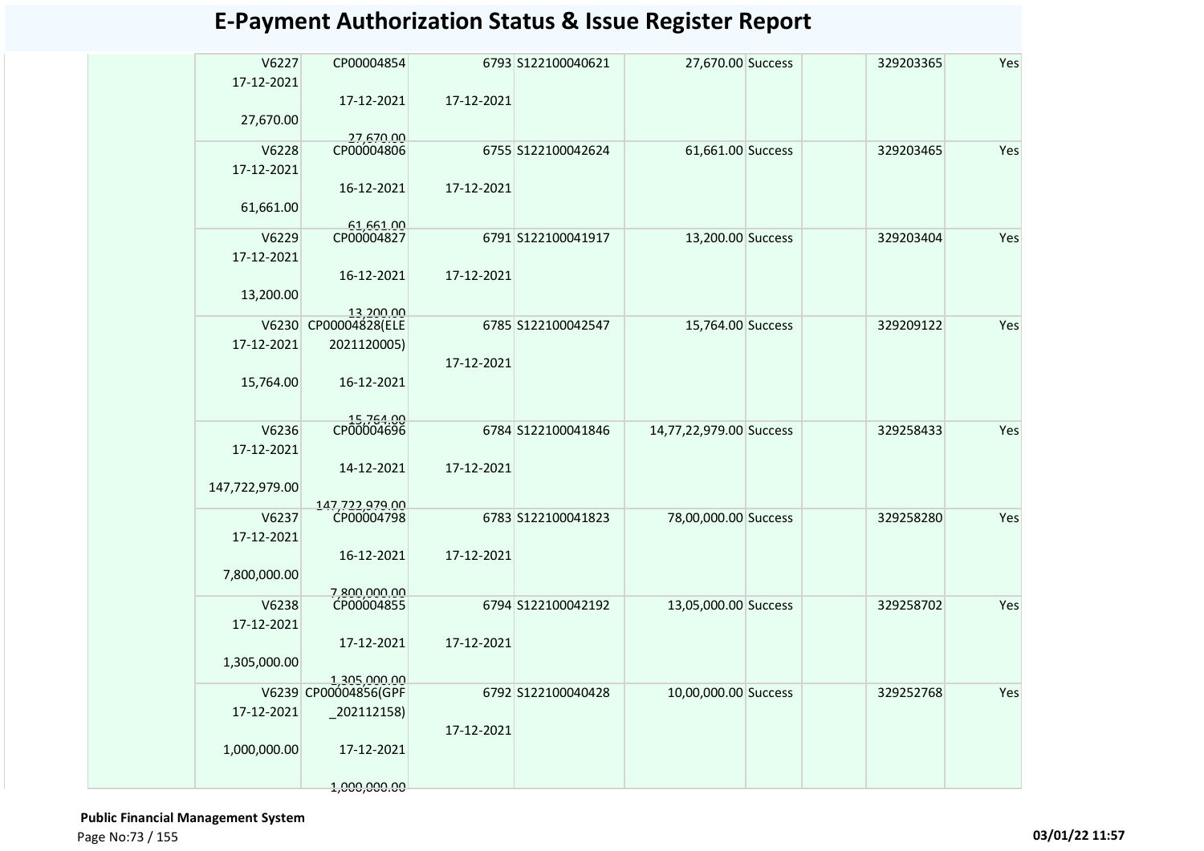# E-Payment Authorization Status & Issue Register Report

| | | | | | | | | | |
|---|---|---|---|---|---|---|---|---|---|
| | V6227<br>17-12-2021<br>27,670.00 | CP00004854<br>17-12-2021<br>27,670.00 | 6793<br>17-12-2021 | S122100040621 | 27,670.00 | Success | | 329203365 | Yes |
| | V6228<br>17-12-2021<br>61,661.00 | CP00004806<br>16-12-2021<br>61,661.00 | 6755<br>17-12-2021 | S122100042624 | 61,661.00 | Success | | 329203465 | Yes |
| | V6229<br>17-12-2021<br>13,200.00 | CP00004827<br>16-12-2021<br>13,200.00 | 6791<br>17-12-2021 | S122100041917 | 13,200.00 | Success | | 329203404 | Yes |
| | V6230<br>17-12-2021<br>15,764.00 | CP00004828(ELE 2021120005)<br>16-12-2021<br>15,764.00 | 6785<br>17-12-2021 | S122100042547 | 15,764.00 | Success | | 329209122 | Yes |
| | V6236<br>17-12-2021<br>147,722,979.00 | CP00004696<br>14-12-2021<br>147,722,979.00 | 6784<br>17-12-2021 | S122100041846 | 14,77,22,979.00 | Success | | 329258433 | Yes |
| | V6237<br>17-12-2021<br>7,800,000.00 | CP00004798<br>16-12-2021<br>7,800,000.00 | 6783<br>17-12-2021 | S122100041823 | 78,00,000.00 | Success | | 329258280 | Yes |
| | V6238<br>17-12-2021<br>1,305,000.00 | CP00004855<br>17-12-2021<br>1,305,000.00 | 6794<br>17-12-2021 | S122100042192 | 13,05,000.00 | Success | | 329258702 | Yes |
| | V6239<br>17-12-2021<br>1,000,000.00 | CP00004856(GPF _202112158)<br>17-12-2021<br>1,000,000.00 | 6792<br>17-12-2021 | S122100040428 | 10,00,000.00 | Success | | 329252768 | Yes |

**Public Financial Management System**

03/01/22 11:57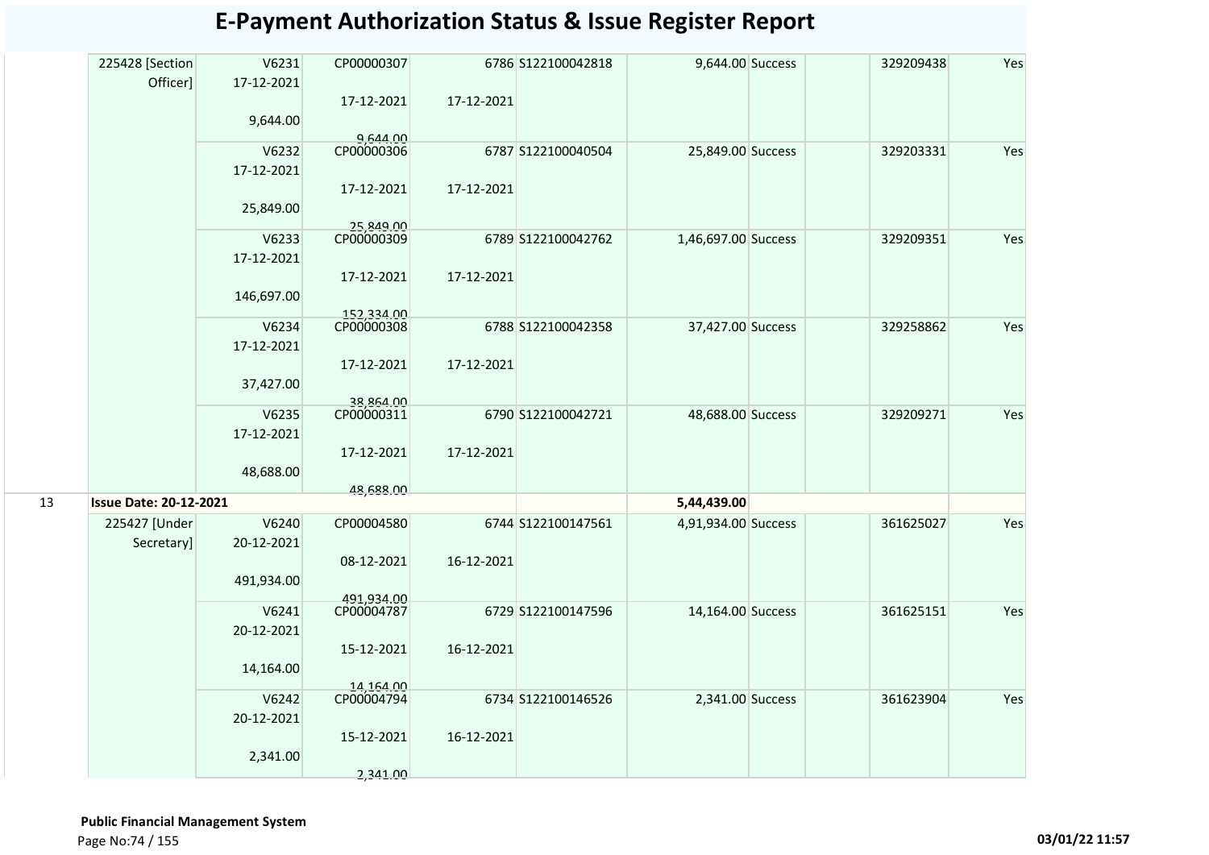# E-Payment Authorization Status & Issue Register Report

| | | | | | | | | | | |
|---|---|---|---|---|---|---|---|---|---|---|
| | 225428 [Section Officer] | V6231 17-12-2021 9,644.00 | CP00000307 17-12-2021 9,644.00 | 6786 17-12-2021 | S122100042818 | 9,644.00 | Success | | 329209438 | Yes |
| | | V6232 17-12-2021 25,849.00 | CP00000306 17-12-2021 25,849.00 | 6787 17-12-2021 | S122100040504 | 25,849.00 | Success | | 329203331 | Yes |
| | | V6233 17-12-2021 146,697.00 | CP00000309 17-12-2021 152,334.00 | 6789 17-12-2021 | S122100042762 | 1,46,697.00 | Success | | 329209351 | Yes |
| | | V6234 17-12-2021 37,427.00 | CP00000308 17-12-2021 38,864.00 | 6788 17-12-2021 | S122100042358 | 37,427.00 | Success | | 329258862 | Yes |
| | | V6235 17-12-2021 48,688.00 | CP00000311 17-12-2021 48,688.00 | 6790 17-12-2021 | S122100042721 | 48,688.00 | Success | | 329209271 | Yes |
| 13 | **Issue Date: 20-12-2021** | | | | | **5,44,439.00** | | | | |
| | 225427 [Under Secretary] | V6240 20-12-2021 491,934.00 | CP00004580 08-12-2021 491,934.00 | 6744 16-12-2021 | S122100147561 | 4,91,934.00 | Success | | 361625027 | Yes |
| | | V6241 20-12-2021 14,164.00 | CP00004787 15-12-2021 14,164.00 | 6729 16-12-2021 | S122100147596 | 14,164.00 | Success | | 361625151 | Yes |
| | | V6242 20-12-2021 2,341.00 | CP00004794 15-12-2021 2,341.00 | 6734 16-12-2021 | S122100146526 | 2,341.00 | Success | | 361623904 | Yes |

**Public Financial Management System**

03/01/22 11:57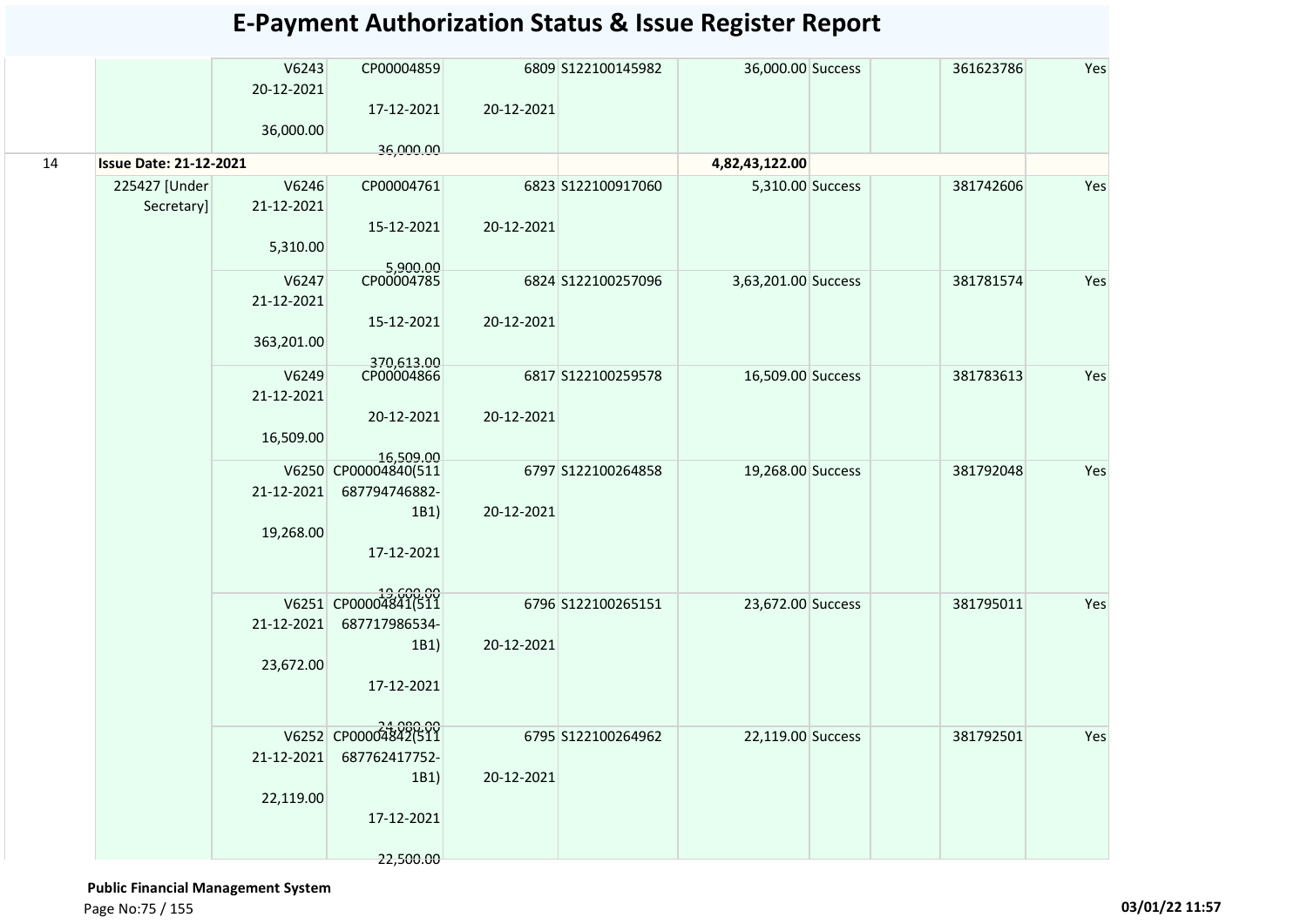# E-Payment Authorization Status & Issue Register Report

| | | | | | | | | | | |
|---|---|---|---|---|---|---|---|---|---|---|
| | | V6243 20-12-2021 36,000.00 | CP00004859 17-12-2021 36,000.00 | 6809 20-12-2021 | S122100145982 | 36,000.00 | Success | | 361623786 | Yes |
| 14 | **Issue Date: 21-12-2021** | | | | | **4,82,43,122.00** | | | | |
| | 225427 [Under Secretary] | V6246 21-12-2021 5,310.00 | CP00004761 15-12-2021 5,900.00 | 6823 20-12-2021 | S122100917060 | 5,310.00 | Success | | 381742606 | Yes |
| | | V6247 21-12-2021 363,201.00 | CP00004785 15-12-2021 370,613.00 | 6824 20-12-2021 | S122100257096 | 3,63,201.00 | Success | | 381781574 | Yes |
| | | V6249 21-12-2021 16,509.00 | CP00004866 20-12-2021 16,509.00 | 6817 20-12-2021 | S122100259578 | 16,509.00 | Success | | 381783613 | Yes |
| | | V6250 21-12-2021 19,268.00 | CP00004840(511687794746882-1B1) 17-12-2021 19,600.00 | 6797 20-12-2021 | S122100264858 | 19,268.00 | Success | | 381792048 | Yes |
| | | V6251 21-12-2021 23,672.00 | CP00004841(511687717986534-1B1) 17-12-2021 24,080.00 | 6796 20-12-2021 | S122100265151 | 23,672.00 | Success | | 381795011 | Yes |
| | | V6252 21-12-2021 22,119.00 | CP00004842(511687762417752-1B1) 17-12-2021 22,500.00 | 6795 20-12-2021 | S122100264962 | 22,119.00 | Success | | 381792501 | Yes |

**Public Financial Management System**

03/01/22 11:57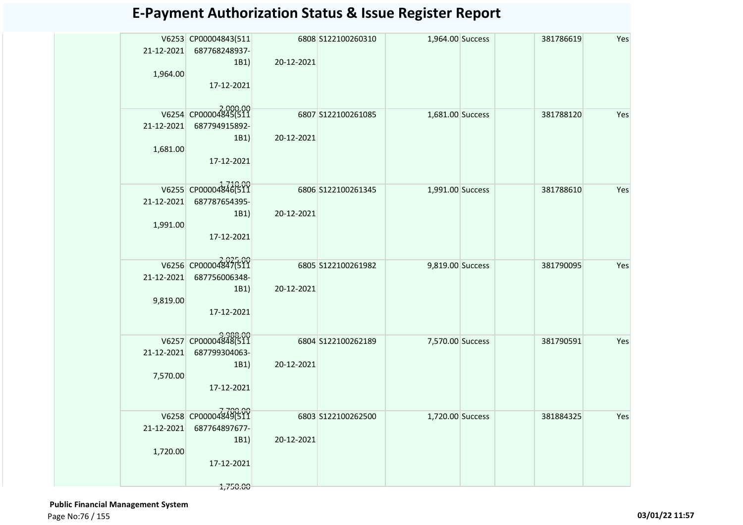# E-Payment Authorization Status & Issue Register Report

| | V No / Date / Amount | CP No / Date / Amount | Token / Date | Bill / Ref No | Amount | Status | | Ref No | |
|---|---|---|---|---|---|---|---|---|---|
| | V6253 21-12-2021 1,964.00 | CP00004843(511 687768248937-1B1) 17-12-2021 2,000.00 | 6808 20-12-2021 | S122100260310 | 1,964.00 | Success | | 381786619 | Yes |
| | V6254 21-12-2021 1,681.00 | CP00004845(511 687794915892-1B1) 17-12-2021 1,710.00 | 6807 20-12-2021 | S122100261085 | 1,681.00 | Success | | 381788120 | Yes |
| | V6255 21-12-2021 1,991.00 | CP00004846(511 687787654395-1B1) 17-12-2021 2,025.00 | 6806 20-12-2021 | S122100261345 | 1,991.00 | Success | | 381788610 | Yes |
| | V6256 21-12-2021 9,819.00 | CP00004847(511 687756006348-1B1) 17-12-2021 9,988.00 | 6805 20-12-2021 | S122100261982 | 9,819.00 | Success | | 381790095 | Yes |
| | V6257 21-12-2021 7,570.00 | CP00004848(511 687799304063-1B1) 17-12-2021 7,700.00 | 6804 20-12-2021 | S122100262189 | 7,570.00 | Success | | 381790591 | Yes |
| | V6258 21-12-2021 1,720.00 | CP00004849(511 687764897677-1B1) 17-12-2021 1,750.00 | 6803 20-12-2021 | S122100262500 | 1,720.00 | Success | | 381884325 | Yes |

**Public Financial Management System**

03/01/22 11:57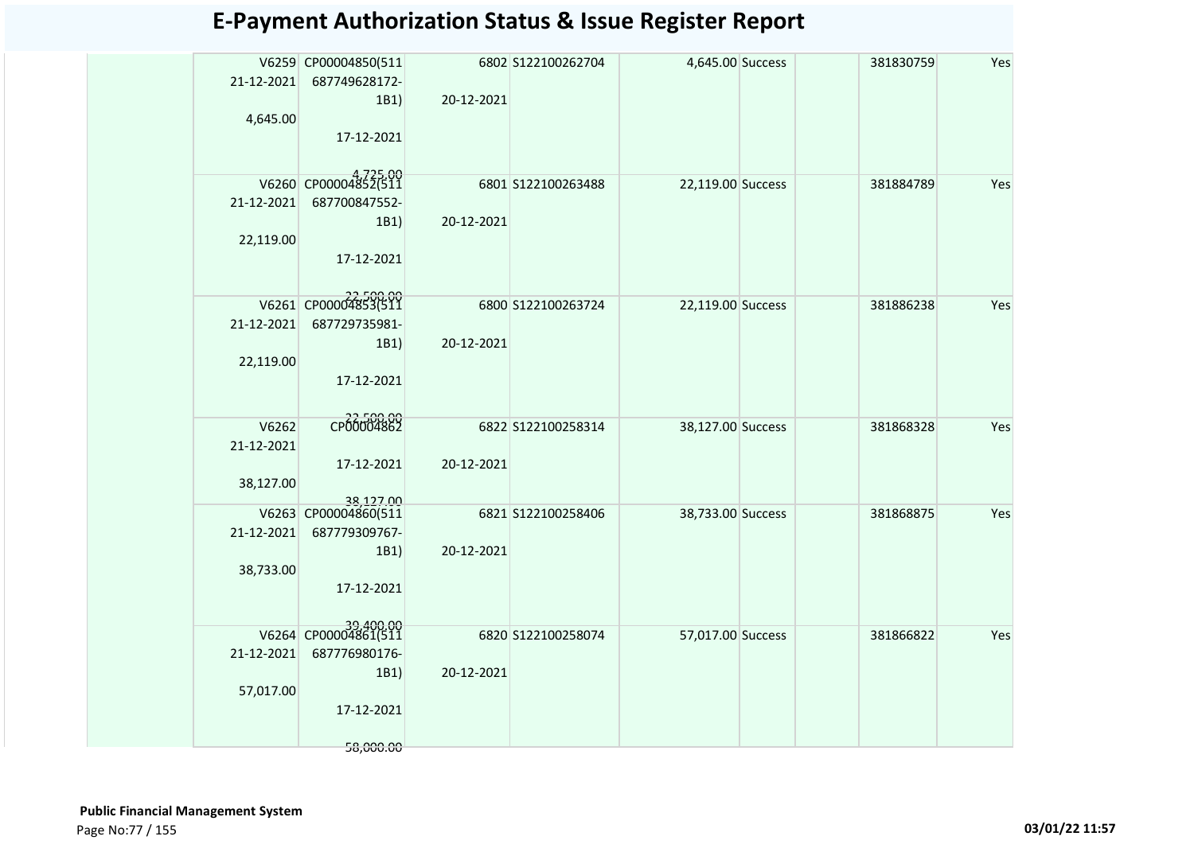# E-Payment Authorization Status & Issue Register Report

| | | | | | | | | | |
|---|---|---|---|---|---|---|---|---|---|
| | V6259<br>21-12-2021<br>4,645.00 | CP00004850(511<br>687749628172-<br>1B1)<br>17-12-2021<br>4,725.00 | 6802<br>20-12-2021 | S122100262704 | 4,645.00 | Success | | 381830759 | Yes |
| | V6260<br>21-12-2021<br>22,119.00 | CP00004852(511<br>687700847552-<br>1B1)<br>17-12-2021<br>22,500.00 | 6801<br>20-12-2021 | S122100263488 | 22,119.00 | Success | | 381884789 | Yes |
| | V6261<br>21-12-2021<br>22,119.00 | CP00004853(511<br>687729735981-<br>1B1)<br>17-12-2021<br>22,500.00 | 6800<br>20-12-2021 | S122100263724 | 22,119.00 | Success | | 381886238 | Yes |
| | V6262<br>21-12-2021<br>38,127.00 | CP00004862<br>17-12-2021<br>38,127.00 | 6822<br>20-12-2021 | S122100258314 | 38,127.00 | Success | | 381868328 | Yes |
| | V6263<br>21-12-2021<br>38,733.00 | CP00004860(511<br>687779309767-<br>1B1)<br>17-12-2021<br>39,400.00 | 6821<br>20-12-2021 | S122100258406 | 38,733.00 | Success | | 381868875 | Yes |
| | V6264<br>21-12-2021<br>57,017.00 | CP00004861(511<br>687776980176-<br>1B1)<br>17-12-2021<br>58,000.00 | 6820<br>20-12-2021 | S122100258074 | 57,017.00 | Success | | 381866822 | Yes |

**Public Financial Management System**

03/01/22 11:57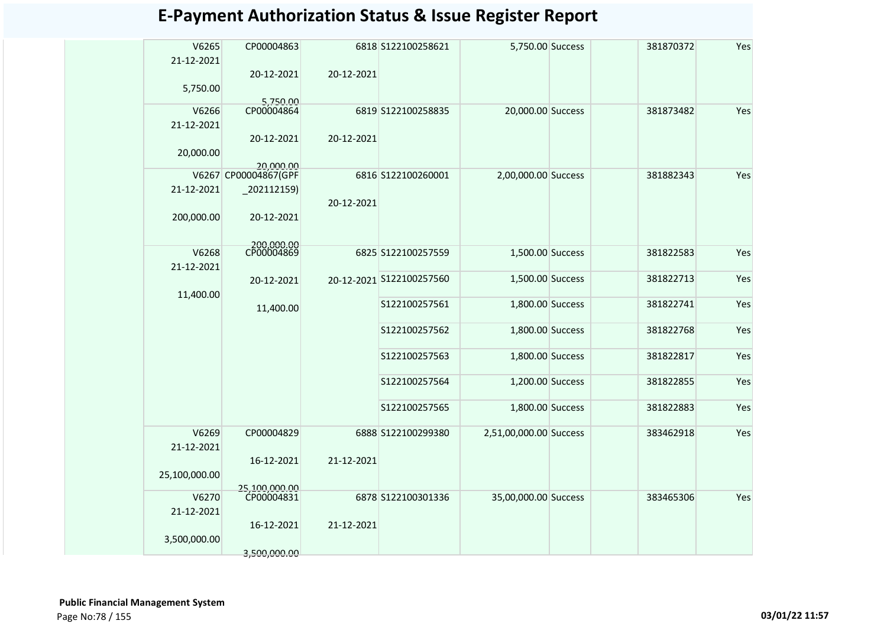# E-Payment Authorization Status & Issue Register Report

| | | | | | | | | | |
|---|---|---|---|---|---|---|---|---|---|
| | V6265 21-12-2021 5,750.00 | CP00004863 20-12-2021 5,750.00 | 6818 20-12-2021 | S122100258621 | 5,750.00 | Success | | 381870372 | Yes |
| | V6266 21-12-2021 20,000.00 | CP00004864 20-12-2021 20,000.00 | 6819 20-12-2021 | S122100258835 | 20,000.00 | Success | | 381873482 | Yes |
| | V6267 21-12-2021 200,000.00 | CP00004867(GPF _202112159) 20-12-2021 200,000.00 | 6816 20-12-2021 | S122100260001 | 2,00,000.00 | Success | | 381882343 | Yes |
| | V6268 21-12-2021 11,400.00 | CP00004869 20-12-2021 11,400.00 | 6825 20-12-2021 | S122100257559 | 1,500.00 | Success | | 381822583 | Yes |
| | | | | S122100257560 | 1,500.00 | Success | | 381822713 | Yes |
| | | | | S122100257561 | 1,800.00 | Success | | 381822741 | Yes |
| | | | | S122100257562 | 1,800.00 | Success | | 381822768 | Yes |
| | | | | S122100257563 | 1,800.00 | Success | | 381822817 | Yes |
| | | | | S122100257564 | 1,200.00 | Success | | 381822855 | Yes |
| | | | | S122100257565 | 1,800.00 | Success | | 381822883 | Yes |
| | V6269 21-12-2021 25,100,000.00 | CP00004829 16-12-2021 25,100,000.00 | 6888 21-12-2021 | S122100299380 | 2,51,00,000.00 | Success | | 383462918 | Yes |
| | V6270 21-12-2021 3,500,000.00 | CP00004831 16-12-2021 3,500,000.00 | 6878 21-12-2021 | S122100301336 | 35,00,000.00 | Success | | 383465306 | Yes |

**Public Financial Management System**

03/01/22 11:57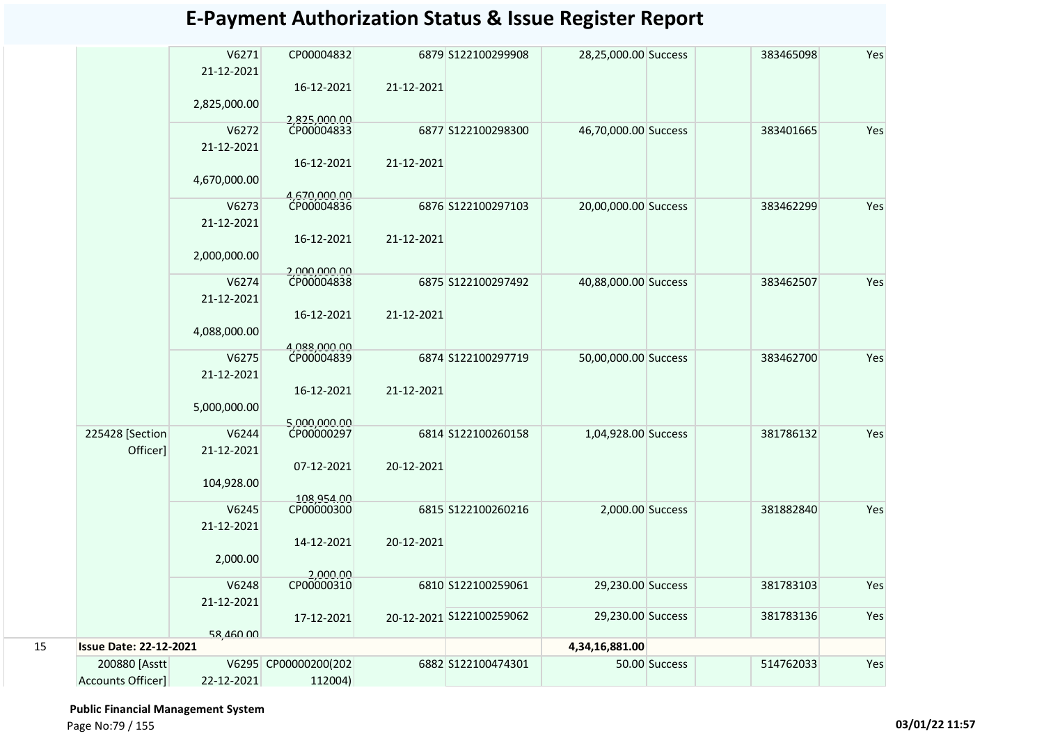# E-Payment Authorization Status & Issue Register Report

| | | | | | | | | | | |
|---|---|---|---|---|---|---|---|---|---|---|
| | | V6271<br>21-12-2021<br>2,825,000.00 | CP00004832<br>16-12-2021<br>2,825,000.00 | 6879<br>21-12-2021 | S122100299908 | 28,25,000.00 | Success | | 383465098 | Yes |
| | | V6272<br>21-12-2021<br>4,670,000.00 | CP00004833<br>16-12-2021<br>4,670,000.00 | 6877<br>21-12-2021 | S122100298300 | 46,70,000.00 | Success | | 383401665 | Yes |
| | | V6273<br>21-12-2021<br>2,000,000.00 | CP00004836<br>16-12-2021<br>2,000,000.00 | 6876<br>21-12-2021 | S122100297103 | 20,00,000.00 | Success | | 383462299 | Yes |
| | | V6274<br>21-12-2021<br>4,088,000.00 | CP00004838<br>16-12-2021<br>4,088,000.00 | 6875<br>21-12-2021 | S122100297492 | 40,88,000.00 | Success | | 383462507 | Yes |
| | | V6275<br>21-12-2021<br>5,000,000.00 | CP00004839<br>16-12-2021<br>5,000,000.00 | 6874<br>21-12-2021 | S122100297719 | 50,00,000.00 | Success | | 383462700 | Yes |
| | 225428 [Section Officer] | V6244<br>21-12-2021<br>104,928.00 | CP00000297<br>07-12-2021<br>108,954.00 | 6814<br>20-12-2021 | S122100260158 | 1,04,928.00 | Success | | 381786132 | Yes |
| | | V6245<br>21-12-2021<br>2,000.00 | CP00000300<br>14-12-2021<br>2,000.00 | 6815<br>20-12-2021 | S122100260216 | 2,000.00 | Success | | 381882840 | Yes |
| | | V6248<br>21-12-2021<br>58,460.00 | CP00000310<br>17-12-2021 | 6810<br>20-12-2021 | S122100259061 | 29,230.00 | Success | | 381783103 | Yes |
| | | | | | S122100259062 | 29,230.00 | Success | | 381783136 | Yes |
| 15 | **Issue Date: 22-12-2021** | | | | | **4,34,16,881.00** | | | | |
| | 200880 [Asstt Accounts Officer] | V6295<br>22-12-2021 | CP00000200(202112004) | 6882 | S122100474301 | 50.00 | Success | | 514762033 | Yes |

**Public Financial Management System**

03/01/22 11:57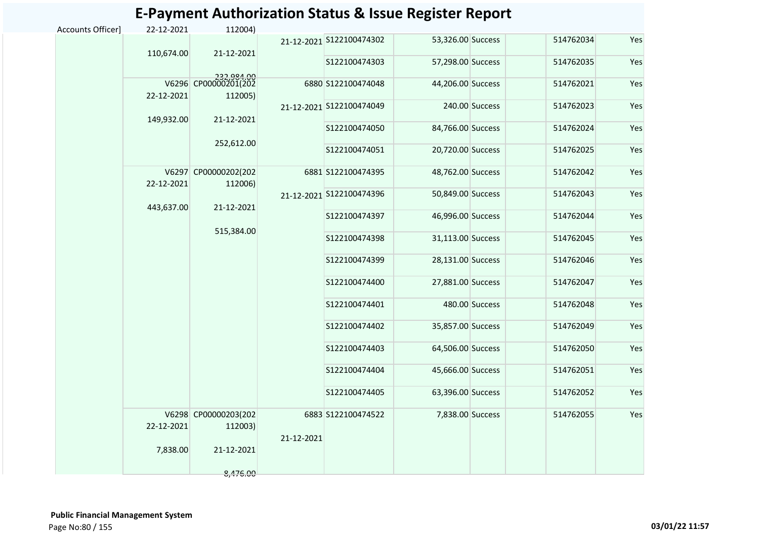# E-Payment Authorization Status & Issue Register Report

| | | | | | | | | | |
|---|---|---|---|---|---|---|---|---|---|
| Accounts Officer] | 22-12-2021<br><br>110,674.00 | 112004)<br><br>21-12-2021<br><br>232,984.00 | 21-12-2021 | S122100474302 | 53,326.00 | Success | | 514762034 | Yes |
| | | | | S122100474303 | 57,298.00 | Success | | 514762035 | Yes |
| | V6296<br>22-12-2021<br><br>149,932.00 | CP00000201(202<br>112005)<br><br>21-12-2021<br><br>252,612.00 | 6880<br><br>21-12-2021 | S122100474048 | 44,206.00 | Success | | 514762021 | Yes |
| | | | | S122100474049 | 240.00 | Success | | 514762023 | Yes |
| | | | | S122100474050 | 84,766.00 | Success | | 514762024 | Yes |
| | | | | S122100474051 | 20,720.00 | Success | | 514762025 | Yes |
| | V6297<br>22-12-2021<br><br>443,637.00 | CP00000202(202<br>112006)<br><br>21-12-2021<br><br>515,384.00 | 6881<br><br>21-12-2021 | S122100474395 | 48,762.00 | Success | | 514762042 | Yes |
| | | | | S122100474396 | 50,849.00 | Success | | 514762043 | Yes |
| | | | | S122100474397 | 46,996.00 | Success | | 514762044 | Yes |
| | | | | S122100474398 | 31,113.00 | Success | | 514762045 | Yes |
| | | | | S122100474399 | 28,131.00 | Success | | 514762046 | Yes |
| | | | | S122100474400 | 27,881.00 | Success | | 514762047 | Yes |
| | | | | S122100474401 | 480.00 | Success | | 514762048 | Yes |
| | | | | S122100474402 | 35,857.00 | Success | | 514762049 | Yes |
| | | | | S122100474403 | 64,506.00 | Success | | 514762050 | Yes |
| | | | | S122100474404 | 45,666.00 | Success | | 514762051 | Yes |
| | | | | S122100474405 | 63,396.00 | Success | | 514762052 | Yes |
| | V6298<br>22-12-2021<br><br>7,838.00 | CP00000203(202<br>112003)<br><br>21-12-2021<br><br>8,476.00 | 6883<br><br>21-12-2021 | S122100474522 | 7,838.00 | Success | | 514762055 | Yes |

**Public Financial Management System**

03/01/22 11:57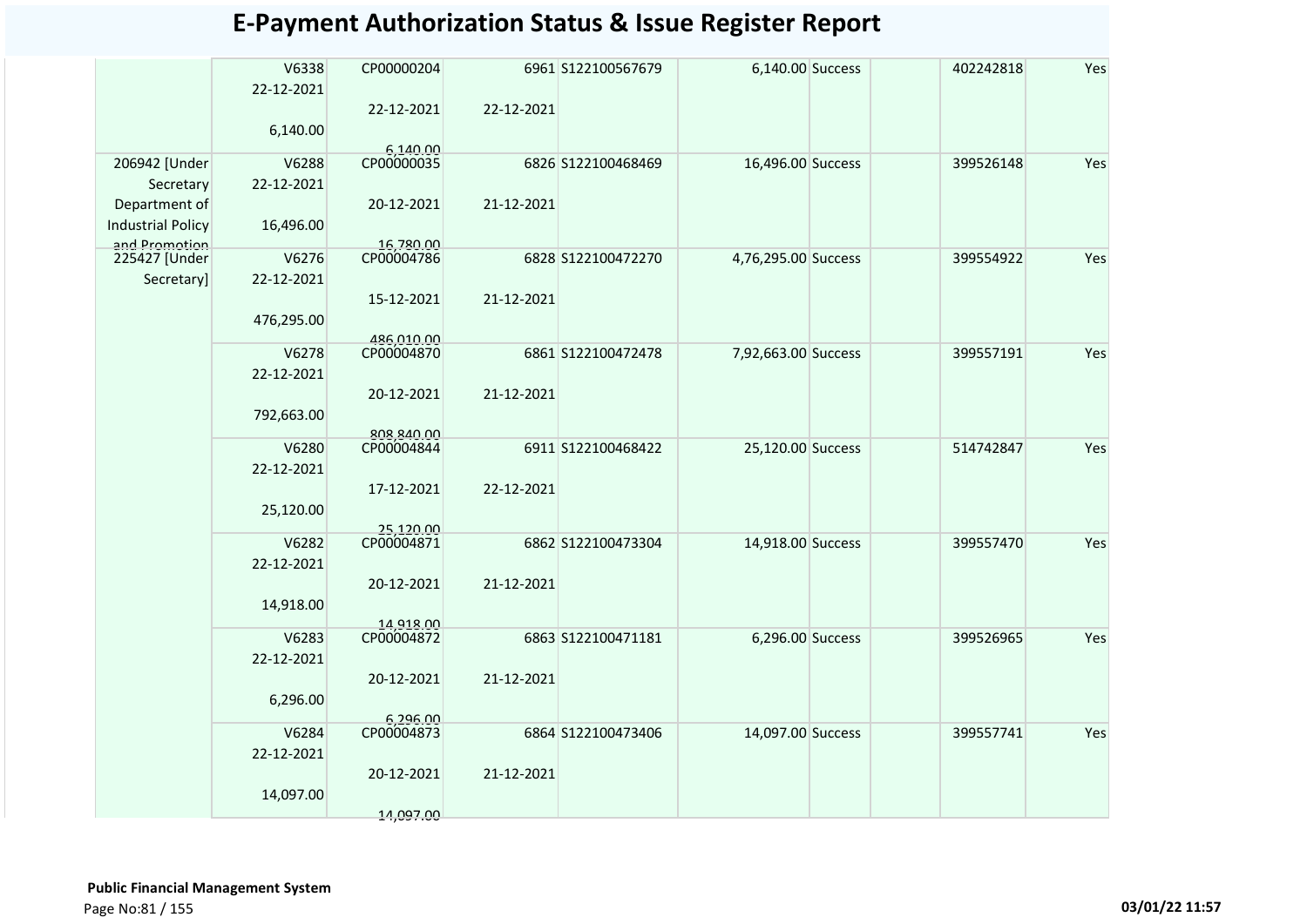# E-Payment Authorization Status & Issue Register Report

| | | | | | | | | | |
|---|---|---|---|---|---|---|---|---|---|
| | V6338 22-12-2021 6,140.00 | CP00000204 22-12-2021 6,140.00 | 6961 22-12-2021 | S122100567679 | 6,140.00 | Success | | 402242818 | Yes |
| 206942 [Under Secretary Department of Industrial Policy and Promotion | V6288 22-12-2021 16,496.00 | CP00000035 20-12-2021 16,780.00 | 6826 21-12-2021 | S122100468469 | 16,496.00 | Success | | 399526148 | Yes |
| 225427 [Under Secretary] | V6276 22-12-2021 476,295.00 | CP00004786 15-12-2021 486,010.00 | 6828 21-12-2021 | S122100472270 | 4,76,295.00 | Success | | 399554922 | Yes |
| | V6278 22-12-2021 792,663.00 | CP00004870 20-12-2021 808,840.00 | 6861 21-12-2021 | S122100472478 | 7,92,663.00 | Success | | 399557191 | Yes |
| | V6280 22-12-2021 25,120.00 | CP00004844 17-12-2021 25,120.00 | 6911 22-12-2021 | S122100468422 | 25,120.00 | Success | | 514742847 | Yes |
| | V6282 22-12-2021 14,918.00 | CP00004871 20-12-2021 14,918.00 | 6862 21-12-2021 | S122100473304 | 14,918.00 | Success | | 399557470 | Yes |
| | V6283 22-12-2021 6,296.00 | CP00004872 20-12-2021 6,296.00 | 6863 21-12-2021 | S122100471181 | 6,296.00 | Success | | 399526965 | Yes |
| | V6284 22-12-2021 14,097.00 | CP00004873 20-12-2021 14,097.00 | 6864 21-12-2021 | S122100473406 | 14,097.00 | Success | | 399557741 | Yes |

**Public Financial Management System**

03/01/22 11:57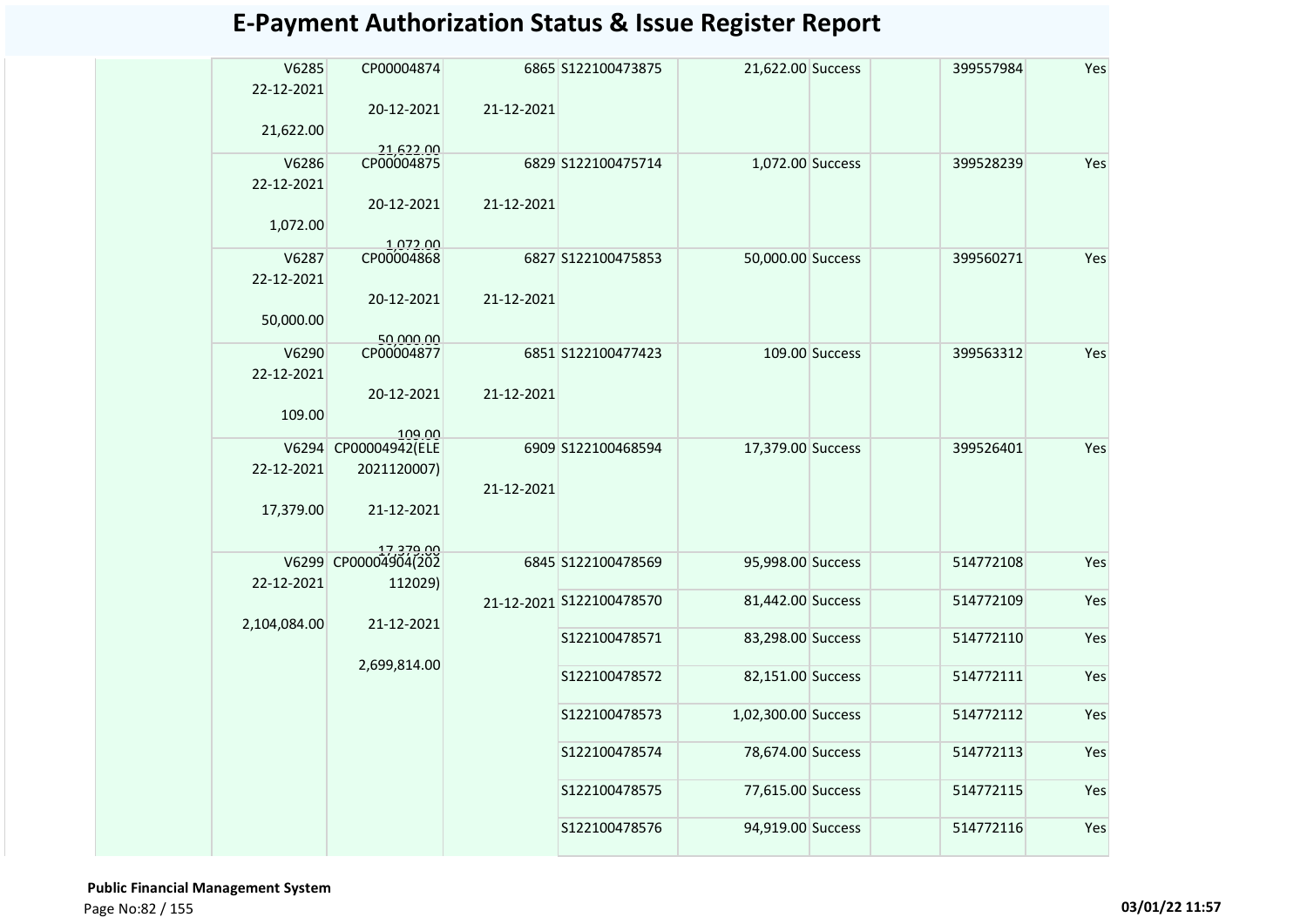# E-Payment Authorization Status & Issue Register Report

| | | | | | | | | | |
|---|---|---|---|---|---|---|---|---|---|
| | V6285 22-12-2021 21,622.00 | CP00004874 20-12-2021 21,622.00 | 6865 21-12-2021 | S122100473875 | 21,622.00 | Success | | 399557984 | Yes |
| | V6286 22-12-2021 1,072.00 | CP00004875 20-12-2021 1,072.00 | 6829 21-12-2021 | S122100475714 | 1,072.00 | Success | | 399528239 | Yes |
| | V6287 22-12-2021 50,000.00 | CP00004868 20-12-2021 50,000.00 | 6827 21-12-2021 | S122100475853 | 50,000.00 | Success | | 399560271 | Yes |
| | V6290 22-12-2021 109.00 | CP00004877 20-12-2021 109.00 | 6851 21-12-2021 | S122100477423 | 109.00 | Success | | 399563312 | Yes |
| | V6294 22-12-2021 17,379.00 | CP00004942(ELE 2021120007) 21-12-2021 17,379.00 | 6909 21-12-2021 | S122100468594 | 17,379.00 | Success | | 399526401 | Yes |
| | V6299 22-12-2021 2,104,084.00 | CP00004904(202 112029) 21-12-2021 2,699,814.00 | 6845 21-12-2021 | S122100478569 | 95,998.00 | Success | | 514772108 | Yes |
| | | | | S122100478570 | 81,442.00 | Success | | 514772109 | Yes |
| | | | | S122100478571 | 83,298.00 | Success | | 514772110 | Yes |
| | | | | S122100478572 | 82,151.00 | Success | | 514772111 | Yes |
| | | | | S122100478573 | 1,02,300.00 | Success | | 514772112 | Yes |
| | | | | S122100478574 | 78,674.00 | Success | | 514772113 | Yes |
| | | | | S122100478575 | 77,615.00 | Success | | 514772115 | Yes |
| | | | | S122100478576 | 94,919.00 | Success | | 514772116 | Yes |

**Public Financial Management System**

03/01/22 11:57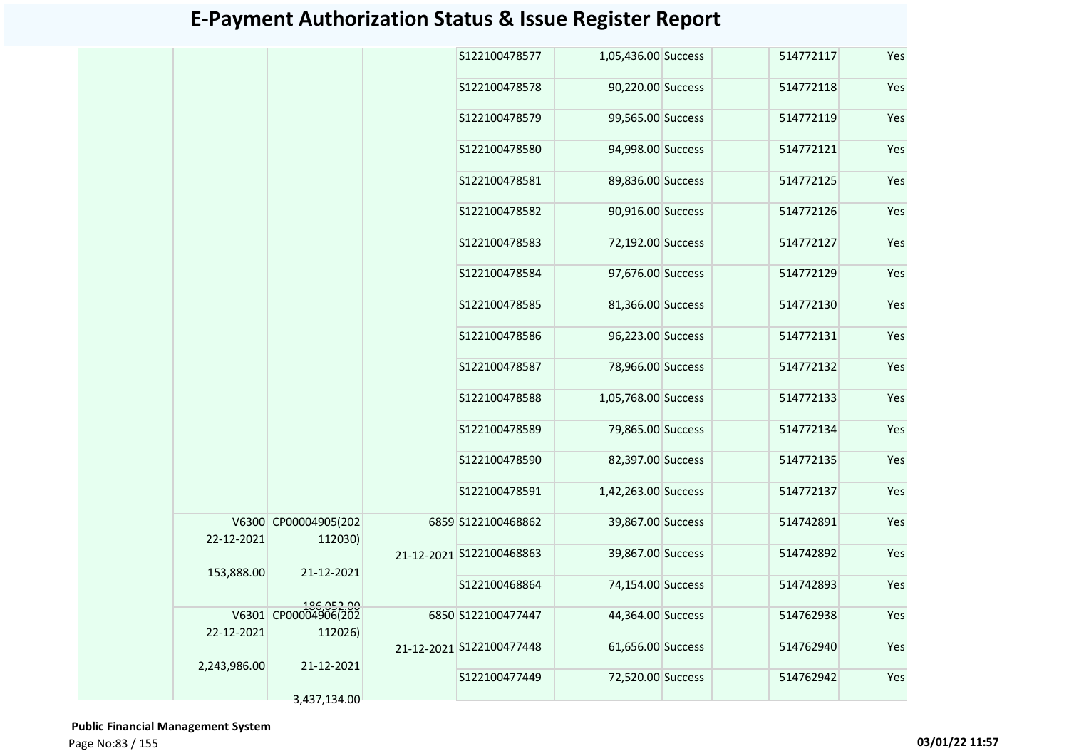# E-Payment Authorization Status & Issue Register Report

| | | | | | | | | | |
|---|---|---|---|---|---|---|---|---|---|
| | | | | S122100478577 | 1,05,436.00 | Success | | 514772117 | Yes |
| | | | | S122100478578 | 90,220.00 | Success | | 514772118 | Yes |
| | | | | S122100478579 | 99,565.00 | Success | | 514772119 | Yes |
| | | | | S122100478580 | 94,998.00 | Success | | 514772121 | Yes |
| | | | | S122100478581 | 89,836.00 | Success | | 514772125 | Yes |
| | | | | S122100478582 | 90,916.00 | Success | | 514772126 | Yes |
| | | | | S122100478583 | 72,192.00 | Success | | 514772127 | Yes |
| | | | | S122100478584 | 97,676.00 | Success | | 514772129 | Yes |
| | | | | S122100478585 | 81,366.00 | Success | | 514772130 | Yes |
| | | | | S122100478586 | 96,223.00 | Success | | 514772131 | Yes |
| | | | | S122100478587 | 78,966.00 | Success | | 514772132 | Yes |
| | | | | S122100478588 | 1,05,768.00 | Success | | 514772133 | Yes |
| | | | | S122100478589 | 79,865.00 | Success | | 514772134 | Yes |
| | | | | S122100478590 | 82,397.00 | Success | | 514772135 | Yes |
| | | | | S122100478591 | 1,42,263.00 | Success | | 514772137 | Yes |
| | V6300 22-12-2021 153,888.00 | CP00004905(202112030) 21-12-2021 186,052.00 | 6859 21-12-2021 | S122100468862 | 39,867.00 | Success | | 514742891 | Yes |
| | | | | S122100468863 | 39,867.00 | Success | | 514742892 | Yes |
| | | | | S122100468864 | 74,154.00 | Success | | 514742893 | Yes |
| | V6301 22-12-2021 2,243,986.00 | CP00004906(202112026) 21-12-2021 3,437,134.00 | 6850 21-12-2021 | S122100477447 | 44,364.00 | Success | | 514762938 | Yes |
| | | | | S122100477448 | 61,656.00 | Success | | 514762940 | Yes |
| | | | | S122100477449 | 72,520.00 | Success | | 514762942 | Yes |

**Public Financial Management System**

03/01/22 11:57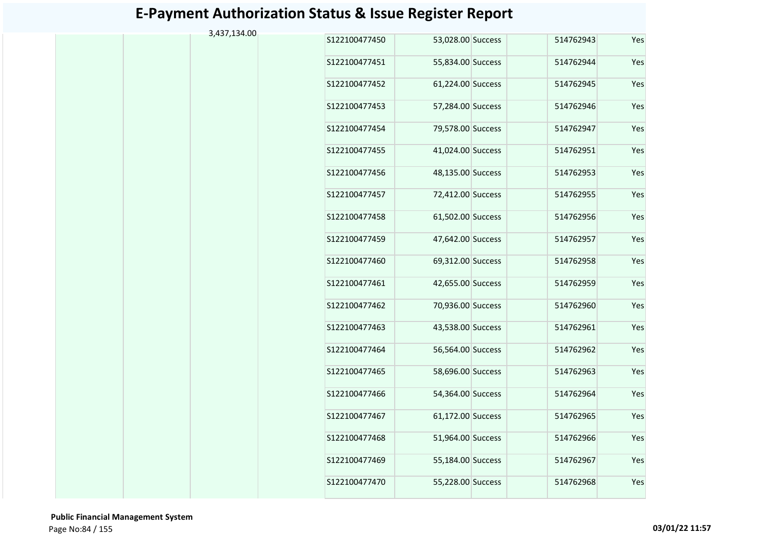# E-Payment Authorization Status & Issue Register Report

| | | | | | | | | | |
|---|---|---|---|---|---|---|---|---|---|
| | | | 3,437,134.00 | | S122100477450 | 53,028.00 | Success | | 514762943 | Yes |
| | | | | | S122100477451 | 55,834.00 | Success | | 514762944 | Yes |
| | | | | | S122100477452 | 61,224.00 | Success | | 514762945 | Yes |
| | | | | | S122100477453 | 57,284.00 | Success | | 514762946 | Yes |
| | | | | | S122100477454 | 79,578.00 | Success | | 514762947 | Yes |
| | | | | | S122100477455 | 41,024.00 | Success | | 514762951 | Yes |
| | | | | | S122100477456 | 48,135.00 | Success | | 514762953 | Yes |
| | | | | | S122100477457 | 72,412.00 | Success | | 514762955 | Yes |
| | | | | | S122100477458 | 61,502.00 | Success | | 514762956 | Yes |
| | | | | | S122100477459 | 47,642.00 | Success | | 514762957 | Yes |
| | | | | | S122100477460 | 69,312.00 | Success | | 514762958 | Yes |
| | | | | | S122100477461 | 42,655.00 | Success | | 514762959 | Yes |
| | | | | | S122100477462 | 70,936.00 | Success | | 514762960 | Yes |
| | | | | | S122100477463 | 43,538.00 | Success | | 514762961 | Yes |
| | | | | | S122100477464 | 56,564.00 | Success | | 514762962 | Yes |
| | | | | | S122100477465 | 58,696.00 | Success | | 514762963 | Yes |
| | | | | | S122100477466 | 54,364.00 | Success | | 514762964 | Yes |
| | | | | | S122100477467 | 61,172.00 | Success | | 514762965 | Yes |
| | | | | | S122100477468 | 51,964.00 | Success | | 514762966 | Yes |
| | | | | | S122100477469 | 55,184.00 | Success | | 514762967 | Yes |
| | | | | | S122100477470 | 55,228.00 | Success | | 514762968 | Yes |

**Public Financial Management System**

**03/01/22 11:57**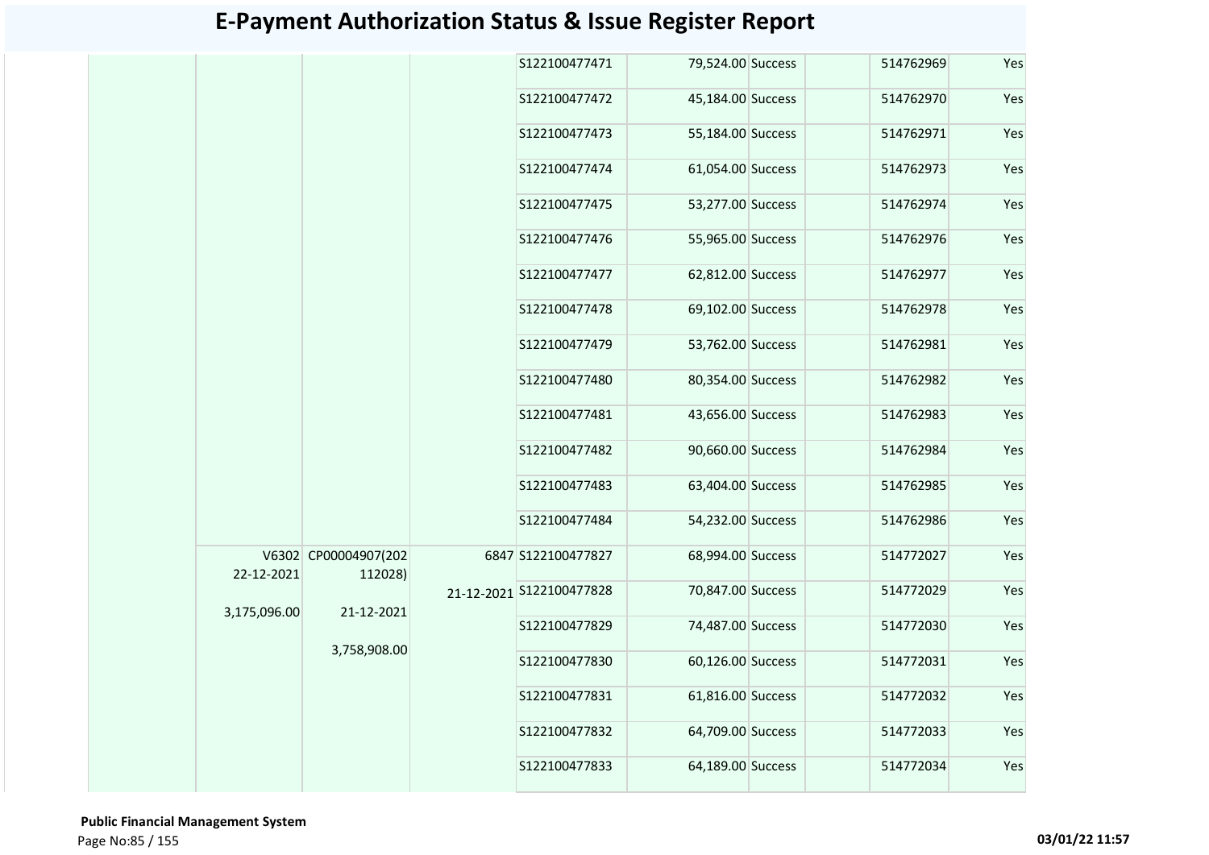# E-Payment Authorization Status & Issue Register Report

| | | | | | | | | | |
|---|---|---|---|---|---|---|---|---|---|
| | | | | S122100477471 | 79,524.00 | Success | | 514762969 | Yes |
| | | | | S122100477472 | 45,184.00 | Success | | 514762970 | Yes |
| | | | | S122100477473 | 55,184.00 | Success | | 514762971 | Yes |
| | | | | S122100477474 | 61,054.00 | Success | | 514762973 | Yes |
| | | | | S122100477475 | 53,277.00 | Success | | 514762974 | Yes |
| | | | | S122100477476 | 55,965.00 | Success | | 514762976 | Yes |
| | | | | S122100477477 | 62,812.00 | Success | | 514762977 | Yes |
| | | | | S122100477478 | 69,102.00 | Success | | 514762978 | Yes |
| | | | | S122100477479 | 53,762.00 | Success | | 514762981 | Yes |
| | | | | S122100477480 | 80,354.00 | Success | | 514762982 | Yes |
| | | | | S122100477481 | 43,656.00 | Success | | 514762983 | Yes |
| | | | | S122100477482 | 90,660.00 | Success | | 514762984 | Yes |
| | | | | S122100477483 | 63,404.00 | Success | | 514762985 | Yes |
| | | | | S122100477484 | 54,232.00 | Success | | 514762986 | Yes |
| | V6302 22-12-2021 3,175,096.00 | CP00004907(202112028) 21-12-2021 3,758,908.00 | 6847 21-12-2021 | S122100477827 | 68,994.00 | Success | | 514772027 | Yes |
| | | | | S122100477828 | 70,847.00 | Success | | 514772029 | Yes |
| | | | | S122100477829 | 74,487.00 | Success | | 514772030 | Yes |
| | | | | S122100477830 | 60,126.00 | Success | | 514772031 | Yes |
| | | | | S122100477831 | 61,816.00 | Success | | 514772032 | Yes |
| | | | | S122100477832 | 64,709.00 | Success | | 514772033 | Yes |
| | | | | S122100477833 | 64,189.00 | Success | | 514772034 | Yes |

**Public Financial Management System**

03/01/22 11:57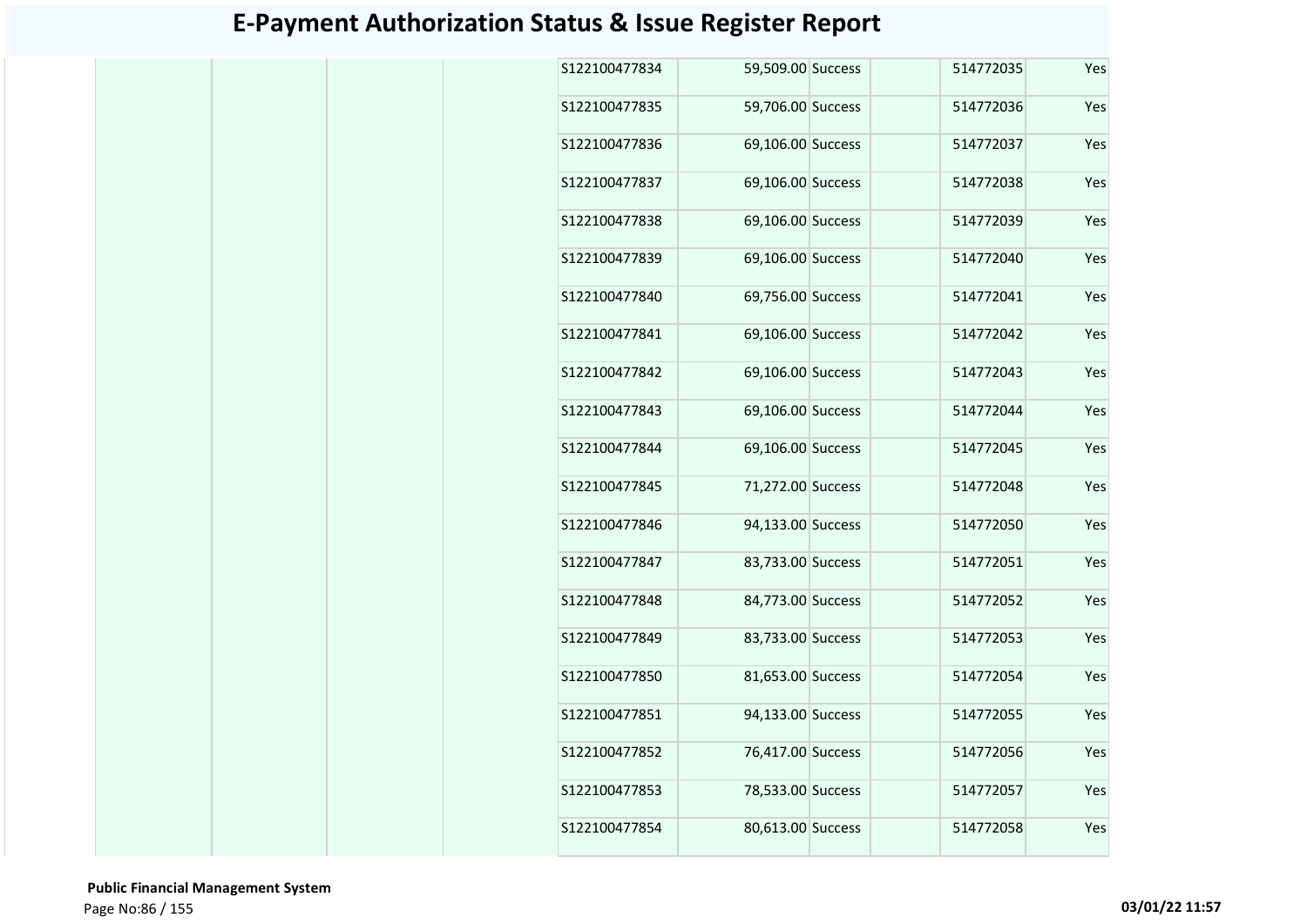# E-Payment Authorization Status & Issue Register Report

| | | | | | | | | | |
|---|---|---|---|---|---|---|---|---|---|
| | | | | S122100477834 | 59,509.00 | Success | | 514772035 | Yes |
| | | | | S122100477835 | 59,706.00 | Success | | 514772036 | Yes |
| | | | | S122100477836 | 69,106.00 | Success | | 514772037 | Yes |
| | | | | S122100477837 | 69,106.00 | Success | | 514772038 | Yes |
| | | | | S122100477838 | 69,106.00 | Success | | 514772039 | Yes |
| | | | | S122100477839 | 69,106.00 | Success | | 514772040 | Yes |
| | | | | S122100477840 | 69,756.00 | Success | | 514772041 | Yes |
| | | | | S122100477841 | 69,106.00 | Success | | 514772042 | Yes |
| | | | | S122100477842 | 69,106.00 | Success | | 514772043 | Yes |
| | | | | S122100477843 | 69,106.00 | Success | | 514772044 | Yes |
| | | | | S122100477844 | 69,106.00 | Success | | 514772045 | Yes |
| | | | | S122100477845 | 71,272.00 | Success | | 514772048 | Yes |
| | | | | S122100477846 | 94,133.00 | Success | | 514772050 | Yes |
| | | | | S122100477847 | 83,733.00 | Success | | 514772051 | Yes |
| | | | | S122100477848 | 84,773.00 | Success | | 514772052 | Yes |
| | | | | S122100477849 | 83,733.00 | Success | | 514772053 | Yes |
| | | | | S122100477850 | 81,653.00 | Success | | 514772054 | Yes |
| | | | | S122100477851 | 94,133.00 | Success | | 514772055 | Yes |
| | | | | S122100477852 | 76,417.00 | Success | | 514772056 | Yes |
| | | | | S122100477853 | 78,533.00 | Success | | 514772057 | Yes |
| | | | | S122100477854 | 80,613.00 | Success | | 514772058 | Yes |

**Public Financial Management System**

**03/01/22 11:57**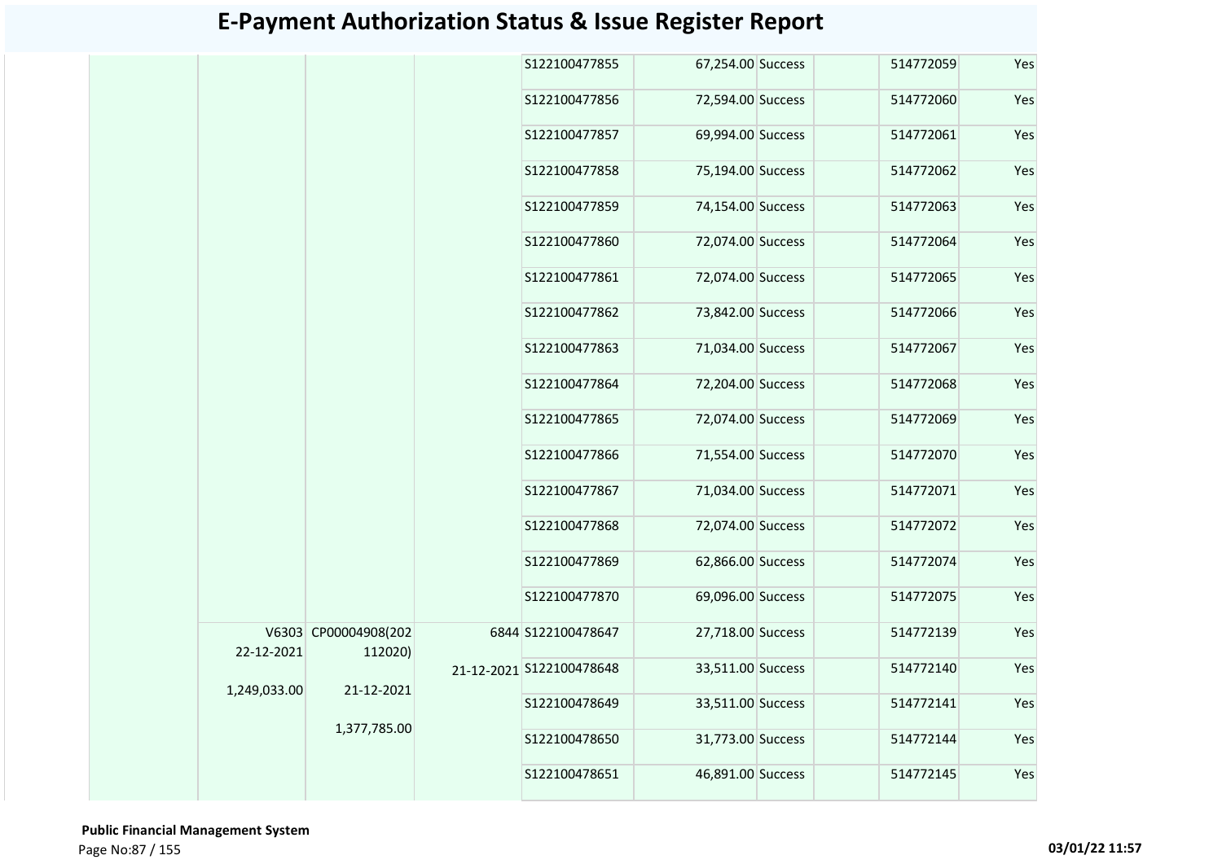# E-Payment Authorization Status & Issue Register Report

| | | | | | | | | | |
|---|---|---|---|---|---|---|---|---|---|
| | | | | S122100477855 | 67,254.00 | Success | | 514772059 | Yes |
| | | | | S122100477856 | 72,594.00 | Success | | 514772060 | Yes |
| | | | | S122100477857 | 69,994.00 | Success | | 514772061 | Yes |
| | | | | S122100477858 | 75,194.00 | Success | | 514772062 | Yes |
| | | | | S122100477859 | 74,154.00 | Success | | 514772063 | Yes |
| | | | | S122100477860 | 72,074.00 | Success | | 514772064 | Yes |
| | | | | S122100477861 | 72,074.00 | Success | | 514772065 | Yes |
| | | | | S122100477862 | 73,842.00 | Success | | 514772066 | Yes |
| | | | | S122100477863 | 71,034.00 | Success | | 514772067 | Yes |
| | | | | S122100477864 | 72,204.00 | Success | | 514772068 | Yes |
| | | | | S122100477865 | 72,074.00 | Success | | 514772069 | Yes |
| | | | | S122100477866 | 71,554.00 | Success | | 514772070 | Yes |
| | | | | S122100477867 | 71,034.00 | Success | | 514772071 | Yes |
| | | | | S122100477868 | 72,074.00 | Success | | 514772072 | Yes |
| | | | | S122100477869 | 62,866.00 | Success | | 514772074 | Yes |
| | | | | S122100477870 | 69,096.00 | Success | | 514772075 | Yes |
| | V6303 22-12-2021 1,249,033.00 | CP00004908(202112020) 21-12-2021 1,377,785.00 | 6844 21-12-2021 | S122100478647 | 27,718.00 | Success | | 514772139 | Yes |
| | | | | S122100478648 | 33,511.00 | Success | | 514772140 | Yes |
| | | | | S122100478649 | 33,511.00 | Success | | 514772141 | Yes |
| | | | | S122100478650 | 31,773.00 | Success | | 514772144 | Yes |
| | | | | S122100478651 | 46,891.00 | Success | | 514772145 | Yes |

**Public Financial Management System**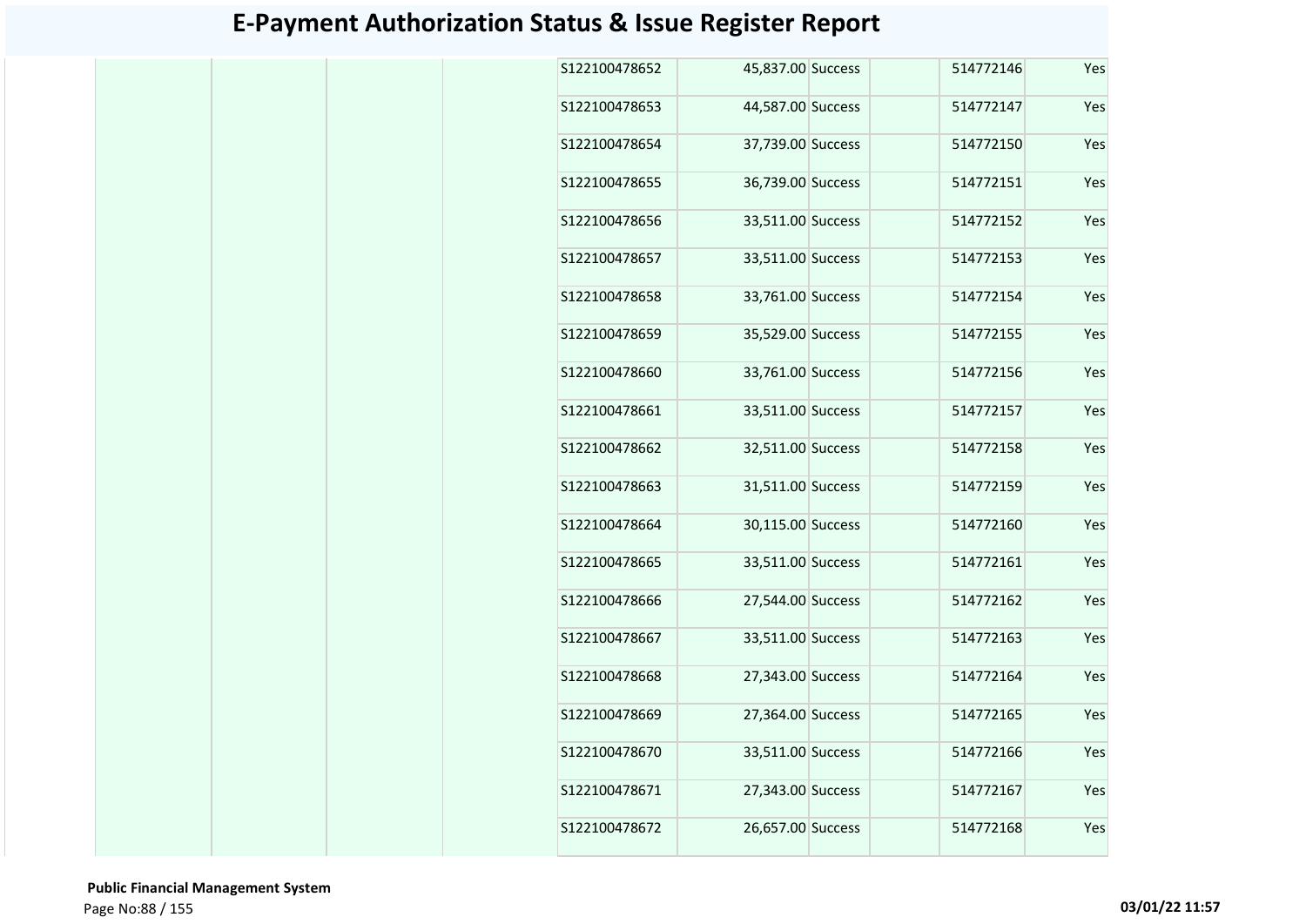# E-Payment Authorization Status & Issue Register Report

| | | | | | | | | | |
|---|---|---|---|---|---|---|---|---|---|
| | | | | S122100478652 | 45,837.00 | Success | | 514772146 | Yes |
| | | | | S122100478653 | 44,587.00 | Success | | 514772147 | Yes |
| | | | | S122100478654 | 37,739.00 | Success | | 514772150 | Yes |
| | | | | S122100478655 | 36,739.00 | Success | | 514772151 | Yes |
| | | | | S122100478656 | 33,511.00 | Success | | 514772152 | Yes |
| | | | | S122100478657 | 33,511.00 | Success | | 514772153 | Yes |
| | | | | S122100478658 | 33,761.00 | Success | | 514772154 | Yes |
| | | | | S122100478659 | 35,529.00 | Success | | 514772155 | Yes |
| | | | | S122100478660 | 33,761.00 | Success | | 514772156 | Yes |
| | | | | S122100478661 | 33,511.00 | Success | | 514772157 | Yes |
| | | | | S122100478662 | 32,511.00 | Success | | 514772158 | Yes |
| | | | | S122100478663 | 31,511.00 | Success | | 514772159 | Yes |
| | | | | S122100478664 | 30,115.00 | Success | | 514772160 | Yes |
| | | | | S122100478665 | 33,511.00 | Success | | 514772161 | Yes |
| | | | | S122100478666 | 27,544.00 | Success | | 514772162 | Yes |
| | | | | S122100478667 | 33,511.00 | Success | | 514772163 | Yes |
| | | | | S122100478668 | 27,343.00 | Success | | 514772164 | Yes |
| | | | | S122100478669 | 27,364.00 | Success | | 514772165 | Yes |
| | | | | S122100478670 | 33,511.00 | Success | | 514772166 | Yes |
| | | | | S122100478671 | 27,343.00 | Success | | 514772167 | Yes |
| | | | | S122100478672 | 26,657.00 | Success | | 514772168 | Yes |

**Public Financial Management System**

**03/01/22 11:57**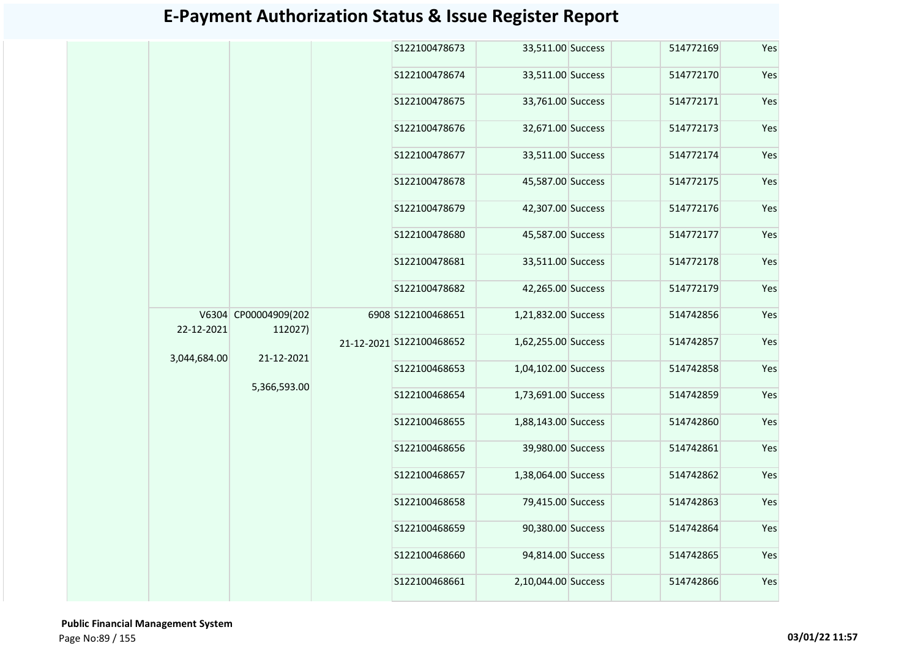# E-Payment Authorization Status & Issue Register Report

| | | | | | | | | | |
|---|---|---|---|---|---|---|---|---|---|
| | | | | S122100478673 | 33,511.00 | Success | | 514772169 | Yes |
| | | | | S122100478674 | 33,511.00 | Success | | 514772170 | Yes |
| | | | | S122100478675 | 33,761.00 | Success | | 514772171 | Yes |
| | | | | S122100478676 | 32,671.00 | Success | | 514772173 | Yes |
| | | | | S122100478677 | 33,511.00 | Success | | 514772174 | Yes |
| | | | | S122100478678 | 45,587.00 | Success | | 514772175 | Yes |
| | | | | S122100478679 | 42,307.00 | Success | | 514772176 | Yes |
| | | | | S122100478680 | 45,587.00 | Success | | 514772177 | Yes |
| | | | | S122100478681 | 33,511.00 | Success | | 514772178 | Yes |
| | | | | S122100478682 | 42,265.00 | Success | | 514772179 | Yes |
| | V6304 22-12-2021 3,044,684.00 | CP00004909(202112027) 21-12-2021 5,366,593.00 | 6908 21-12-2021 | S122100468651 | 1,21,832.00 | Success | | 514742856 | Yes |
| | | | | S122100468652 | 1,62,255.00 | Success | | 514742857 | Yes |
| | | | | S122100468653 | 1,04,102.00 | Success | | 514742858 | Yes |
| | | | | S122100468654 | 1,73,691.00 | Success | | 514742859 | Yes |
| | | | | S122100468655 | 1,88,143.00 | Success | | 514742860 | Yes |
| | | | | S122100468656 | 39,980.00 | Success | | 514742861 | Yes |
| | | | | S122100468657 | 1,38,064.00 | Success | | 514742862 | Yes |
| | | | | S122100468658 | 79,415.00 | Success | | 514742863 | Yes |
| | | | | S122100468659 | 90,380.00 | Success | | 514742864 | Yes |
| | | | | S122100468660 | 94,814.00 | Success | | 514742865 | Yes |
| | | | | S122100468661 | 2,10,044.00 | Success | | 514742866 | Yes |

**Public Financial Management System**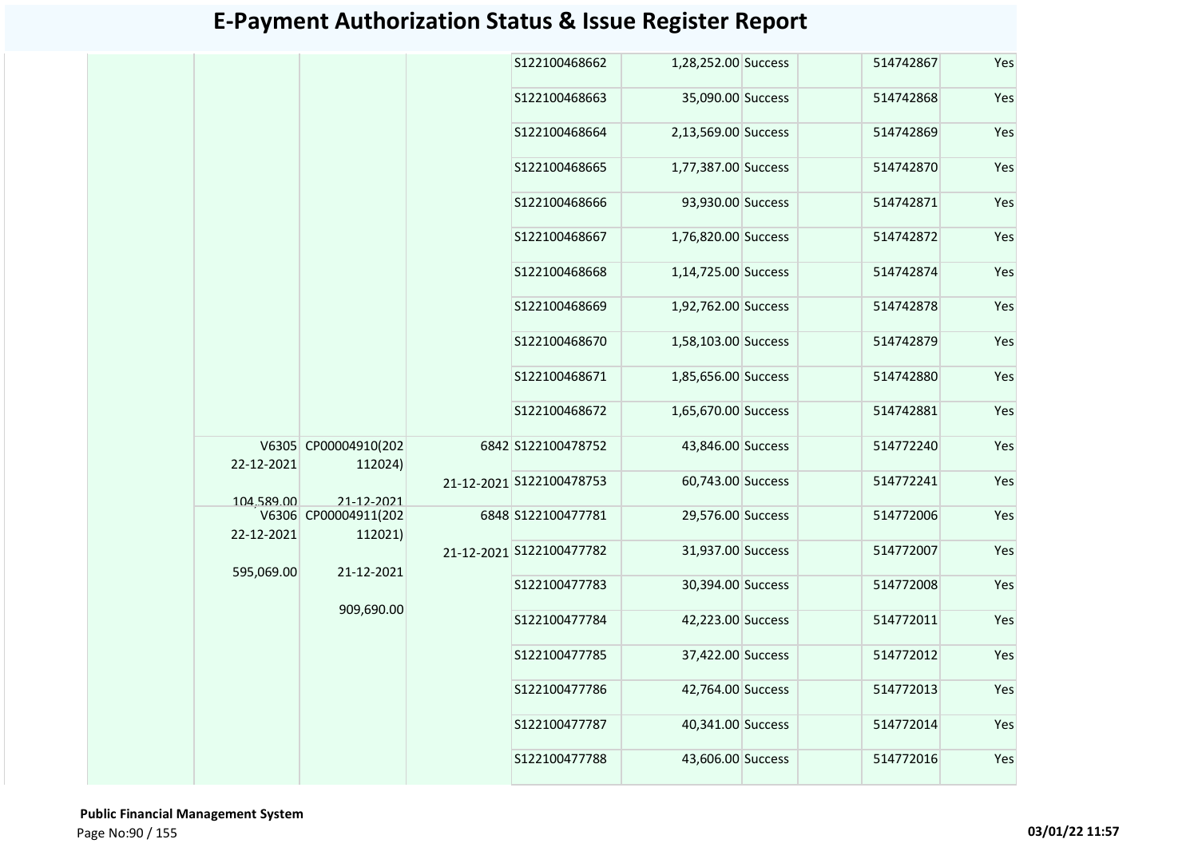# E-Payment Authorization Status & Issue Register Report

| | | | | | | | | | |
|---|---|---|---|---|---|---|---|---|---|
| | | | | S122100468662 | 1,28,252.00 | Success | | 514742867 | Yes |
| | | | | S122100468663 | 35,090.00 | Success | | 514742868 | Yes |
| | | | | S122100468664 | 2,13,569.00 | Success | | 514742869 | Yes |
| | | | | S122100468665 | 1,77,387.00 | Success | | 514742870 | Yes |
| | | | | S122100468666 | 93,930.00 | Success | | 514742871 | Yes |
| | | | | S122100468667 | 1,76,820.00 | Success | | 514742872 | Yes |
| | | | | S122100468668 | 1,14,725.00 | Success | | 514742874 | Yes |
| | | | | S122100468669 | 1,92,762.00 | Success | | 514742878 | Yes |
| | | | | S122100468670 | 1,58,103.00 | Success | | 514742879 | Yes |
| | | | | S122100468671 | 1,85,656.00 | Success | | 514742880 | Yes |
| | | | | S122100468672 | 1,65,670.00 | Success | | 514742881 | Yes |
| | V6305 22-12-2021 104,589.00 | CP00004910(202112024) 21-12-2021 | 6842 21-12-2021 | S122100478752 | 43,846.00 | Success | | 514772240 | Yes |
| | | | | S122100478753 | 60,743.00 | Success | | 514772241 | Yes |
| | V6306 22-12-2021 595,069.00 | CP00004911(202112021) 21-12-2021 909,690.00 | 6848 21-12-2021 | S122100477781 | 29,576.00 | Success | | 514772006 | Yes |
| | | | | S122100477782 | 31,937.00 | Success | | 514772007 | Yes |
| | | | | S122100477783 | 30,394.00 | Success | | 514772008 | Yes |
| | | | | S122100477784 | 42,223.00 | Success | | 514772011 | Yes |
| | | | | S122100477785 | 37,422.00 | Success | | 514772012 | Yes |
| | | | | S122100477786 | 42,764.00 | Success | | 514772013 | Yes |
| | | | | S122100477787 | 40,341.00 | Success | | 514772014 | Yes |
| | | | | S122100477788 | 43,606.00 | Success | | 514772016 | Yes |

**Public Financial Management System**

03/01/22 11:57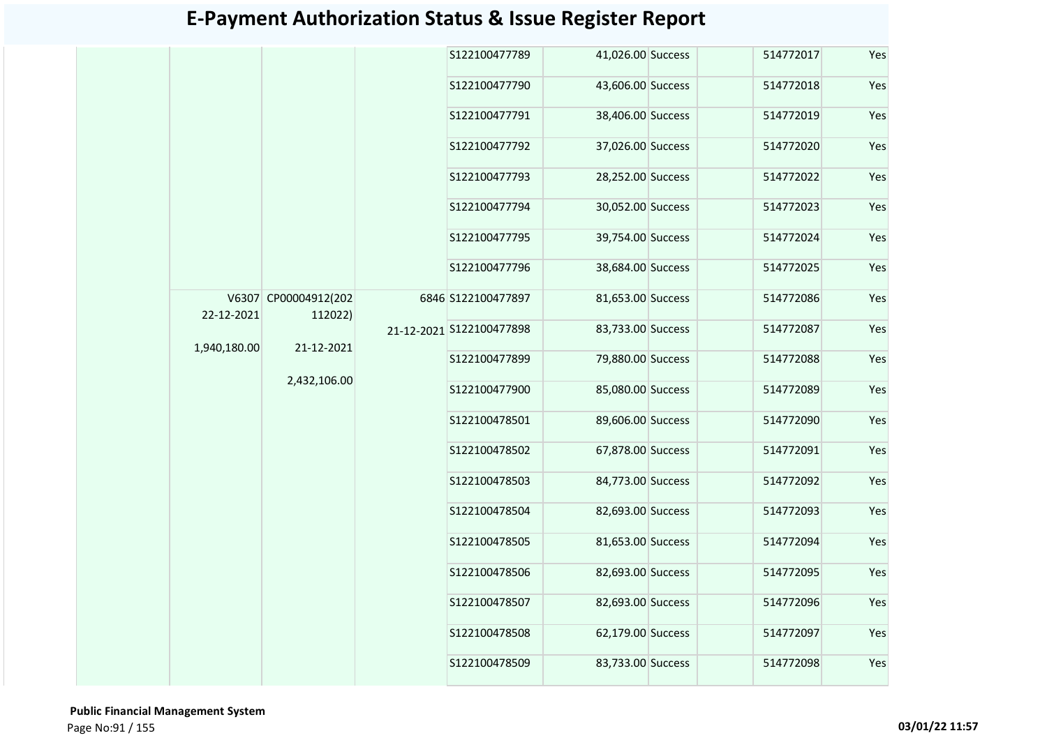# E-Payment Authorization Status & Issue Register Report

| | | | | | | | | | |
|---|---|---|---|---|---|---|---|---|---|
| | | | | S122100477789 | 41,026.00 | Success | | 514772017 | Yes |
| | | | | S122100477790 | 43,606.00 | Success | | 514772018 | Yes |
| | | | | S122100477791 | 38,406.00 | Success | | 514772019 | Yes |
| | | | | S122100477792 | 37,026.00 | Success | | 514772020 | Yes |
| | | | | S122100477793 | 28,252.00 | Success | | 514772022 | Yes |
| | | | | S122100477794 | 30,052.00 | Success | | 514772023 | Yes |
| | | | | S122100477795 | 39,754.00 | Success | | 514772024 | Yes |
| | | | | S122100477796 | 38,684.00 | Success | | 514772025 | Yes |
| | V6307 22-12-2021 1,940,180.00 | CP00004912(202112022) 21-12-2021 2,432,106.00 | 6846 21-12-2021 | S122100477897 | 81,653.00 | Success | | 514772086 | Yes |
| | | | | S122100477898 | 83,733.00 | Success | | 514772087 | Yes |
| | | | | S122100477899 | 79,880.00 | Success | | 514772088 | Yes |
| | | | | S122100477900 | 85,080.00 | Success | | 514772089 | Yes |
| | | | | S122100478501 | 89,606.00 | Success | | 514772090 | Yes |
| | | | | S122100478502 | 67,878.00 | Success | | 514772091 | Yes |
| | | | | S122100478503 | 84,773.00 | Success | | 514772092 | Yes |
| | | | | S122100478504 | 82,693.00 | Success | | 514772093 | Yes |
| | | | | S122100478505 | 81,653.00 | Success | | 514772094 | Yes |
| | | | | S122100478506 | 82,693.00 | Success | | 514772095 | Yes |
| | | | | S122100478507 | 82,693.00 | Success | | 514772096 | Yes |
| | | | | S122100478508 | 62,179.00 | Success | | 514772097 | Yes |
| | | | | S122100478509 | 83,733.00 | Success | | 514772098 | Yes |

**Public Financial Management System**

**03/01/22 11:57**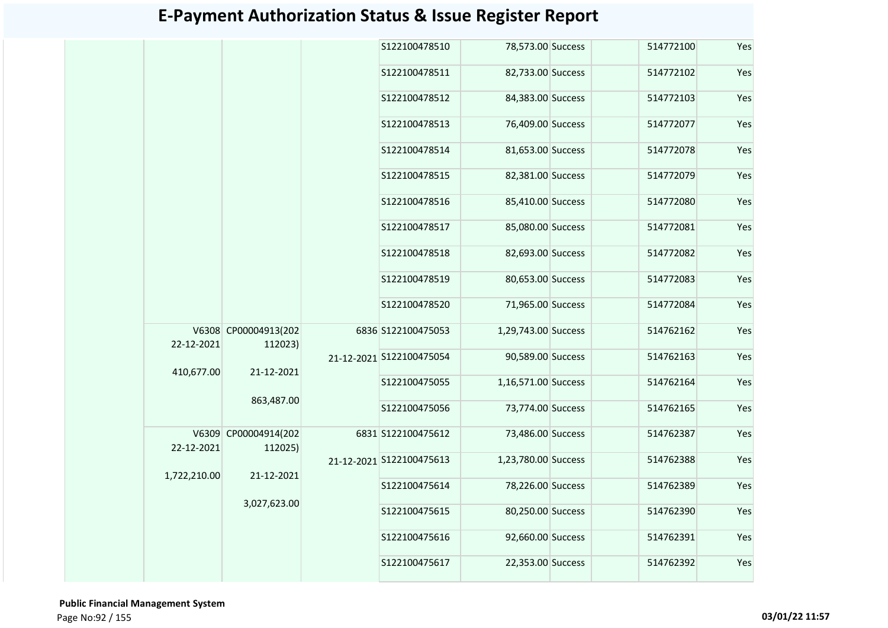# E-Payment Authorization Status & Issue Register Report

| | | | | | | | | | |
|---|---|---|---|---|---|---|---|---|---|
| | | | | S122100478510 | 78,573.00 | Success | | 514772100 | Yes |
| | | | | S122100478511 | 82,733.00 | Success | | 514772102 | Yes |
| | | | | S122100478512 | 84,383.00 | Success | | 514772103 | Yes |
| | | | | S122100478513 | 76,409.00 | Success | | 514772077 | Yes |
| | | | | S122100478514 | 81,653.00 | Success | | 514772078 | Yes |
| | | | | S122100478515 | 82,381.00 | Success | | 514772079 | Yes |
| | | | | S122100478516 | 85,410.00 | Success | | 514772080 | Yes |
| | | | | S122100478517 | 85,080.00 | Success | | 514772081 | Yes |
| | | | | S122100478518 | 82,693.00 | Success | | 514772082 | Yes |
| | | | | S122100478519 | 80,653.00 | Success | | 514772083 | Yes |
| | | | | S122100478520 | 71,965.00 | Success | | 514772084 | Yes |
| | V6308 22-12-2021 410,677.00 | CP00004913(202112023) 21-12-2021 863,487.00 | 6836 21-12-2021 | S122100475053 | 1,29,743.00 | Success | | 514762162 | Yes |
| | | | | S122100475054 | 90,589.00 | Success | | 514762163 | Yes |
| | | | | S122100475055 | 1,16,571.00 | Success | | 514762164 | Yes |
| | | | | S122100475056 | 73,774.00 | Success | | 514762165 | Yes |
| | V6309 22-12-2021 1,722,210.00 | CP00004914(202112025) 21-12-2021 3,027,623.00 | 6831 21-12-2021 | S122100475612 | 73,486.00 | Success | | 514762387 | Yes |
| | | | | S122100475613 | 1,23,780.00 | Success | | 514762388 | Yes |
| | | | | S122100475614 | 78,226.00 | Success | | 514762389 | Yes |
| | | | | S122100475615 | 80,250.00 | Success | | 514762390 | Yes |
| | | | | S122100475616 | 92,660.00 | Success | | 514762391 | Yes |
| | | | | S122100475617 | 22,353.00 | Success | | 514762392 | Yes |

**Public Financial Management System**

**03/01/22 11:57**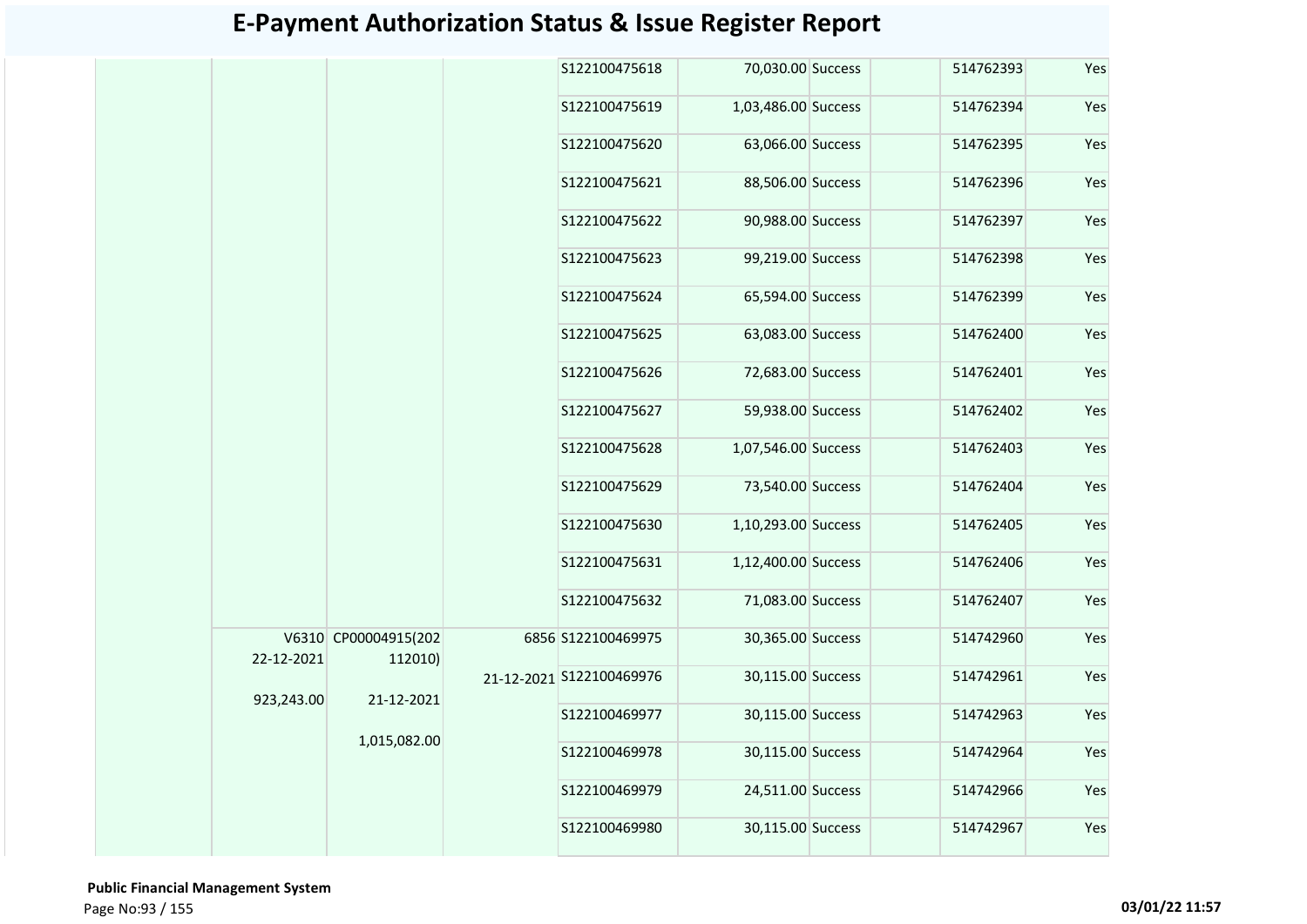# E-Payment Authorization Status & Issue Register Report

| | | | | | | | | | |
|---|---|---|---|---|---|---|---|---|---|
| | | | | S122100475618 | 70,030.00 | Success | | 514762393 | Yes |
| | | | | S122100475619 | 1,03,486.00 | Success | | 514762394 | Yes |
| | | | | S122100475620 | 63,066.00 | Success | | 514762395 | Yes |
| | | | | S122100475621 | 88,506.00 | Success | | 514762396 | Yes |
| | | | | S122100475622 | 90,988.00 | Success | | 514762397 | Yes |
| | | | | S122100475623 | 99,219.00 | Success | | 514762398 | Yes |
| | | | | S122100475624 | 65,594.00 | Success | | 514762399 | Yes |
| | | | | S122100475625 | 63,083.00 | Success | | 514762400 | Yes |
| | | | | S122100475626 | 72,683.00 | Success | | 514762401 | Yes |
| | | | | S122100475627 | 59,938.00 | Success | | 514762402 | Yes |
| | | | | S122100475628 | 1,07,546.00 | Success | | 514762403 | Yes |
| | | | | S122100475629 | 73,540.00 | Success | | 514762404 | Yes |
| | | | | S122100475630 | 1,10,293.00 | Success | | 514762405 | Yes |
| | | | | S122100475631 | 1,12,400.00 | Success | | 514762406 | Yes |
| | | | | S122100475632 | 71,083.00 | Success | | 514762407 | Yes |
| | V6310 22-12-2021 923,243.00 | CP00004915(202112010) 21-12-2021 1,015,082.00 | 6856 21-12-2021 | S122100469975 | 30,365.00 | Success | | 514742960 | Yes |
| | | | | S122100469976 | 30,115.00 | Success | | 514742961 | Yes |
| | | | | S122100469977 | 30,115.00 | Success | | 514742963 | Yes |
| | | | | S122100469978 | 30,115.00 | Success | | 514742964 | Yes |
| | | | | S122100469979 | 24,511.00 | Success | | 514742966 | Yes |
| | | | | S122100469980 | 30,115.00 | Success | | 514742967 | Yes |

**Public Financial Management System**

03/01/22 11:57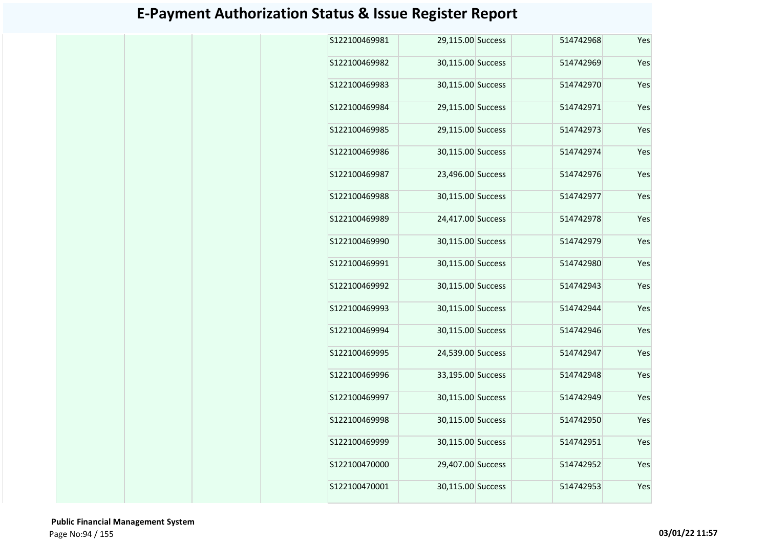# E-Payment Authorization Status & Issue Register Report

| | | | | | | | | | |
|---|---|---|---|---|---|---|---|---|---|
| | | | | S122100469981 | 29,115.00 | Success | | 514742968 | Yes |
| | | | | S122100469982 | 30,115.00 | Success | | 514742969 | Yes |
| | | | | S122100469983 | 30,115.00 | Success | | 514742970 | Yes |
| | | | | S122100469984 | 29,115.00 | Success | | 514742971 | Yes |
| | | | | S122100469985 | 29,115.00 | Success | | 514742973 | Yes |
| | | | | S122100469986 | 30,115.00 | Success | | 514742974 | Yes |
| | | | | S122100469987 | 23,496.00 | Success | | 514742976 | Yes |
| | | | | S122100469988 | 30,115.00 | Success | | 514742977 | Yes |
| | | | | S122100469989 | 24,417.00 | Success | | 514742978 | Yes |
| | | | | S122100469990 | 30,115.00 | Success | | 514742979 | Yes |
| | | | | S122100469991 | 30,115.00 | Success | | 514742980 | Yes |
| | | | | S122100469992 | 30,115.00 | Success | | 514742943 | Yes |
| | | | | S122100469993 | 30,115.00 | Success | | 514742944 | Yes |
| | | | | S122100469994 | 30,115.00 | Success | | 514742946 | Yes |
| | | | | S122100469995 | 24,539.00 | Success | | 514742947 | Yes |
| | | | | S122100469996 | 33,195.00 | Success | | 514742948 | Yes |
| | | | | S122100469997 | 30,115.00 | Success | | 514742949 | Yes |
| | | | | S122100469998 | 30,115.00 | Success | | 514742950 | Yes |
| | | | | S122100469999 | 30,115.00 | Success | | 514742951 | Yes |
| | | | | S122100470000 | 29,407.00 | Success | | 514742952 | Yes |
| | | | | S122100470001 | 30,115.00 | Success | | 514742953 | Yes |

**Public Financial Management System**

**03/01/22 11:57**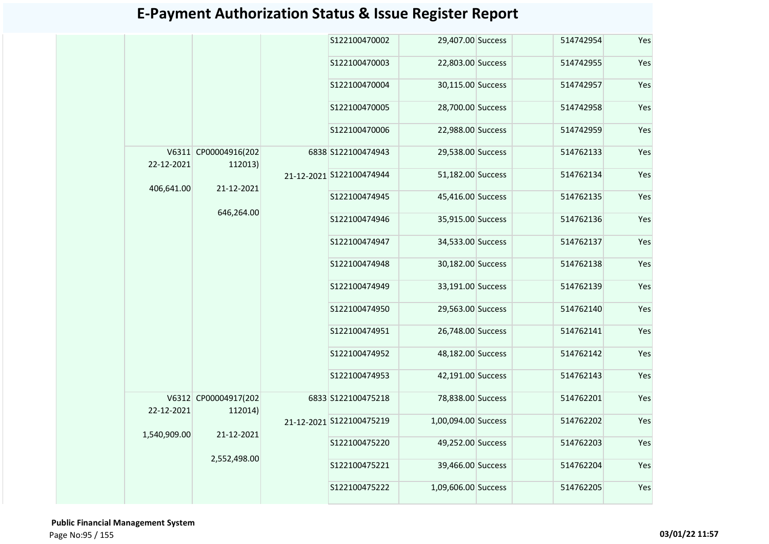# E-Payment Authorization Status & Issue Register Report

| | | | | | | | | | |
|---|---|---|---|---|---|---|---|---|---|
| | | | | S122100470002 | 29,407.00 | Success | | 514742954 | Yes |
| | | | | S122100470003 | 22,803.00 | Success | | 514742955 | Yes |
| | | | | S122100470004 | 30,115.00 | Success | | 514742957 | Yes |
| | | | | S122100470005 | 28,700.00 | Success | | 514742958 | Yes |
| | | | | S122100470006 | 22,988.00 | Success | | 514742959 | Yes |
| | V6311 22-12-2021 406,641.00 | CP00004916(202112013) 21-12-2021 646,264.00 | 6838 21-12-2021 | S122100474943 | 29,538.00 | Success | | 514762133 | Yes |
| | | | | S122100474944 | 51,182.00 | Success | | 514762134 | Yes |
| | | | | S122100474945 | 45,416.00 | Success | | 514762135 | Yes |
| | | | | S122100474946 | 35,915.00 | Success | | 514762136 | Yes |
| | | | | S122100474947 | 34,533.00 | Success | | 514762137 | Yes |
| | | | | S122100474948 | 30,182.00 | Success | | 514762138 | Yes |
| | | | | S122100474949 | 33,191.00 | Success | | 514762139 | Yes |
| | | | | S122100474950 | 29,563.00 | Success | | 514762140 | Yes |
| | | | | S122100474951 | 26,748.00 | Success | | 514762141 | Yes |
| | | | | S122100474952 | 48,182.00 | Success | | 514762142 | Yes |
| | | | | S122100474953 | 42,191.00 | Success | | 514762143 | Yes |
| | V6312 22-12-2021 1,540,909.00 | CP00004917(202112014) 21-12-2021 2,552,498.00 | 6833 21-12-2021 | S122100475218 | 78,838.00 | Success | | 514762201 | Yes |
| | | | | S122100475219 | 1,00,094.00 | Success | | 514762202 | Yes |
| | | | | S122100475220 | 49,252.00 | Success | | 514762203 | Yes |
| | | | | S122100475221 | 39,466.00 | Success | | 514762204 | Yes |
| | | | | S122100475222 | 1,09,606.00 | Success | | 514762205 | Yes |

**Public Financial Management System**

03/01/22 11:57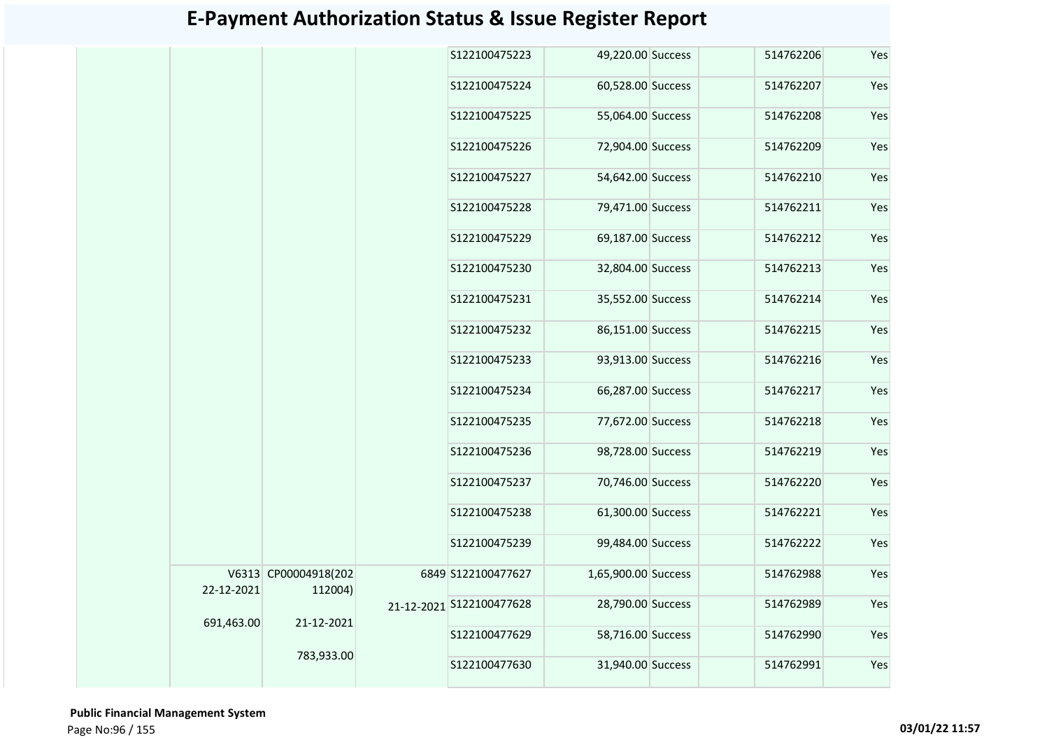# E-Payment Authorization Status & Issue Register Report

| | | | | | | | | | |
|---|---|---|---|---|---|---|---|---|---|
| | | | | S122100475223 | 49,220.00 | Success | | 514762206 | Yes |
| | | | | S122100475224 | 60,528.00 | Success | | 514762207 | Yes |
| | | | | S122100475225 | 55,064.00 | Success | | 514762208 | Yes |
| | | | | S122100475226 | 72,904.00 | Success | | 514762209 | Yes |
| | | | | S122100475227 | 54,642.00 | Success | | 514762210 | Yes |
| | | | | S122100475228 | 79,471.00 | Success | | 514762211 | Yes |
| | | | | S122100475229 | 69,187.00 | Success | | 514762212 | Yes |
| | | | | S122100475230 | 32,804.00 | Success | | 514762213 | Yes |
| | | | | S122100475231 | 35,552.00 | Success | | 514762214 | Yes |
| | | | | S122100475232 | 86,151.00 | Success | | 514762215 | Yes |
| | | | | S122100475233 | 93,913.00 | Success | | 514762216 | Yes |
| | | | | S122100475234 | 66,287.00 | Success | | 514762217 | Yes |
| | | | | S122100475235 | 77,672.00 | Success | | 514762218 | Yes |
| | | | | S122100475236 | 98,728.00 | Success | | 514762219 | Yes |
| | | | | S122100475237 | 70,746.00 | Success | | 514762220 | Yes |
| | | | | S122100475238 | 61,300.00 | Success | | 514762221 | Yes |
| | | | | S122100475239 | 99,484.00 | Success | | 514762222 | Yes |
| | V6313 22-12-2021 691,463.00 | CP00004918(202112004) 21-12-2021 783,933.00 | 6849 21-12-2021 | S122100477627 | 1,65,900.00 | Success | | 514762988 | Yes |
| | | | | S122100477628 | 28,790.00 | Success | | 514762989 | Yes |
| | | | | S122100477629 | 58,716.00 | Success | | 514762990 | Yes |
| | | | | S122100477630 | 31,940.00 | Success | | 514762991 | Yes |

**Public Financial Management System**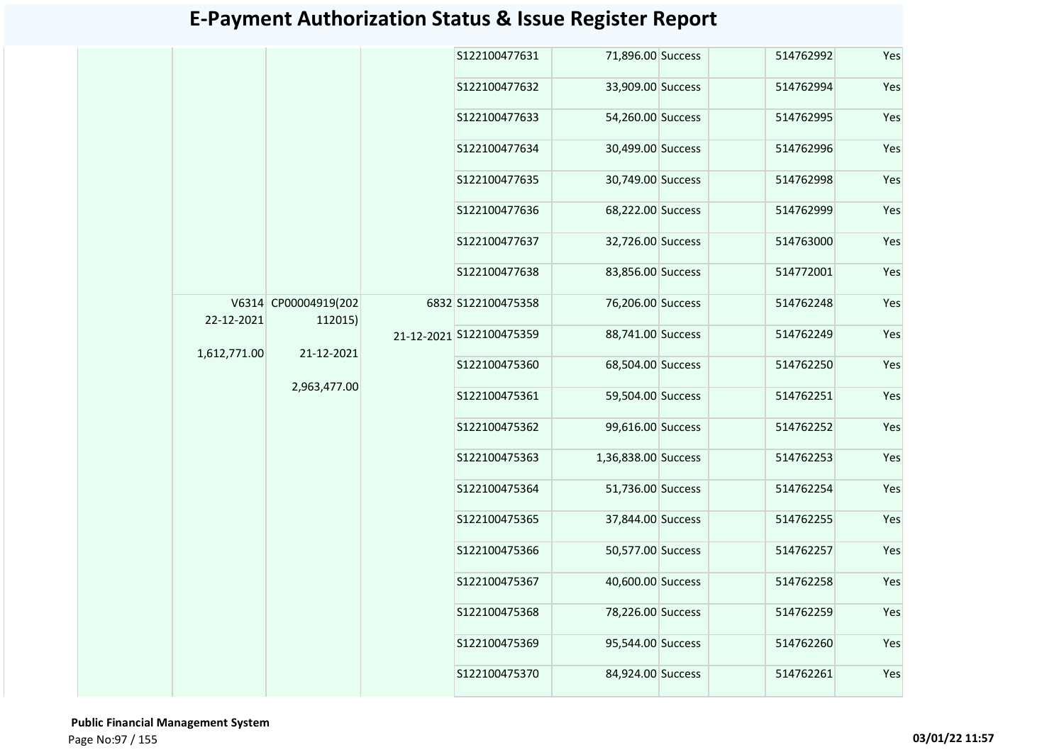# E-Payment Authorization Status & Issue Register Report

| | | | | | | | | | |
|---|---|---|---|---|---|---|---|---|---|
| | | | | S122100477631 | 71,896.00 | Success | | 514762992 | Yes |
| | | | | S122100477632 | 33,909.00 | Success | | 514762994 | Yes |
| | | | | S122100477633 | 54,260.00 | Success | | 514762995 | Yes |
| | | | | S122100477634 | 30,499.00 | Success | | 514762996 | Yes |
| | | | | S122100477635 | 30,749.00 | Success | | 514762998 | Yes |
| | | | | S122100477636 | 68,222.00 | Success | | 514762999 | Yes |
| | | | | S122100477637 | 32,726.00 | Success | | 514763000 | Yes |
| | | | | S122100477638 | 83,856.00 | Success | | 514772001 | Yes |
| | V6314 22-12-2021 1,612,771.00 | CP00004919(202112015) 21-12-2021 2,963,477.00 | 6832 21-12-2021 | S122100475358 | 76,206.00 | Success | | 514762248 | Yes |
| | | | | S122100475359 | 88,741.00 | Success | | 514762249 | Yes |
| | | | | S122100475360 | 68,504.00 | Success | | 514762250 | Yes |
| | | | | S122100475361 | 59,504.00 | Success | | 514762251 | Yes |
| | | | | S122100475362 | 99,616.00 | Success | | 514762252 | Yes |
| | | | | S122100475363 | 1,36,838.00 | Success | | 514762253 | Yes |
| | | | | S122100475364 | 51,736.00 | Success | | 514762254 | Yes |
| | | | | S122100475365 | 37,844.00 | Success | | 514762255 | Yes |
| | | | | S122100475366 | 50,577.00 | Success | | 514762257 | Yes |
| | | | | S122100475367 | 40,600.00 | Success | | 514762258 | Yes |
| | | | | S122100475368 | 78,226.00 | Success | | 514762259 | Yes |
| | | | | S122100475369 | 95,544.00 | Success | | 514762260 | Yes |
| | | | | S122100475370 | 84,924.00 | Success | | 514762261 | Yes |

**Public Financial Management System**

03/01/22 11:57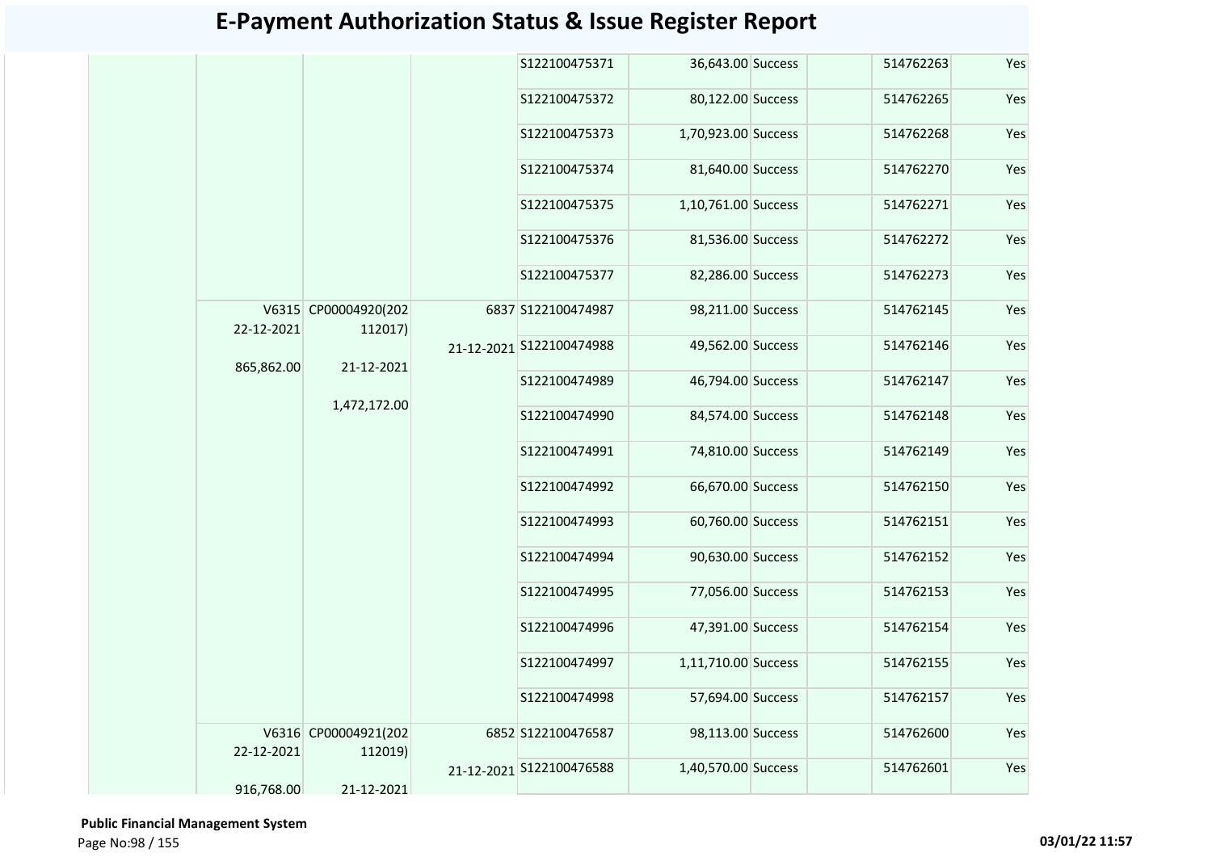# E-Payment Authorization Status & Issue Register Report

| | | | | | | | | | |
|---|---|---|---|---|---|---|---|---|---|
| | | | | S122100475371 | 36,643.00 | Success | | 514762263 | Yes |
| | | | | S122100475372 | 80,122.00 | Success | | 514762265 | Yes |
| | | | | S122100475373 | 1,70,923.00 | Success | | 514762268 | Yes |
| | | | | S122100475374 | 81,640.00 | Success | | 514762270 | Yes |
| | | | | S122100475375 | 1,10,761.00 | Success | | 514762271 | Yes |
| | | | | S122100475376 | 81,536.00 | Success | | 514762272 | Yes |
| | | | | S122100475377 | 82,286.00 | Success | | 514762273 | Yes |
| | V6315 22-12-2021 865,862.00 | CP00004920(202112017) 21-12-2021 1,472,172.00 | 6837 21-12-2021 | S122100474987 | 98,211.00 | Success | | 514762145 | Yes |
| | | | | S122100474988 | 49,562.00 | Success | | 514762146 | Yes |
| | | | | S122100474989 | 46,794.00 | Success | | 514762147 | Yes |
| | | | | S122100474990 | 84,574.00 | Success | | 514762148 | Yes |
| | | | | S122100474991 | 74,810.00 | Success | | 514762149 | Yes |
| | | | | S122100474992 | 66,670.00 | Success | | 514762150 | Yes |
| | | | | S122100474993 | 60,760.00 | Success | | 514762151 | Yes |
| | | | | S122100474994 | 90,630.00 | Success | | 514762152 | Yes |
| | | | | S122100474995 | 77,056.00 | Success | | 514762153 | Yes |
| | | | | S122100474996 | 47,391.00 | Success | | 514762154 | Yes |
| | | | | S122100474997 | 1,11,710.00 | Success | | 514762155 | Yes |
| | | | | S122100474998 | 57,694.00 | Success | | 514762157 | Yes |
| | V6316 22-12-2021 916,768.00 | CP00004921(202112019) 21-12-2021 | 6852 21-12-2021 | S122100476587 | 98,113.00 | Success | | 514762600 | Yes |
| | | | | S122100476588 | 1,40,570.00 | Success | | 514762601 | Yes |

**Public Financial Management System**

03/01/22 11:57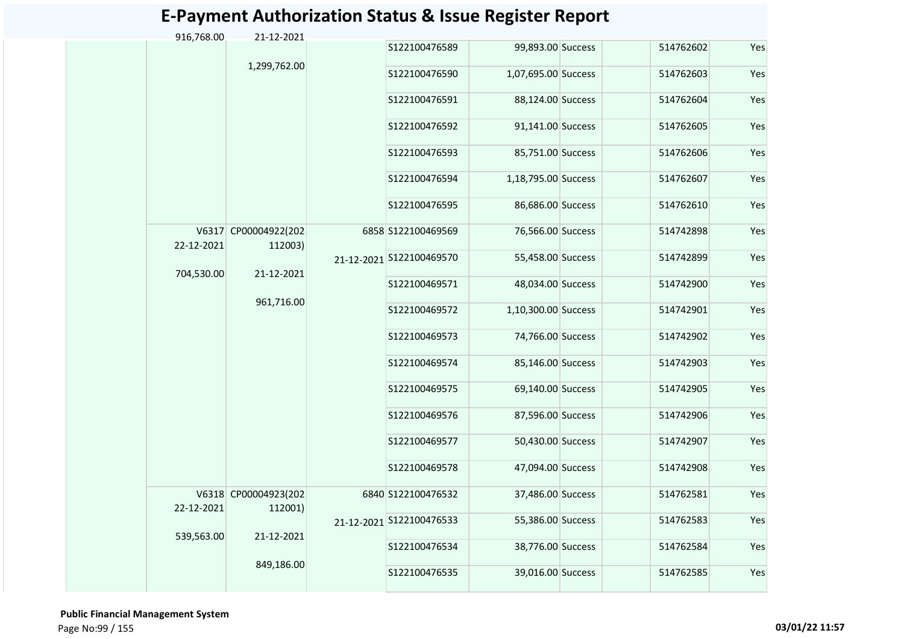# E-Payment Authorization Status & Issue Register Report

| | | | | | | | | | |
|---|---|---|---|---|---|---|---|---|---|
| | 916,768.00 | 21-12-2021<br><br>1,299,762.00 | | S122100476589 | 99,893.00 | Success | | 514762602 | Yes |
| | | | | S122100476590 | 1,07,695.00 | Success | | 514762603 | Yes |
| | | | | S122100476591 | 88,124.00 | Success | | 514762604 | Yes |
| | | | | S122100476592 | 91,141.00 | Success | | 514762605 | Yes |
| | | | | S122100476593 | 85,751.00 | Success | | 514762606 | Yes |
| | | | | S122100476594 | 1,18,795.00 | Success | | 514762607 | Yes |
| | | | | S122100476595 | 86,686.00 | Success | | 514762610 | Yes |
| | V6317<br>22-12-2021<br><br>704,530.00 | CP00004922(202112003)<br><br>21-12-2021<br><br>961,716.00 | 6858<br><br>21-12-2021 | S122100469569 | 76,566.00 | Success | | 514742898 | Yes |
| | | | | S122100469570 | 55,458.00 | Success | | 514742899 | Yes |
| | | | | S122100469571 | 48,034.00 | Success | | 514742900 | Yes |
| | | | | S122100469572 | 1,10,300.00 | Success | | 514742901 | Yes |
| | | | | S122100469573 | 74,766.00 | Success | | 514742902 | Yes |
| | | | | S122100469574 | 85,146.00 | Success | | 514742903 | Yes |
| | | | | S122100469575 | 69,140.00 | Success | | 514742905 | Yes |
| | | | | S122100469576 | 87,596.00 | Success | | 514742906 | Yes |
| | | | | S122100469577 | 50,430.00 | Success | | 514742907 | Yes |
| | | | | S122100469578 | 47,094.00 | Success | | 514742908 | Yes |
| | V6318<br>22-12-2021<br><br>539,563.00 | CP00004923(202112001)<br><br>21-12-2021<br><br>849,186.00 | 6840<br><br>21-12-2021 | S122100476532 | 37,486.00 | Success | | 514762581 | Yes |
| | | | | S122100476533 | 55,386.00 | Success | | 514762583 | Yes |
| | | | | S122100476534 | 38,776.00 | Success | | 514762584 | Yes |
| | | | | S122100476535 | 39,016.00 | Success | | 514762585 | Yes |

**Public Financial Management System**

03/01/22 11:57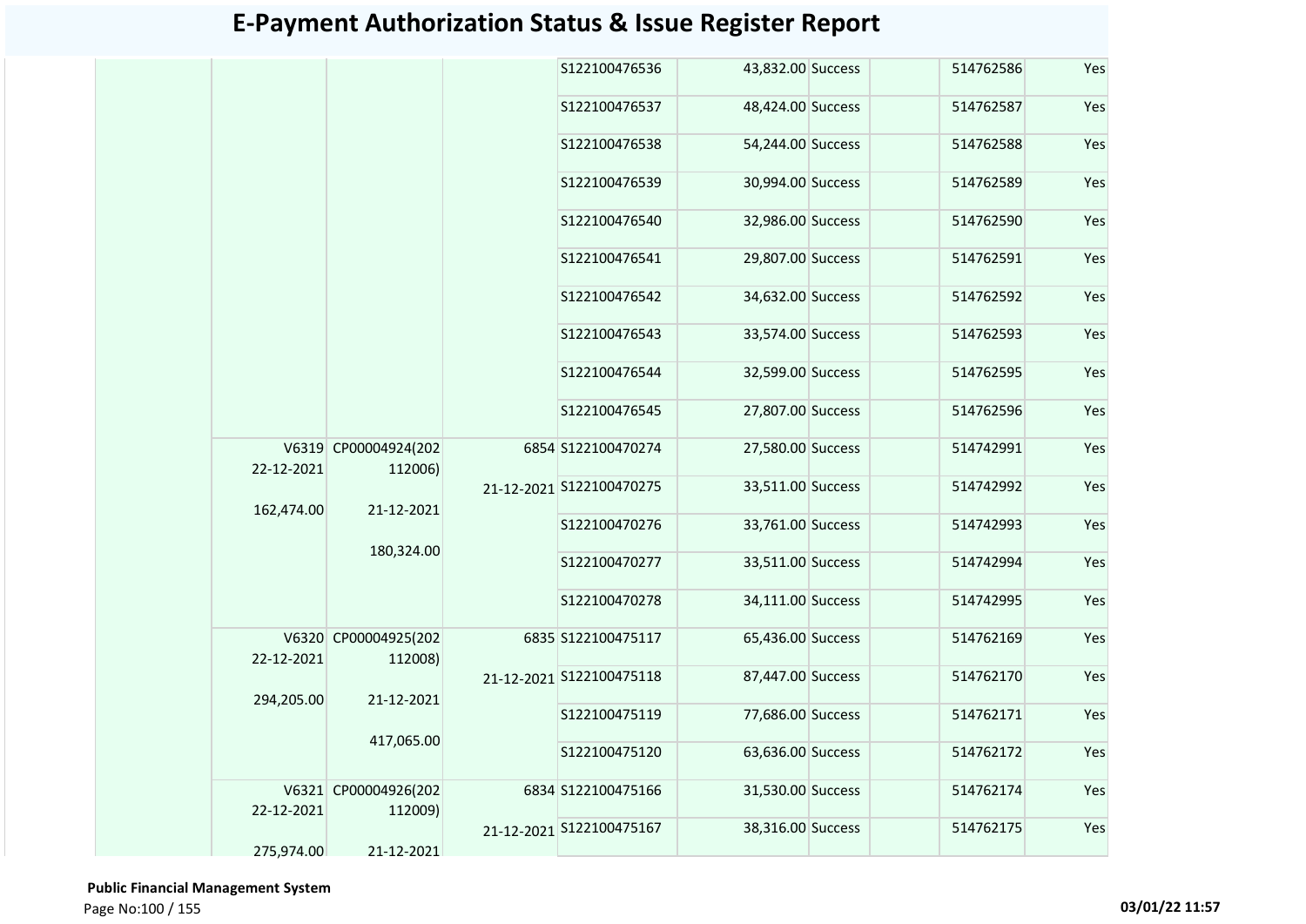# E-Payment Authorization Status & Issue Register Report

| | | | | | | | | | |
|---|---|---|---|---|---|---|---|---|---|
| | | | | S122100476536 | 43,832.00 | Success | | 514762586 | Yes |
| | | | | S122100476537 | 48,424.00 | Success | | 514762587 | Yes |
| | | | | S122100476538 | 54,244.00 | Success | | 514762588 | Yes |
| | | | | S122100476539 | 30,994.00 | Success | | 514762589 | Yes |
| | | | | S122100476540 | 32,986.00 | Success | | 514762590 | Yes |
| | | | | S122100476541 | 29,807.00 | Success | | 514762591 | Yes |
| | | | | S122100476542 | 34,632.00 | Success | | 514762592 | Yes |
| | | | | S122100476543 | 33,574.00 | Success | | 514762593 | Yes |
| | | | | S122100476544 | 32,599.00 | Success | | 514762595 | Yes |
| | | | | S122100476545 | 27,807.00 | Success | | 514762596 | Yes |
| | V6319 22-12-2021 162,474.00 | CP00004924(202112006) 21-12-2021 180,324.00 | 6854 21-12-2021 | S122100470274 | 27,580.00 | Success | | 514742991 | Yes |
| | | | | S122100470275 | 33,511.00 | Success | | 514742992 | Yes |
| | | | | S122100470276 | 33,761.00 | Success | | 514742993 | Yes |
| | | | | S122100470277 | 33,511.00 | Success | | 514742994 | Yes |
| | | | | S122100470278 | 34,111.00 | Success | | 514742995 | Yes |
| | V6320 22-12-2021 294,205.00 | CP00004925(202112008) 21-12-2021 417,065.00 | 6835 21-12-2021 | S122100475117 | 65,436.00 | Success | | 514762169 | Yes |
| | | | | S122100475118 | 87,447.00 | Success | | 514762170 | Yes |
| | | | | S122100475119 | 77,686.00 | Success | | 514762171 | Yes |
| | | | | S122100475120 | 63,636.00 | Success | | 514762172 | Yes |
| | V6321 22-12-2021 275,974.00 | CP00004926(202112009) 21-12-2021 | 6834 21-12-2021 | S122100475166 | 31,530.00 | Success | | 514762174 | Yes |
| | | | | S122100475167 | 38,316.00 | Success | | 514762175 | Yes |

**Public Financial Management System**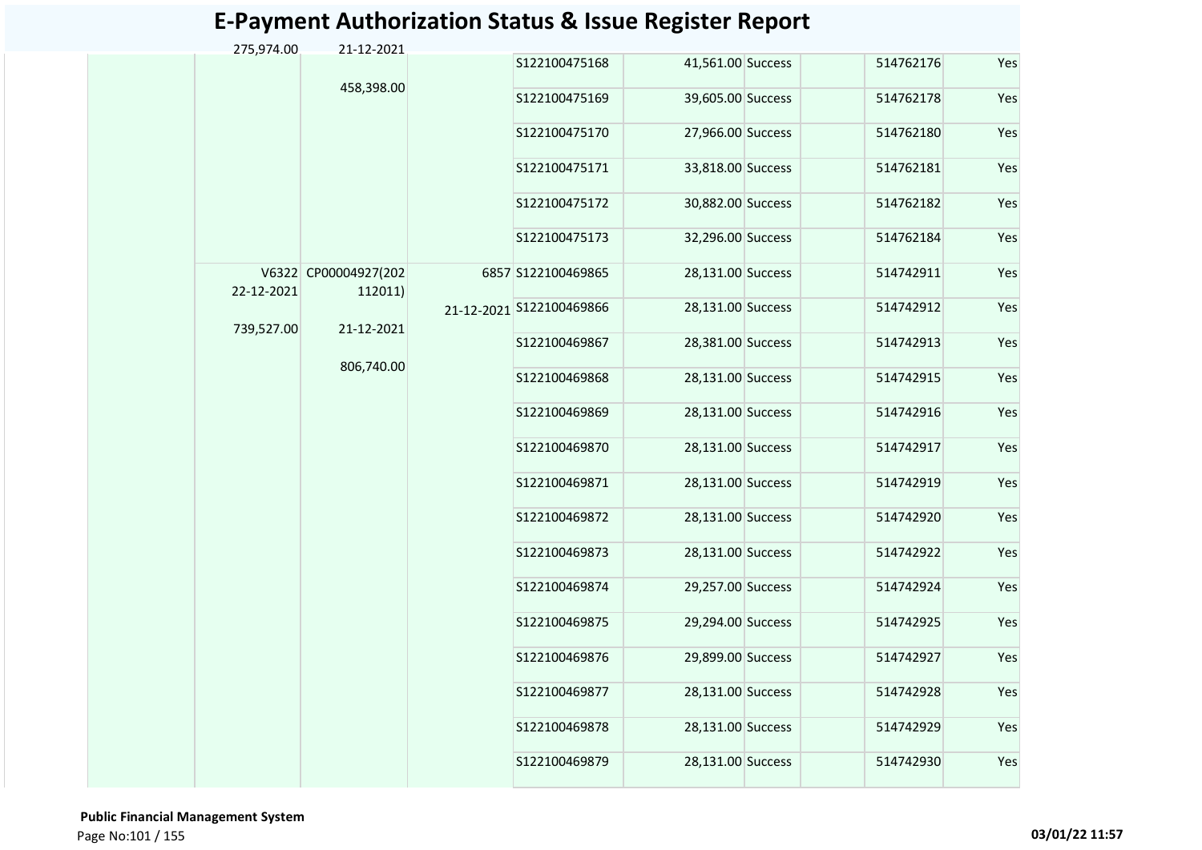# E-Payment Authorization Status & Issue Register Report

| | 275,974.00 | 21-12-2021 458,398.00 | | S122100475168 | 41,561.00 | Success | | 514762176 | Yes |
|---|---|---|---|---|---|---|---|---|---|
| | | | | S122100475169 | 39,605.00 | Success | | 514762178 | Yes |
| | | | | S122100475170 | 27,966.00 | Success | | 514762180 | Yes |
| | | | | S122100475171 | 33,818.00 | Success | | 514762181 | Yes |
| | | | | S122100475172 | 30,882.00 | Success | | 514762182 | Yes |
| | | | | S122100475173 | 32,296.00 | Success | | 514762184 | Yes |
| | V6322 22-12-2021 739,527.00 | CP00004927(202112011) 21-12-2021 806,740.00 | 6857 21-12-2021 | S122100469865 | 28,131.00 | Success | | 514742911 | Yes |
| | | | | S122100469866 | 28,131.00 | Success | | 514742912 | Yes |
| | | | | S122100469867 | 28,381.00 | Success | | 514742913 | Yes |
| | | | | S122100469868 | 28,131.00 | Success | | 514742915 | Yes |
| | | | | S122100469869 | 28,131.00 | Success | | 514742916 | Yes |
| | | | | S122100469870 | 28,131.00 | Success | | 514742917 | Yes |
| | | | | S122100469871 | 28,131.00 | Success | | 514742919 | Yes |
| | | | | S122100469872 | 28,131.00 | Success | | 514742920 | Yes |
| | | | | S122100469873 | 28,131.00 | Success | | 514742922 | Yes |
| | | | | S122100469874 | 29,257.00 | Success | | 514742924 | Yes |
| | | | | S122100469875 | 29,294.00 | Success | | 514742925 | Yes |
| | | | | S122100469876 | 29,899.00 | Success | | 514742927 | Yes |
| | | | | S122100469877 | 28,131.00 | Success | | 514742928 | Yes |
| | | | | S122100469878 | 28,131.00 | Success | | 514742929 | Yes |
| | | | | S122100469879 | 28,131.00 | Success | | 514742930 | Yes |

**Public Financial Management System**

**03/01/22 11:57**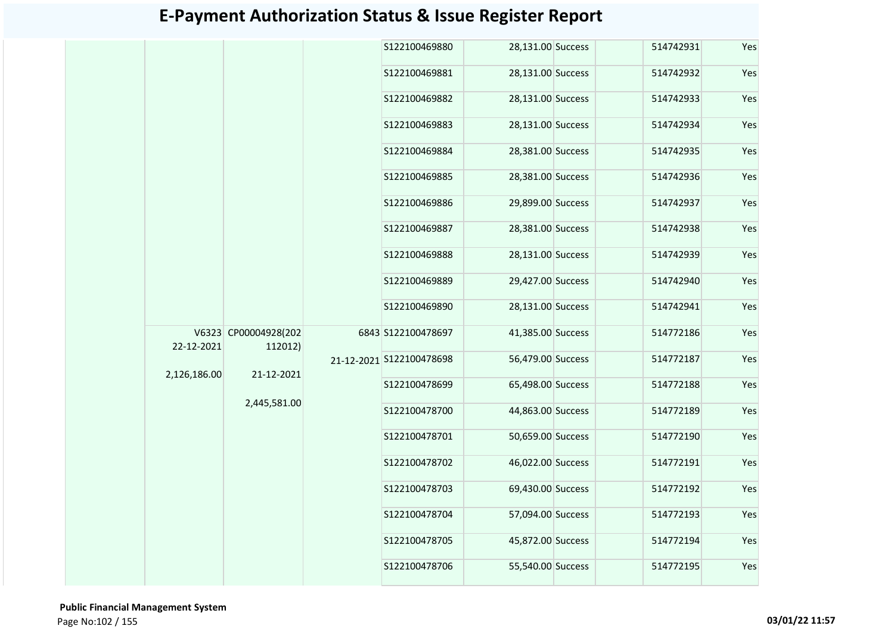# E-Payment Authorization Status & Issue Register Report

| | | | | | | | | | |
|---|---|---|---|---|---|---|---|---|---|
| | | | | S122100469880 | 28,131.00 | Success | | 514742931 | Yes |
| | | | | S122100469881 | 28,131.00 | Success | | 514742932 | Yes |
| | | | | S122100469882 | 28,131.00 | Success | | 514742933 | Yes |
| | | | | S122100469883 | 28,131.00 | Success | | 514742934 | Yes |
| | | | | S122100469884 | 28,381.00 | Success | | 514742935 | Yes |
| | | | | S122100469885 | 28,381.00 | Success | | 514742936 | Yes |
| | | | | S122100469886 | 29,899.00 | Success | | 514742937 | Yes |
| | | | | S122100469887 | 28,381.00 | Success | | 514742938 | Yes |
| | | | | S122100469888 | 28,131.00 | Success | | 514742939 | Yes |
| | | | | S122100469889 | 29,427.00 | Success | | 514742940 | Yes |
| | | | | S122100469890 | 28,131.00 | Success | | 514742941 | Yes |
| | V6323 22-12-2021 2,126,186.00 | CP00004928(202112012) 21-12-2021 2,445,581.00 | 6843 21-12-2021 | S122100478697 | 41,385.00 | Success | | 514772186 | Yes |
| | | | | S122100478698 | 56,479.00 | Success | | 514772187 | Yes |
| | | | | S122100478699 | 65,498.00 | Success | | 514772188 | Yes |
| | | | | S122100478700 | 44,863.00 | Success | | 514772189 | Yes |
| | | | | S122100478701 | 50,659.00 | Success | | 514772190 | Yes |
| | | | | S122100478702 | 46,022.00 | Success | | 514772191 | Yes |
| | | | | S122100478703 | 69,430.00 | Success | | 514772192 | Yes |
| | | | | S122100478704 | 57,094.00 | Success | | 514772193 | Yes |
| | | | | S122100478705 | 45,872.00 | Success | | 514772194 | Yes |
| | | | | S122100478706 | 55,540.00 | Success | | 514772195 | Yes |

**Public Financial Management System**

03/01/22 11:57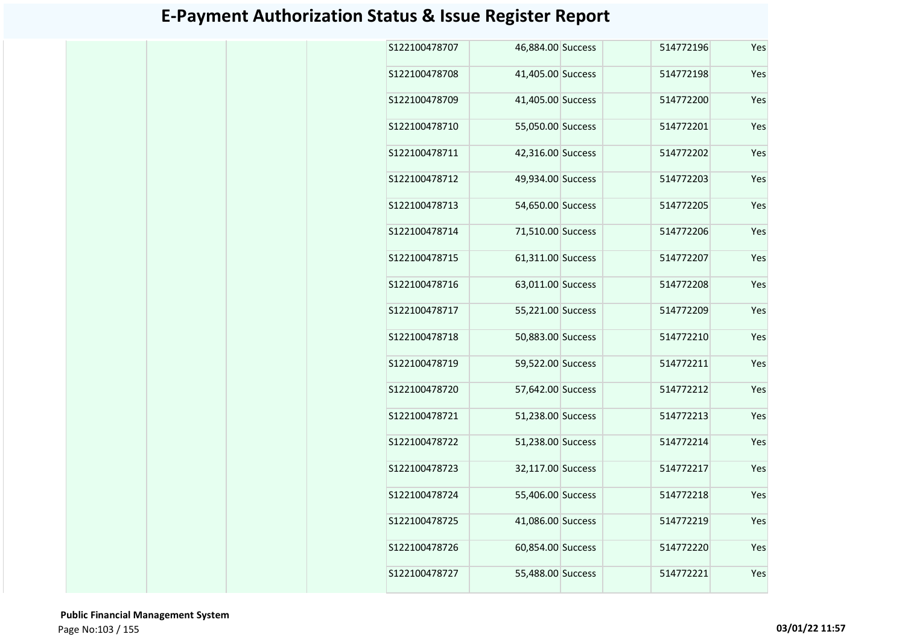# E-Payment Authorization Status & Issue Register Report

| | | | | | | | | | |
|---|---|---|---|---|---|---|---|---|---|
| | | | | S122100478707 | 46,884.00 | Success | | 514772196 | Yes |
| | | | | S122100478708 | 41,405.00 | Success | | 514772198 | Yes |
| | | | | S122100478709 | 41,405.00 | Success | | 514772200 | Yes |
| | | | | S122100478710 | 55,050.00 | Success | | 514772201 | Yes |
| | | | | S122100478711 | 42,316.00 | Success | | 514772202 | Yes |
| | | | | S122100478712 | 49,934.00 | Success | | 514772203 | Yes |
| | | | | S122100478713 | 54,650.00 | Success | | 514772205 | Yes |
| | | | | S122100478714 | 71,510.00 | Success | | 514772206 | Yes |
| | | | | S122100478715 | 61,311.00 | Success | | 514772207 | Yes |
| | | | | S122100478716 | 63,011.00 | Success | | 514772208 | Yes |
| | | | | S122100478717 | 55,221.00 | Success | | 514772209 | Yes |
| | | | | S122100478718 | 50,883.00 | Success | | 514772210 | Yes |
| | | | | S122100478719 | 59,522.00 | Success | | 514772211 | Yes |
| | | | | S122100478720 | 57,642.00 | Success | | 514772212 | Yes |
| | | | | S122100478721 | 51,238.00 | Success | | 514772213 | Yes |
| | | | | S122100478722 | 51,238.00 | Success | | 514772214 | Yes |
| | | | | S122100478723 | 32,117.00 | Success | | 514772217 | Yes |
| | | | | S122100478724 | 55,406.00 | Success | | 514772218 | Yes |
| | | | | S122100478725 | 41,086.00 | Success | | 514772219 | Yes |
| | | | | S122100478726 | 60,854.00 | Success | | 514772220 | Yes |
| | | | | S122100478727 | 55,488.00 | Success | | 514772221 | Yes |

**Public Financial Management System**

**03/01/22 11:57**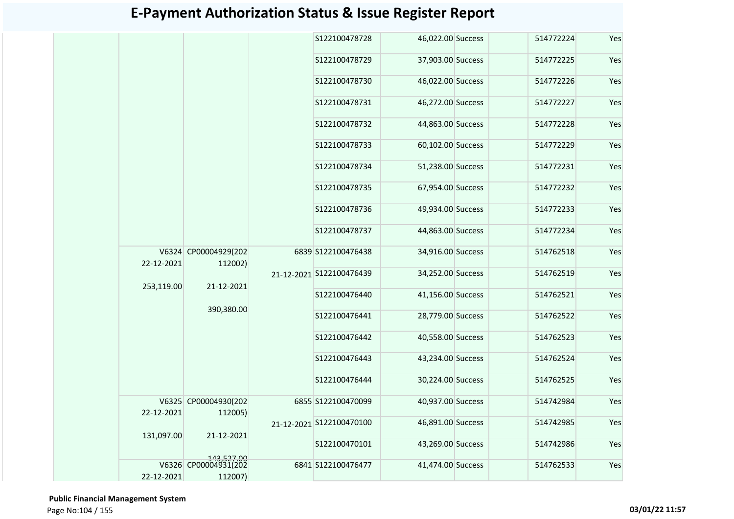# E-Payment Authorization Status & Issue Register Report

| | | | | | | | | | |
|---|---|---|---|---|---|---|---|---|---|
| | | | | S122100478728 | 46,022.00 | Success | | 514772224 | Yes |
| | | | | S122100478729 | 37,903.00 | Success | | 514772225 | Yes |
| | | | | S122100478730 | 46,022.00 | Success | | 514772226 | Yes |
| | | | | S122100478731 | 46,272.00 | Success | | 514772227 | Yes |
| | | | | S122100478732 | 44,863.00 | Success | | 514772228 | Yes |
| | | | | S122100478733 | 60,102.00 | Success | | 514772229 | Yes |
| | | | | S122100478734 | 51,238.00 | Success | | 514772231 | Yes |
| | | | | S122100478735 | 67,954.00 | Success | | 514772232 | Yes |
| | | | | S122100478736 | 49,934.00 | Success | | 514772233 | Yes |
| | | | | S122100478737 | 44,863.00 | Success | | 514772234 | Yes |
| | V6324 22-12-2021 253,119.00 | CP00004929(202112002) 21-12-2021 390,380.00 | 6839 21-12-2021 | S122100476438 | 34,916.00 | Success | | 514762518 | Yes |
| | | | | S122100476439 | 34,252.00 | Success | | 514762519 | Yes |
| | | | | S122100476440 | 41,156.00 | Success | | 514762521 | Yes |
| | | | | S122100476441 | 28,779.00 | Success | | 514762522 | Yes |
| | | | | S122100476442 | 40,558.00 | Success | | 514762523 | Yes |
| | | | | S122100476443 | 43,234.00 | Success | | 514762524 | Yes |
| | | | | S122100476444 | 30,224.00 | Success | | 514762525 | Yes |
| | V6325 22-12-2021 131,097.00 | CP00004930(202112005) 21-12-2021 143,527.00 | 6855 21-12-2021 | S122100470099 | 40,937.00 | Success | | 514742984 | Yes |
| | | | | S122100470100 | 46,891.00 | Success | | 514742985 | Yes |
| | | | | S122100470101 | 43,269.00 | Success | | 514742986 | Yes |
| | V6326 22-12-2021 | CP00004931(202112007) | 6841 | S122100476477 | 41,474.00 | Success | | 514762533 | Yes |

**Public Financial Management System**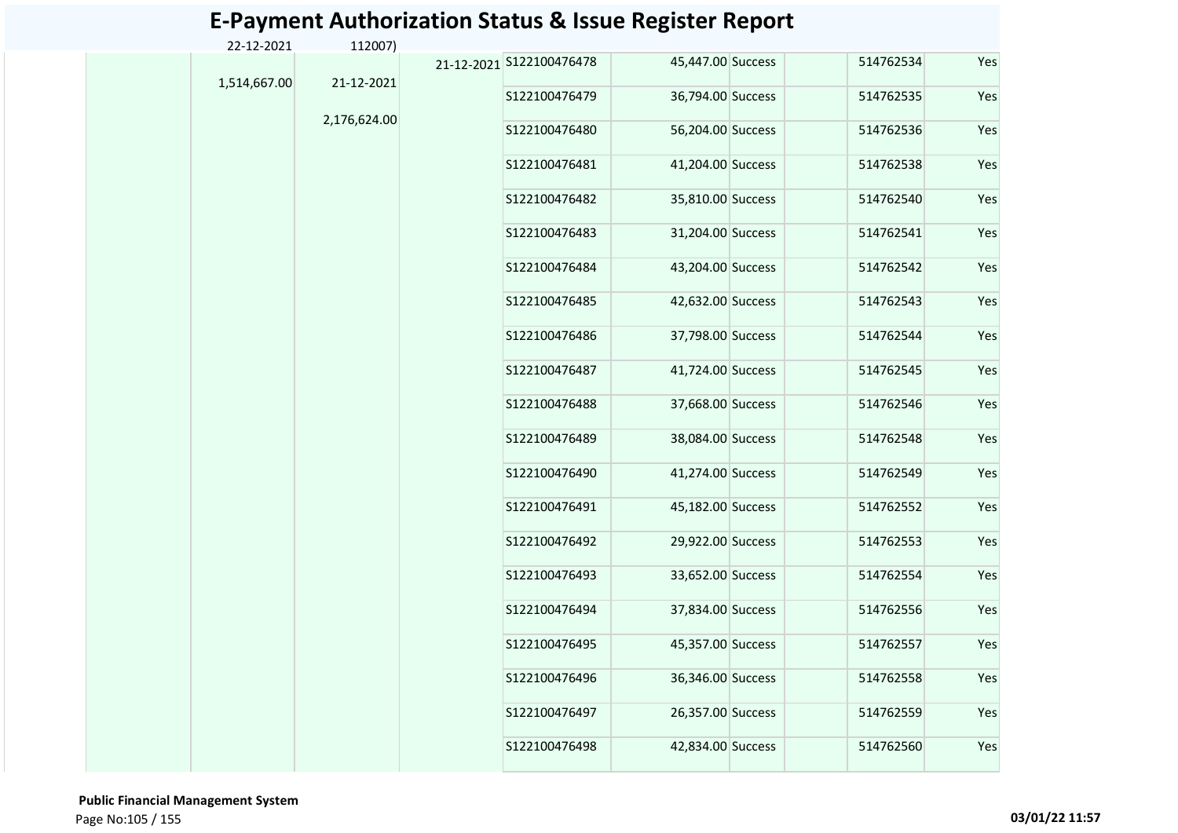# E-Payment Authorization Status & Issue Register Report

| | | | | | | | | | | |
|---|---|---|---|---|---|---|---|---|---|---|
| | | 22-12-2021 | 112007) | | | | | | | |
| | | 1,514,667.00 | 21-12-2021 | 21-12-2021 | S122100476478 | 45,447.00 | Success | | 514762534 | Yes |
| | | | 2,176,624.00 | | S122100476479 | 36,794.00 | Success | | 514762535 | Yes |
| | | | | | S122100476480 | 56,204.00 | Success | | 514762536 | Yes |
| | | | | | S122100476481 | 41,204.00 | Success | | 514762538 | Yes |
| | | | | | S122100476482 | 35,810.00 | Success | | 514762540 | Yes |
| | | | | | S122100476483 | 31,204.00 | Success | | 514762541 | Yes |
| | | | | | S122100476484 | 43,204.00 | Success | | 514762542 | Yes |
| | | | | | S122100476485 | 42,632.00 | Success | | 514762543 | Yes |
| | | | | | S122100476486 | 37,798.00 | Success | | 514762544 | Yes |
| | | | | | S122100476487 | 41,724.00 | Success | | 514762545 | Yes |
| | | | | | S122100476488 | 37,668.00 | Success | | 514762546 | Yes |
| | | | | | S122100476489 | 38,084.00 | Success | | 514762548 | Yes |
| | | | | | S122100476490 | 41,274.00 | Success | | 514762549 | Yes |
| | | | | | S122100476491 | 45,182.00 | Success | | 514762552 | Yes |
| | | | | | S122100476492 | 29,922.00 | Success | | 514762553 | Yes |
| | | | | | S122100476493 | 33,652.00 | Success | | 514762554 | Yes |
| | | | | | S122100476494 | 37,834.00 | Success | | 514762556 | Yes |
| | | | | | S122100476495 | 45,357.00 | Success | | 514762557 | Yes |
| | | | | | S122100476496 | 36,346.00 | Success | | 514762558 | Yes |
| | | | | | S122100476497 | 26,357.00 | Success | | 514762559 | Yes |
| | | | | | S122100476498 | 42,834.00 | Success | | 514762560 | Yes |

**Public Financial Management System**

03/01/22 11:57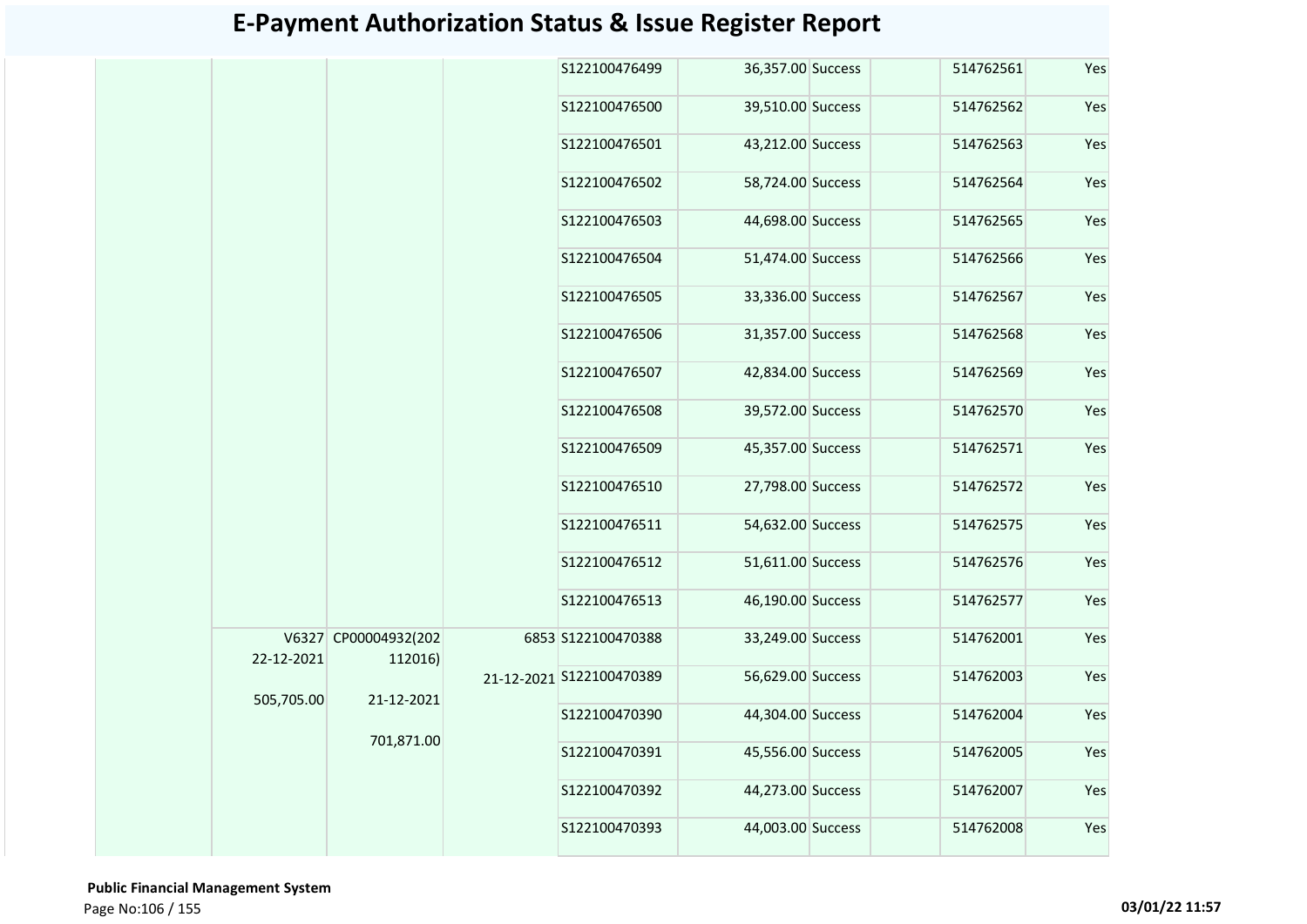# E-Payment Authorization Status & Issue Register Report

| | | | | | | | | | |
|---|---|---|---|---|---|---|---|---|---|
| | | | | S122100476499 | 36,357.00 | Success | | 514762561 | Yes |
| | | | | S122100476500 | 39,510.00 | Success | | 514762562 | Yes |
| | | | | S122100476501 | 43,212.00 | Success | | 514762563 | Yes |
| | | | | S122100476502 | 58,724.00 | Success | | 514762564 | Yes |
| | | | | S122100476503 | 44,698.00 | Success | | 514762565 | Yes |
| | | | | S122100476504 | 51,474.00 | Success | | 514762566 | Yes |
| | | | | S122100476505 | 33,336.00 | Success | | 514762567 | Yes |
| | | | | S122100476506 | 31,357.00 | Success | | 514762568 | Yes |
| | | | | S122100476507 | 42,834.00 | Success | | 514762569 | Yes |
| | | | | S122100476508 | 39,572.00 | Success | | 514762570 | Yes |
| | | | | S122100476509 | 45,357.00 | Success | | 514762571 | Yes |
| | | | | S122100476510 | 27,798.00 | Success | | 514762572 | Yes |
| | | | | S122100476511 | 54,632.00 | Success | | 514762575 | Yes |
| | | | | S122100476512 | 51,611.00 | Success | | 514762576 | Yes |
| | | | | S122100476513 | 46,190.00 | Success | | 514762577 | Yes |
| | V6327 22-12-2021 505,705.00 | CP00004932(202112016) 21-12-2021 701,871.00 | 6853 21-12-2021 | S122100470388 | 33,249.00 | Success | | 514762001 | Yes |
| | | | | S122100470389 | 56,629.00 | Success | | 514762003 | Yes |
| | | | | S122100470390 | 44,304.00 | Success | | 514762004 | Yes |
| | | | | S122100470391 | 45,556.00 | Success | | 514762005 | Yes |
| | | | | S122100470392 | 44,273.00 | Success | | 514762007 | Yes |
| | | | | S122100470393 | 44,003.00 | Success | | 514762008 | Yes |

**Public Financial Management System**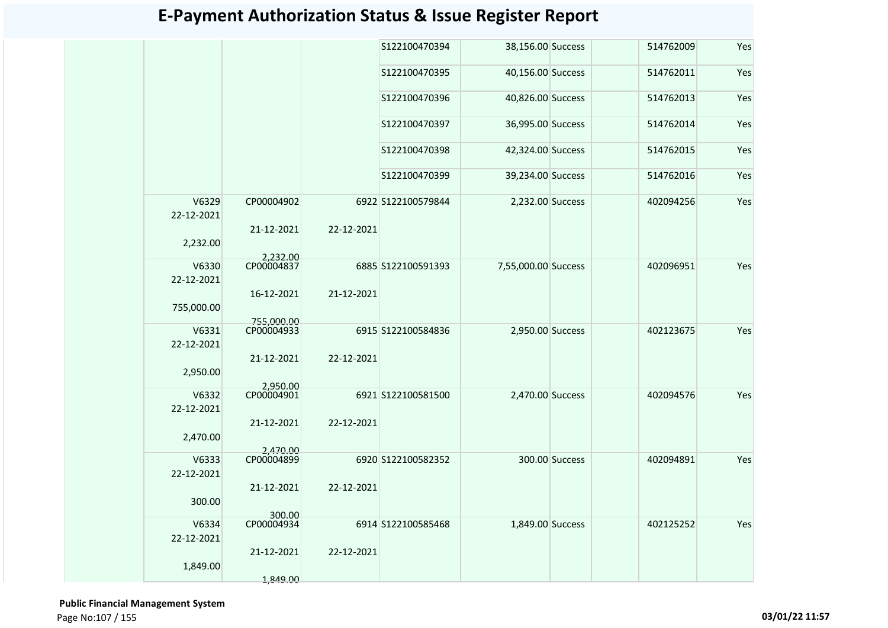# E-Payment Authorization Status & Issue Register Report

| | | | | | | | | | |
|---|---|---|---|---|---|---|---|---|---|
| | | | | S122100470394 | 38,156.00 | Success | | 514762009 | Yes |
| | | | | S122100470395 | 40,156.00 | Success | | 514762011 | Yes |
| | | | | S122100470396 | 40,826.00 | Success | | 514762013 | Yes |
| | | | | S122100470397 | 36,995.00 | Success | | 514762014 | Yes |
| | | | | S122100470398 | 42,324.00 | Success | | 514762015 | Yes |
| | | | | S122100470399 | 39,234.00 | Success | | 514762016 | Yes |
| | V6329 22-12-2021 2,232.00 | CP00004902 21-12-2021 2,232.00 | 6922 22-12-2021 | S122100579844 | 2,232.00 | Success | | 402094256 | Yes |
| | V6330 22-12-2021 755,000.00 | CP00004837 16-12-2021 755,000.00 | 6885 21-12-2021 | S122100591393 | 7,55,000.00 | Success | | 402096951 | Yes |
| | V6331 22-12-2021 2,950.00 | CP00004933 21-12-2021 2,950.00 | 6915 22-12-2021 | S122100584836 | 2,950.00 | Success | | 402123675 | Yes |
| | V6332 22-12-2021 2,470.00 | CP00004901 21-12-2021 2,470.00 | 6921 22-12-2021 | S122100581500 | 2,470.00 | Success | | 402094576 | Yes |
| | V6333 22-12-2021 300.00 | CP00004899 21-12-2021 300.00 | 6920 22-12-2021 | S122100582352 | 300.00 | Success | | 402094891 | Yes |
| | V6334 22-12-2021 1,849.00 | CP00004934 21-12-2021 1,849.00 | 6914 22-12-2021 | S122100585468 | 1,849.00 | Success | | 402125252 | Yes |

**Public Financial Management System**

**03/01/22 11:57**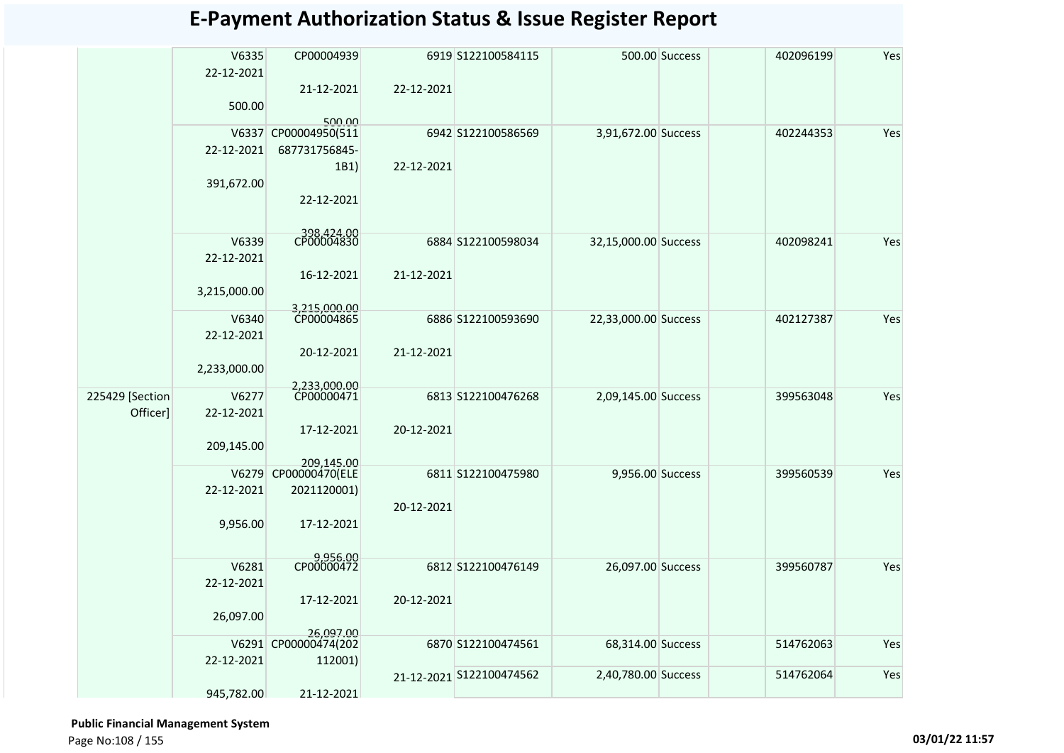# E-Payment Authorization Status & Issue Register Report

| | | | | | | | | | |
|---|---|---|---|---|---|---|---|---|---|
| | V6335 22-12-2021 500.00 | CP00004939 21-12-2021 500.00 | 6919 22-12-2021 | S122100584115 | 500.00 | Success | | 402096199 | Yes |
| | V6337 22-12-2021 391,672.00 | CP00004950(511 687731756845-1B1) 22-12-2021 398,424.00 | 6942 22-12-2021 | S122100586569 | 3,91,672.00 | Success | | 402244353 | Yes |
| | V6339 22-12-2021 3,215,000.00 | CP00004830 16-12-2021 3,215,000.00 | 6884 21-12-2021 | S122100598034 | 32,15,000.00 | Success | | 402098241 | Yes |
| | V6340 22-12-2021 2,233,000.00 | CP00004865 20-12-2021 2,233,000.00 | 6886 21-12-2021 | S122100593690 | 22,33,000.00 | Success | | 402127387 | Yes |
| 225429 [Section Officer] | V6277 22-12-2021 209,145.00 | CP00000471 17-12-2021 209,145.00 | 6813 20-12-2021 | S122100476268 | 2,09,145.00 | Success | | 399563048 | Yes |
| | V6279 22-12-2021 9,956.00 | CP00000470(ELE 2021120001) 17-12-2021 9,956.00 | 6811 20-12-2021 | S122100475980 | 9,956.00 | Success | | 399560539 | Yes |
| | V6281 22-12-2021 26,097.00 | CP00000472 17-12-2021 26,097.00 | 6812 20-12-2021 | S122100476149 | 26,097.00 | Success | | 399560787 | Yes |
| | V6291 22-12-2021 945,782.00 | CP00000474(202 112001) 21-12-2021 | 6870 21-12-2021 | S122100474561 | 68,314.00 | Success | | 514762063 | Yes |
| | | | | S122100474562 | 2,40,780.00 | Success | | 514762064 | Yes |

**Public Financial Management System**

03/01/22 11:57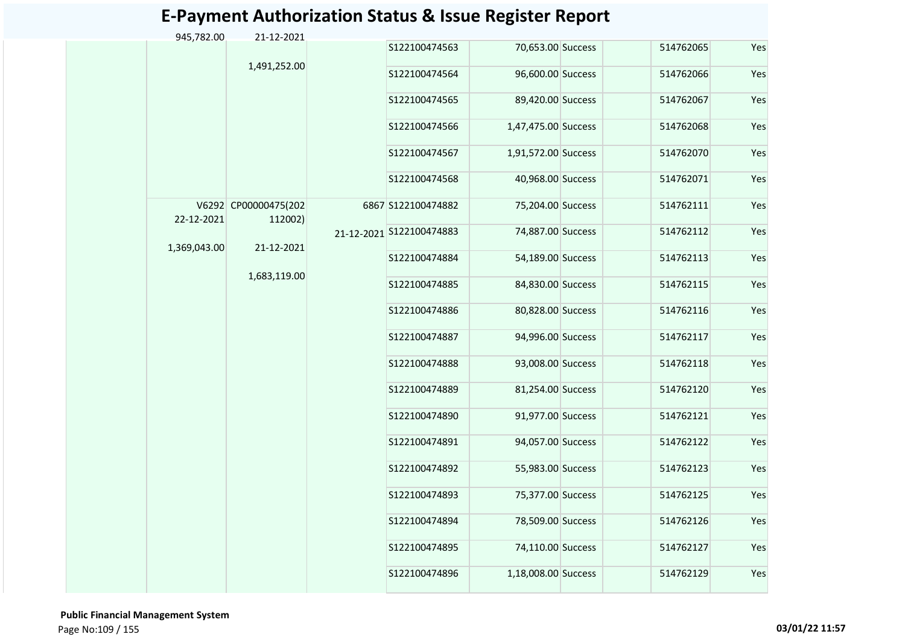# E-Payment Authorization Status & Issue Register Report

| | | | | | | | | | |
|---|---|---|---|---|---|---|---|---|---|
| | 945,782.00 | 21-12-2021<br><br>1,491,252.00 | | S122100474563 | 70,653.00 | Success | | 514762065 | Yes |
| | | | | S122100474564 | 96,600.00 | Success | | 514762066 | Yes |
| | | | | S122100474565 | 89,420.00 | Success | | 514762067 | Yes |
| | | | | S122100474566 | 1,47,475.00 | Success | | 514762068 | Yes |
| | | | | S122100474567 | 1,91,572.00 | Success | | 514762070 | Yes |
| | | | | S122100474568 | 40,968.00 | Success | | 514762071 | Yes |
| | V6292<br>22-12-2021<br><br>1,369,043.00 | CP00000475(202112002)<br><br>21-12-2021<br><br>1,683,119.00 | 6867<br><br>21-12-2021 | S122100474882 | 75,204.00 | Success | | 514762111 | Yes |
| | | | | S122100474883 | 74,887.00 | Success | | 514762112 | Yes |
| | | | | S122100474884 | 54,189.00 | Success | | 514762113 | Yes |
| | | | | S122100474885 | 84,830.00 | Success | | 514762115 | Yes |
| | | | | S122100474886 | 80,828.00 | Success | | 514762116 | Yes |
| | | | | S122100474887 | 94,996.00 | Success | | 514762117 | Yes |
| | | | | S122100474888 | 93,008.00 | Success | | 514762118 | Yes |
| | | | | S122100474889 | 81,254.00 | Success | | 514762120 | Yes |
| | | | | S122100474890 | 91,977.00 | Success | | 514762121 | Yes |
| | | | | S122100474891 | 94,057.00 | Success | | 514762122 | Yes |
| | | | | S122100474892 | 55,983.00 | Success | | 514762123 | Yes |
| | | | | S122100474893 | 75,377.00 | Success | | 514762125 | Yes |
| | | | | S122100474894 | 78,509.00 | Success | | 514762126 | Yes |
| | | | | S122100474895 | 74,110.00 | Success | | 514762127 | Yes |
| | | | | S122100474896 | 1,18,008.00 | Success | | 514762129 | Yes |

**Public Financial Management System**

**03/01/22 11:57**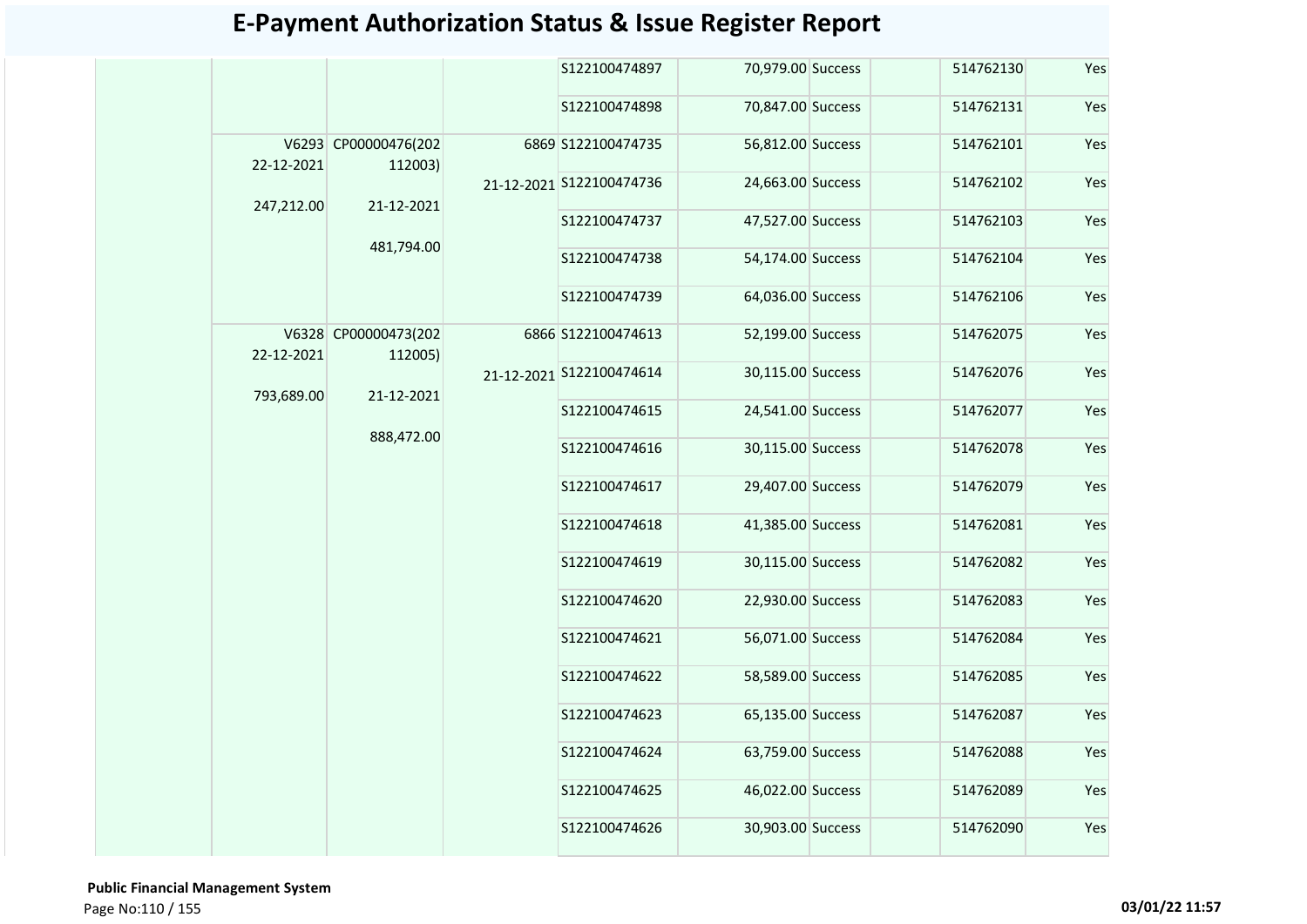# E-Payment Authorization Status & Issue Register Report

| | | | | | | | | | |
|---|---|---|---|---|---|---|---|---|---|
| | | | | S122100474897 | 70,979.00 | Success | | 514762130 | Yes |
| | | | | S122100474898 | 70,847.00 | Success | | 514762131 | Yes |
| | V6293 22-12-2021 247,212.00 | CP00000476(202112003) 21-12-2021 481,794.00 | 6869 21-12-2021 | S122100474735 | 56,812.00 | Success | | 514762101 | Yes |
| | | | | S122100474736 | 24,663.00 | Success | | 514762102 | Yes |
| | | | | S122100474737 | 47,527.00 | Success | | 514762103 | Yes |
| | | | | S122100474738 | 54,174.00 | Success | | 514762104 | Yes |
| | | | | S122100474739 | 64,036.00 | Success | | 514762106 | Yes |
| | V6328 22-12-2021 793,689.00 | CP00000473(202112005) 21-12-2021 888,472.00 | 6866 21-12-2021 | S122100474613 | 52,199.00 | Success | | 514762075 | Yes |
| | | | | S122100474614 | 30,115.00 | Success | | 514762076 | Yes |
| | | | | S122100474615 | 24,541.00 | Success | | 514762077 | Yes |
| | | | | S122100474616 | 30,115.00 | Success | | 514762078 | Yes |
| | | | | S122100474617 | 29,407.00 | Success | | 514762079 | Yes |
| | | | | S122100474618 | 41,385.00 | Success | | 514762081 | Yes |
| | | | | S122100474619 | 30,115.00 | Success | | 514762082 | Yes |
| | | | | S122100474620 | 22,930.00 | Success | | 514762083 | Yes |
| | | | | S122100474621 | 56,071.00 | Success | | 514762084 | Yes |
| | | | | S122100474622 | 58,589.00 | Success | | 514762085 | Yes |
| | | | | S122100474623 | 65,135.00 | Success | | 514762087 | Yes |
| | | | | S122100474624 | 63,759.00 | Success | | 514762088 | Yes |
| | | | | S122100474625 | 46,022.00 | Success | | 514762089 | Yes |
| | | | | S122100474626 | 30,903.00 | Success | | 514762090 | Yes |

**Public Financial Management System**

03/01/22 11:57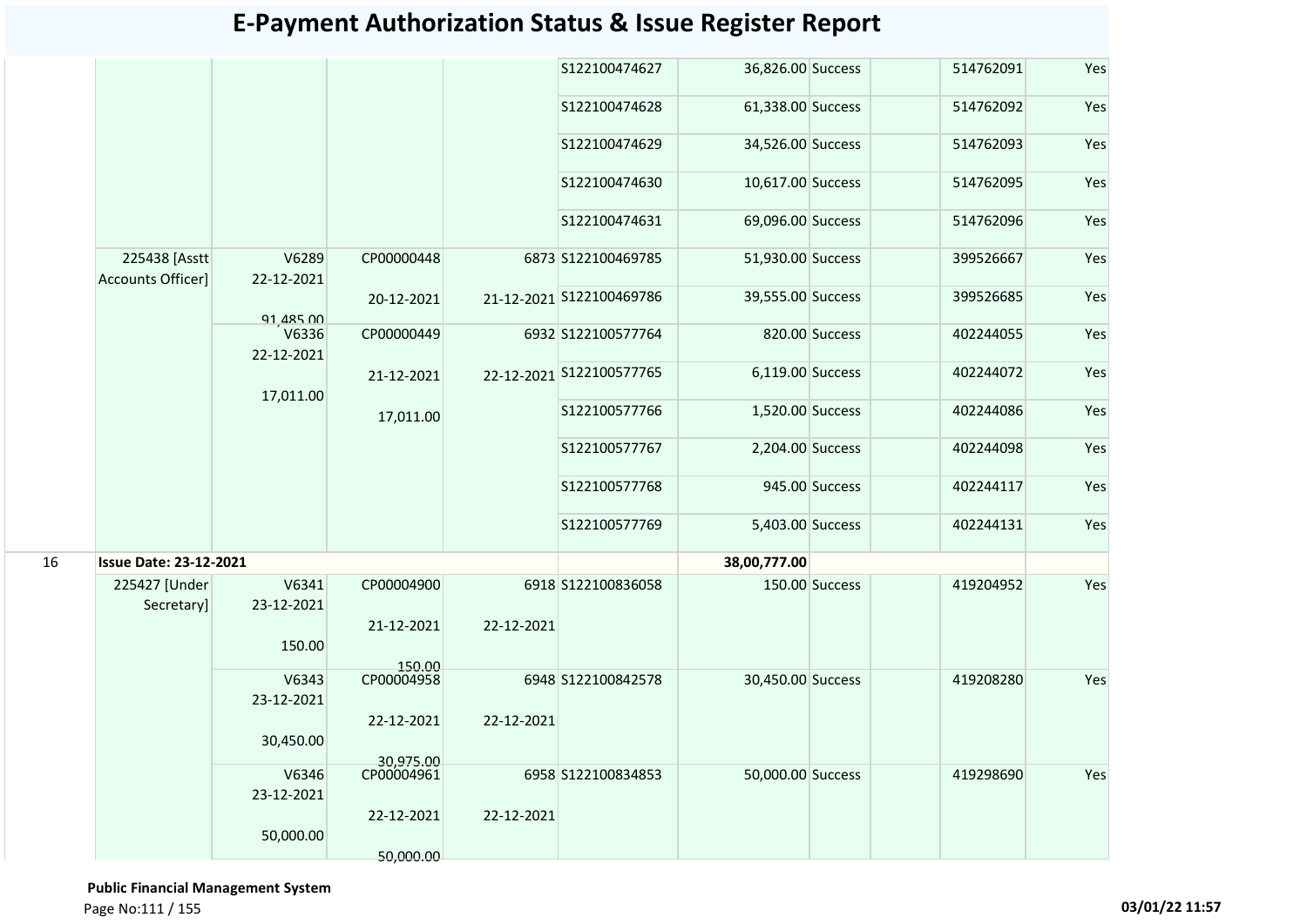# E-Payment Authorization Status & Issue Register Report

| | | | | | | | | | | |
|---|---|---|---|---|---|---|---|---|---|---|
| | | | | | S122100474627 | 36,826.00 | Success | | 514762091 | Yes |
| | | | | | S122100474628 | 61,338.00 | Success | | 514762092 | Yes |
| | | | | | S122100474629 | 34,526.00 | Success | | 514762093 | Yes |
| | | | | | S122100474630 | 10,617.00 | Success | | 514762095 | Yes |
| | | | | | S122100474631 | 69,096.00 | Success | | 514762096 | Yes |
| | 225438 [Asstt Accounts Officer] | V6289 22-12-2021 91,485.00 | CP00000448 20-12-2021 | 6873 21-12-2021 | S122100469785 | 51,930.00 | Success | | 399526667 | Yes |
| | | | | | S122100469786 | 39,555.00 | Success | | 399526685 | Yes |
| | | V6336 22-12-2021 17,011.00 | CP00000449 21-12-2021 17,011.00 | 6932 22-12-2021 | S122100577764 | 820.00 | Success | | 402244055 | Yes |
| | | | | | S122100577765 | 6,119.00 | Success | | 402244072 | Yes |
| | | | | | S122100577766 | 1,520.00 | Success | | 402244086 | Yes |
| | | | | | S122100577767 | 2,204.00 | Success | | 402244098 | Yes |
| | | | | | S122100577768 | 945.00 | Success | | 402244117 | Yes |
| | | | | | S122100577769 | 5,403.00 | Success | | 402244131 | Yes |
| 16 | **Issue Date: 23-12-2021** | | | | | **38,00,777.00** | | | | |
| | 225427 [Under Secretary] | V6341 23-12-2021 150.00 | CP00004900 21-12-2021 150.00 | 6918 22-12-2021 | S122100836058 | 150.00 | Success | | 419204952 | Yes |
| | | V6343 23-12-2021 30,450.00 | CP00004958 22-12-2021 30,975.00 | 6948 22-12-2021 | S122100842578 | 30,450.00 | Success | | 419208280 | Yes |
| | | V6346 23-12-2021 50,000.00 | CP00004961 22-12-2021 50,000.00 | 6958 22-12-2021 | S122100834853 | 50,000.00 | Success | | 419298690 | Yes |

**Public Financial Management System**

03/01/22 11:57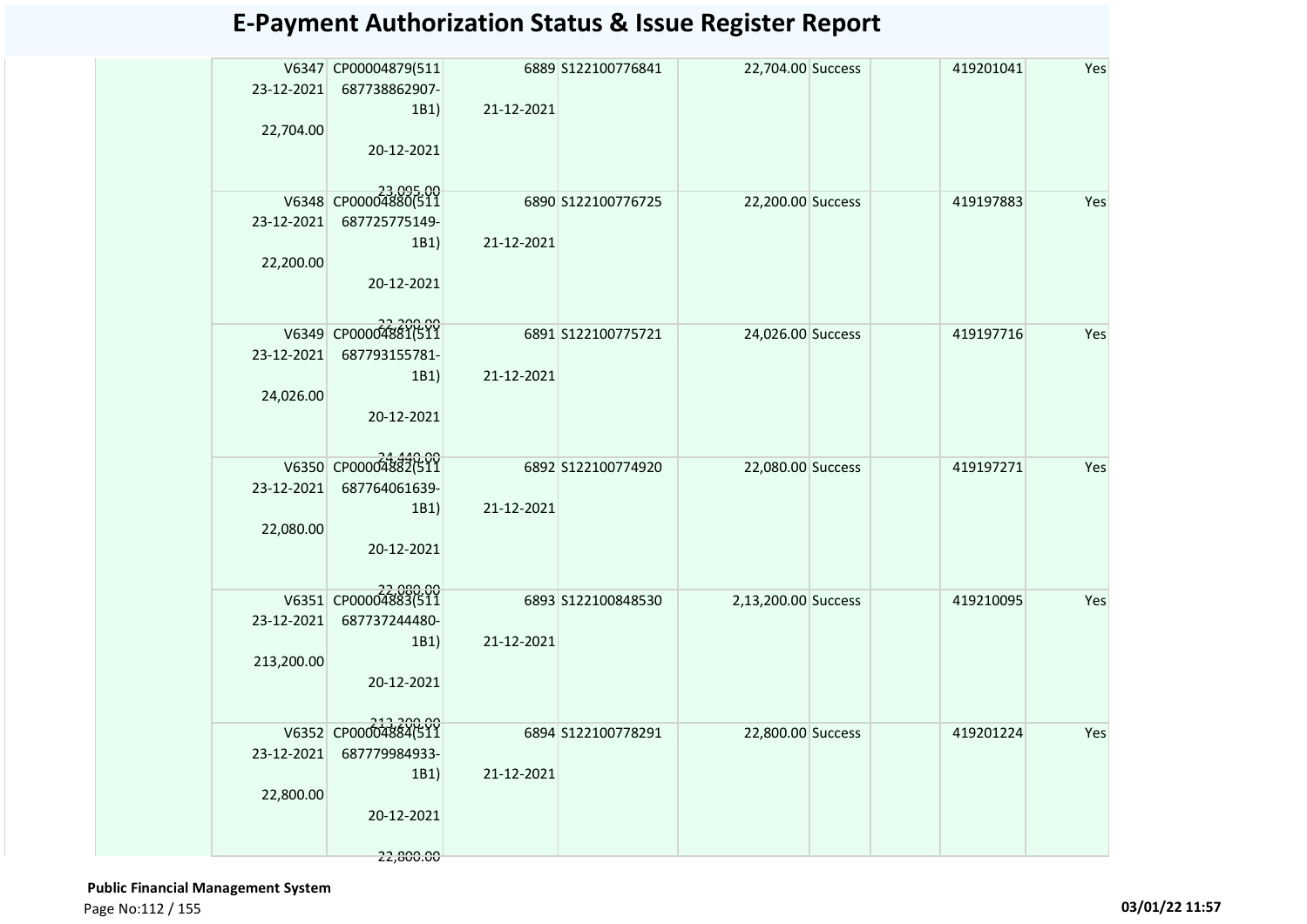# E-Payment Authorization Status & Issue Register Report

| | V6347 23-12-2021 22,704.00 | CP00004879(511 687738862907-1B1) 20-12-2021 23,095.00 | 6889 21-12-2021 | S122100776841 | 22,704.00 | Success | | 419201041 | Yes |
|---|---|---|---|---|---|---|---|---|---|
| | V6348 23-12-2021 22,200.00 | CP00004880(511 687725775149-1B1) 20-12-2021 22,200.00 | 6890 21-12-2021 | S122100776725 | 22,200.00 | Success | | 419197883 | Yes |
| | V6349 23-12-2021 24,026.00 | CP00004881(511 687793155781-1B1) 20-12-2021 24,440.00 | 6891 21-12-2021 | S122100775721 | 24,026.00 | Success | | 419197716 | Yes |
| | V6350 23-12-2021 22,080.00 | CP00004882(511 687764061639-1B1) 20-12-2021 22,080.00 | 6892 21-12-2021 | S122100774920 | 22,080.00 | Success | | 419197271 | Yes |
| | V6351 23-12-2021 213,200.00 | CP00004883(511 687737244480-1B1) 20-12-2021 213,200.00 | 6893 21-12-2021 | S122100848530 | 2,13,200.00 | Success | | 419210095 | Yes |
| | V6352 23-12-2021 22,800.00 | CP00004884(511 687779984933-1B1) 20-12-2021 22,800.00 | 6894 21-12-2021 | S122100778291 | 22,800.00 | Success | | 419201224 | Yes |

**Public Financial Management System**

03/01/22 11:57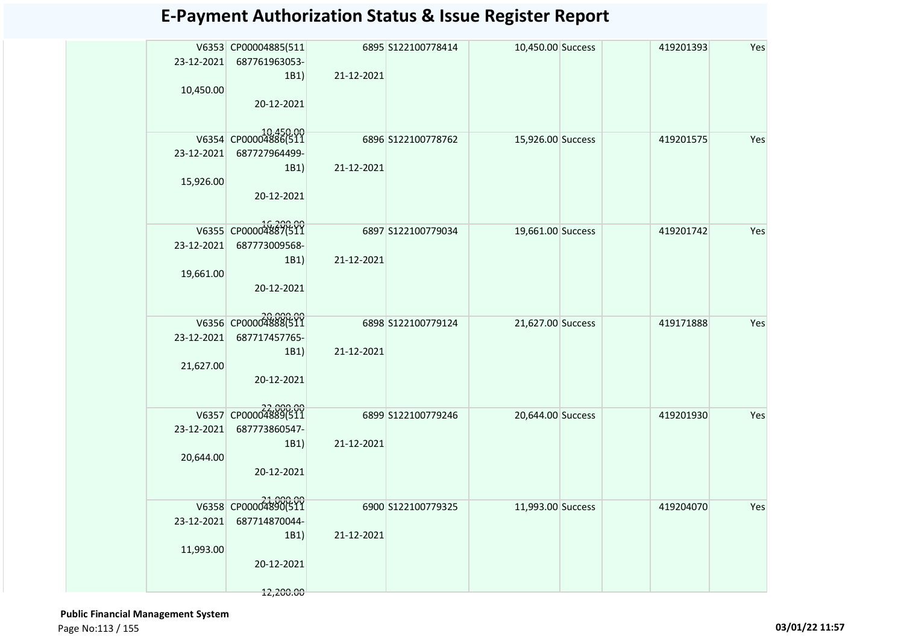# E-Payment Authorization Status & Issue Register Report

| | | | | | | | | | |
|---|---|---|---|---|---|---|---|---|---|
| | V6353 23-12-2021 10,450.00 | CP00004885(511 687761963053-1B1) 20-12-2021 10,450.00 | 6895 21-12-2021 | S122100778414 | 10,450.00 | Success | | 419201393 | Yes |
| | V6354 23-12-2021 15,926.00 | CP00004886(511 687727964499-1B1) 20-12-2021 16,200.00 | 6896 21-12-2021 | S122100778762 | 15,926.00 | Success | | 419201575 | Yes |
| | V6355 23-12-2021 19,661.00 | CP00004887(511 687773009568-1B1) 20-12-2021 20,000.00 | 6897 21-12-2021 | S122100779034 | 19,661.00 | Success | | 419201742 | Yes |
| | V6356 23-12-2021 21,627.00 | CP00004888(511 687717457765-1B1) 20-12-2021 22,000.00 | 6898 21-12-2021 | S122100779124 | 21,627.00 | Success | | 419171888 | Yes |
| | V6357 23-12-2021 20,644.00 | CP00004889(511 687773860547-1B1) 20-12-2021 21,000.00 | 6899 21-12-2021 | S122100779246 | 20,644.00 | Success | | 419201930 | Yes |
| | V6358 23-12-2021 11,993.00 | CP00004890(511 687714870044-1B1) 20-12-2021 12,200.00 | 6900 21-12-2021 | S122100779325 | 11,993.00 | Success | | 419204070 | Yes |

**Public Financial Management System**

03/01/22 11:57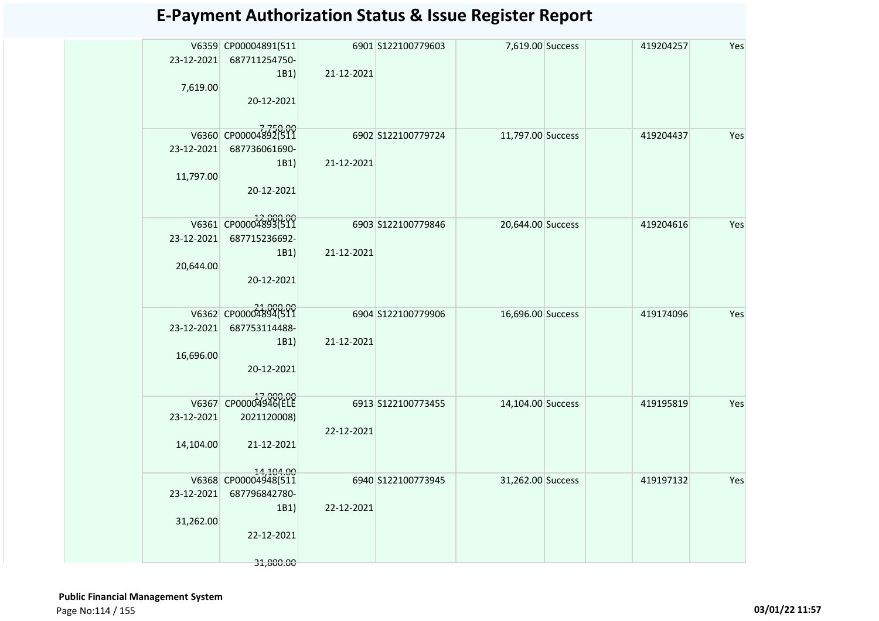# E-Payment Authorization Status & Issue Register Report

| | | | | | | | | | |
|---|---|---|---|---|---|---|---|---|---|
| | V6359 23-12-2021 7,619.00 | CP00004891(511 687711254750-1B1) 20-12-2021 7,750.00 | 6901 21-12-2021 | S122100779603 | 7,619.00 | Success | | 419204257 | Yes |
| | V6360 23-12-2021 11,797.00 | CP00004892(511 687736061690-1B1) 20-12-2021 12,000.00 | 6902 21-12-2021 | S122100779724 | 11,797.00 | Success | | 419204437 | Yes |
| | V6361 23-12-2021 20,644.00 | CP00004893(511 687715236692-1B1) 20-12-2021 21,000.00 | 6903 21-12-2021 | S122100779846 | 20,644.00 | Success | | 419204616 | Yes |
| | V6362 23-12-2021 16,696.00 | CP00004894(511 687753114488-1B1) 20-12-2021 17,000.00 | 6904 21-12-2021 | S122100779906 | 16,696.00 | Success | | 419174096 | Yes |
| | V6367 23-12-2021 14,104.00 | CP00004946(ELE 2021120008) 21-12-2021 14,104.00 | 6913 22-12-2021 | S122100773455 | 14,104.00 | Success | | 419195819 | Yes |
| | V6368 23-12-2021 31,262.00 | CP00004948(511 687796842780-1B1) 22-12-2021 31,800.00 | 6940 22-12-2021 | S122100773945 | 31,262.00 | Success | | 419197132 | Yes |

**Public Financial Management System**

03/01/22 11:57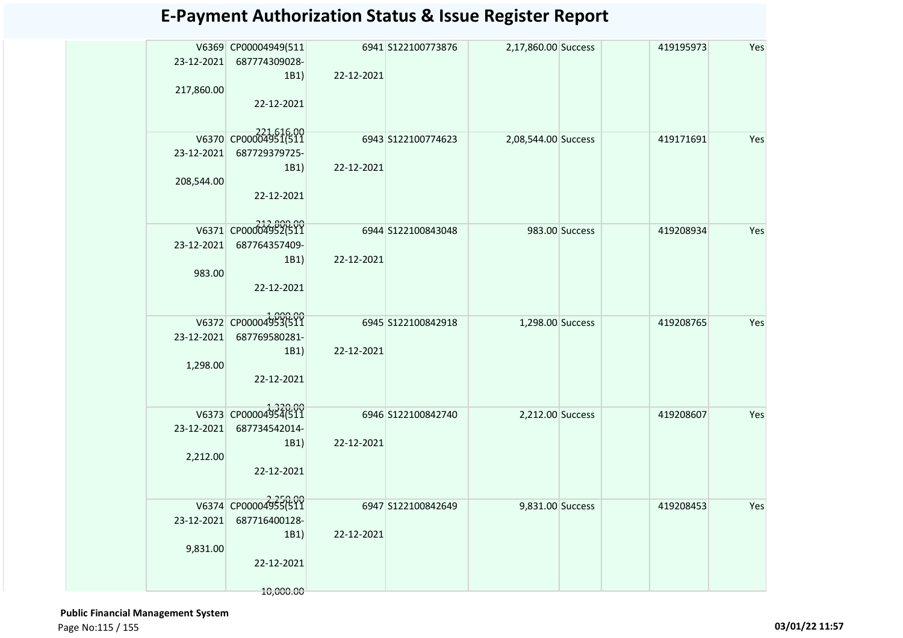# E-Payment Authorization Status & Issue Register Report

| | | | | | | | | | |
|---|---|---|---|---|---|---|---|---|---|
| | V6369 23-12-2021 217,860.00 | CP00004949(511 687774309028-1B1) 22-12-2021 221,616.00 | 6941 22-12-2021 | S122100773876 | 2,17,860.00 | Success | | 419195973 | Yes |
| | V6370 23-12-2021 208,544.00 | CP00004951(511 687729379725-1B1) 22-12-2021 212,800.00 | 6943 22-12-2021 | S122100774623 | 2,08,544.00 | Success | | 419171691 | Yes |
| | V6371 23-12-2021 983.00 | CP00004952(511 687764357409-1B1) 22-12-2021 1,000.00 | 6944 22-12-2021 | S122100843048 | 983.00 | Success | | 419208934 | Yes |
| | V6372 23-12-2021 1,298.00 | CP00004953(511 687769580281-1B1) 22-12-2021 1,320.00 | 6945 22-12-2021 | S122100842918 | 1,298.00 | Success | | 419208765 | Yes |
| | V6373 23-12-2021 2,212.00 | CP00004954(511 687734542014-1B1) 22-12-2021 2,250.00 | 6946 22-12-2021 | S122100842740 | 2,212.00 | Success | | 419208607 | Yes |
| | V6374 23-12-2021 9,831.00 | CP00004955(511 687716400128-1B1) 22-12-2021 10,000.00 | 6947 22-12-2021 | S122100842649 | 9,831.00 | Success | | 419208453 | Yes |

**Public Financial Management System**

03/01/22 11:57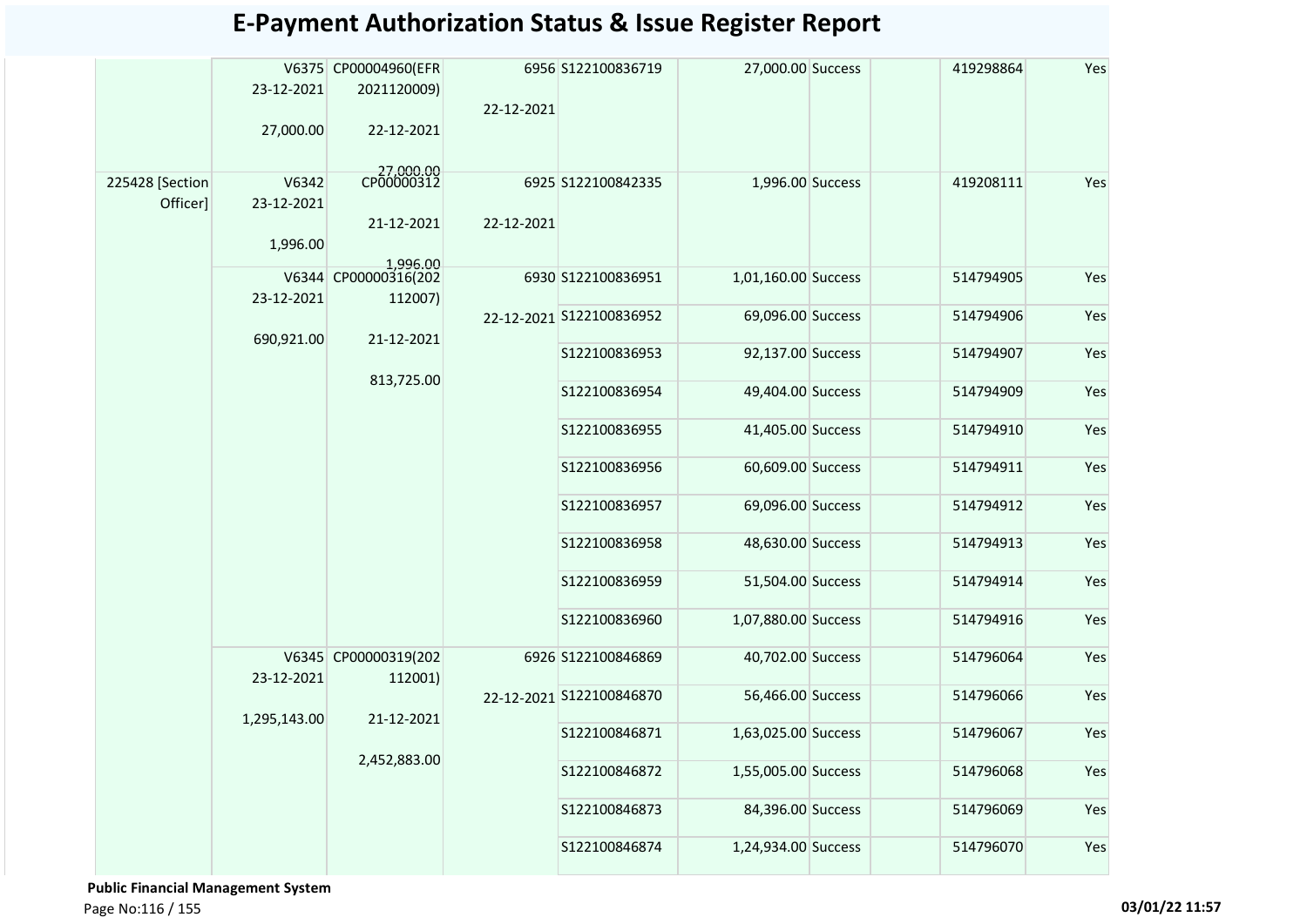# E-Payment Authorization Status & Issue Register Report

| | | | | | | | | | |
|---|---|---|---|---|---|---|---|---|---|
| | V6375 23-12-2021 27,000.00 | CP00004960(EFR 2021120009) 22-12-2021 27,000.00 | 6956 22-12-2021 | S122100836719 | 27,000.00 | Success | | 419298864 | Yes |
| 225428 [Section Officer] | V6342 23-12-2021 1,996.00 | CP00000312 21-12-2021 1,996.00 | 6925 22-12-2021 | S122100842335 | 1,996.00 | Success | | 419208111 | Yes |
| | V6344 23-12-2021 690,921.00 | CP00000316(202 112007) 21-12-2021 813,725.00 | 6930 22-12-2021 | S122100836951 | 1,01,160.00 | Success | | 514794905 | Yes |
| | | | | S122100836952 | 69,096.00 | Success | | 514794906 | Yes |
| | | | | S122100836953 | 92,137.00 | Success | | 514794907 | Yes |
| | | | | S122100836954 | 49,404.00 | Success | | 514794909 | Yes |
| | | | | S122100836955 | 41,405.00 | Success | | 514794910 | Yes |
| | | | | S122100836956 | 60,609.00 | Success | | 514794911 | Yes |
| | | | | S122100836957 | 69,096.00 | Success | | 514794912 | Yes |
| | | | | S122100836958 | 48,630.00 | Success | | 514794913 | Yes |
| | | | | S122100836959 | 51,504.00 | Success | | 514794914 | Yes |
| | | | | S122100836960 | 1,07,880.00 | Success | | 514794916 | Yes |
| | V6345 23-12-2021 1,295,143.00 | CP00000319(202 112001) 21-12-2021 2,452,883.00 | 6926 22-12-2021 | S122100846869 | 40,702.00 | Success | | 514796064 | Yes |
| | | | | S122100846870 | 56,466.00 | Success | | 514796066 | Yes |
| | | | | S122100846871 | 1,63,025.00 | Success | | 514796067 | Yes |
| | | | | S122100846872 | 1,55,005.00 | Success | | 514796068 | Yes |
| | | | | S122100846873 | 84,396.00 | Success | | 514796069 | Yes |
| | | | | S122100846874 | 1,24,934.00 | Success | | 514796070 | Yes |

**Public Financial Management System**

03/01/22 11:57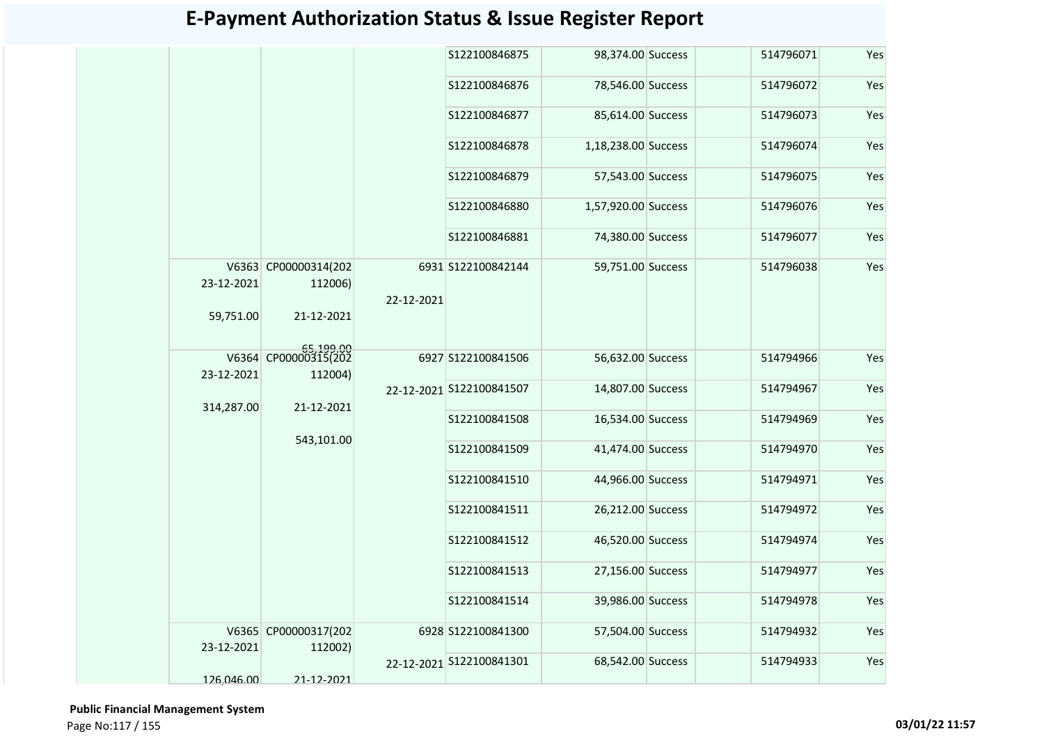# E-Payment Authorization Status & Issue Register Report

| | | | | | | | | | |
|---|---|---|---|---|---|---|---|---|---|
| | | | | S122100846875 | 98,374.00 | Success | | 514796071 | Yes |
| | | | | S122100846876 | 78,546.00 | Success | | 514796072 | Yes |
| | | | | S122100846877 | 85,614.00 | Success | | 514796073 | Yes |
| | | | | S122100846878 | 1,18,238.00 | Success | | 514796074 | Yes |
| | | | | S122100846879 | 57,543.00 | Success | | 514796075 | Yes |
| | | | | S122100846880 | 1,57,920.00 | Success | | 514796076 | Yes |
| | | | | S122100846881 | 74,380.00 | Success | | 514796077 | Yes |
| | V6363 23-12-2021 59,751.00 | CP00000314(202112006) 21-12-2021 65,199.00 | 6931 22-12-2021 | S122100842144 | 59,751.00 | Success | | 514796038 | Yes |
| | V6364 23-12-2021 314,287.00 | CP00000315(202112004) 21-12-2021 543,101.00 | 6927 22-12-2021 | S122100841506 | 56,632.00 | Success | | 514794966 | Yes |
| | | | | S122100841507 | 14,807.00 | Success | | 514794967 | Yes |
| | | | | S122100841508 | 16,534.00 | Success | | 514794969 | Yes |
| | | | | S122100841509 | 41,474.00 | Success | | 514794970 | Yes |
| | | | | S122100841510 | 44,966.00 | Success | | 514794971 | Yes |
| | | | | S122100841511 | 26,212.00 | Success | | 514794972 | Yes |
| | | | | S122100841512 | 46,520.00 | Success | | 514794974 | Yes |
| | | | | S122100841513 | 27,156.00 | Success | | 514794977 | Yes |
| | | | | S122100841514 | 39,986.00 | Success | | 514794978 | Yes |
| | V6365 23-12-2021 126,046.00 | CP00000317(202112002) 21-12-2021 | 6928 22-12-2021 | S122100841300 | 57,504.00 | Success | | 514794932 | Yes |
| | | | | S122100841301 | 68,542.00 | Success | | 514794933 | Yes |

**Public Financial Management System**

03/01/22 11:57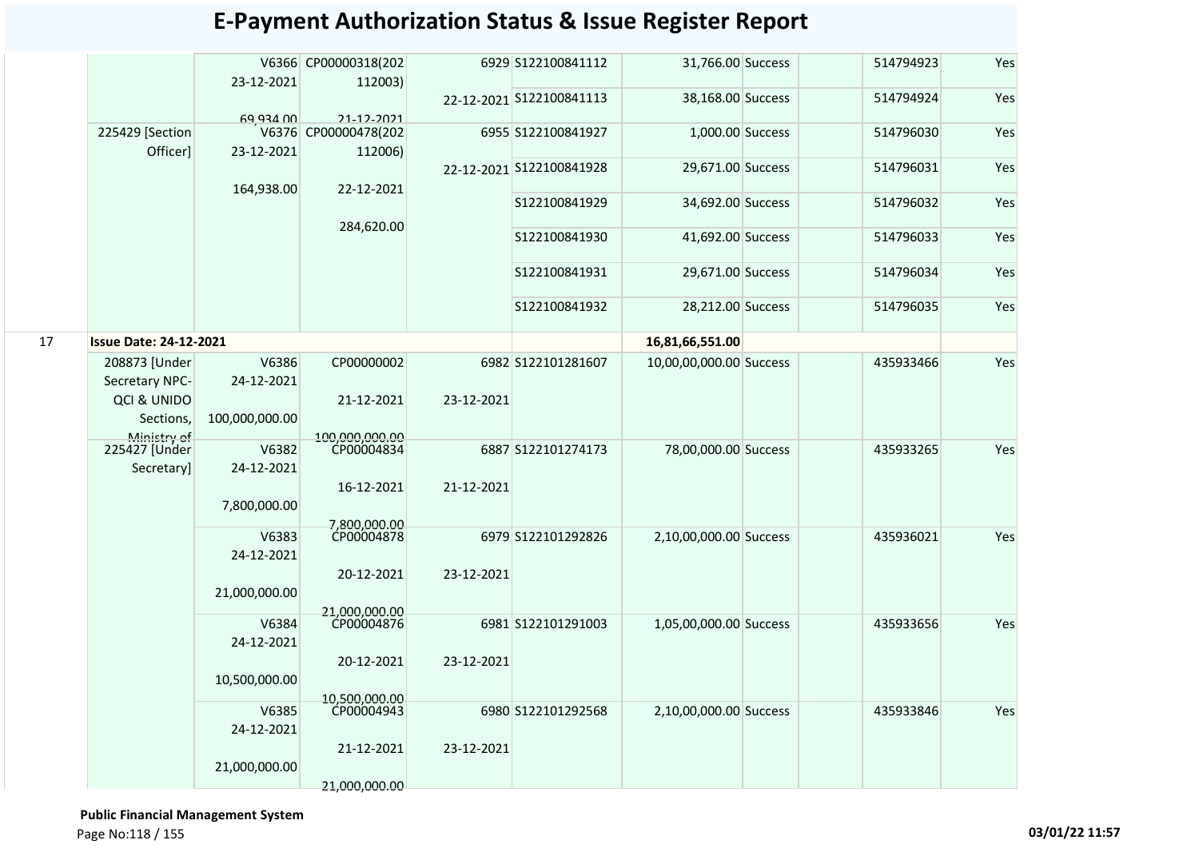# E-Payment Authorization Status & Issue Register Report

| | | | | | | | | | | |
|---|---|---|---|---|---|---|---|---|---|---|
| | | V6366 23-12-2021 69,934.00 | CP00000318(202112003) 21-12-2021 | 6929 22-12-2021 | S122100841112 | 31,766.00 | Success | | 514794923 | Yes |
| | | | | | S122100841113 | 38,168.00 | Success | | 514794924 | Yes |
| | 225429 [Section Officer] | V6376 23-12-2021 164,938.00 | CP00000478(202112006) 22-12-2021 284,620.00 | 6955 22-12-2021 | S122100841927 | 1,000.00 | Success | | 514796030 | Yes |
| | | | | | S122100841928 | 29,671.00 | Success | | 514796031 | Yes |
| | | | | | S122100841929 | 34,692.00 | Success | | 514796032 | Yes |
| | | | | | S122100841930 | 41,692.00 | Success | | 514796033 | Yes |
| | | | | | S122100841931 | 29,671.00 | Success | | 514796034 | Yes |
| | | | | | S122100841932 | 28,212.00 | Success | | 514796035 | Yes |
| 17 | **Issue Date: 24-12-2021** | | | | | **16,81,66,551.00** | | | | |
| | 208873 [Under Secretary NPC-QCI & UNIDO Sections, Ministry of | V6386 24-12-2021 100,000,000.00 | CP00000002 21-12-2021 100,000,000.00 | 6982 23-12-2021 | S122101281607 | 10,00,00,000.00 | Success | | 435933466 | Yes |
| | 225427 [Under Secretary] | V6382 24-12-2021 7,800,000.00 | CP00004834 16-12-2021 7,800,000.00 | 6887 21-12-2021 | S122101274173 | 78,00,000.00 | Success | | 435933265 | Yes |
| | | V6383 24-12-2021 21,000,000.00 | CP00004878 20-12-2021 21,000,000.00 | 6979 23-12-2021 | S122101292826 | 2,10,00,000.00 | Success | | 435936021 | Yes |
| | | V6384 24-12-2021 10,500,000.00 | CP00004876 20-12-2021 10,500,000.00 | 6981 23-12-2021 | S122101291003 | 1,05,00,000.00 | Success | | 435933656 | Yes |
| | | V6385 24-12-2021 21,000,000.00 | CP00004943 21-12-2021 21,000,000.00 | 6980 23-12-2021 | S122101292568 | 2,10,00,000.00 | Success | | 435933846 | Yes |

**Public Financial Management System**

03/01/22 11:57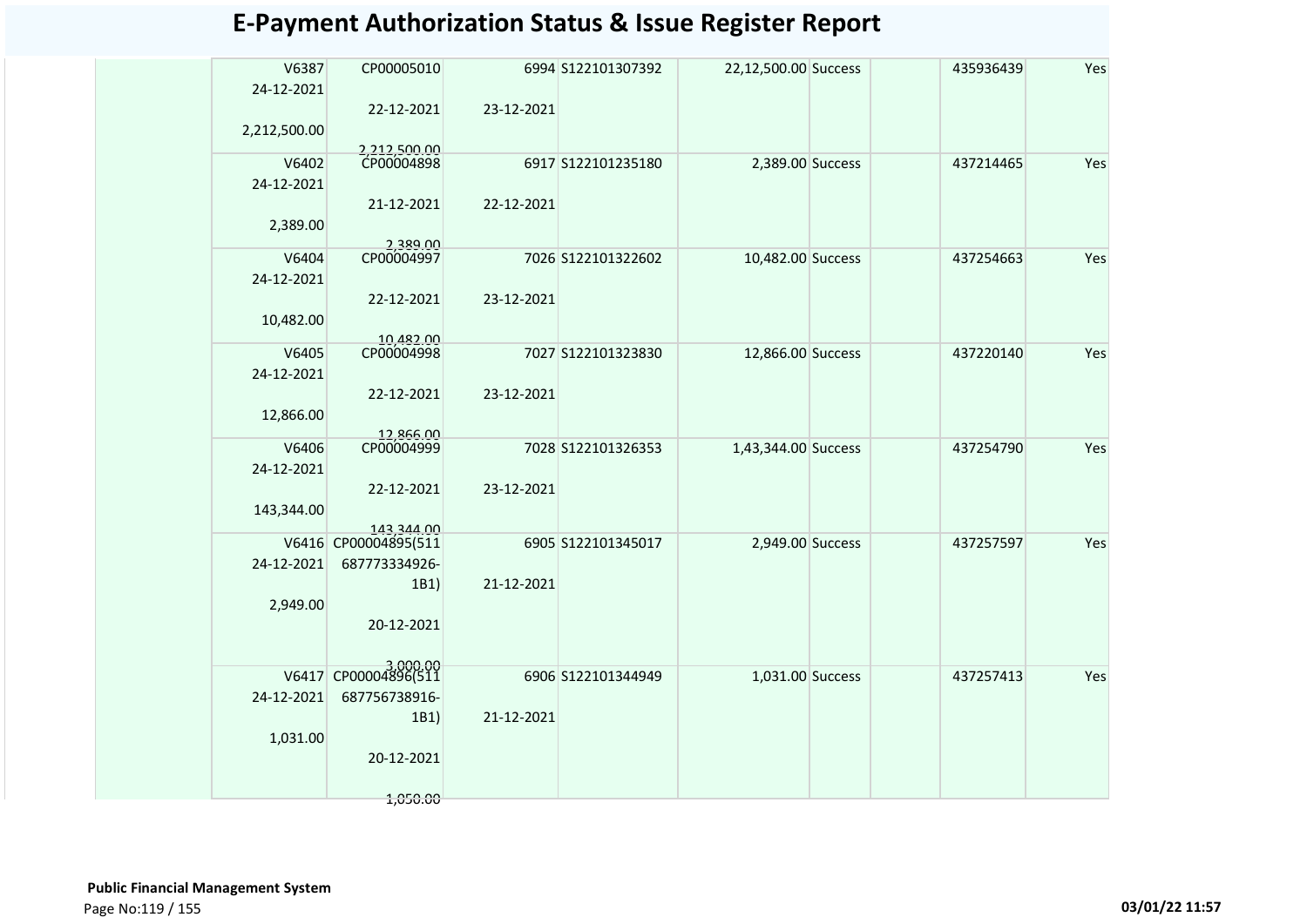# E-Payment Authorization Status & Issue Register Report

| | | | | | | | | | |
|---|---|---|---|---|---|---|---|---|---|
| | V6387 24-12-2021 2,212,500.00 | CP00005010 22-12-2021 2,212,500.00 | 6994 23-12-2021 | S122101307392 | 22,12,500.00 | Success | | 435936439 | Yes |
| | V6402 24-12-2021 2,389.00 | CP00004898 21-12-2021 2,389.00 | 6917 22-12-2021 | S122101235180 | 2,389.00 | Success | | 437214465 | Yes |
| | V6404 24-12-2021 10,482.00 | CP00004997 22-12-2021 10,482.00 | 7026 23-12-2021 | S122101322602 | 10,482.00 | Success | | 437254663 | Yes |
| | V6405 24-12-2021 12,866.00 | CP00004998 22-12-2021 12,866.00 | 7027 23-12-2021 | S122101323830 | 12,866.00 | Success | | 437220140 | Yes |
| | V6406 24-12-2021 143,344.00 | CP00004999 22-12-2021 143,344.00 | 7028 23-12-2021 | S122101326353 | 1,43,344.00 | Success | | 437254790 | Yes |
| | V6416 24-12-2021 2,949.00 | CP00004895(511 687773334926-1B1) 20-12-2021 3,000.00 | 6905 21-12-2021 | S122101345017 | 2,949.00 | Success | | 437257597 | Yes |
| | V6417 24-12-2021 1,031.00 | CP00004896(511 687756738916-1B1) 20-12-2021 1,050.00 | 6906 21-12-2021 | S122101344949 | 1,031.00 | Success | | 437257413 | Yes |

**Public Financial Management System**

03/01/22 11:57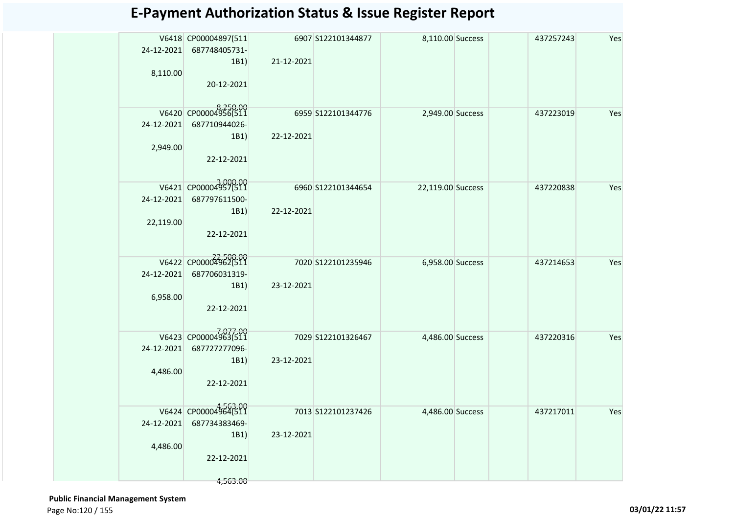# E-Payment Authorization Status & Issue Register Report

| | | | | | | | | | |
|---|---|---|---|---|---|---|---|---|---|
| | V6418 24-12-2021 8,110.00 | CP00004897(511 687748405731-1B1) 20-12-2021 8,250.00 | 6907 21-12-2021 | S122101344877 | 8,110.00 | Success | | 437257243 | Yes |
| | V6420 24-12-2021 2,949.00 | CP00004956(511 687710944026-1B1) 22-12-2021 3,000.00 | 6959 22-12-2021 | S122101344776 | 2,949.00 | Success | | 437223019 | Yes |
| | V6421 24-12-2021 22,119.00 | CP00004957(511 687797611500-1B1) 22-12-2021 22,500.00 | 6960 22-12-2021 | S122101344654 | 22,119.00 | Success | | 437220838 | Yes |
| | V6422 24-12-2021 6,958.00 | CP00004962(511 687706031319-1B1) 22-12-2021 7,077.00 | 7020 23-12-2021 | S122101235946 | 6,958.00 | Success | | 437214653 | Yes |
| | V6423 24-12-2021 4,486.00 | CP00004963(511 687727277096-1B1) 22-12-2021 4,563.00 | 7029 23-12-2021 | S122101326467 | 4,486.00 | Success | | 437220316 | Yes |
| | V6424 24-12-2021 4,486.00 | CP00004964(511 687734383469-1B1) 22-12-2021 4,563.00 | 7013 23-12-2021 | S122101237426 | 4,486.00 | Success | | 437217011 | Yes |

**Public Financial Management System**

03/01/22 11:57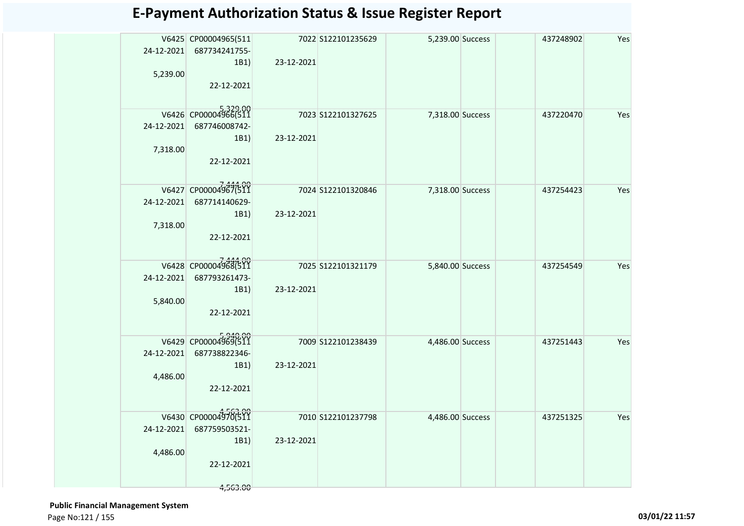# E-Payment Authorization Status & Issue Register Report

| | | | | | | | | | |
|---|---|---|---|---|---|---|---|---|---|
| | V6425 24-12-2021 5,239.00 | CP00004965(511 687734241755-1B1) 22-12-2021 5,329.00 | 7022 23-12-2021 | S122101235629 | 5,239.00 | Success | | 437248902 | Yes |
| | V6426 24-12-2021 7,318.00 | CP00004966(511 687746008742-1B1) 22-12-2021 7,444.00 | 7023 23-12-2021 | S122101327625 | 7,318.00 | Success | | 437220470 | Yes |
| | V6427 24-12-2021 7,318.00 | CP00004967(511 687714140629-1B1) 22-12-2021 7,444.00 | 7024 23-12-2021 | S122101320846 | 7,318.00 | Success | | 437254423 | Yes |
| | V6428 24-12-2021 5,840.00 | CP00004968(511 687793261473-1B1) 22-12-2021 5,940.00 | 7025 23-12-2021 | S122101321179 | 5,840.00 | Success | | 437254549 | Yes |
| | V6429 24-12-2021 4,486.00 | CP00004969(511 687738822346-1B1) 22-12-2021 4,563.00 | 7009 23-12-2021 | S122101238439 | 4,486.00 | Success | | 437251443 | Yes |
| | V6430 24-12-2021 4,486.00 | CP00004970(511 687759503521-1B1) 22-12-2021 4,563.00 | 7010 23-12-2021 | S122101237798 | 4,486.00 | Success | | 437251325 | Yes |

**Public Financial Management System**

03/01/22 11:57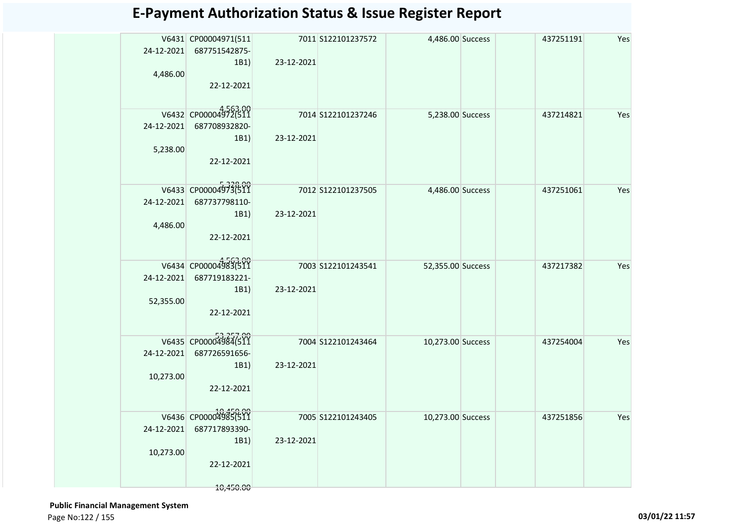# E-Payment Authorization Status & Issue Register Report

| | | | | | | | | | |
|---|---|---|---|---|---|---|---|---|---|
| | V6431 24-12-2021 4,486.00 | CP00004971(511 687751542875-1B1) 22-12-2021 4,563.00 | 7011 23-12-2021 | S122101237572 | 4,486.00 | Success | | 437251191 | Yes |
| | V6432 24-12-2021 5,238.00 | CP00004972(511 687708932820-1B1) 22-12-2021 5,328.00 | 7014 23-12-2021 | S122101237246 | 5,238.00 | Success | | 437214821 | Yes |
| | V6433 24-12-2021 4,486.00 | CP00004973(511 687737798110-1B1) 22-12-2021 4,563.00 | 7012 23-12-2021 | S122101237505 | 4,486.00 | Success | | 437251061 | Yes |
| | V6434 24-12-2021 52,355.00 | CP00004983(511 687719183221-1B1) 22-12-2021 53,257.00 | 7003 23-12-2021 | S122101243541 | 52,355.00 | Success | | 437217382 | Yes |
| | V6435 24-12-2021 10,273.00 | CP00004984(511 687726591656-1B1) 22-12-2021 10,450.00 | 7004 23-12-2021 | S122101243464 | 10,273.00 | Success | | 437254004 | Yes |
| | V6436 24-12-2021 10,273.00 | CP00004985(511 687717893390-1B1) 22-12-2021 10,450.00 | 7005 23-12-2021 | S122101243405 | 10,273.00 | Success | | 437251856 | Yes |

**Public Financial Management System**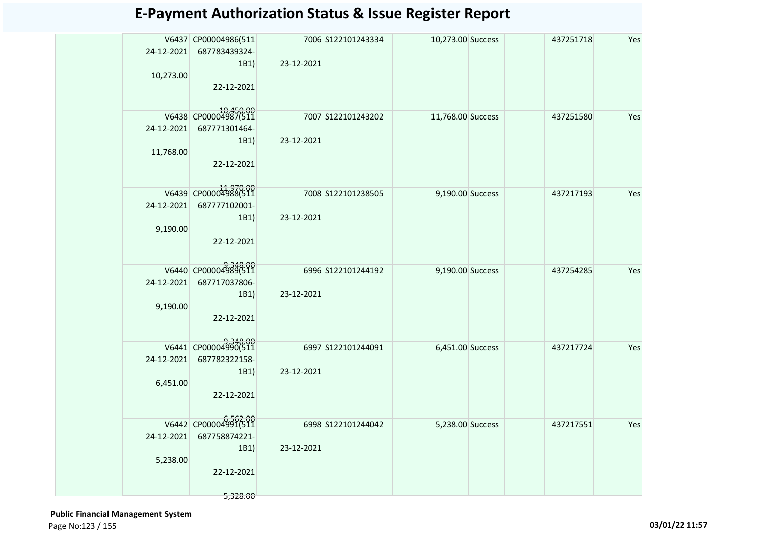# E-Payment Authorization Status & Issue Register Report

| | | | | | | | | | | |
|---|---|---|---|---|---|---|---|---|---|---|
| | V6437 24-12-2021 10,273.00 | CP00004986(511 687783439324-1B1) 22-12-2021 10,450.00 | 7006 23-12-2021 | S122101243334 | 10,273.00 | Success | | | 437251718 | Yes |
| | V6438 24-12-2021 11,768.00 | CP00004987(511 687771301464-1B1) 22-12-2021 11,970.00 | 7007 23-12-2021 | S122101243202 | 11,768.00 | Success | | | 437251580 | Yes |
| | V6439 24-12-2021 9,190.00 | CP00004988(511 687777102001-1B1) 22-12-2021 9,348.00 | 7008 23-12-2021 | S122101238505 | 9,190.00 | Success | | | 437217193 | Yes |
| | V6440 24-12-2021 9,190.00 | CP00004989(511 687717037806-1B1) 22-12-2021 9,348.00 | 6996 23-12-2021 | S122101244192 | 9,190.00 | Success | | | 437254285 | Yes |
| | V6441 24-12-2021 6,451.00 | CP00004990(511 687782322158-1B1) 22-12-2021 6,562.00 | 6997 23-12-2021 | S122101244091 | 6,451.00 | Success | | | 437217724 | Yes |
| | V6442 24-12-2021 5,238.00 | CP00004991(511 687758874221-1B1) 22-12-2021 5,328.00 | 6998 23-12-2021 | S122101244042 | 5,238.00 | Success | | | 437217551 | Yes |

**Public Financial Management System**

03/01/22 11:57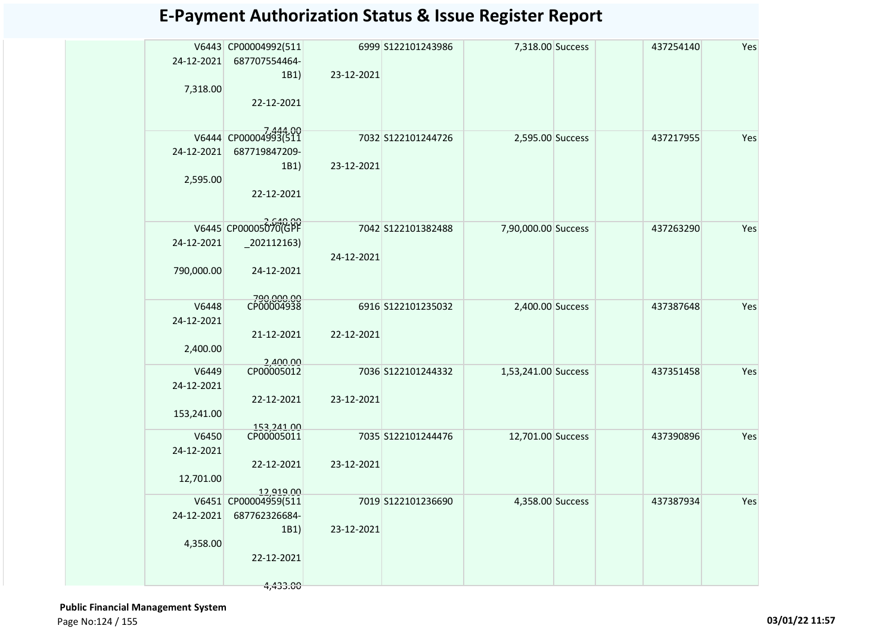# E-Payment Authorization Status & Issue Register Report

| | | | | | | | | | | |
|---|---|---|---|---|---|---|---|---|---|---|
| | V6443 24-12-2021 7,318.00 | CP00004992(511 687707554464-1B1) 22-12-2021 7,444.00 | 6999 23-12-2021 | S122101243986 | 7,318.00 | Success | | 437254140 | Yes |
| | V6444 24-12-2021 2,595.00 | CP00004993(511 687719847209-1B1) 22-12-2021 2,640.00 | 7032 23-12-2021 | S122101244726 | 2,595.00 | Success | | 437217955 | Yes |
| | V6445 24-12-2021 790,000.00 | CP00005070(GPF_202112163) 24-12-2021 790,000.00 | 7042 24-12-2021 | S122101382488 | 7,90,000.00 | Success | | 437263290 | Yes |
| | V6448 24-12-2021 2,400.00 | CP00004938 21-12-2021 2,400.00 | 6916 22-12-2021 | S122101235032 | 2,400.00 | Success | | 437387648 | Yes |
| | V6449 24-12-2021 153,241.00 | CP00005012 22-12-2021 153,241.00 | 7036 23-12-2021 | S122101244332 | 1,53,241.00 | Success | | 437351458 | Yes |
| | V6450 24-12-2021 12,701.00 | CP00005011 22-12-2021 12,919.00 | 7035 23-12-2021 | S122101244476 | 12,701.00 | Success | | 437390896 | Yes |
| | V6451 24-12-2021 4,358.00 | CP00004959(511 687762326684-1B1) 22-12-2021 4,433.00 | 7019 23-12-2021 | S122101236690 | 4,358.00 | Success | | 437387934 | Yes |

**Public Financial Management System**

03/01/22 11:57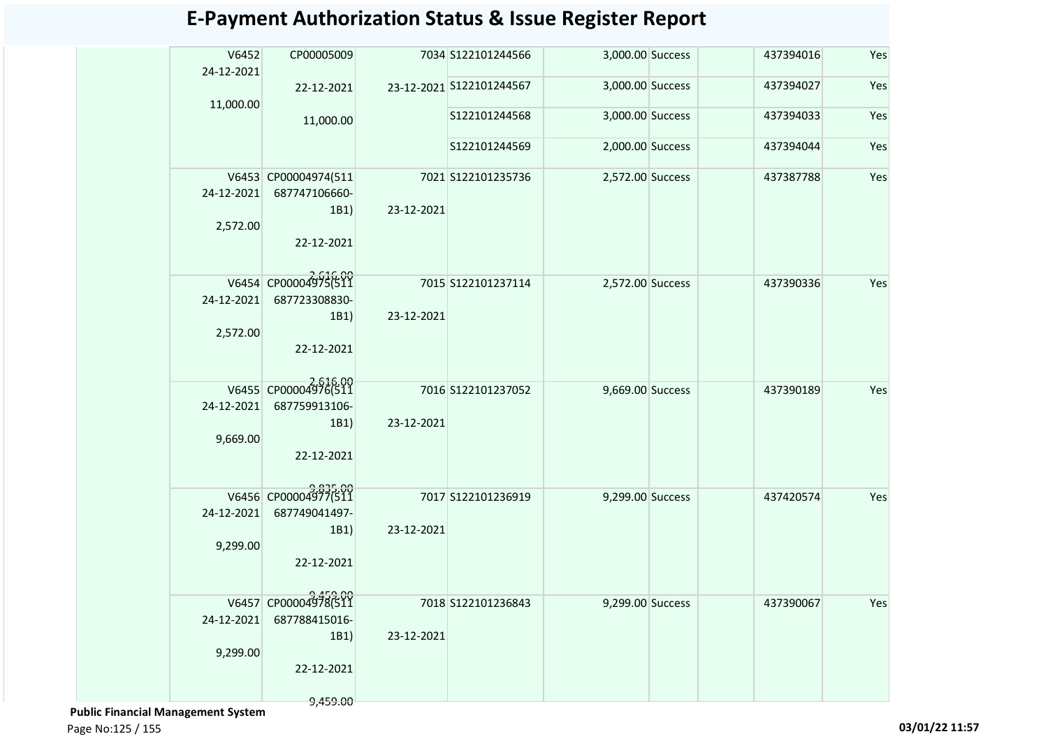# E-Payment Authorization Status & Issue Register Report

| | Voucher | Bill | Token | Payment Ref | Amount | Status | | Cheque/Ref No | |
|---|---|---|---|---|---|---|---|---|---|
| | V6452 24-12-2021 11,000.00 | CP00005009 22-12-2021 11,000.00 | 7034 23-12-2021 | S122101244566 | 3,000.00 | Success | | 437394016 | Yes |
| | | | | S122101244567 | 3,000.00 | Success | | 437394027 | Yes |
| | | | | S122101244568 | 3,000.00 | Success | | 437394033 | Yes |
| | | | | S122101244569 | 2,000.00 | Success | | 437394044 | Yes |
| | V6453 24-12-2021 2,572.00 | CP00004974(511 687747106660-1B1) 22-12-2021 2,616.00 | 7021 23-12-2021 | S122101235736 | 2,572.00 | Success | | 437387788 | Yes |
| | V6454 24-12-2021 2,572.00 | CP00004975(511 687723308830-1B1) 22-12-2021 2,616.00 | 7015 23-12-2021 | S122101237114 | 2,572.00 | Success | | 437390336 | Yes |
| | V6455 24-12-2021 9,669.00 | CP00004976(511 687759913106-1B1) 22-12-2021 9,835.00 | 7016 23-12-2021 | S122101237052 | 9,669.00 | Success | | 437390189 | Yes |
| | V6456 24-12-2021 9,299.00 | CP00004977(511 687749041497-1B1) 22-12-2021 9,459.00 | 7017 23-12-2021 | S122101236919 | 9,299.00 | Success | | 437420574 | Yes |
| | V6457 24-12-2021 9,299.00 | CP00004978(511 687788415016-1B1) 22-12-2021 9,459.00 | 7018 23-12-2021 | S122101236843 | 9,299.00 | Success | | 437390067 | Yes |

**Public Financial Management System**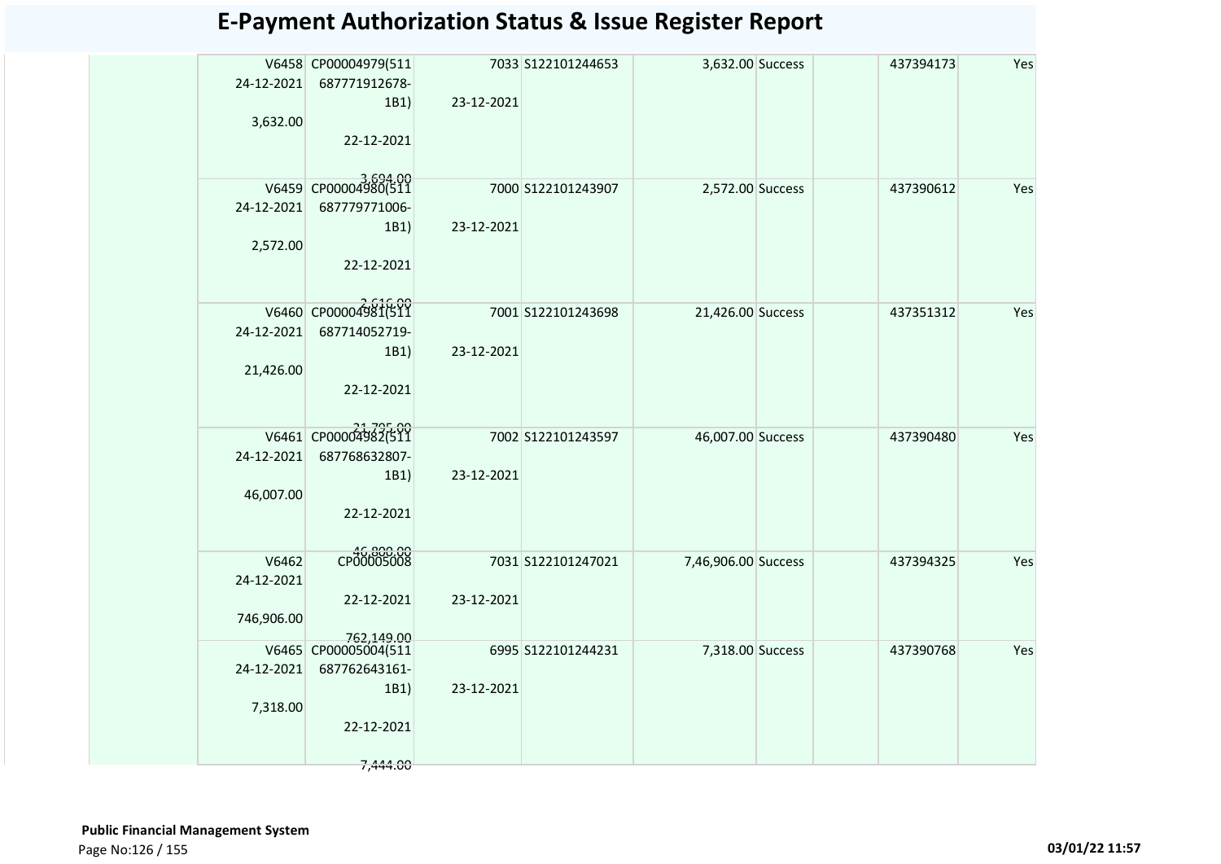# E-Payment Authorization Status & Issue Register Report

| | | | | | | | | | |
|---|---|---|---|---|---|---|---|---|---|
| | V6458 24-12-2021 3,632.00 | CP00004979(511 687771912678-1B1) 22-12-2021 3,694.00 | 7033 23-12-2021 | S122101244653 | 3,632.00 | Success | | 437394173 | Yes |
| | V6459 24-12-2021 2,572.00 | CP00004980(511 687779771006-1B1) 22-12-2021 2,616.00 | 7000 23-12-2021 | S122101243907 | 2,572.00 | Success | | 437390612 | Yes |
| | V6460 24-12-2021 21,426.00 | CP00004981(511 687714052719-1B1) 22-12-2021 21,795.00 | 7001 23-12-2021 | S122101243698 | 21,426.00 | Success | | 437351312 | Yes |
| | V6461 24-12-2021 46,007.00 | CP00004982(511 687768632807-1B1) 22-12-2021 46,800.00 | 7002 23-12-2021 | S122101243597 | 46,007.00 | Success | | 437390480 | Yes |
| | V6462 24-12-2021 746,906.00 | CP00005008 22-12-2021 762,149.00 | 7031 23-12-2021 | S122101247021 | 7,46,906.00 | Success | | 437394325 | Yes |
| | V6465 24-12-2021 7,318.00 | CP00005004(511 687762643161-1B1) 22-12-2021 7,444.00 | 6995 23-12-2021 | S122101244231 | 7,318.00 | Success | | 437390768 | Yes |

**Public Financial Management System**

03/01/22 11:57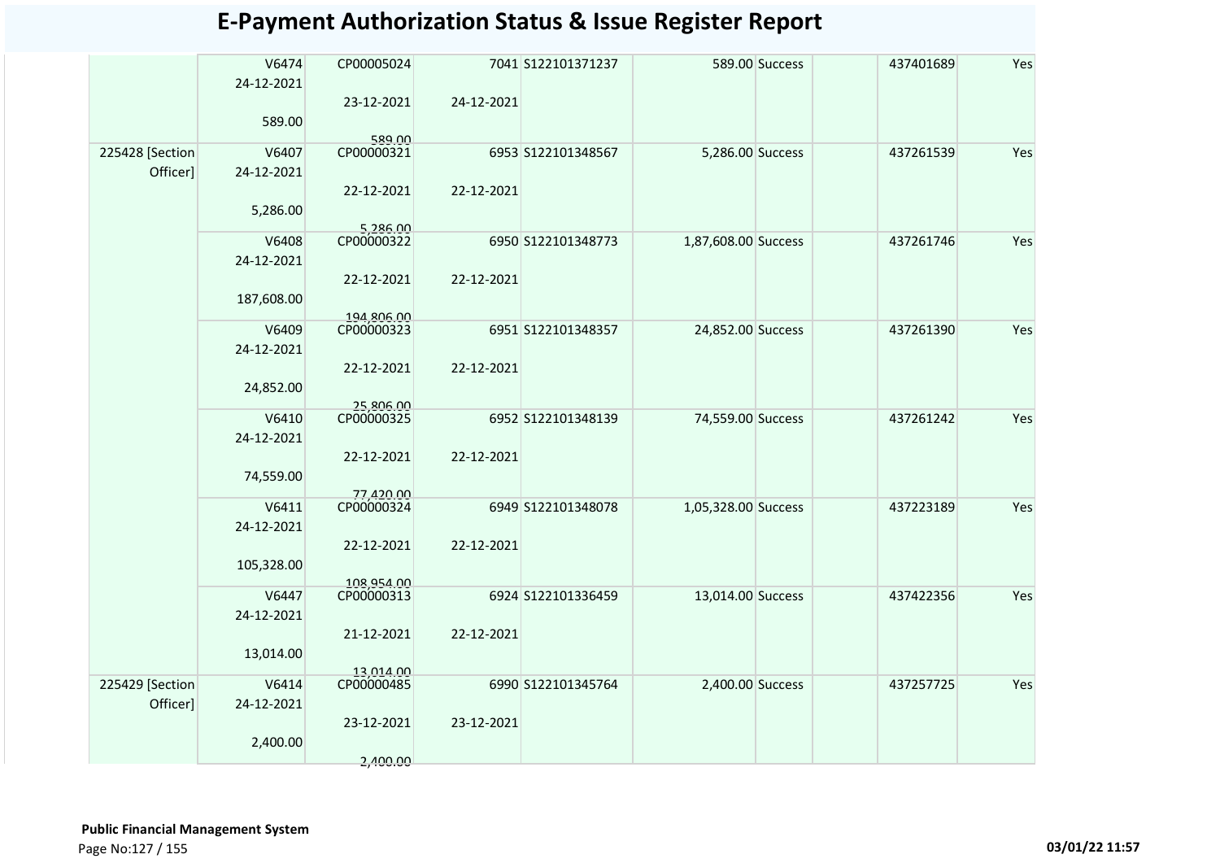# E-Payment Authorization Status & Issue Register Report

| | | | | | | | | | |
|---|---|---|---|---|---|---|---|---|---|
| | V6474<br>24-12-2021<br>589.00 | CP00005024<br>23-12-2021<br>589.00 | 7041<br>24-12-2021 | S122101371237 | 589.00 | Success | | 437401689 | Yes |
| 225428 [Section Officer] | V6407<br>24-12-2021<br>5,286.00 | CP00000321<br>22-12-2021<br>5,286.00 | 6953<br>22-12-2021 | S122101348567 | 5,286.00 | Success | | 437261539 | Yes |
| | V6408<br>24-12-2021<br>187,608.00 | CP00000322<br>22-12-2021<br>194,806.00 | 6950<br>22-12-2021 | S122101348773 | 1,87,608.00 | Success | | 437261746 | Yes |
| | V6409<br>24-12-2021<br>24,852.00 | CP00000323<br>22-12-2021<br>25,806.00 | 6951<br>22-12-2021 | S122101348357 | 24,852.00 | Success | | 437261390 | Yes |
| | V6410<br>24-12-2021<br>74,559.00 | CP00000325<br>22-12-2021<br>77,420.00 | 6952<br>22-12-2021 | S122101348139 | 74,559.00 | Success | | 437261242 | Yes |
| | V6411<br>24-12-2021<br>105,328.00 | CP00000324<br>22-12-2021<br>108,954.00 | 6949<br>22-12-2021 | S122101348078 | 1,05,328.00 | Success | | 437223189 | Yes |
| | V6447<br>24-12-2021<br>13,014.00 | CP00000313<br>21-12-2021<br>13,014.00 | 6924<br>22-12-2021 | S122101336459 | 13,014.00 | Success | | 437422356 | Yes |
| 225429 [Section Officer] | V6414<br>24-12-2021<br>2,400.00 | CP00000485<br>23-12-2021<br>2,400.00 | 6990<br>23-12-2021 | S122101345764 | 2,400.00 | Success | | 437257725 | Yes |

**Public Financial Management System**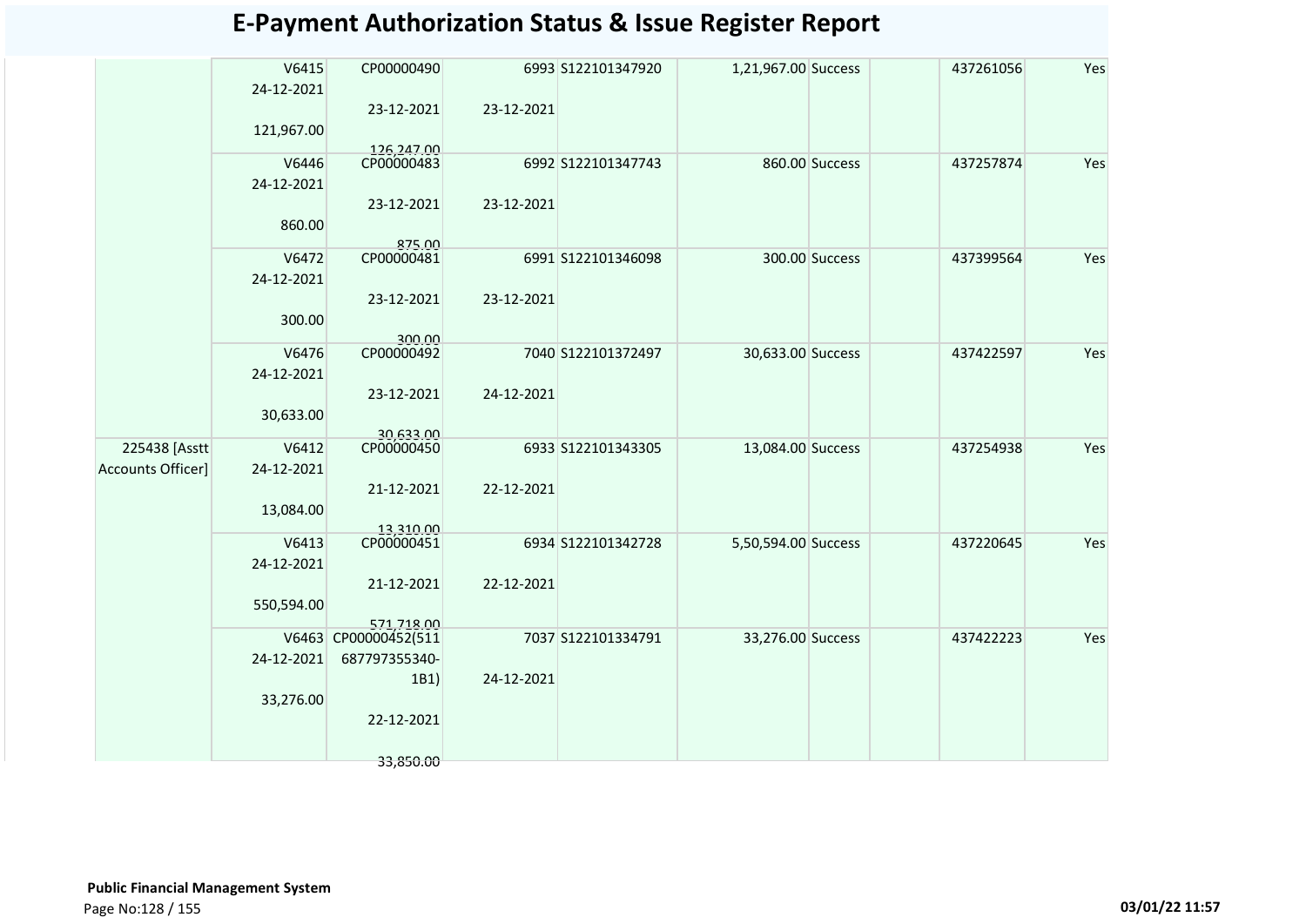# E-Payment Authorization Status & Issue Register Report

| | | | | | | | | | |
|---|---|---|---|---|---|---|---|---|---|
| | V6415 24-12-2021 121,967.00 | CP00000490 23-12-2021 126,247.00 | 6993 23-12-2021 | S122101347920 | 1,21,967.00 | Success | | 437261056 | Yes |
| | V6446 24-12-2021 860.00 | CP00000483 23-12-2021 875.00 | 6992 23-12-2021 | S122101347743 | 860.00 | Success | | 437257874 | Yes |
| | V6472 24-12-2021 300.00 | CP00000481 23-12-2021 300.00 | 6991 23-12-2021 | S122101346098 | 300.00 | Success | | 437399564 | Yes |
| | V6476 24-12-2021 30,633.00 | CP00000492 23-12-2021 30,633.00 | 7040 24-12-2021 | S122101372497 | 30,633.00 | Success | | 437422597 | Yes |
| 225438 [Asstt Accounts Officer] | V6412 24-12-2021 13,084.00 | CP00000450 21-12-2021 13,310.00 | 6933 22-12-2021 | S122101343305 | 13,084.00 | Success | | 437254938 | Yes |
| | V6413 24-12-2021 550,594.00 | CP00000451 21-12-2021 571,718.00 | 6934 22-12-2021 | S122101342728 | 5,50,594.00 | Success | | 437220645 | Yes |
| | V6463 24-12-2021 33,276.00 | CP00000452(511 687797355340-1B1) 22-12-2021 33,850.00 | 7037 24-12-2021 | S122101334791 | 33,276.00 | Success | | 437422223 | Yes |

**Public Financial Management System**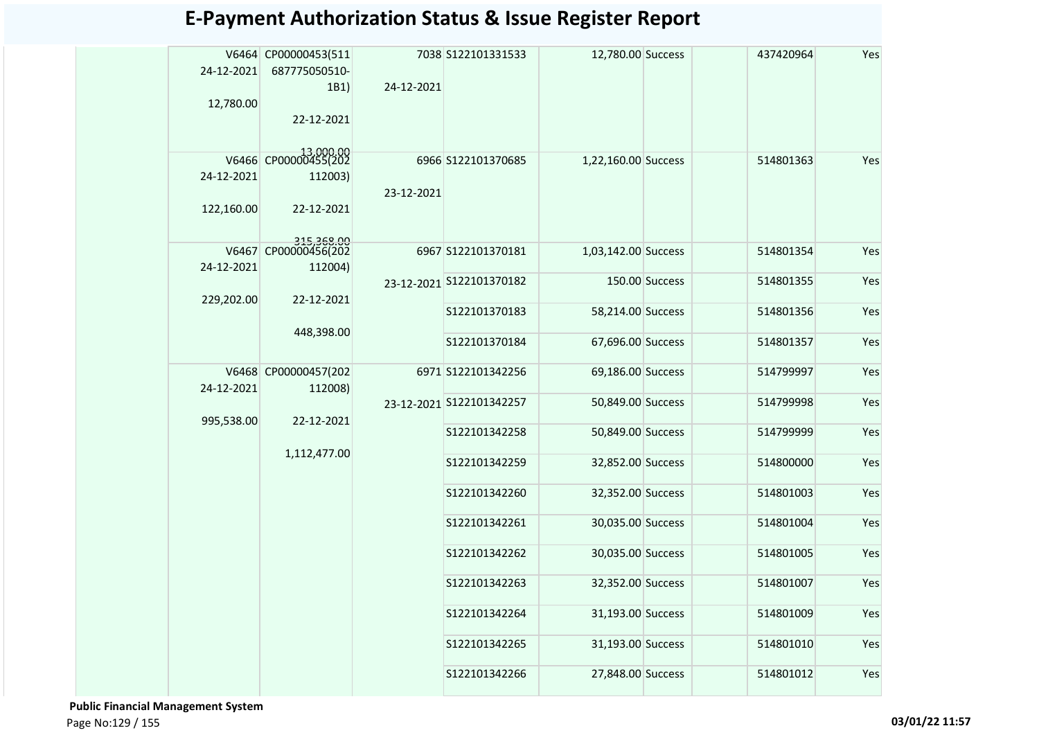# E-Payment Authorization Status & Issue Register Report

| | V6464 24-12-2021 12,780.00 | CP00000453(511 687775050510-1B1) 22-12-2021 13,000.00 | 7038 24-12-2021 | S122101331533 | 12,780.00 | Success | | 437420964 | Yes |
|---|---|---|---|---|---|---|---|---|---|
| | V6466 24-12-2021 122,160.00 | CP00000455(202 112003) 22-12-2021 315,368.00 | 6966 23-12-2021 | S122101370685 | 1,22,160.00 | Success | | 514801363 | Yes |
| | V6467 24-12-2021 229,202.00 | CP00000456(202 112004) 22-12-2021 448,398.00 | 6967 23-12-2021 | S122101370181 | 1,03,142.00 | Success | | 514801354 | Yes |
| | | | | S122101370182 | 150.00 | Success | | 514801355 | Yes |
| | | | | S122101370183 | 58,214.00 | Success | | 514801356 | Yes |
| | | | | S122101370184 | 67,696.00 | Success | | 514801357 | Yes |
| | V6468 24-12-2021 995,538.00 | CP00000457(202 112008) 22-12-2021 1,112,477.00 | 6971 23-12-2021 | S122101342256 | 69,186.00 | Success | | 514799997 | Yes |
| | | | | S122101342257 | 50,849.00 | Success | | 514799998 | Yes |
| | | | | S122101342258 | 50,849.00 | Success | | 514799999 | Yes |
| | | | | S122101342259 | 32,852.00 | Success | | 514800000 | Yes |
| | | | | S122101342260 | 32,352.00 | Success | | 514801003 | Yes |
| | | | | S122101342261 | 30,035.00 | Success | | 514801004 | Yes |
| | | | | S122101342262 | 30,035.00 | Success | | 514801005 | Yes |
| | | | | S122101342263 | 32,352.00 | Success | | 514801007 | Yes |
| | | | | S122101342264 | 31,193.00 | Success | | 514801009 | Yes |
| | | | | S122101342265 | 31,193.00 | Success | | 514801010 | Yes |
| | | | | S122101342266 | 27,848.00 | Success | | 514801012 | Yes |

**Public Financial Management System**

03/01/22 11:57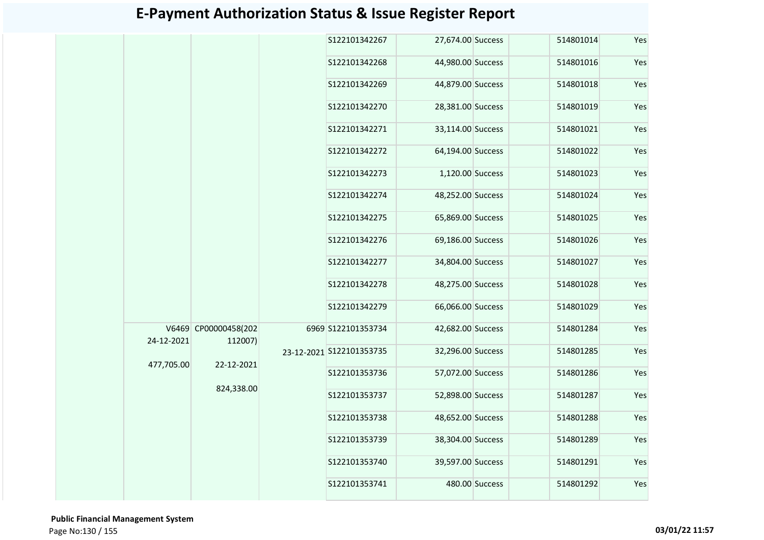# E-Payment Authorization Status & Issue Register Report

| | | | | | | | | | |
|---|---|---|---|---|---|---|---|---|---|
| | | | | S122101342267 | 27,674.00 | Success | | 514801014 | Yes |
| | | | | S122101342268 | 44,980.00 | Success | | 514801016 | Yes |
| | | | | S122101342269 | 44,879.00 | Success | | 514801018 | Yes |
| | | | | S122101342270 | 28,381.00 | Success | | 514801019 | Yes |
| | | | | S122101342271 | 33,114.00 | Success | | 514801021 | Yes |
| | | | | S122101342272 | 64,194.00 | Success | | 514801022 | Yes |
| | | | | S122101342273 | 1,120.00 | Success | | 514801023 | Yes |
| | | | | S122101342274 | 48,252.00 | Success | | 514801024 | Yes |
| | | | | S122101342275 | 65,869.00 | Success | | 514801025 | Yes |
| | | | | S122101342276 | 69,186.00 | Success | | 514801026 | Yes |
| | | | | S122101342277 | 34,804.00 | Success | | 514801027 | Yes |
| | | | | S122101342278 | 48,275.00 | Success | | 514801028 | Yes |
| | | | | S122101342279 | 66,066.00 | Success | | 514801029 | Yes |
| | V6469 24-12-2021 477,705.00 | CP00000458(202112007) 22-12-2021 824,338.00 | 6969 23-12-2021 | S122101353734 | 42,682.00 | Success | | 514801284 | Yes |
| | | | | S122101353735 | 32,296.00 | Success | | 514801285 | Yes |
| | | | | S122101353736 | 57,072.00 | Success | | 514801286 | Yes |
| | | | | S122101353737 | 52,898.00 | Success | | 514801287 | Yes |
| | | | | S122101353738 | 48,652.00 | Success | | 514801288 | Yes |
| | | | | S122101353739 | 38,304.00 | Success | | 514801289 | Yes |
| | | | | S122101353740 | 39,597.00 | Success | | 514801291 | Yes |
| | | | | S122101353741 | 480.00 | Success | | 514801292 | Yes |

**Public Financial Management System**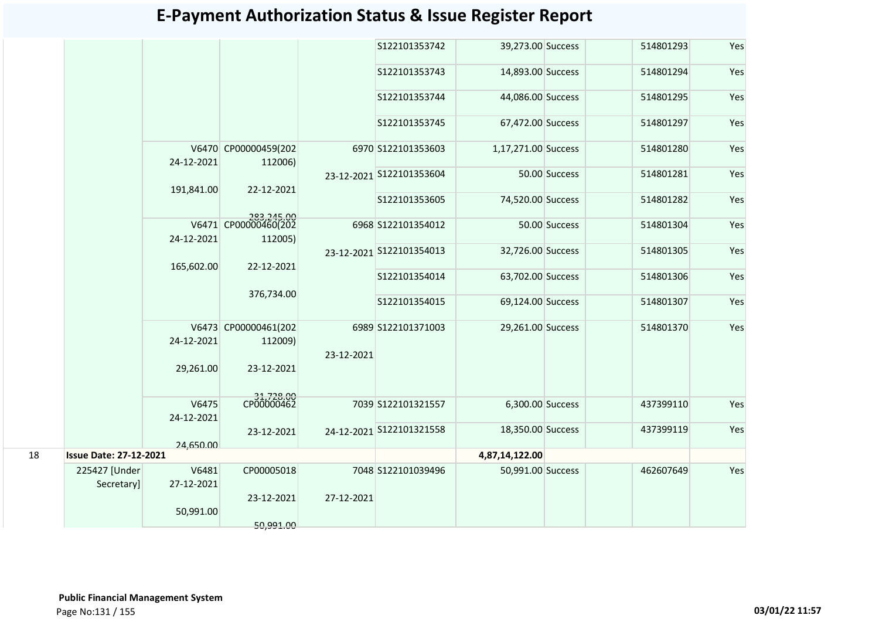# E-Payment Authorization Status & Issue Register Report

| | | | | | | | | | | |
|---|---|---|---|---|---|---|---|---|---|---|
| | | | | | S122101353742 | 39,273.00 | Success | | 514801293 | Yes |
| | | | | | S122101353743 | 14,893.00 | Success | | 514801294 | Yes |
| | | | | | S122101353744 | 44,086.00 | Success | | 514801295 | Yes |
| | | | | | S122101353745 | 67,472.00 | Success | | 514801297 | Yes |
| | | V6470 24-12-2021 191,841.00 | CP00000459(202112006) 22-12-2021 283,245.00 | 6970 23-12-2021 | S122101353603 | 1,17,271.00 | Success | | 514801280 | Yes |
| | | | | | S122101353604 | 50.00 | Success | | 514801281 | Yes |
| | | | | | S122101353605 | 74,520.00 | Success | | 514801282 | Yes |
| | | V6471 24-12-2021 165,602.00 | CP00000460(202112005) 22-12-2021 376,734.00 | 6968 23-12-2021 | S122101354012 | 50.00 | Success | | 514801304 | Yes |
| | | | | | S122101354013 | 32,726.00 | Success | | 514801305 | Yes |
| | | | | | S122101354014 | 63,702.00 | Success | | 514801306 | Yes |
| | | | | | S122101354015 | 69,124.00 | Success | | 514801307 | Yes |
| | | V6473 24-12-2021 29,261.00 | CP00000461(202112009) 23-12-2021 31,728.00 | 6989 23-12-2021 | S122101371003 | 29,261.00 | Success | | 514801370 | Yes |
| | | V6475 24-12-2021 24,650.00 | CP00000462 23-12-2021 | 7039 24-12-2021 | S122101321557 | 6,300.00 | Success | | 437399110 | Yes |
| | | | | | S122101321558 | 18,350.00 | Success | | 437399119 | Yes |
| 18 | **Issue Date: 27-12-2021** | | | | | **4,87,14,122.00** | | | | |
| | 225427 [Under Secretary] | V6481 27-12-2021 50,991.00 | CP00005018 23-12-2021 50,991.00 | 7048 27-12-2021 | S122101039496 | 50,991.00 | Success | | 462607649 | Yes |

**Public Financial Management System**

03/01/22 11:57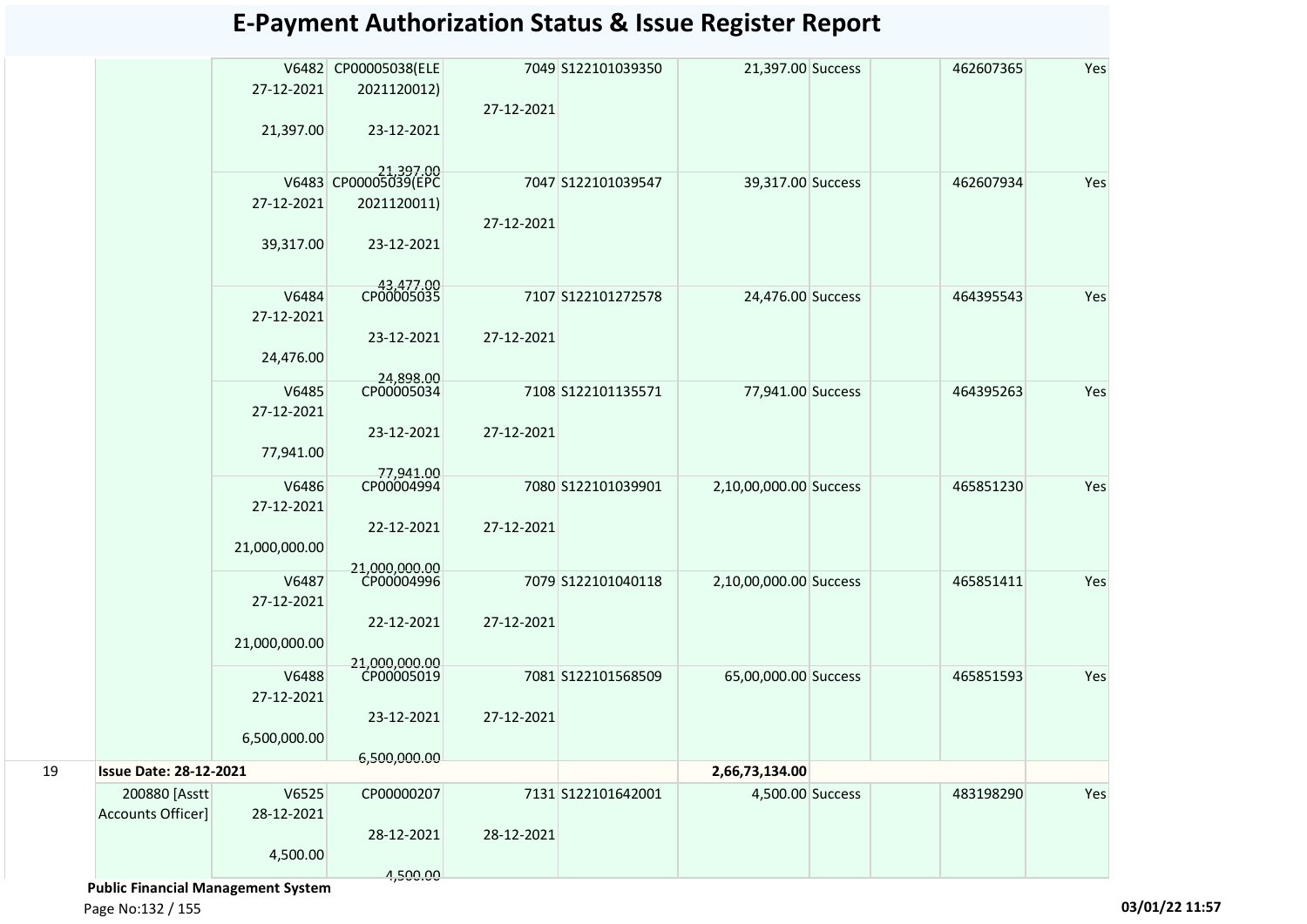# E-Payment Authorization Status & Issue Register Report

| | | | | | | | | | | |
|---|---|---|---|---|---|---|---|---|---|---|
| | | V6482 27-12-2021 21,397.00 | CP00005038(ELE 2021120012) 23-12-2021 21,397.00 | 7049 27-12-2021 | S122101039350 | 21,397.00 | Success | | 462607365 | Yes |
| | | V6483 27-12-2021 39,317.00 | CP00005039(EPC 2021120011) 23-12-2021 43,477.00 | 7047 27-12-2021 | S122101039547 | 39,317.00 | Success | | 462607934 | Yes |
| | | V6484 27-12-2021 24,476.00 | CP00005035 23-12-2021 24,898.00 | 7107 27-12-2021 | S122101272578 | 24,476.00 | Success | | 464395543 | Yes |
| | | V6485 27-12-2021 77,941.00 | CP00005034 23-12-2021 77,941.00 | 7108 27-12-2021 | S122101135571 | 77,941.00 | Success | | 464395263 | Yes |
| | | V6486 27-12-2021 21,000,000.00 | CP00004994 22-12-2021 21,000,000.00 | 7080 27-12-2021 | S122101039901 | 2,10,00,000.00 | Success | | 465851230 | Yes |
| | | V6487 27-12-2021 21,000,000.00 | CP00004996 22-12-2021 21,000,000.00 | 7079 27-12-2021 | S122101040118 | 2,10,00,000.00 | Success | | 465851411 | Yes |
| | | V6488 27-12-2021 6,500,000.00 | CP00005019 23-12-2021 6,500,000.00 | 7081 27-12-2021 | S122101568509 | 65,00,000.00 | Success | | 465851593 | Yes |
| 19 | **Issue Date: 28-12-2021** | | | | | **2,66,73,134.00** | | | | |
| | 200880 [Asstt Accounts Officer] | V6525 28-12-2021 4,500.00 | CP00000207 28-12-2021 4,500.00 | 7131 28-12-2021 | S122101642001 | 4,500.00 | Success | | 483198290 | Yes |

**Public Financial Management System**

03/01/22 11:57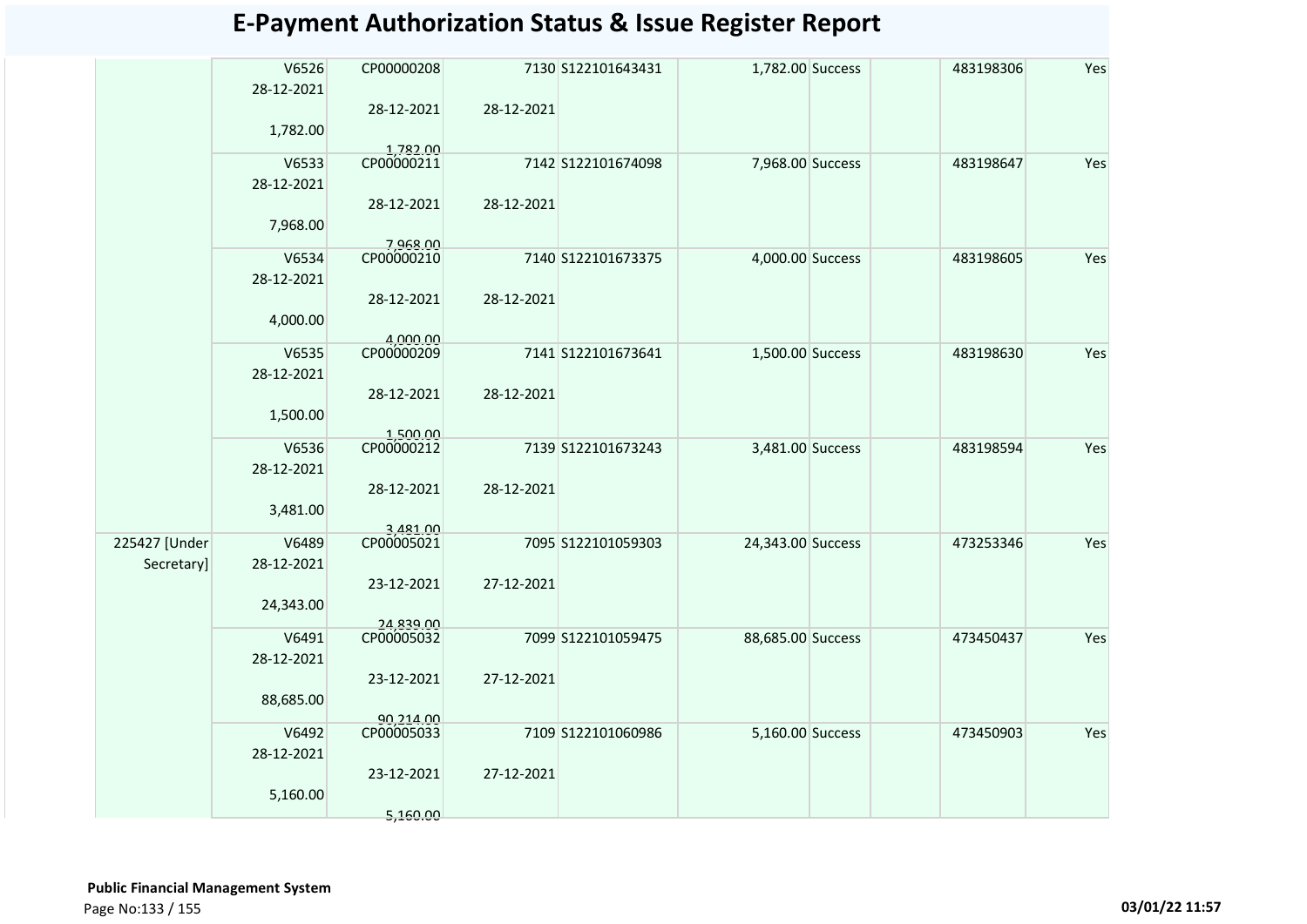# E-Payment Authorization Status & Issue Register Report

| | | | | | | | | | | |
|---|---|---|---|---|---|---|---|---|---|---|
| | V6526 28-12-2021 1,782.00 | CP00000208 28-12-2021 1,782.00 | 7130 28-12-2021 | S122101643431 | 1,782.00 | Success | | 483198306 | Yes |
| | V6533 28-12-2021 7,968.00 | CP00000211 28-12-2021 7,968.00 | 7142 28-12-2021 | S122101674098 | 7,968.00 | Success | | 483198647 | Yes |
| | V6534 28-12-2021 4,000.00 | CP00000210 28-12-2021 4,000.00 | 7140 28-12-2021 | S122101673375 | 4,000.00 | Success | | 483198605 | Yes |
| | V6535 28-12-2021 1,500.00 | CP00000209 28-12-2021 1,500.00 | 7141 28-12-2021 | S122101673641 | 1,500.00 | Success | | 483198630 | Yes |
| | V6536 28-12-2021 3,481.00 | CP00000212 28-12-2021 3,481.00 | 7139 28-12-2021 | S122101673243 | 3,481.00 | Success | | 483198594 | Yes |
| 225427 [Under Secretary] | V6489 28-12-2021 24,343.00 | CP00005021 23-12-2021 24,839.00 | 7095 27-12-2021 | S122101059303 | 24,343.00 | Success | | 473253346 | Yes |
| | V6491 28-12-2021 88,685.00 | CP00005032 23-12-2021 90,214.00 | 7099 27-12-2021 | S122101059475 | 88,685.00 | Success | | 473450437 | Yes |
| | V6492 28-12-2021 5,160.00 | CP00005033 23-12-2021 5,160.00 | 7109 27-12-2021 | S122101060986 | 5,160.00 | Success | | 473450903 | Yes |

**Public Financial Management System**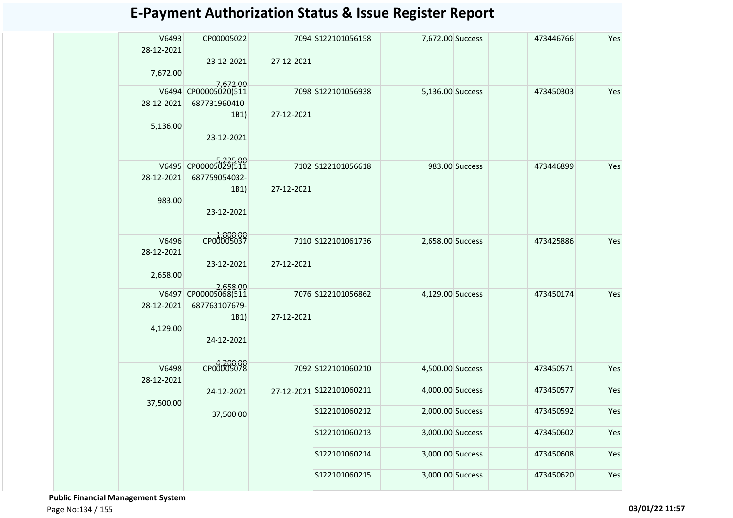# E-Payment Authorization Status & Issue Register Report

| | | | | | | | | | |
|---|---|---|---|---|---|---|---|---|---|
| | V6493 28-12-2021 7,672.00 | CP00005022 23-12-2021 7,672.00 | 7094 27-12-2021 | S122101056158 | 7,672.00 | Success | | 473446766 | Yes |
| | V6494 28-12-2021 5,136.00 | CP00005020(511 687731960410-1B1) 23-12-2021 5,225.00 | 7098 27-12-2021 | S122101056938 | 5,136.00 | Success | | 473450303 | Yes |
| | V6495 28-12-2021 983.00 | CP00005029(511 687759054032-1B1) 23-12-2021 1,000.00 | 7102 27-12-2021 | S122101056618 | 983.00 | Success | | 473446899 | Yes |
| | V6496 28-12-2021 2,658.00 | CP00005037 23-12-2021 2,658.00 | 7110 27-12-2021 | S122101061736 | 2,658.00 | Success | | 473425886 | Yes |
| | V6497 28-12-2021 4,129.00 | CP00005068(511 687763107679-1B1) 24-12-2021 4,200.00 | 7076 27-12-2021 | S122101056862 | 4,129.00 | Success | | 473450174 | Yes |
| | V6498 28-12-2021 37,500.00 | CP00005078 24-12-2021 37,500.00 | 7092 27-12-2021 | S122101060210 | 4,500.00 | Success | | 473450571 | Yes |
| | | | | S122101060211 | 4,000.00 | Success | | 473450577 | Yes |
| | | | | S122101060212 | 2,000.00 | Success | | 473450592 | Yes |
| | | | | S122101060213 | 3,000.00 | Success | | 473450602 | Yes |
| | | | | S122101060214 | 3,000.00 | Success | | 473450608 | Yes |
| | | | | S122101060215 | 3,000.00 | Success | | 473450620 | Yes |

**Public Financial Management System**

03/01/22 11:57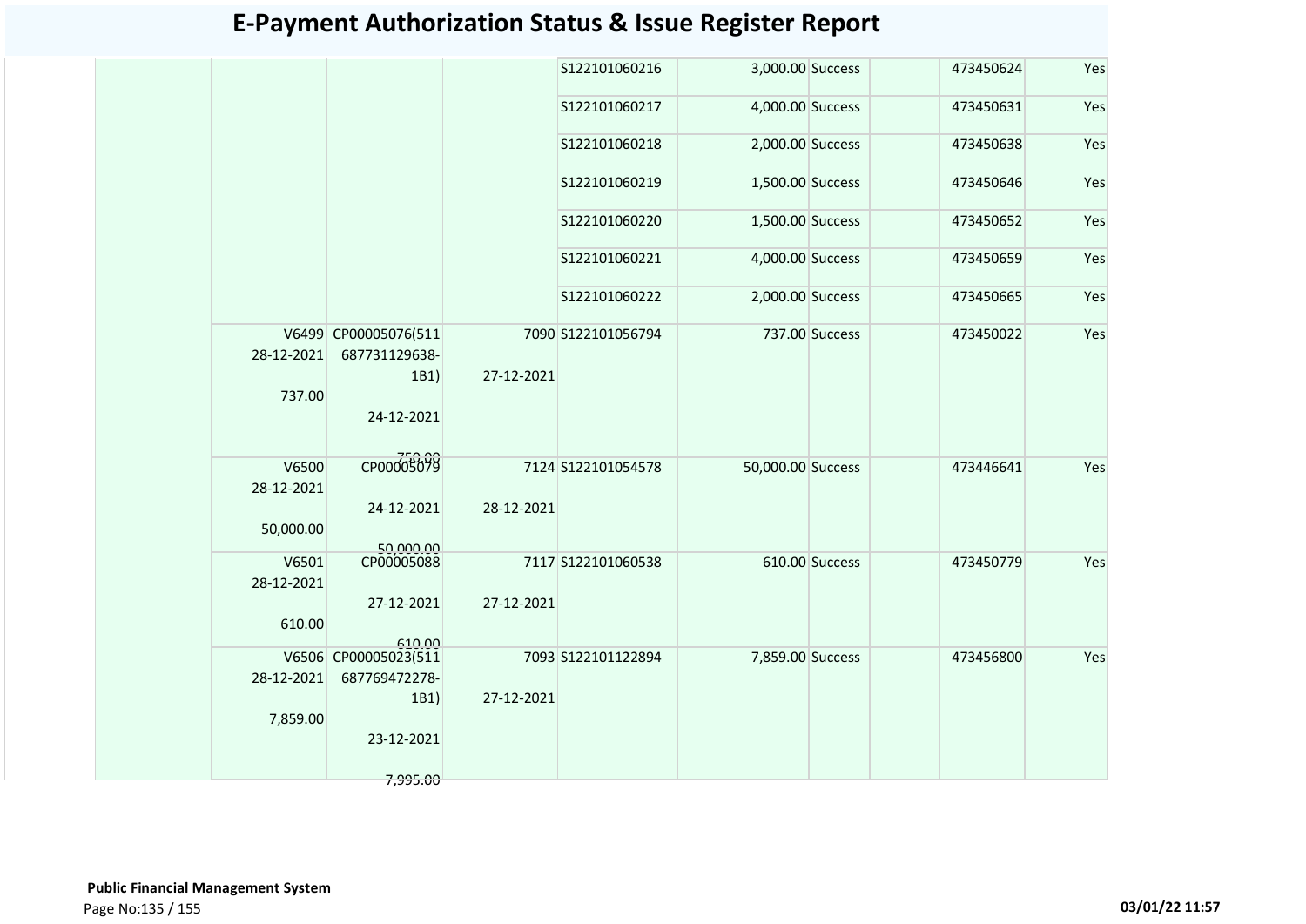# E-Payment Authorization Status & Issue Register Report

| | | | | | | | | | |
|---|---|---|---|---|---|---|---|---|---|
| | | | | S122101060216 | 3,000.00 | Success | | 473450624 | Yes |
| | | | | S122101060217 | 4,000.00 | Success | | 473450631 | Yes |
| | | | | S122101060218 | 2,000.00 | Success | | 473450638 | Yes |
| | | | | S122101060219 | 1,500.00 | Success | | 473450646 | Yes |
| | | | | S122101060220 | 1,500.00 | Success | | 473450652 | Yes |
| | | | | S122101060221 | 4,000.00 | Success | | 473450659 | Yes |
| | | | | S122101060222 | 2,000.00 | Success | | 473450665 | Yes |
| | V6499 28-12-2021 737.00 | CP00005076(511 687731129638-1B1) 24-12-2021 750.00 | 7090 27-12-2021 | S122101056794 | 737.00 | Success | | 473450022 | Yes |
| | V6500 28-12-2021 50,000.00 | CP00005079 24-12-2021 50,000.00 | 7124 28-12-2021 | S122101054578 | 50,000.00 | Success | | 473446641 | Yes |
| | V6501 28-12-2021 610.00 | CP00005088 27-12-2021 610.00 | 7117 27-12-2021 | S122101060538 | 610.00 | Success | | 473450779 | Yes |
| | V6506 28-12-2021 7,859.00 | CP00005023(511 687769472278-1B1) 23-12-2021 7,995.00 | 7093 27-12-2021 | S122101122894 | 7,859.00 | Success | | 473456800 | Yes |

**Public Financial Management System**

03/01/22 11:57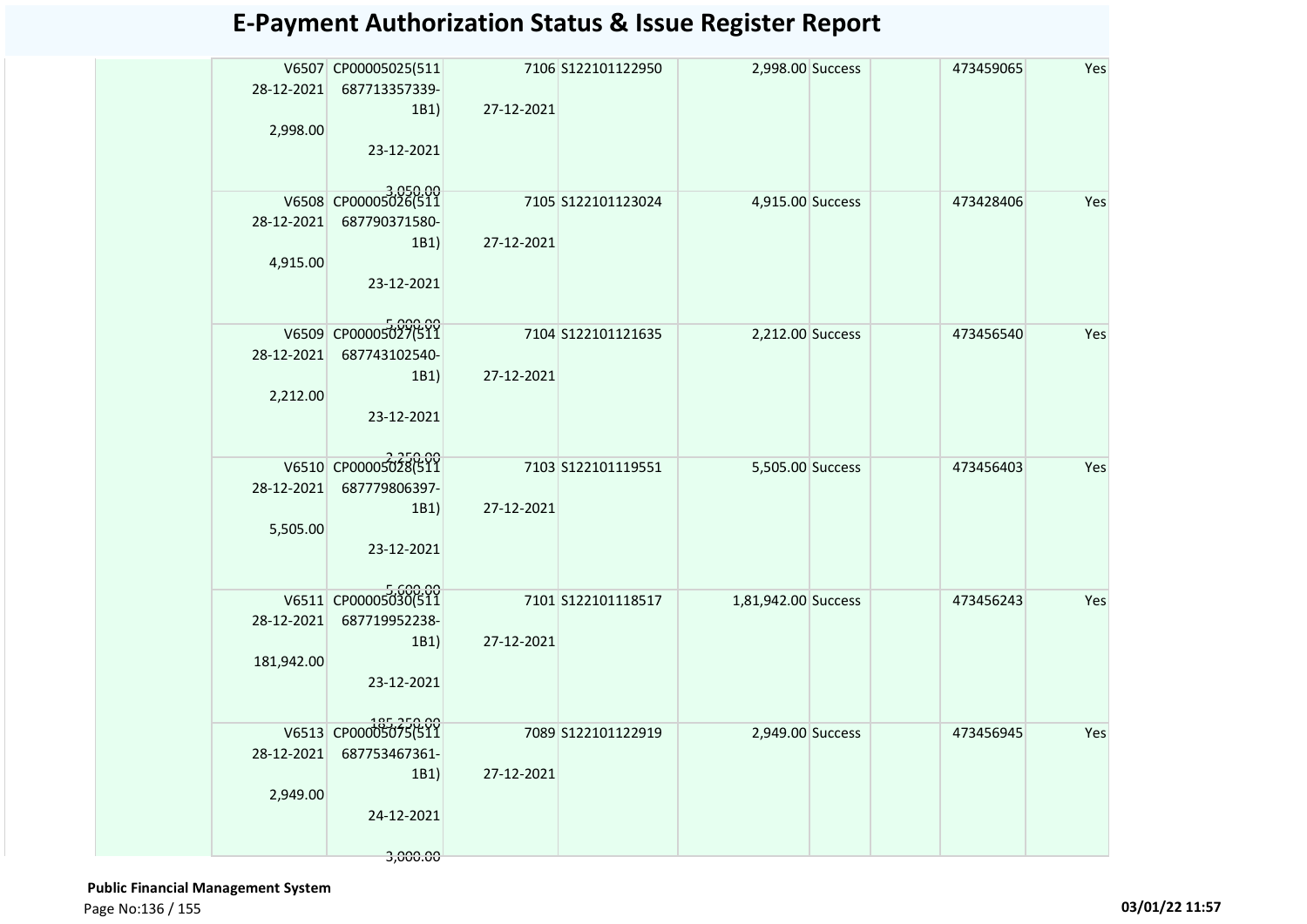# E-Payment Authorization Status & Issue Register Report

| | | | | | | | | | |
|---|---|---|---|---|---|---|---|---|---|
| | V6507 28-12-2021 2,998.00 | CP00005025(511 687713357339-1B1) 23-12-2021 3,050.00 | 7106 27-12-2021 | S122101122950 | 2,998.00 | Success | | 473459065 | Yes |
| | V6508 28-12-2021 4,915.00 | CP00005026(511 687790371580-1B1) 23-12-2021 5,000.00 | 7105 27-12-2021 | S122101123024 | 4,915.00 | Success | | 473428406 | Yes |
| | V6509 28-12-2021 2,212.00 | CP00005027(511 687743102540-1B1) 23-12-2021 2,250.00 | 7104 27-12-2021 | S122101121635 | 2,212.00 | Success | | 473456540 | Yes |
| | V6510 28-12-2021 5,505.00 | CP00005028(511 687779806397-1B1) 23-12-2021 5,600.00 | 7103 27-12-2021 | S122101119551 | 5,505.00 | Success | | 473456403 | Yes |
| | V6511 28-12-2021 181,942.00 | CP00005030(511 687719952238-1B1) 23-12-2021 185,250.00 | 7101 27-12-2021 | S122101118517 | 1,81,942.00 | Success | | 473456243 | Yes |
| | V6513 28-12-2021 2,949.00 | CP00005075(511 687753467361-1B1) 24-12-2021 3,000.00 | 7089 27-12-2021 | S122101122919 | 2,949.00 | Success | | 473456945 | Yes |

**Public Financial Management System**

03/01/22 11:57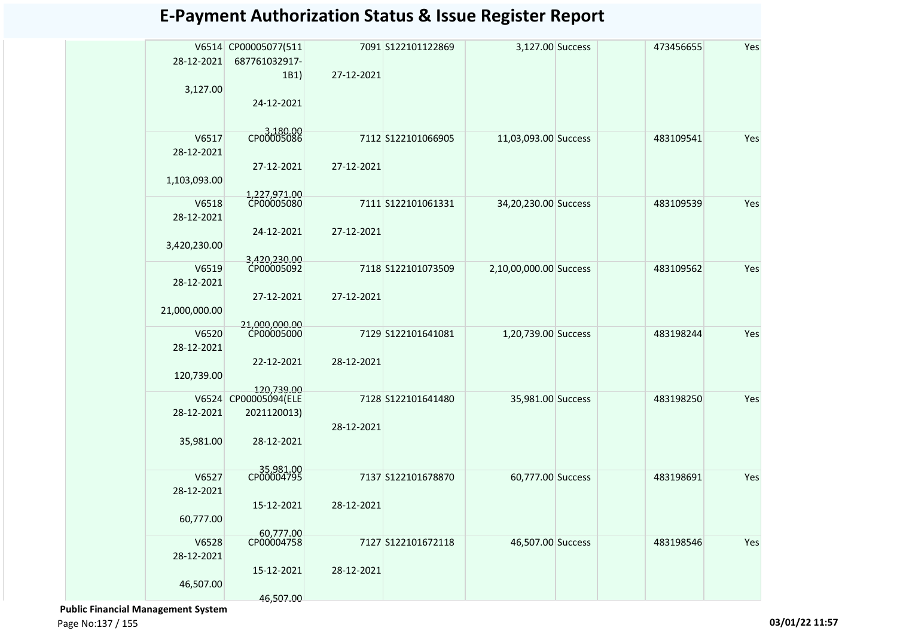# E-Payment Authorization Status & Issue Register Report

| | | | | | | | | | |
|---|---|---|---|---|---|---|---|---|---|
| | V6514 28-12-2021 3,127.00 | CP00005077(511 687761032917-1B1) 24-12-2021 3,180.00 | 7091 27-12-2021 | S122101122869 | 3,127.00 | Success | | 473456655 | Yes |
| | V6517 28-12-2021 1,103,093.00 | CP00005086 27-12-2021 1,227,971.00 | 7112 27-12-2021 | S122101066905 | 11,03,093.00 | Success | | 483109541 | Yes |
| | V6518 28-12-2021 3,420,230.00 | CP00005080 24-12-2021 3,420,230.00 | 7111 27-12-2021 | S122101061331 | 34,20,230.00 | Success | | 483109539 | Yes |
| | V6519 28-12-2021 21,000,000.00 | CP00005092 27-12-2021 21,000,000.00 | 7118 27-12-2021 | S122101073509 | 2,10,00,000.00 | Success | | 483109562 | Yes |
| | V6520 28-12-2021 120,739.00 | CP00005000 22-12-2021 120,739.00 | 7129 28-12-2021 | S122101641081 | 1,20,739.00 | Success | | 483198244 | Yes |
| | V6524 28-12-2021 35,981.00 | CP00005094(ELE 2021120013) 28-12-2021 35,981.00 | 7128 28-12-2021 | S122101641480 | 35,981.00 | Success | | 483198250 | Yes |
| | V6527 28-12-2021 60,777.00 | CP00004795 15-12-2021 60,777.00 | 7137 28-12-2021 | S122101678870 | 60,777.00 | Success | | 483198691 | Yes |
| | V6528 28-12-2021 46,507.00 | CP00004758 15-12-2021 46,507.00 | 7127 28-12-2021 | S122101672118 | 46,507.00 | Success | | 483198546 | Yes |

**Public Financial Management System**

03/01/22 11:57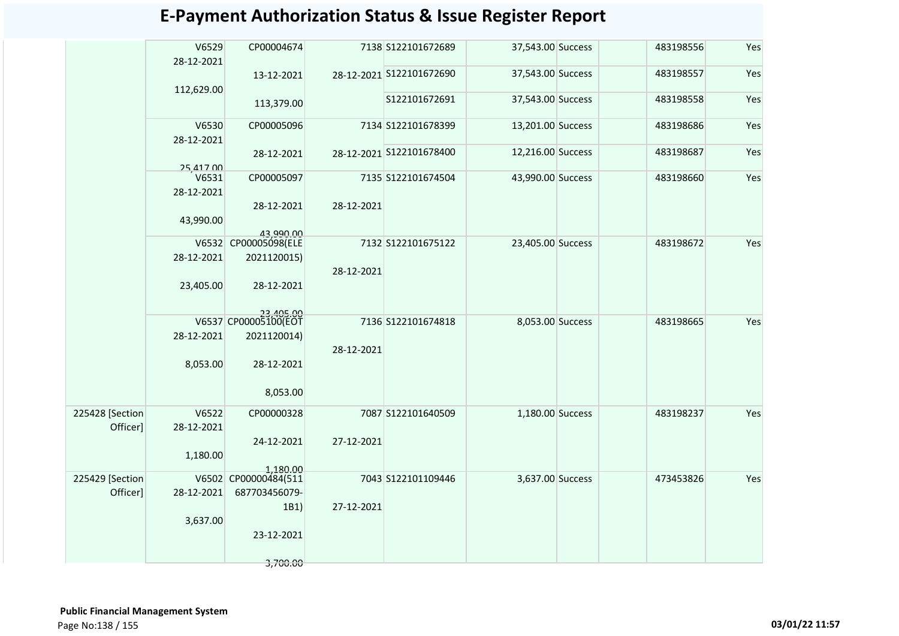# E-Payment Authorization Status & Issue Register Report

| | | | | | | | | | |
|---|---|---|---|---|---|---|---|---|---|
| | V6529 28-12-2021 112,629.00 | CP00004674 13-12-2021 113,379.00 | 7138 28-12-2021 | S122101672689 | 37,543.00 | Success | | 483198556 | Yes |
| | | | | S122101672690 | 37,543.00 | Success | | 483198557 | Yes |
| | | | | S122101672691 | 37,543.00 | Success | | 483198558 | Yes |
| | V6530 28-12-2021 25,417.00 | CP00005096 28-12-2021 | 7134 28-12-2021 | S122101678399 | 13,201.00 | Success | | 483198686 | Yes |
| | | | | S122101678400 | 12,216.00 | Success | | 483198687 | Yes |
| | V6531 28-12-2021 43,990.00 | CP00005097 28-12-2021 43,990.00 | 7135 28-12-2021 | S122101674504 | 43,990.00 | Success | | 483198660 | Yes |
| | V6532 28-12-2021 23,405.00 | CP00005098(ELE 2021120015) 28-12-2021 23,405.00 | 7132 28-12-2021 | S122101675122 | 23,405.00 | Success | | 483198672 | Yes |
| | V6537 28-12-2021 8,053.00 | CP00005100(EOT 2021120014) 28-12-2021 8,053.00 | 7136 28-12-2021 | S122101674818 | 8,053.00 | Success | | 483198665 | Yes |
| 225428 [Section Officer] | V6522 28-12-2021 1,180.00 | CP00000328 24-12-2021 1,180.00 | 7087 27-12-2021 | S122101640509 | 1,180.00 | Success | | 483198237 | Yes |
| 225429 [Section Officer] | V6502 28-12-2021 3,637.00 | CP00000484(511 687703456079-1B1) 23-12-2021 3,700.00 | 7043 27-12-2021 | S122101109446 | 3,637.00 | Success | | 473453826 | Yes |

**Public Financial Management System**

03/01/22 11:57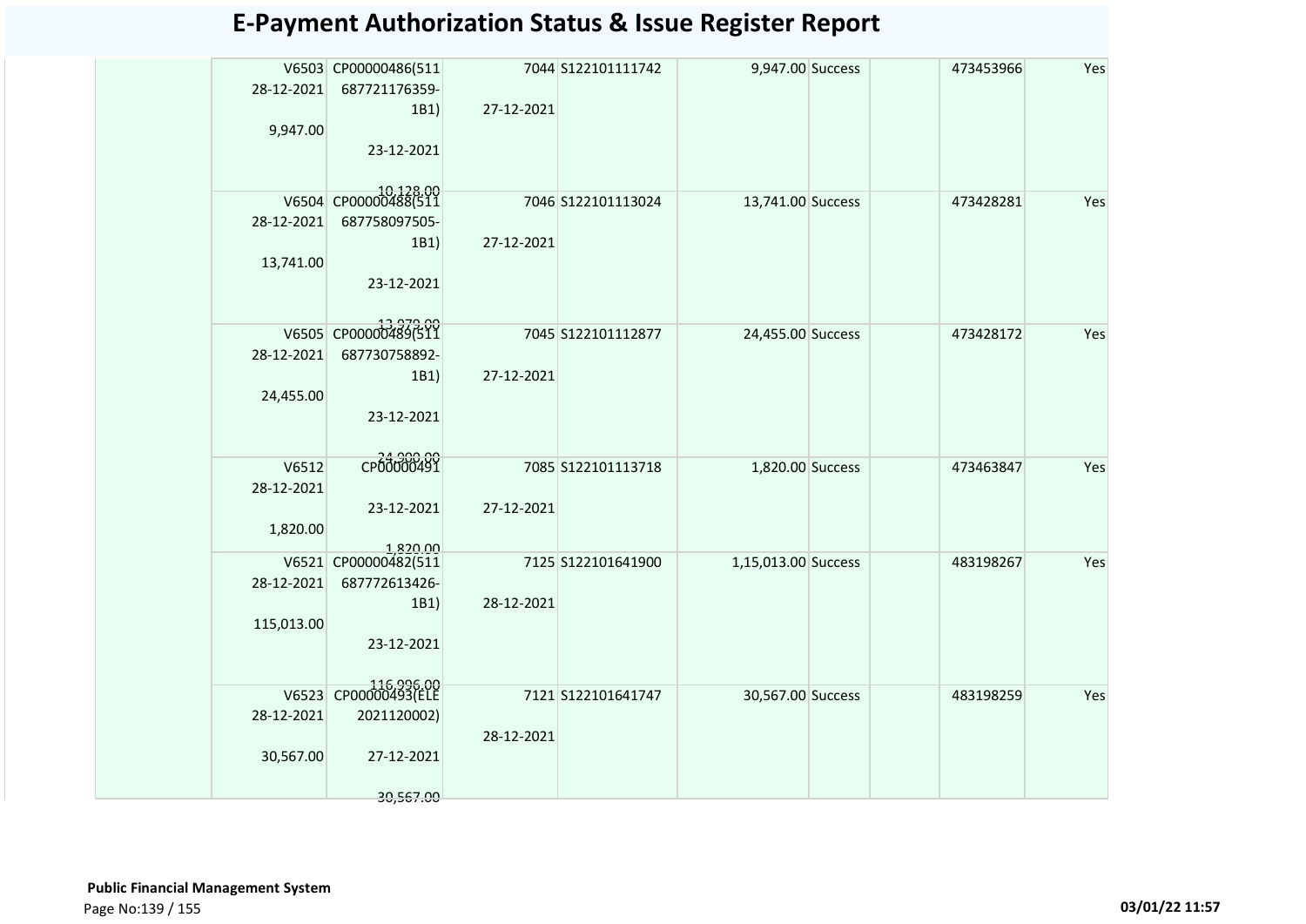# E-Payment Authorization Status & Issue Register Report

| | | | | | | | | | |
|---|---|---|---|---|---|---|---|---|---|
| | V6503 28-12-2021 9,947.00 | CP00000486(511 687721176359-1B1) 23-12-2021 10,128.00 | 7044 27-12-2021 | S122101111742 | 9,947.00 | Success | | 473453966 | Yes |
| | V6504 28-12-2021 13,741.00 | CP00000488(511 687758097505-1B1) 23-12-2021 13,979.00 | 7046 27-12-2021 | S122101113024 | 13,741.00 | Success | | 473428281 | Yes |
| | V6505 28-12-2021 24,455.00 | CP00000489(511 687730758892-1B1) 23-12-2021 24,900.00 | 7045 27-12-2021 | S122101112877 | 24,455.00 | Success | | 473428172 | Yes |
| | V6512 28-12-2021 1,820.00 | CP00000491 23-12-2021 1,820.00 | 7085 27-12-2021 | S122101113718 | 1,820.00 | Success | | 473463847 | Yes |
| | V6521 28-12-2021 115,013.00 | CP00000482(511 687772613426-1B1) 23-12-2021 116,996.00 | 7125 28-12-2021 | S122101641900 | 1,15,013.00 | Success | | 483198267 | Yes |
| | V6523 28-12-2021 30,567.00 | CP00000493(ELE 2021120002) 27-12-2021 30,567.00 | 7121 28-12-2021 | S122101641747 | 30,567.00 | Success | | 483198259 | Yes |

**Public Financial Management System**

03/01/22 11:57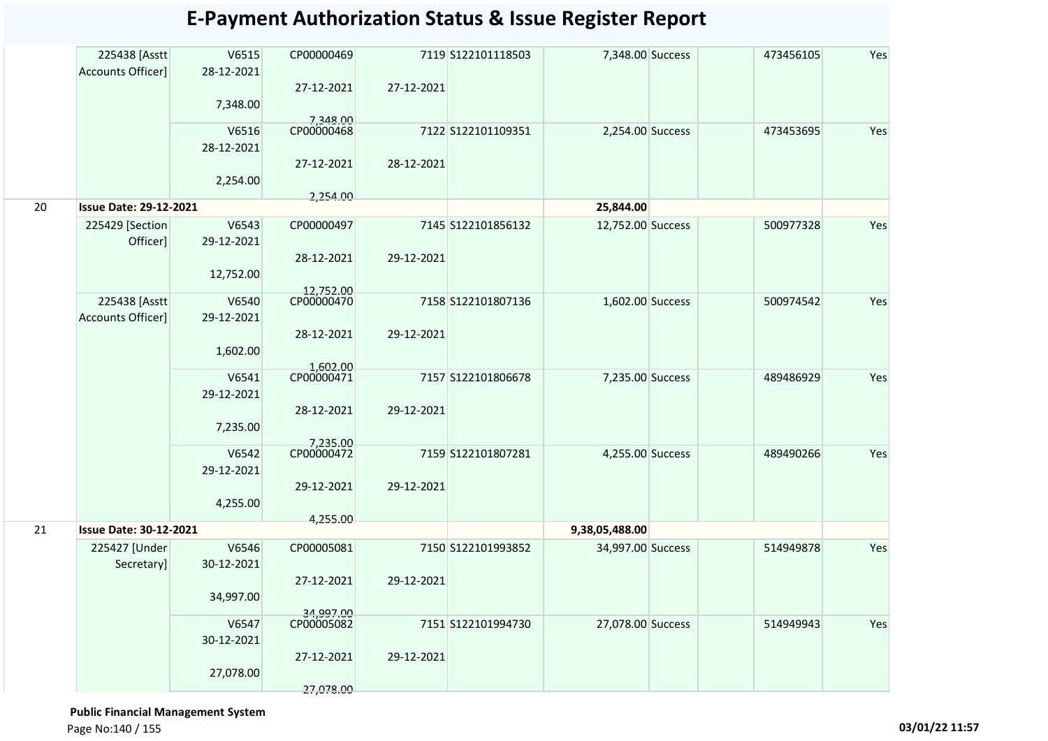# E-Payment Authorization Status & Issue Register Report

| | | | | | | | | | | |
|---|---|---|---|---|---|---|---|---|---|---|
| | 225438 [Asstt Accounts Officer] | V6515 28-12-2021 7,348.00 | CP00000469 27-12-2021 7,348.00 | 7119 27-12-2021 | S122101118503 | 7,348.00 | Success | | 473456105 | Yes |
| | | V6516 28-12-2021 2,254.00 | CP00000468 27-12-2021 2,254.00 | 7122 28-12-2021 | S122101109351 | 2,254.00 | Success | | 473453695 | Yes |
| 20 | **Issue Date: 29-12-2021** | | | | | **25,844.00** | | | | |
| | 225429 [Section Officer] | V6543 29-12-2021 12,752.00 | CP00000497 28-12-2021 12,752.00 | 7145 29-12-2021 | S122101856132 | 12,752.00 | Success | | 500977328 | Yes |
| | 225438 [Asstt Accounts Officer] | V6540 29-12-2021 1,602.00 | CP00000470 28-12-2021 1,602.00 | 7158 29-12-2021 | S122101807136 | 1,602.00 | Success | | 500974542 | Yes |
| | | V6541 29-12-2021 7,235.00 | CP00000471 28-12-2021 7,235.00 | 7157 29-12-2021 | S122101806678 | 7,235.00 | Success | | 489486929 | Yes |
| | | V6542 29-12-2021 4,255.00 | CP00000472 29-12-2021 4,255.00 | 7159 29-12-2021 | S122101807281 | 4,255.00 | Success | | 489490266 | Yes |
| 21 | **Issue Date: 30-12-2021** | | | | | **9,38,05,488.00** | | | | |
| | 225427 [Under Secretary] | V6546 30-12-2021 34,997.00 | CP00005081 27-12-2021 34,997.00 | 7150 29-12-2021 | S122101993852 | 34,997.00 | Success | | 514949878 | Yes |
| | | V6547 30-12-2021 27,078.00 | CP00005082 27-12-2021 27,078.00 | 7151 29-12-2021 | S122101994730 | 27,078.00 | Success | | 514949943 | Yes |

**Public Financial Management System**

03/01/22 11:57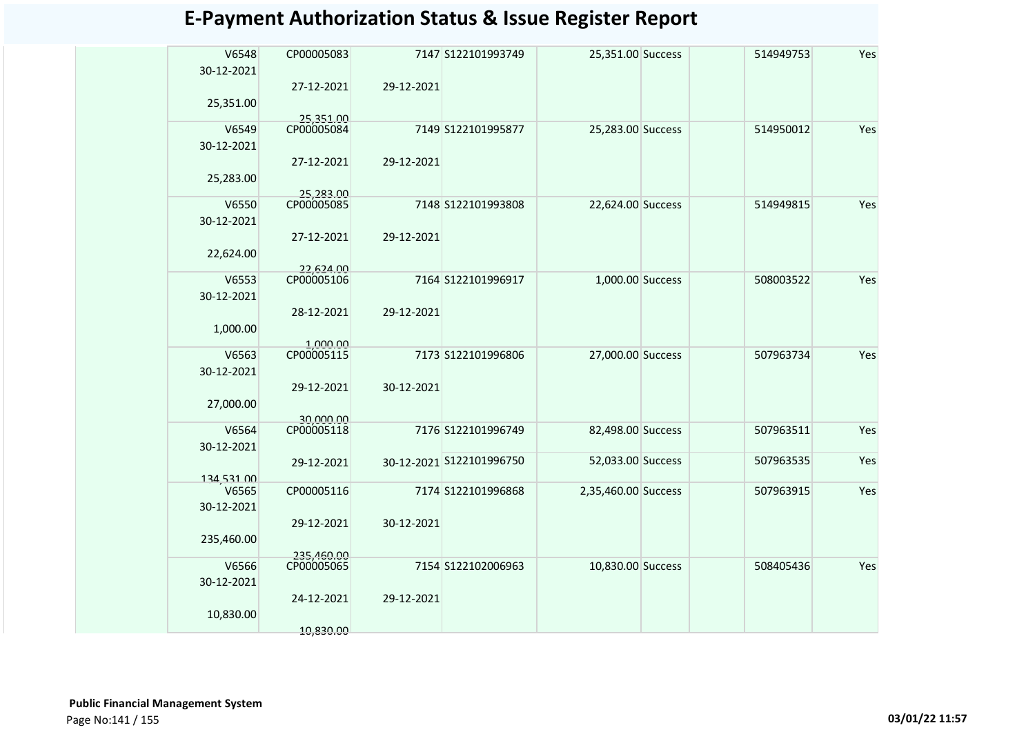# E-Payment Authorization Status & Issue Register Report

| | Voucher No / Date / Amount | CP No / Date / Amount | Auth No / Date | Ref No | Amount | Status | | Txn No | |
|---|---|---|---|---|---|---|---|---|---|
| | V6548 30-12-2021 25,351.00 | CP00005083 27-12-2021 25,351.00 | 7147 29-12-2021 | S122101993749 | 25,351.00 | Success | | 514949753 | Yes |
| | V6549 30-12-2021 25,283.00 | CP00005084 27-12-2021 25,283.00 | 7149 29-12-2021 | S122101995877 | 25,283.00 | Success | | 514950012 | Yes |
| | V6550 30-12-2021 22,624.00 | CP00005085 27-12-2021 22,624.00 | 7148 29-12-2021 | S122101993808 | 22,624.00 | Success | | 514949815 | Yes |
| | V6553 30-12-2021 1,000.00 | CP00005106 28-12-2021 1,000.00 | 7164 29-12-2021 | S122101996917 | 1,000.00 | Success | | 508003522 | Yes |
| | V6563 30-12-2021 27,000.00 | CP00005115 29-12-2021 30,000.00 | 7173 30-12-2021 | S122101996806 | 27,000.00 | Success | | 507963734 | Yes |
| | V6564 30-12-2021 134,531.00 | CP00005118 29-12-2021 | 7176 30-12-2021 | S122101996749 | 82,498.00 | Success | | 507963511 | Yes |
| | | | | S122101996750 | 52,033.00 | Success | | 507963535 | Yes |
| | V6565 30-12-2021 235,460.00 | CP00005116 29-12-2021 235,460.00 | 7174 30-12-2021 | S122101996868 | 2,35,460.00 | Success | | 507963915 | Yes |
| | V6566 30-12-2021 10,830.00 | CP00005065 24-12-2021 10,830.00 | 7154 29-12-2021 | S122102006963 | 10,830.00 | Success | | 508405436 | Yes |

**Public Financial Management System**

03/01/22 11:57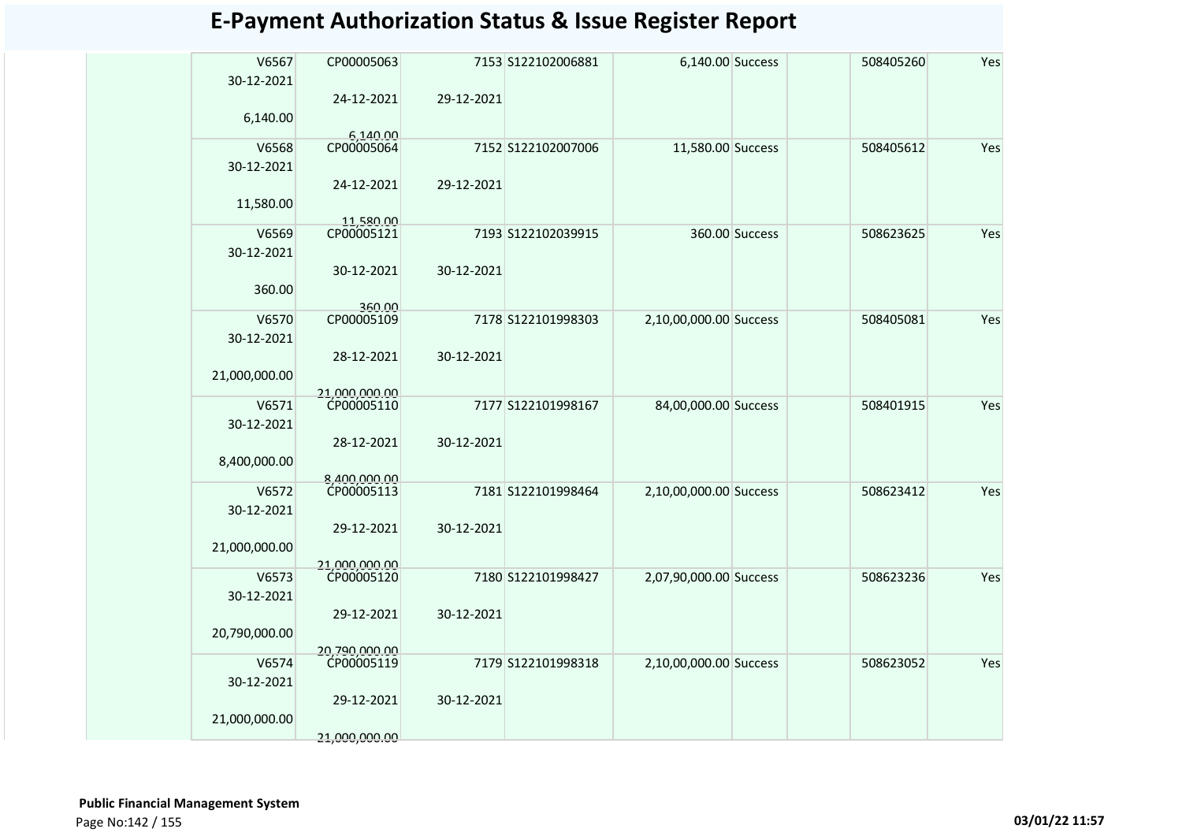# E-Payment Authorization Status & Issue Register Report

| | | | | | | | | | |
|---|---|---|---|---|---|---|---|---|---|
| | V6567<br>30-12-2021<br>6,140.00 | CP00005063<br>24-12-2021<br>6,140.00 | 7153<br>29-12-2021 | S122102006881 | 6,140.00 | Success | | 508405260 | Yes |
| | V6568<br>30-12-2021<br>11,580.00 | CP00005064<br>24-12-2021<br>11,580.00 | 7152<br>29-12-2021 | S122102007006 | 11,580.00 | Success | | 508405612 | Yes |
| | V6569<br>30-12-2021<br>360.00 | CP00005121<br>30-12-2021<br>360.00 | 7193<br>30-12-2021 | S122102039915 | 360.00 | Success | | 508623625 | Yes |
| | V6570<br>30-12-2021<br>21,000,000.00 | CP00005109<br>28-12-2021<br>21,000,000.00 | 7178<br>30-12-2021 | S122101998303 | 2,10,00,000.00 | Success | | 508405081 | Yes |
| | V6571<br>30-12-2021<br>8,400,000.00 | CP00005110<br>28-12-2021<br>8,400,000.00 | 7177<br>30-12-2021 | S122101998167 | 84,00,000.00 | Success | | 508401915 | Yes |
| | V6572<br>30-12-2021<br>21,000,000.00 | CP00005113<br>29-12-2021<br>21,000,000.00 | 7181<br>30-12-2021 | S122101998464 | 2,10,00,000.00 | Success | | 508623412 | Yes |
| | V6573<br>30-12-2021<br>20,790,000.00 | CP00005120<br>29-12-2021<br>20,790,000.00 | 7180<br>30-12-2021 | S122101998427 | 2,07,90,000.00 | Success | | 508623236 | Yes |
| | V6574<br>30-12-2021<br>21,000,000.00 | CP00005119<br>29-12-2021<br>21,000,000.00 | 7179<br>30-12-2021 | S122101998318 | 2,10,00,000.00 | Success | | 508623052 | Yes |

**Public Financial Management System**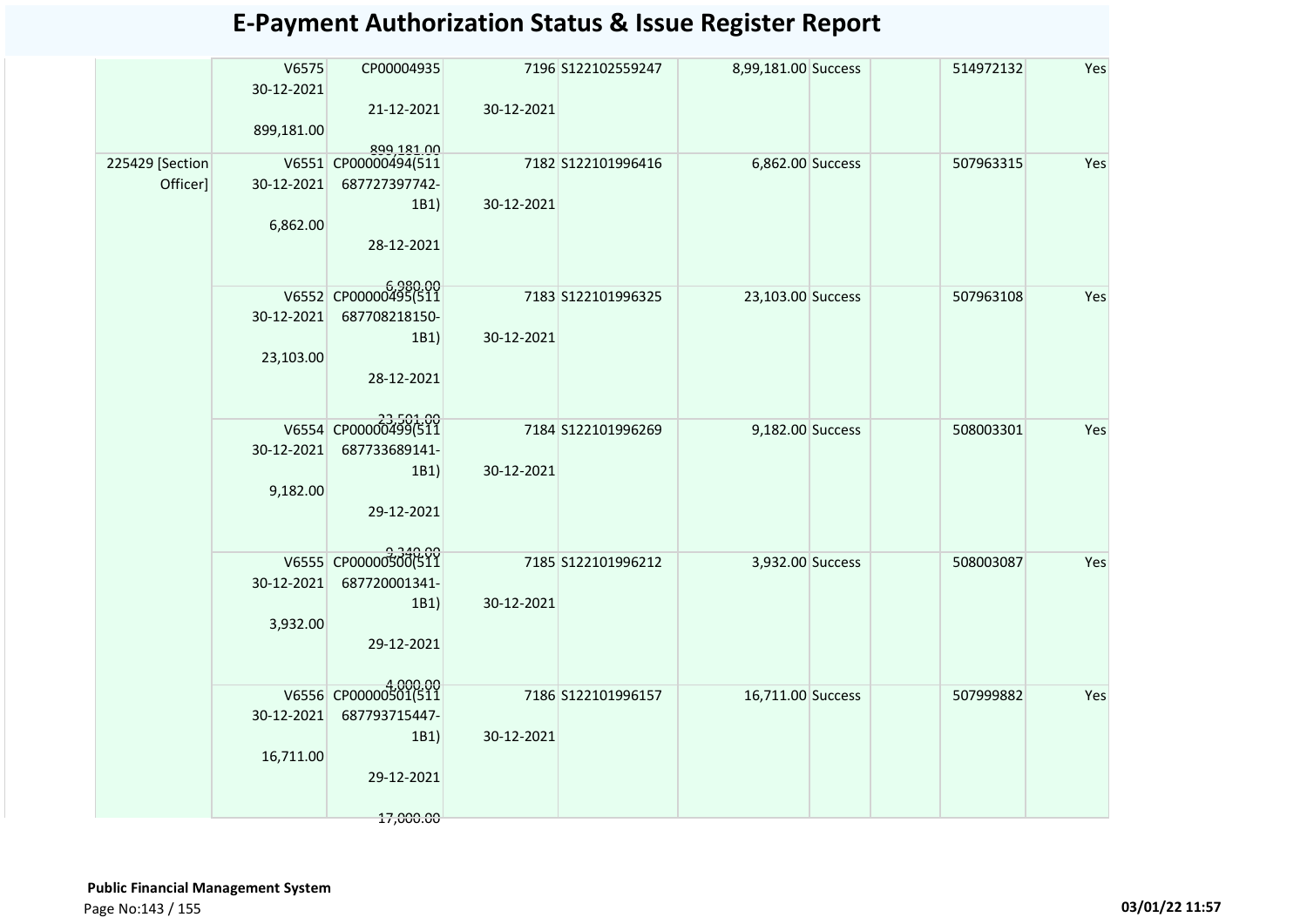# E-Payment Authorization Status & Issue Register Report

| | | | | | | | | | |
|---|---|---|---|---|---|---|---|---|---|
| | V6575 30-12-2021 899,181.00 | CP00004935 21-12-2021 899,181.00 | 7196 30-12-2021 | S122102559247 | 8,99,181.00 | Success | | 514972132 | Yes |
| 225429 [Section Officer] | V6551 30-12-2021 6,862.00 | CP00000494(511 687727397742-1B1) 28-12-2021 6,980.00 | 7182 30-12-2021 | S122101996416 | 6,862.00 | Success | | 507963315 | Yes |
| | V6552 30-12-2021 23,103.00 | CP00000495(511 687708218150-1B1) 28-12-2021 23,501.00 | 7183 30-12-2021 | S122101996325 | 23,103.00 | Success | | 507963108 | Yes |
| | V6554 30-12-2021 9,182.00 | CP00000499(511 687733689141-1B1) 29-12-2021 9,340.00 | 7184 30-12-2021 | S122101996269 | 9,182.00 | Success | | 508003301 | Yes |
| | V6555 30-12-2021 3,932.00 | CP00000500(511 687720001341-1B1) 29-12-2021 4,000.00 | 7185 30-12-2021 | S122101996212 | 3,932.00 | Success | | 508003087 | Yes |
| | V6556 30-12-2021 16,711.00 | CP00000501(511 687793715447-1B1) 29-12-2021 17,000.00 | 7186 30-12-2021 | S122101996157 | 16,711.00 | Success | | 507999882 | Yes |

**Public Financial Management System**

03/01/22 11:57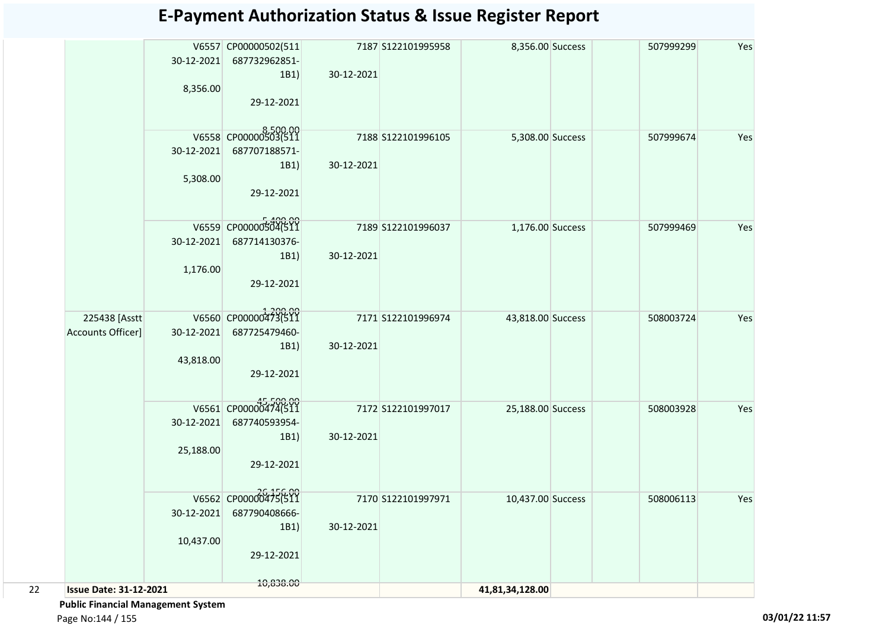# E-Payment Authorization Status & Issue Register Report

| | | | | | | | | | | |
|---|---|---|---|---|---|---|---|---|---|---|
| | | V6557 30-12-2021 8,356.00 | CP00000502(511 687732962851-1B1) 29-12-2021 8,500.00 | 7187 30-12-2021 | S122101995958 | 8,356.00 | Success | | 507999299 | Yes |
| | | V6558 30-12-2021 5,308.00 | CP00000503(511 687707188571-1B1) 29-12-2021 5,400.00 | 7188 30-12-2021 | S122101996105 | 5,308.00 | Success | | 507999674 | Yes |
| | | V6559 30-12-2021 1,176.00 | CP00000504(511 687714130376-1B1) 29-12-2021 1,200.00 | 7189 30-12-2021 | S122101996037 | 1,176.00 | Success | | 507999469 | Yes |
| | 225438 [Asstt Accounts Officer] | V6560 30-12-2021 43,818.00 | CP00000473(511 687725479460-1B1) 29-12-2021 45,500.00 | 7171 30-12-2021 | S122101996974 | 43,818.00 | Success | | 508003724 | Yes |
| | | V6561 30-12-2021 25,188.00 | CP00000474(511 687740593954-1B1) 29-12-2021 26,156.00 | 7172 30-12-2021 | S122101997017 | 25,188.00 | Success | | 508003928 | Yes |
| | | V6562 30-12-2021 10,437.00 | CP00000475(511 687790408666-1B1) 29-12-2021 10,838.00 | 7170 30-12-2021 | S122101997971 | 10,437.00 | Success | | 508006113 | Yes |
| 22 | **Issue Date: 31-12-2021** | | | | | **41,81,34,128.00** | | | | |

**Public Financial Management System**

03/01/22 11:57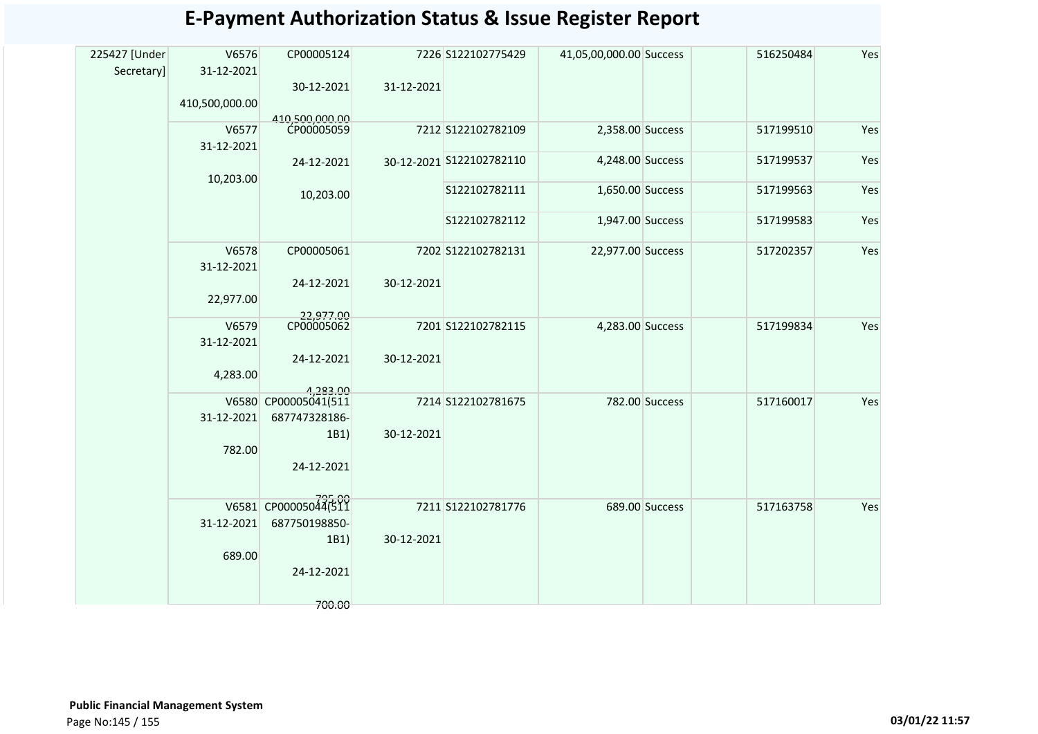# E-Payment Authorization Status & Issue Register Report

| | | | | | | | | | |
|---|---|---|---|---|---|---|---|---|---|
| 225427 [Under Secretary] | V6576 31-12-2021 410,500,000.00 | CP00005124 30-12-2021 410,500,000.00 | 7226 31-12-2021 | S122102775429 | 41,05,00,000.00 | Success | | 516250484 | Yes |
| | V6577 31-12-2021 10,203.00 | CP00005059 24-12-2021 10,203.00 | 7212 30-12-2021 | S122102782109 | 2,358.00 | Success | | 517199510 | Yes |
| | | | | S122102782110 | 4,248.00 | Success | | 517199537 | Yes |
| | | | | S122102782111 | 1,650.00 | Success | | 517199563 | Yes |
| | | | | S122102782112 | 1,947.00 | Success | | 517199583 | Yes |
| | V6578 31-12-2021 22,977.00 | CP00005061 24-12-2021 22,977.00 | 7202 30-12-2021 | S122102782131 | 22,977.00 | Success | | 517202357 | Yes |
| | V6579 31-12-2021 4,283.00 | CP00005062 24-12-2021 4,283.00 | 7201 30-12-2021 | S122102782115 | 4,283.00 | Success | | 517199834 | Yes |
| | V6580 31-12-2021 782.00 | CP00005041(511687747328186-1B1) 24-12-2021 795.00 | 7214 30-12-2021 | S122102781675 | 782.00 | Success | | 517160017 | Yes |
| | V6581 31-12-2021 689.00 | CP00005044(511687750198850-1B1) 24-12-2021 700.00 | 7211 30-12-2021 | S122102781776 | 689.00 | Success | | 517163758 | Yes |

**Public Financial Management System**

03/01/22 11:57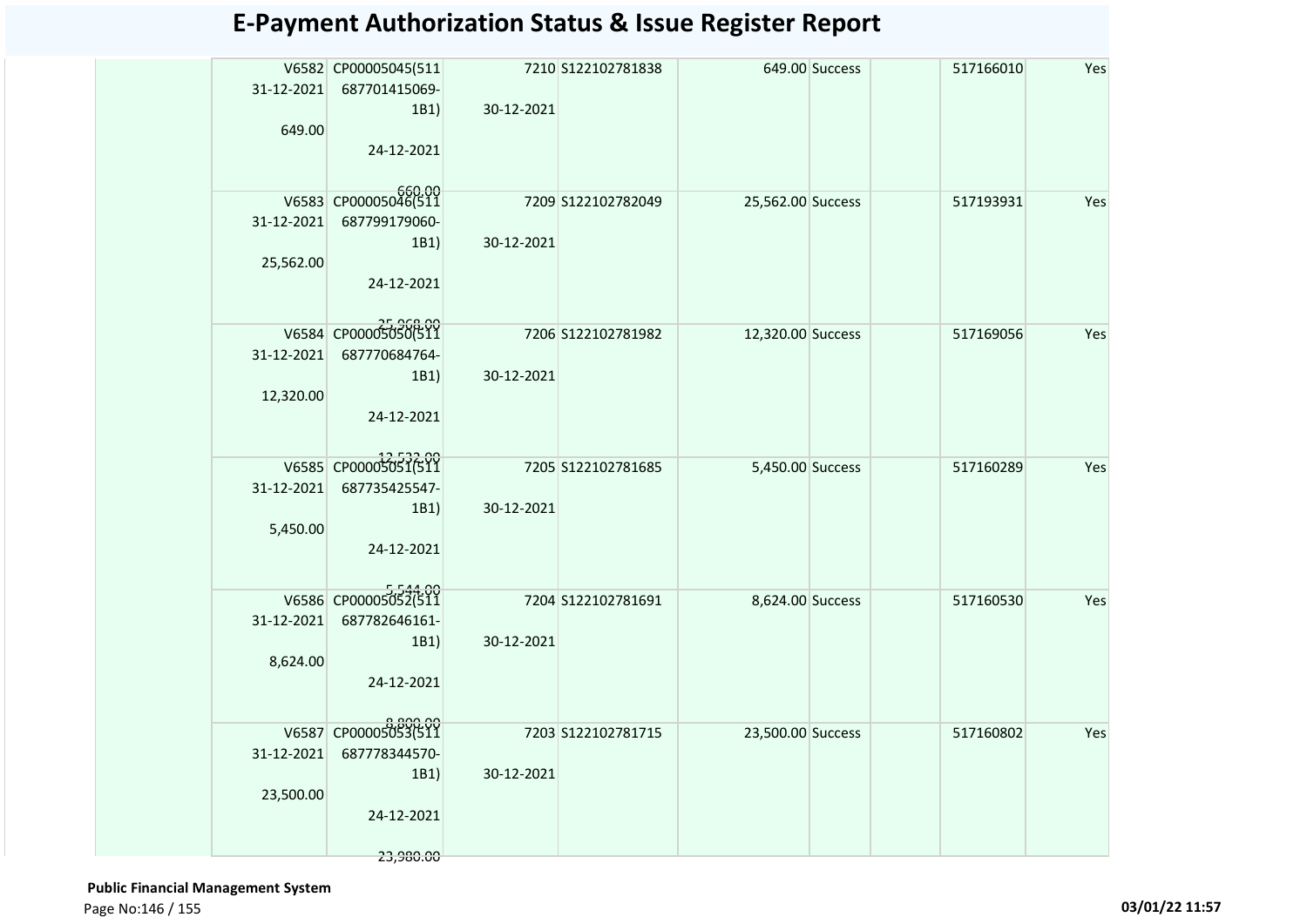# E-Payment Authorization Status & Issue Register Report

| | | | | | | | | | |
|---|---|---|---|---|---|---|---|---|---|
| | V6582 31-12-2021 649.00 | CP00005045(511 687701415069-1B1) 24-12-2021 660.00 | 7210 30-12-2021 | S122102781838 | 649.00 | Success | | 517166010 | Yes |
| | V6583 31-12-2021 25,562.00 | CP00005046(511 687799179060-1B1) 24-12-2021 25,968.00 | 7209 30-12-2021 | S122102782049 | 25,562.00 | Success | | 517193931 | Yes |
| | V6584 31-12-2021 12,320.00 | CP00005050(511 687770684764-1B1) 24-12-2021 12,532.00 | 7206 30-12-2021 | S122102781982 | 12,320.00 | Success | | 517169056 | Yes |
| | V6585 31-12-2021 5,450.00 | CP00005051(511 687735425547-1B1) 24-12-2021 5,544.00 | 7205 30-12-2021 | S122102781685 | 5,450.00 | Success | | 517160289 | Yes |
| | V6586 31-12-2021 8,624.00 | CP00005052(511 687782646161-1B1) 24-12-2021 8,800.00 | 7204 30-12-2021 | S122102781691 | 8,624.00 | Success | | 517160530 | Yes |
| | V6587 31-12-2021 23,500.00 | CP00005053(511 687778344570-1B1) 24-12-2021 23,980.00 | 7203 30-12-2021 | S122102781715 | 23,500.00 | Success | | 517160802 | Yes |

**Public Financial Management System**

03/01/22 11:57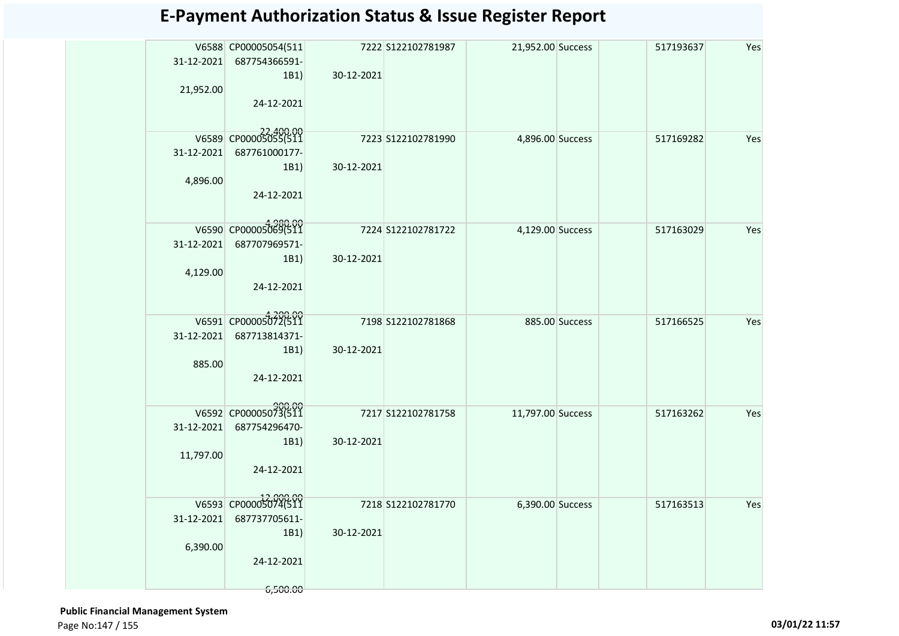# E-Payment Authorization Status & Issue Register Report

| | | | | | | | | | |
|---|---|---|---|---|---|---|---|---|---|
| | V6588 31-12-2021 21,952.00 | CP00005054(511 687754366591-1B1) 24-12-2021 22,400.00 | 7222 30-12-2021 | S122102781987 | 21,952.00 | Success | | 517193637 | Yes |
| | V6589 31-12-2021 4,896.00 | CP00005055(511 687761000177-1B1) 24-12-2021 4,980.00 | 7223 30-12-2021 | S122102781990 | 4,896.00 | Success | | 517169282 | Yes |
| | V6590 31-12-2021 4,129.00 | CP00005069(511 687707969571-1B1) 24-12-2021 4,200.00 | 7224 30-12-2021 | S122102781722 | 4,129.00 | Success | | 517163029 | Yes |
| | V6591 31-12-2021 885.00 | CP00005072(511 687713814371-1B1) 24-12-2021 900.00 | 7198 30-12-2021 | S122102781868 | 885.00 | Success | | 517166525 | Yes |
| | V6592 31-12-2021 11,797.00 | CP00005073(511 687754296470-1B1) 24-12-2021 12,000.00 | 7217 30-12-2021 | S122102781758 | 11,797.00 | Success | | 517163262 | Yes |
| | V6593 31-12-2021 6,390.00 | CP00005074(511 687737705611-1B1) 24-12-2021 6,500.00 | 7218 30-12-2021 | S122102781770 | 6,390.00 | Success | | 517163513 | Yes |

**Public Financial Management System**

03/01/22 11:57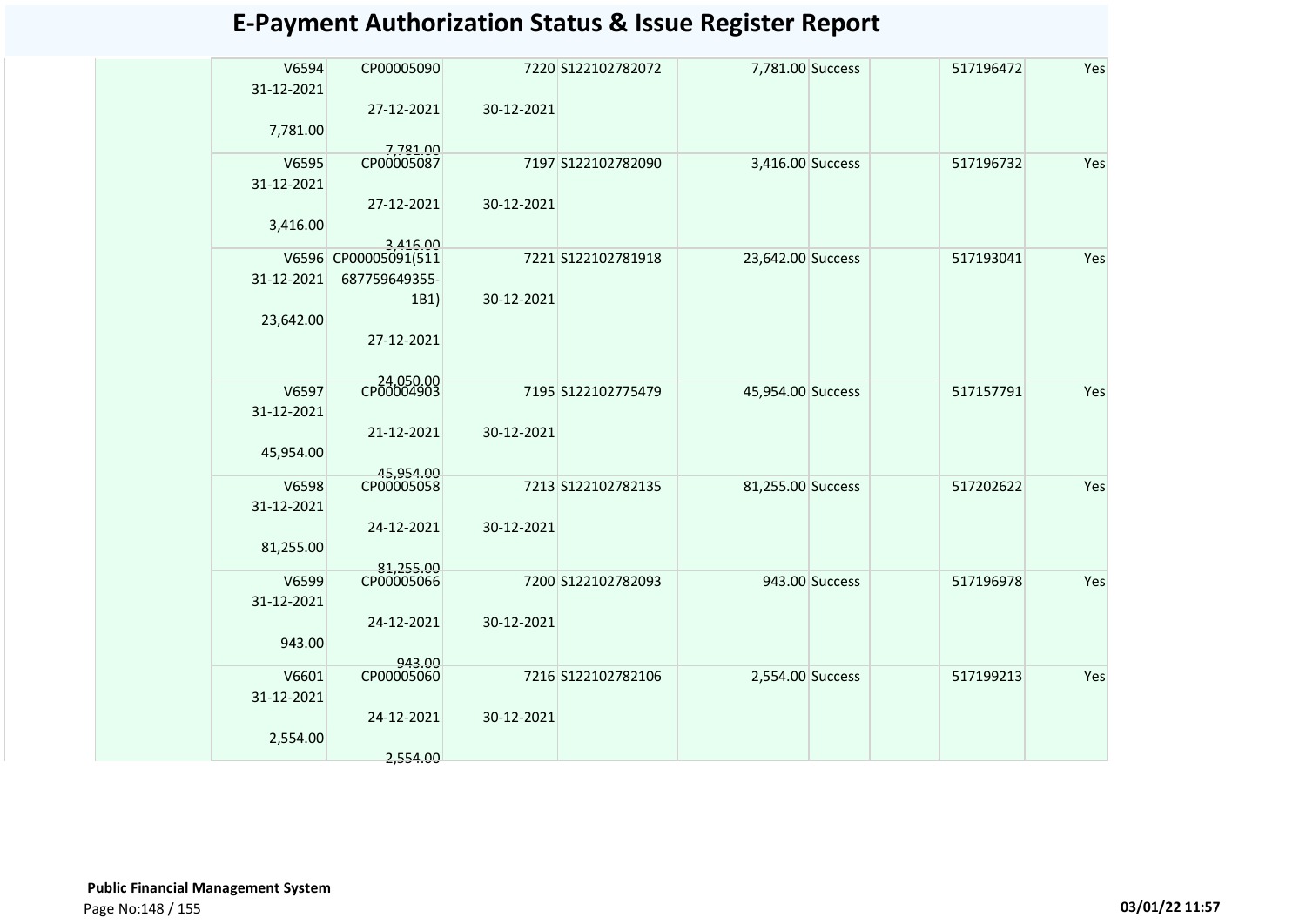# E-Payment Authorization Status & Issue Register Report

| | | | | | | | | | |
|---|---|---|---|---|---|---|---|---|---|
| | V6594 31-12-2021 7,781.00 | CP00005090 27-12-2021 7,781.00 | 7220 30-12-2021 | S122102782072 | 7,781.00 | Success | | 517196472 | Yes |
| | V6595 31-12-2021 3,416.00 | CP00005087 27-12-2021 3,416.00 | 7197 30-12-2021 | S122102782090 | 3,416.00 | Success | | 517196732 | Yes |
| | V6596 31-12-2021 23,642.00 | CP00005091(511 687759649355-1B1) 27-12-2021 24,050.00 | 7221 30-12-2021 | S122102781918 | 23,642.00 | Success | | 517193041 | Yes |
| | V6597 31-12-2021 45,954.00 | CP00004903 21-12-2021 45,954.00 | 7195 30-12-2021 | S122102775479 | 45,954.00 | Success | | 517157791 | Yes |
| | V6598 31-12-2021 81,255.00 | CP00005058 24-12-2021 81,255.00 | 7213 30-12-2021 | S122102782135 | 81,255.00 | Success | | 517202622 | Yes |
| | V6599 31-12-2021 943.00 | CP00005066 24-12-2021 943.00 | 7200 30-12-2021 | S122102782093 | 943.00 | Success | | 517196978 | Yes |
| | V6601 31-12-2021 2,554.00 | CP00005060 24-12-2021 2,554.00 | 7216 30-12-2021 | S122102782106 | 2,554.00 | Success | | 517199213 | Yes |

**Public Financial Management System**

03/01/22 11:57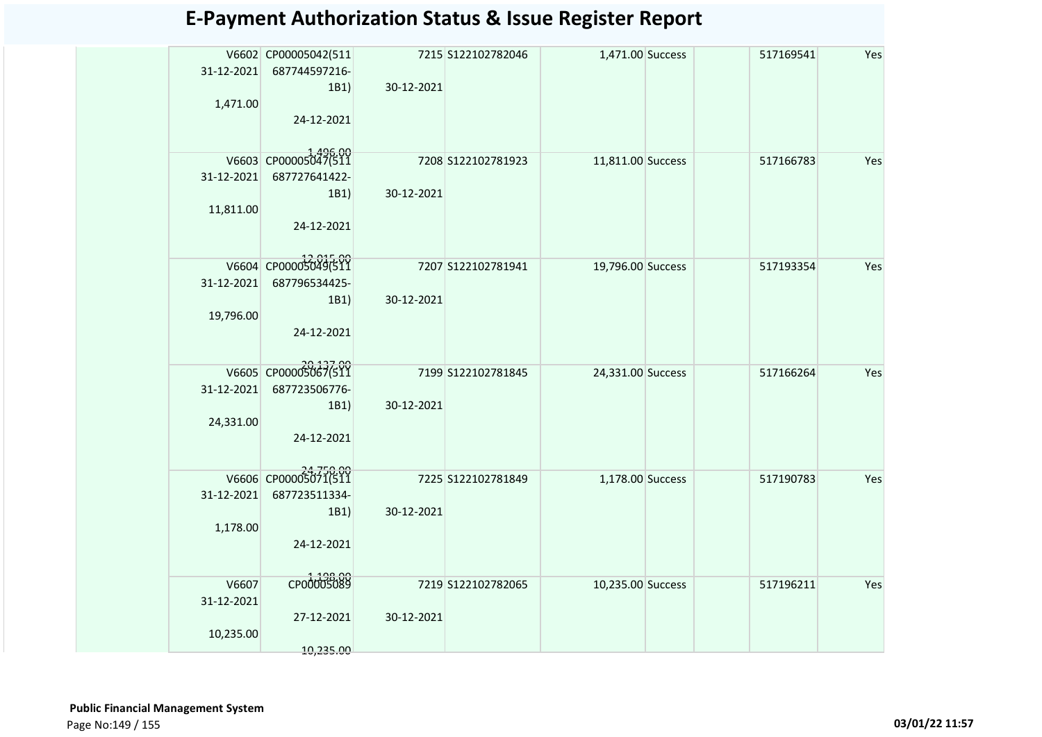# E-Payment Authorization Status & Issue Register Report

| | | | | | | | | | |
|---|---|---|---|---|---|---|---|---|---|
| | V6602 31-12-2021 1,471.00 | CP00005042(511 687744597216-1B1) 24-12-2021 1,496.00 | 7215 30-12-2021 | S122102782046 | 1,471.00 | Success | | 517169541 | Yes |
| | V6603 31-12-2021 11,811.00 | CP00005047(511 687727641422-1B1) 24-12-2021 12,015.00 | 7208 30-12-2021 | S122102781923 | 11,811.00 | Success | | 517166783 | Yes |
| | V6604 31-12-2021 19,796.00 | CP00005049(511 687796534425-1B1) 24-12-2021 20,137.00 | 7207 30-12-2021 | S122102781941 | 19,796.00 | Success | | 517193354 | Yes |
| | V6605 31-12-2021 24,331.00 | CP00005067(511 687723506776-1B1) 24-12-2021 24,750.00 | 7199 30-12-2021 | S122102781845 | 24,331.00 | Success | | 517166264 | Yes |
| | V6606 31-12-2021 1,178.00 | CP00005071(511 687723511334-1B1) 24-12-2021 1,198.00 | 7225 30-12-2021 | S122102781849 | 1,178.00 | Success | | 517190783 | Yes |
| | V6607 31-12-2021 10,235.00 | CP00005089 27-12-2021 10,235.00 | 7219 30-12-2021 | S122102782065 | 10,235.00 | Success | | 517196211 | Yes |

**Public Financial Management System**

03/01/22 11:57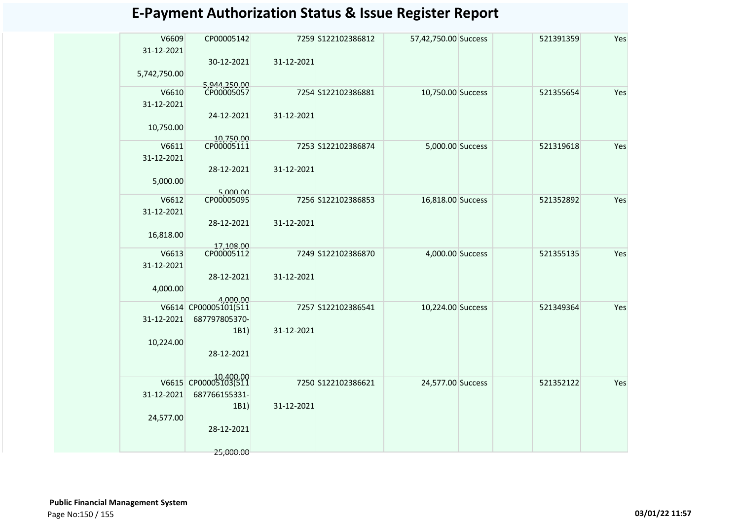# E-Payment Authorization Status & Issue Register Report

| | | | | | | | | |
|---|---|---|---|---|---|---|---|---|
| | V6609 31-12-2021 5,742,750.00 | CP00005142 30-12-2021 5,944,250.00 | 7259 31-12-2021 | S122102386812 | 57,42,750.00 Success | | 521391359 | Yes |
| | V6610 31-12-2021 10,750.00 | CP00005057 24-12-2021 10,750.00 | 7254 31-12-2021 | S122102386881 | 10,750.00 Success | | 521355654 | Yes |
| | V6611 31-12-2021 5,000.00 | CP00005111 28-12-2021 5,000.00 | 7253 31-12-2021 | S122102386874 | 5,000.00 Success | | 521319618 | Yes |
| | V6612 31-12-2021 16,818.00 | CP00005095 28-12-2021 17,108.00 | 7256 31-12-2021 | S122102386853 | 16,818.00 Success | | 521352892 | Yes |
| | V6613 31-12-2021 4,000.00 | CP00005112 28-12-2021 4,000.00 | 7249 31-12-2021 | S122102386870 | 4,000.00 Success | | 521355135 | Yes |
| | V6614 31-12-2021 10,224.00 | CP00005101(511 687797805370-1B1) 28-12-2021 10,400.00 | 7257 31-12-2021 | S122102386541 | 10,224.00 Success | | 521349364 | Yes |
| | V6615 31-12-2021 24,577.00 | CP00005103(511 687766155331-1B1) 28-12-2021 25,000.00 | 7250 31-12-2021 | S122102386621 | 24,577.00 Success | | 521352122 | Yes |

**Public Financial Management System**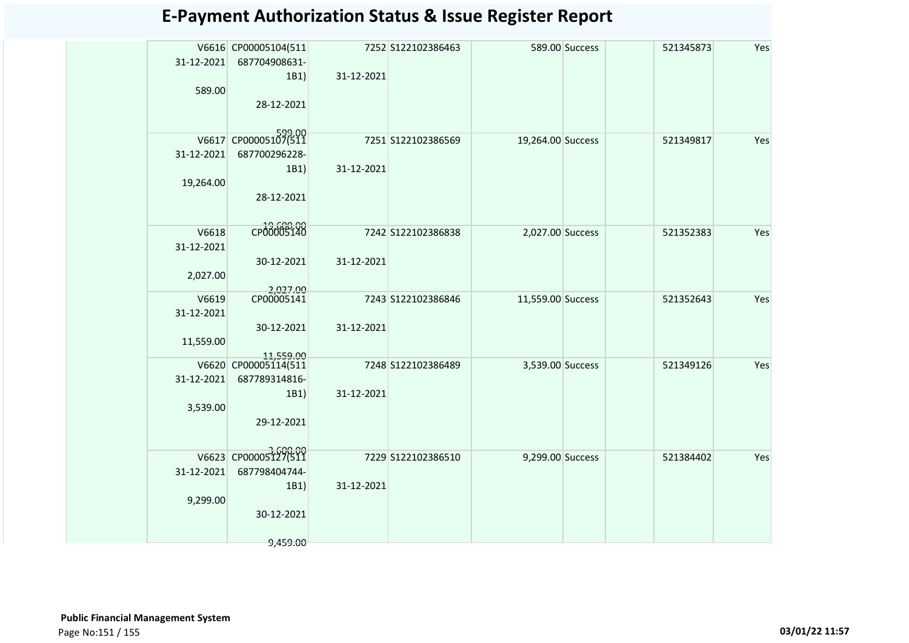# E-Payment Authorization Status & Issue Register Report

| | | | | | | | | | |
|---|---|---|---|---|---|---|---|---|---|
| | V6616 31-12-2021 589.00 | CP00005104(511 687704908631-1B1) 28-12-2021 599.00 | 7252 31-12-2021 | S122102386463 | 589.00 | Success | | 521345873 | Yes |
| | V6617 31-12-2021 19,264.00 | CP00005107(511 687700296228-1B1) 28-12-2021 19,600.00 | 7251 31-12-2021 | S122102386569 | 19,264.00 | Success | | 521349817 | Yes |
| | V6618 31-12-2021 2,027.00 | CP00005140 30-12-2021 2,027.00 | 7242 31-12-2021 | S122102386838 | 2,027.00 | Success | | 521352383 | Yes |
| | V6619 31-12-2021 11,559.00 | CP00005141 30-12-2021 11,559.00 | 7243 31-12-2021 | S122102386846 | 11,559.00 | Success | | 521352643 | Yes |
| | V6620 31-12-2021 3,539.00 | CP00005114(511 687789314816-1B1) 29-12-2021 3,600.00 | 7248 31-12-2021 | S122102386489 | 3,539.00 | Success | | 521349126 | Yes |
| | V6623 31-12-2021 9,299.00 | CP00005127(511 687798404744-1B1) 30-12-2021 9,459.00 | 7229 31-12-2021 | S122102386510 | 9,299.00 | Success | | 521384402 | Yes |

**Public Financial Management System**

03/01/22 11:57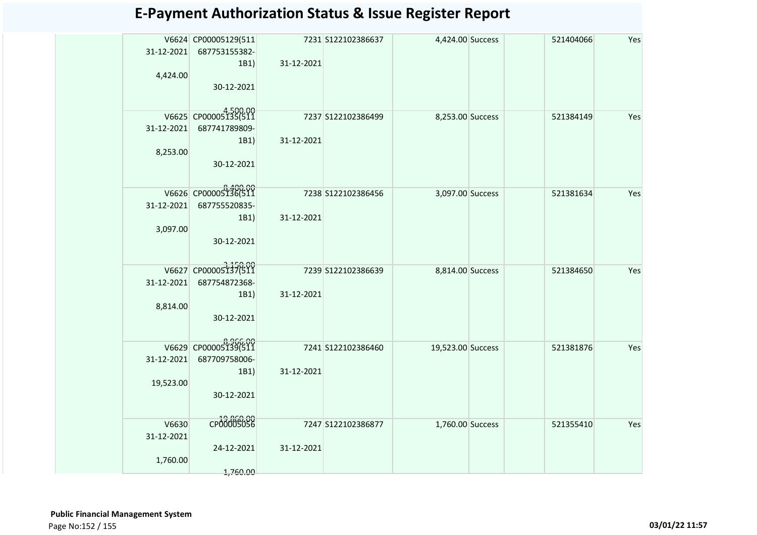# E-Payment Authorization Status & Issue Register Report

| | | | | | | | | | | |
|---|---|---|---|---|---|---|---|---|---|---|
| | V6624 31-12-2021 4,424.00 | CP00005129(511 687753155382-1B1) 30-12-2021 4,500.00 | 7231 31-12-2021 | S122102386637 | 4,424.00 | Success | | 521404066 | Yes |
| | V6625 31-12-2021 8,253.00 | CP00005135(511 687741789809-1B1) 30-12-2021 8,400.00 | 7237 31-12-2021 | S122102386499 | 8,253.00 | Success | | 521384149 | Yes |
| | V6626 31-12-2021 3,097.00 | CP00005136(511 687755520835-1B1) 30-12-2021 3,150.00 | 7238 31-12-2021 | S122102386456 | 3,097.00 | Success | | 521381634 | Yes |
| | V6627 31-12-2021 8,814.00 | CP00005137(511 687754872368-1B1) 30-12-2021 8,966.00 | 7239 31-12-2021 | S122102386639 | 8,814.00 | Success | | 521384650 | Yes |
| | V6629 31-12-2021 19,523.00 | CP00005139(511 687709758006-1B1) 30-12-2021 19,860.00 | 7241 31-12-2021 | S122102386460 | 19,523.00 | Success | | 521381876 | Yes |
| | V6630 31-12-2021 1,760.00 | CP00005056 24-12-2021 1,760.00 | 7247 31-12-2021 | S122102386877 | 1,760.00 | Success | | 521355410 | Yes |

**Public Financial Management System**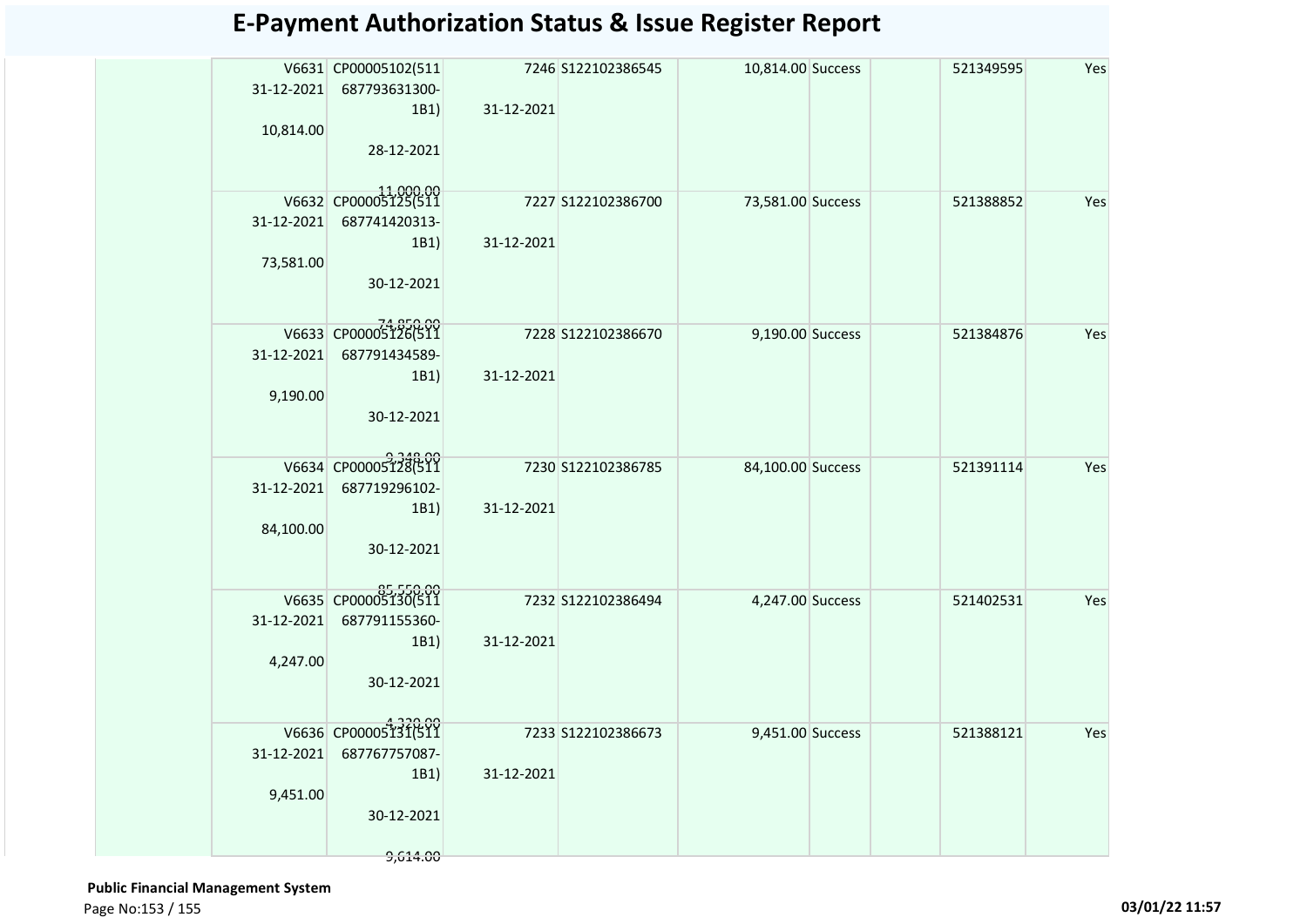# E-Payment Authorization Status & Issue Register Report

| | | | | | | | | | |
|---|---|---|---|---|---|---|---|---|---|
| | V6631 31-12-2021 10,814.00 | CP00005102(511 687793631300-1B1) 28-12-2021 11,000.00 | 7246 31-12-2021 | S122102386545 | 10,814.00 | Success | | 521349595 | Yes |
| | V6632 31-12-2021 73,581.00 | CP00005125(511 687741420313-1B1) 30-12-2021 74,850.00 | 7227 31-12-2021 | S122102386700 | 73,581.00 | Success | | 521388852 | Yes |
| | V6633 31-12-2021 9,190.00 | CP00005126(511 687791434589-1B1) 30-12-2021 9,348.00 | 7228 31-12-2021 | S122102386670 | 9,190.00 | Success | | 521384876 | Yes |
| | V6634 31-12-2021 84,100.00 | CP00005128(511 687719296102-1B1) 30-12-2021 85,550.00 | 7230 31-12-2021 | S122102386785 | 84,100.00 | Success | | 521391114 | Yes |
| | V6635 31-12-2021 4,247.00 | CP00005130(511 687791155360-1B1) 30-12-2021 4,320.00 | 7232 31-12-2021 | S122102386494 | 4,247.00 | Success | | 521402531 | Yes |
| | V6636 31-12-2021 9,451.00 | CP00005131(511 687767757087-1B1) 30-12-2021 9,614.00 | 7233 31-12-2021 | S122102386673 | 9,451.00 | Success | | 521388121 | Yes |

**Public Financial Management System**

03/01/22 11:57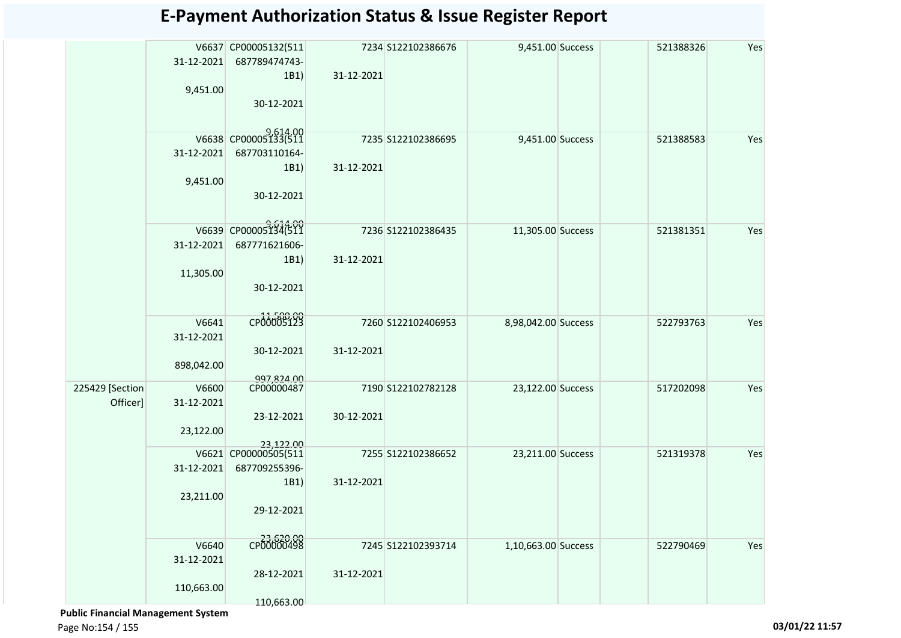# E-Payment Authorization Status & Issue Register Report

| | | | | | | | | | |
|---|---|---|---|---|---|---|---|---|---|
| | V6637 31-12-2021 9,451.00 | CP00005132(511 687789474743-1B1) 30-12-2021 9,614.00 | 7234 31-12-2021 | S122102386676 | 9,451.00 | Success | | 521388326 | Yes |
| | V6638 31-12-2021 9,451.00 | CP00005133(511 687703110164-1B1) 30-12-2021 9,614.00 | 7235 31-12-2021 | S122102386695 | 9,451.00 | Success | | 521388583 | Yes |
| | V6639 31-12-2021 11,305.00 | CP00005134(511 687771621606-1B1) 30-12-2021 11,500.00 | 7236 31-12-2021 | S122102386435 | 11,305.00 | Success | | 521381351 | Yes |
| | V6641 31-12-2021 898,042.00 | CP00005123 30-12-2021 997,824.00 | 7260 31-12-2021 | S122102406953 | 8,98,042.00 | Success | | 522793763 | Yes |
| 225429 [Section Officer] | V6600 31-12-2021 23,122.00 | CP00000487 23-12-2021 23,122.00 | 7190 30-12-2021 | S122102782128 | 23,122.00 | Success | | 517202098 | Yes |
| | V6621 31-12-2021 23,211.00 | CP00000505(511 687709255396-1B1) 29-12-2021 23,620.00 | 7255 31-12-2021 | S122102386652 | 23,211.00 | Success | | 521319378 | Yes |
| | V6640 31-12-2021 110,663.00 | CP00000498 28-12-2021 110,663.00 | 7245 31-12-2021 | S122102393714 | 1,10,663.00 | Success | | 522790469 | Yes |

**Public Financial Management System**

03/01/22 11:57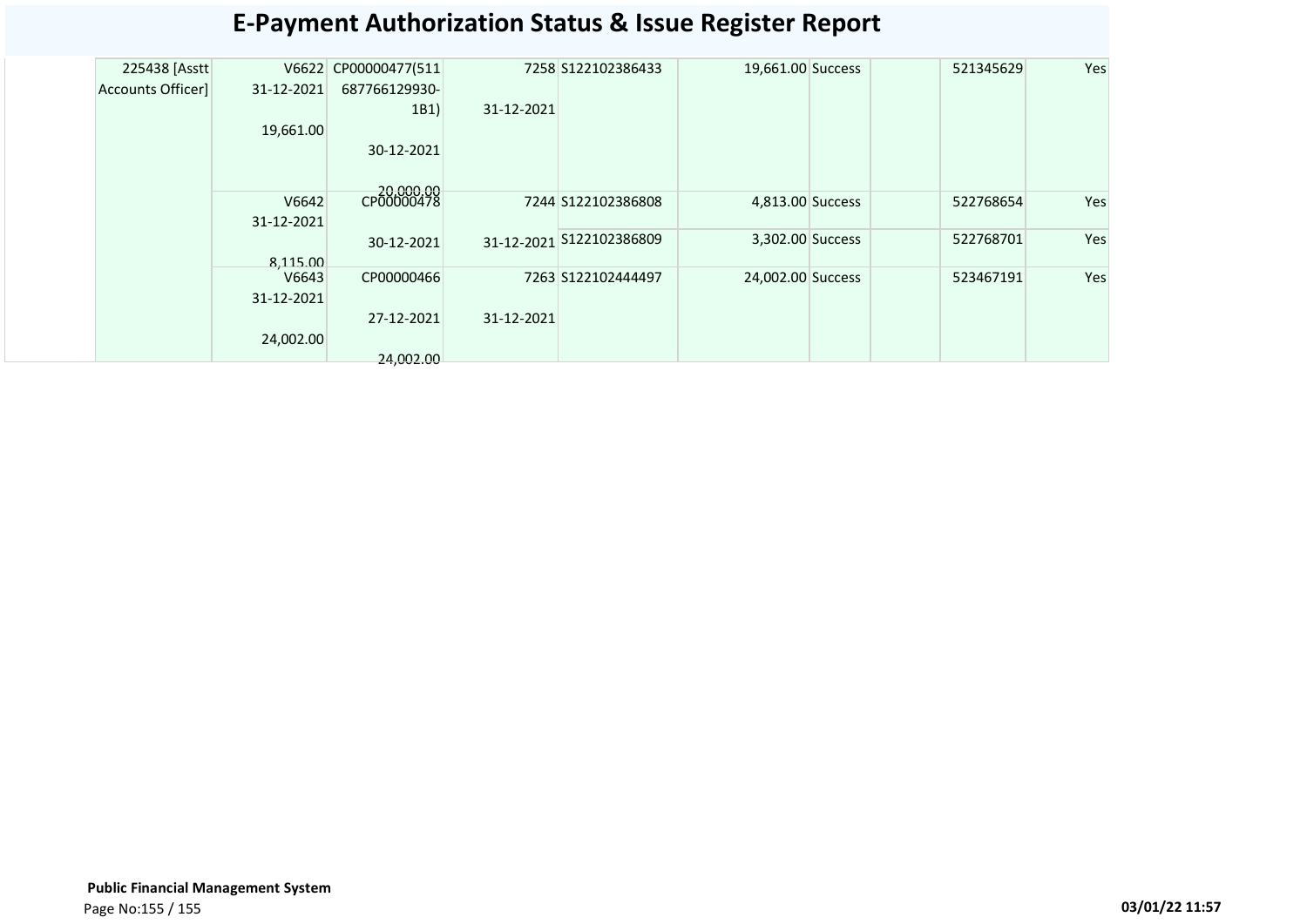# E-Payment Authorization Status & Issue Register Report

| | | | | | | | | | | |
|---|---|---|---|---|---|---|---|---|---|---|
| | 225438 [Asstt Accounts Officer] | V6622 31-12-2021 19,661.00 | CP00000477(511 687766129930-1B1) 30-12-2021 20,000.00 | 7258 31-12-2021 | S122102386433 | 19,661.00 | Success | | 521345629 | Yes |
| | | V6642 31-12-2021 8,115.00 | CP00000478 30-12-2021 | 7244 31-12-2021 | S122102386808 | 4,813.00 | Success | | 522768654 | Yes |
| | | | | | S122102386809 | 3,302.00 | Success | | 522768701 | Yes |
| | | V6643 31-12-2021 24,002.00 | CP00000466 27-12-2021 24,002.00 | 7263 31-12-2021 | S122102444497 | 24,002.00 | Success | | 523467191 | Yes |

**Public Financial Management System**

03/01/22 11:57